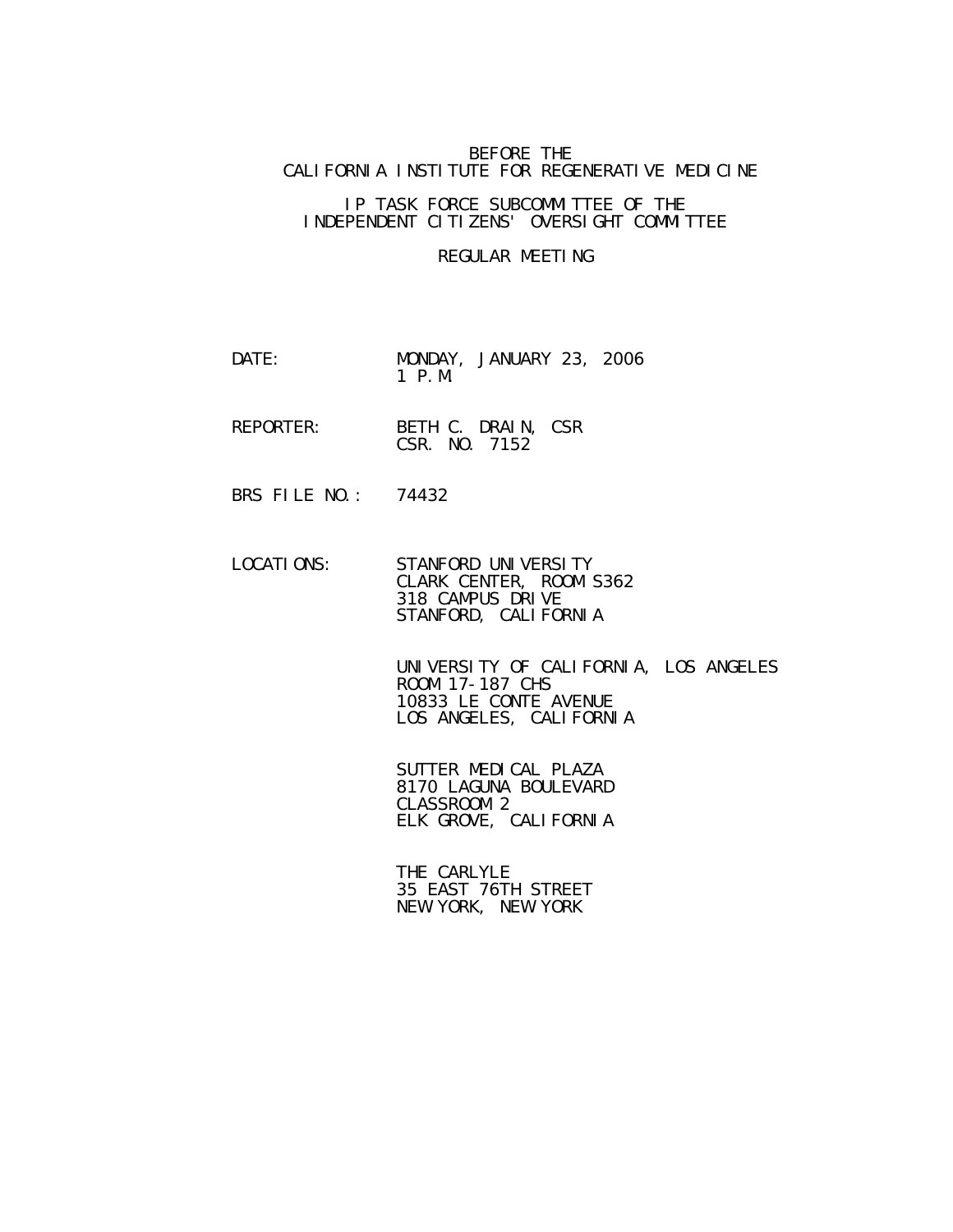BEFORE THE
CALIFORNIA INSTITUTE FOR REGENERATIVE MEDICINE

IP TASK FORCE SUBCOMMITTEE OF THE
INDEPENDENT CITIZENS' OVERSIGHT COMMITTEE

REGULAR MEETING

DATE: MONDAY, JANUARY 23, 2006
1 P.M.

REPORTER: BETH C. DRAIN, CSR
CSR. NO. 7152

BRS FILE NO.: 74432

LOCATIONS: STANFORD UNIVERSITY
CLARK CENTER, ROOM S362
318 CAMPUS DRIVE
STANFORD, CALIFORNIA

UNIVERSITY OF CALIFORNIA, LOS ANGELES
ROOM 17-187 CHS
10833 LE CONTE AVENUE
LOS ANGELES, CALIFORNIA

SUTTER MEDICAL PLAZA
8170 LAGUNA BOULEVARD
CLASSROOM 2
ELK GROVE, CALIFORNIA

THE CARLYLE
35 EAST 76TH STREET
NEW YORK, NEW YORK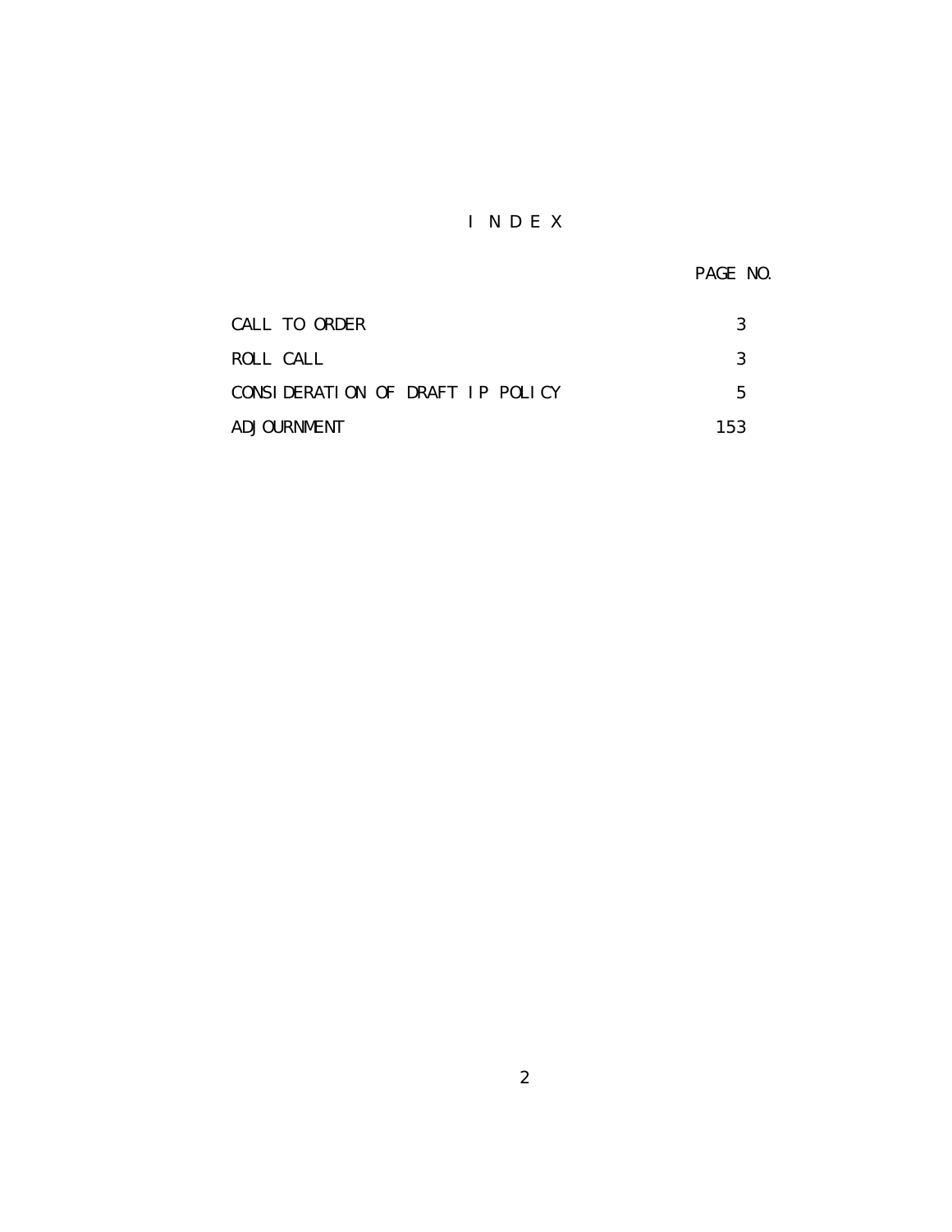# I N D E X

| | PAGE NO. |
|---|---|
| CALL TO ORDER | 3 |
| ROLL CALL | 3 |
| CONSIDERATION OF DRAFT IP POLICY | 5 |
| ADJOURNMENT | 153 |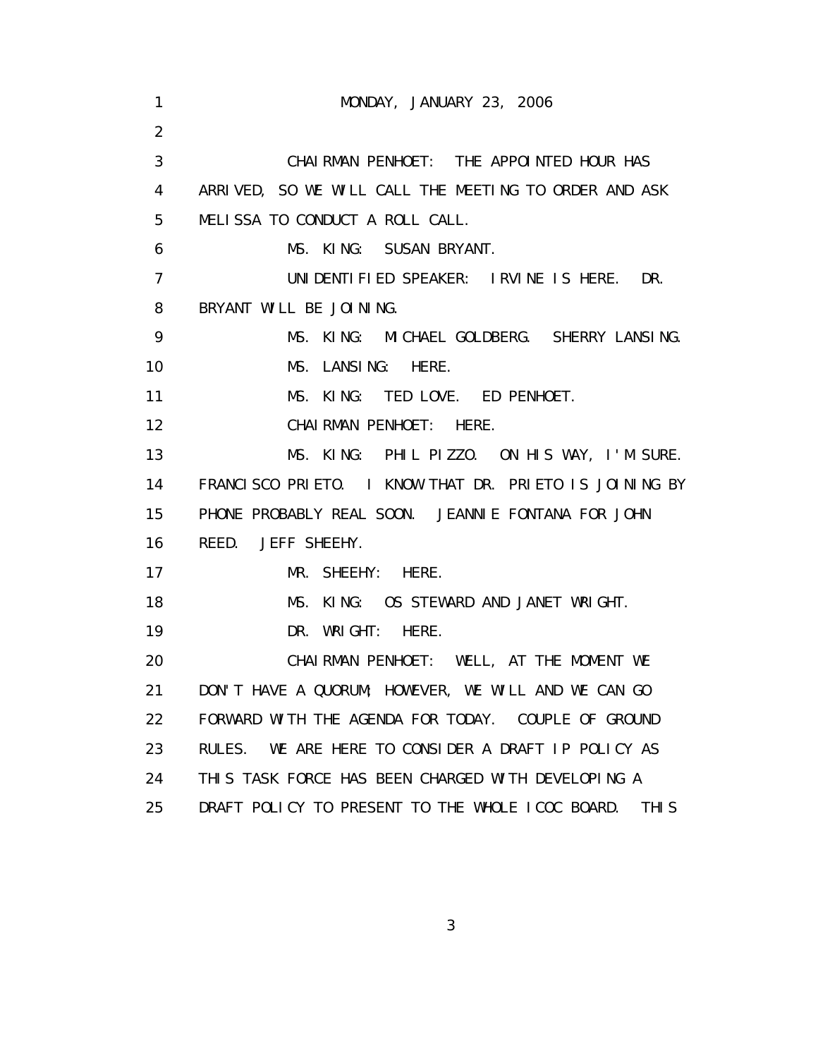MONDAY, JANUARY 23, 2006

CHAIRMAN PENHOET: THE APPOINTED HOUR HAS ARRIVED, SO WE WILL CALL THE MEETING TO ORDER AND ASK MELISSA TO CONDUCT A ROLL CALL.

MS. KING: SUSAN BRYANT.

UNIDENTIFIED SPEAKER: IRVINE IS HERE. DR. BRYANT WILL BE JOINING.

MS. KING: MICHAEL GOLDBERG. SHERRY LANSING.

MS. LANSING: HERE.

MS. KING: TED LOVE. ED PENHOET.

CHAIRMAN PENHOET: HERE.

MS. KING: PHIL PIZZO. ON HIS WAY, I'M SURE. FRANCISCO PRIETO. I KNOW THAT DR. PRIETO IS JOINING BY PHONE PROBABLY REAL SOON. JEANNIE FONTANA FOR JOHN REED. JEFF SHEEHY.

MR. SHEEHY: HERE.

MS. KING: OS STEWARD AND JANET WRIGHT.

DR. WRIGHT: HERE.

CHAIRMAN PENHOET: WELL, AT THE MOMENT WE DON'T HAVE A QUORUM; HOWEVER, WE WILL AND WE CAN GO FORWARD WITH THE AGENDA FOR TODAY. COUPLE OF GROUND RULES. WE ARE HERE TO CONSIDER A DRAFT IP POLICY AS THIS TASK FORCE HAS BEEN CHARGED WITH DEVELOPING A DRAFT POLICY TO PRESENT TO THE WHOLE ICOC BOARD. THIS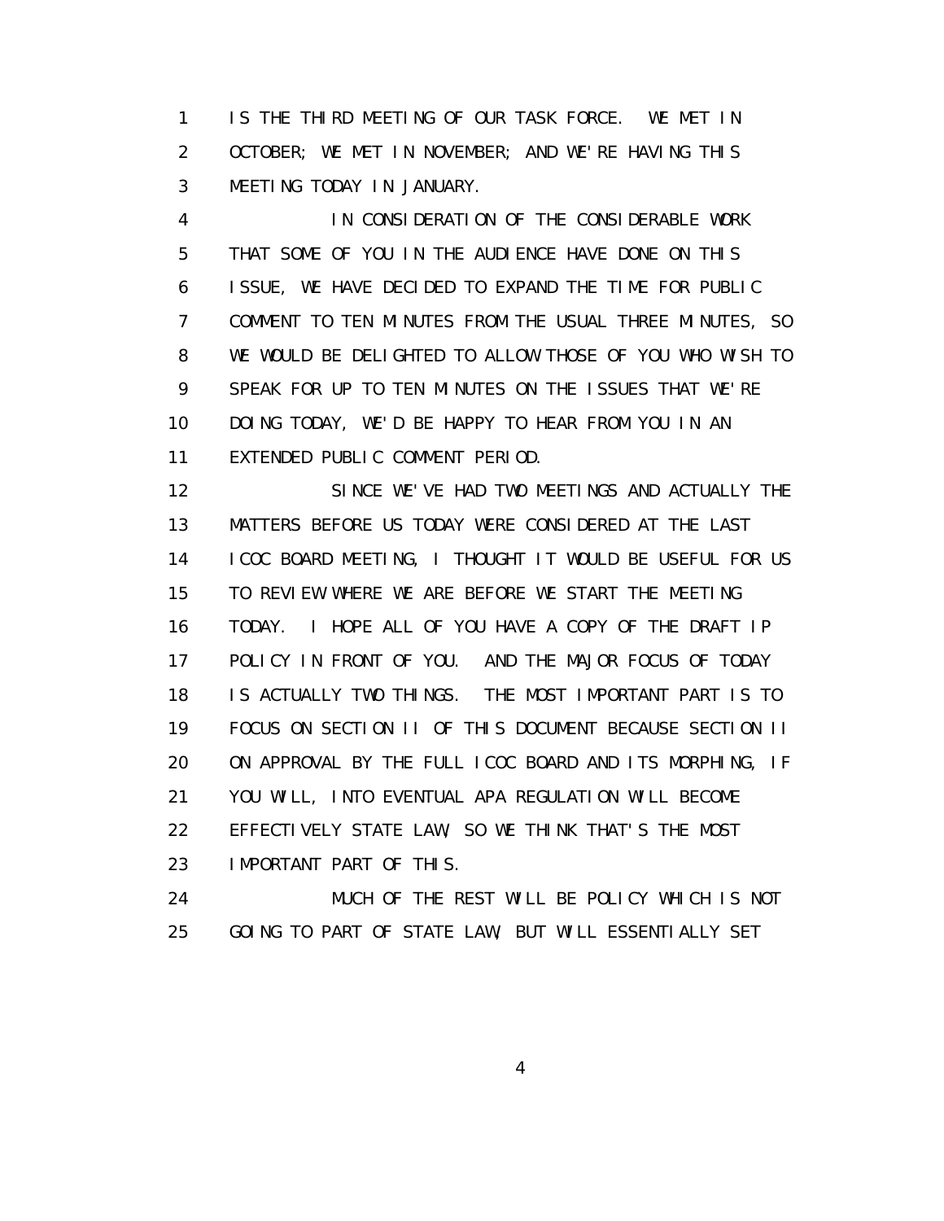IS THE THIRD MEETING OF OUR TASK FORCE. WE MET IN OCTOBER; WE MET IN NOVEMBER; AND WE'RE HAVING THIS MEETING TODAY IN JANUARY.

IN CONSIDERATION OF THE CONSIDERABLE WORK THAT SOME OF YOU IN THE AUDIENCE HAVE DONE ON THIS ISSUE, WE HAVE DECIDED TO EXPAND THE TIME FOR PUBLIC COMMENT TO TEN MINUTES FROM THE USUAL THREE MINUTES, SO WE WOULD BE DELIGHTED TO ALLOW THOSE OF YOU WHO WISH TO SPEAK FOR UP TO TEN MINUTES ON THE ISSUES THAT WE'RE DOING TODAY, WE'D BE HAPPY TO HEAR FROM YOU IN AN EXTENDED PUBLIC COMMENT PERIOD.

SINCE WE'VE HAD TWO MEETINGS AND ACTUALLY THE MATTERS BEFORE US TODAY WERE CONSIDERED AT THE LAST ICOC BOARD MEETING, I THOUGHT IT WOULD BE USEFUL FOR US TO REVIEW WHERE WE ARE BEFORE WE START THE MEETING TODAY. I HOPE ALL OF YOU HAVE A COPY OF THE DRAFT IP POLICY IN FRONT OF YOU. AND THE MAJOR FOCUS OF TODAY IS ACTUALLY TWO THINGS. THE MOST IMPORTANT PART IS TO FOCUS ON SECTION II OF THIS DOCUMENT BECAUSE SECTION II ON APPROVAL BY THE FULL ICOC BOARD AND ITS MORPHING, IF YOU WILL, INTO EVENTUAL APA REGULATION WILL BECOME EFFECTIVELY STATE LAW, SO WE THINK THAT'S THE MOST IMPORTANT PART OF THIS.

MUCH OF THE REST WILL BE POLICY WHICH IS NOT GOING TO PART OF STATE LAW, BUT WILL ESSENTIALLY SET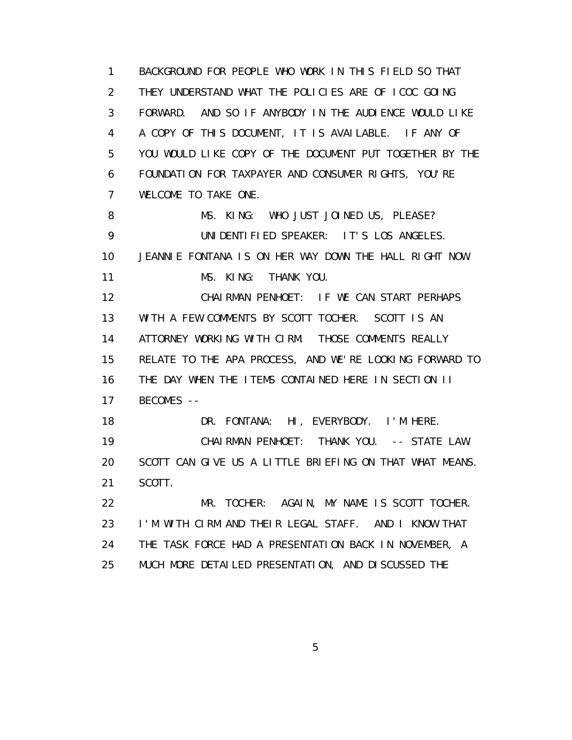1 BACKGROUND FOR PEOPLE WHO WORK IN THIS FIELD SO THAT
2 THEY UNDERSTAND WHAT THE POLICIES ARE OF ICOC GOING
3 FORWARD. AND SO IF ANYBODY IN THE AUDIENCE WOULD LIKE
4 A COPY OF THIS DOCUMENT, IT IS AVAILABLE. IF ANY OF
5 YOU WOULD LIKE COPY OF THE DOCUMENT PUT TOGETHER BY THE
6 FOUNDATION FOR TAXPAYER AND CONSUMER RIGHTS, YOU'RE
7 WELCOME TO TAKE ONE.
8 MS. KING: WHO JUST JOINED US, PLEASE?
9 UNIDENTIFIED SPEAKER: IT'S LOS ANGELES.
10 JEANNIE FONTANA IS ON HER WAY DOWN THE HALL RIGHT NOW.
11 MS. KING: THANK YOU.
12 CHAIRMAN PENHOET: IF WE CAN START PERHAPS
13 WITH A FEW COMMENTS BY SCOTT TOCHER. SCOTT IS AN
14 ATTORNEY WORKING WITH CIRM. THOSE COMMENTS REALLY
15 RELATE TO THE APA PROCESS, AND WE'RE LOOKING FORWARD TO
16 THE DAY WHEN THE ITEMS CONTAINED HERE IN SECTION II
17 BECOMES --
18 DR. FONTANA: HI, EVERYBODY. I'M HERE.
19 CHAIRMAN PENHOET: THANK YOU. -- STATE LAW.
20 SCOTT CAN GIVE US A LITTLE BRIEFING ON THAT WHAT MEANS.
21 SCOTT.
22 MR. TOCHER: AGAIN, MY NAME IS SCOTT TOCHER.
23 I'M WITH CIRM AND THEIR LEGAL STAFF. AND I KNOW THAT
24 THE TASK FORCE HAD A PRESENTATION BACK IN NOVEMBER, A
25 MUCH MORE DETAILED PRESENTATION, AND DISCUSSED THE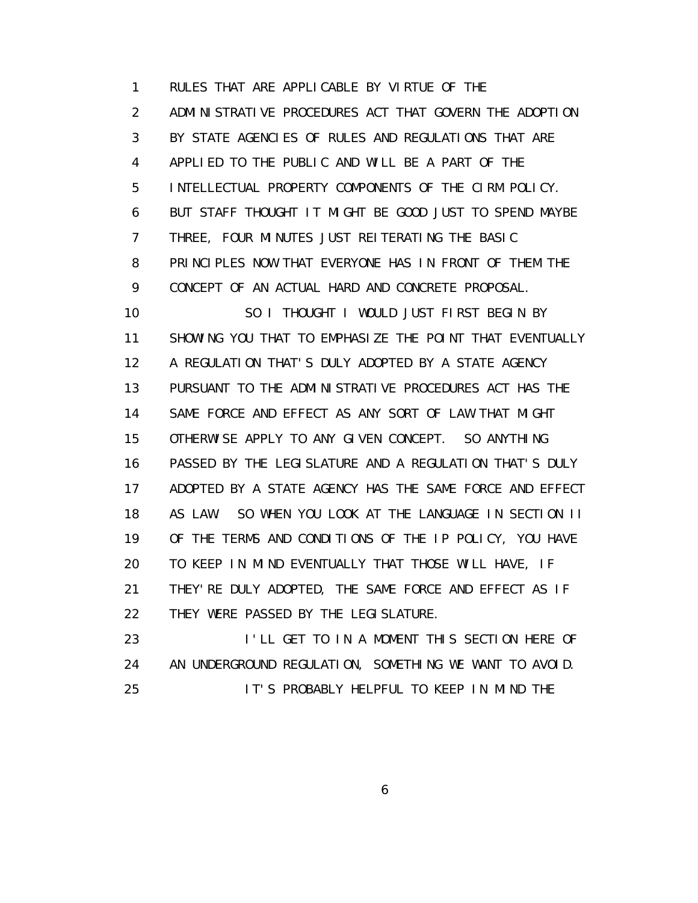1 RULES THAT ARE APPLICABLE BY VIRTUE OF THE
2 ADMINISTRATIVE PROCEDURES ACT THAT GOVERN THE ADOPTION
3 BY STATE AGENCIES OF RULES AND REGULATIONS THAT ARE
4 APPLIED TO THE PUBLIC AND WILL BE A PART OF THE
5 INTELLECTUAL PROPERTY COMPONENTS OF THE CIRM POLICY.
6 BUT STAFF THOUGHT IT MIGHT BE GOOD JUST TO SPEND MAYBE
7 THREE, FOUR MINUTES JUST REITERATING THE BASIC
8 PRINCIPLES NOW THAT EVERYONE HAS IN FRONT OF THEM THE
9 CONCEPT OF AN ACTUAL HARD AND CONCRETE PROPOSAL.
10 SO I THOUGHT I WOULD JUST FIRST BEGIN BY
11 SHOWING YOU THAT TO EMPHASIZE THE POINT THAT EVENTUALLY
12 A REGULATION THAT'S DULY ADOPTED BY A STATE AGENCY
13 PURSUANT TO THE ADMINISTRATIVE PROCEDURES ACT HAS THE
14 SAME FORCE AND EFFECT AS ANY SORT OF LAW THAT MIGHT
15 OTHERWISE APPLY TO ANY GIVEN CONCEPT. SO ANYTHING
16 PASSED BY THE LEGISLATURE AND A REGULATION THAT'S DULY
17 ADOPTED BY A STATE AGENCY HAS THE SAME FORCE AND EFFECT
18 AS LAW. SO WHEN YOU LOOK AT THE LANGUAGE IN SECTION II
19 OF THE TERMS AND CONDITIONS OF THE IP POLICY, YOU HAVE
20 TO KEEP IN MIND EVENTUALLY THAT THOSE WILL HAVE, IF
21 THEY'RE DULY ADOPTED, THE SAME FORCE AND EFFECT AS IF
22 THEY WERE PASSED BY THE LEGISLATURE.
23 I'LL GET TO IN A MOMENT THIS SECTION HERE OF
24 AN UNDERGROUND REGULATION, SOMETHING WE WANT TO AVOID.
25 IT'S PROBABLY HELPFUL TO KEEP IN MIND THE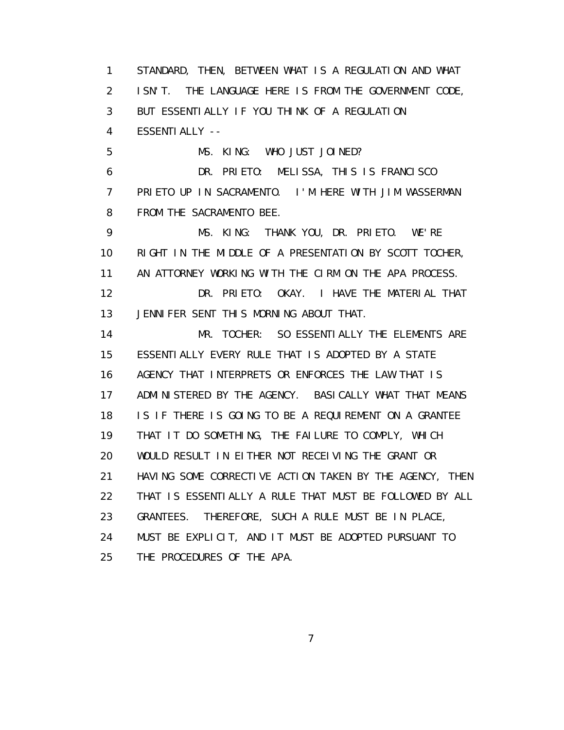1 STANDARD, THEN, BETWEEN WHAT IS A REGULATION AND WHAT
2 ISN'T. THE LANGUAGE HERE IS FROM THE GOVERNMENT CODE,
3 BUT ESSENTIALLY IF YOU THINK OF A REGULATION
4 ESSENTIALLY --
5 MS. KING: WHO JUST JOINED?
6 DR. PRIETO: MELISSA, THIS IS FRANCISCO
7 PRIETO UP IN SACRAMENTO. I'M HERE WITH JIM WASSERMAN
8 FROM THE SACRAMENTO BEE.
9 MS. KING: THANK YOU, DR. PRIETO. WE'RE
10 RIGHT IN THE MIDDLE OF A PRESENTATION BY SCOTT TOCHER,
11 AN ATTORNEY WORKING WITH THE CIRM ON THE APA PROCESS.
12 DR. PRIETO: OKAY. I HAVE THE MATERIAL THAT
13 JENNIFER SENT THIS MORNING ABOUT THAT.
14 MR. TOCHER: SO ESSENTIALLY THE ELEMENTS ARE
15 ESSENTIALLY EVERY RULE THAT IS ADOPTED BY A STATE
16 AGENCY THAT INTERPRETS OR ENFORCES THE LAW THAT IS
17 ADMINISTERED BY THE AGENCY. BASICALLY WHAT THAT MEANS
18 IS IF THERE IS GOING TO BE A REQUIREMENT ON A GRANTEE
19 THAT IT DO SOMETHING, THE FAILURE TO COMPLY, WHICH
20 WOULD RESULT IN EITHER NOT RECEIVING THE GRANT OR
21 HAVING SOME CORRECTIVE ACTION TAKEN BY THE AGENCY, THEN
22 THAT IS ESSENTIALLY A RULE THAT MUST BE FOLLOWED BY ALL
23 GRANTEES. THEREFORE, SUCH A RULE MUST BE IN PLACE,
24 MUST BE EXPLICIT, AND IT MUST BE ADOPTED PURSUANT TO
25 THE PROCEDURES OF THE APA.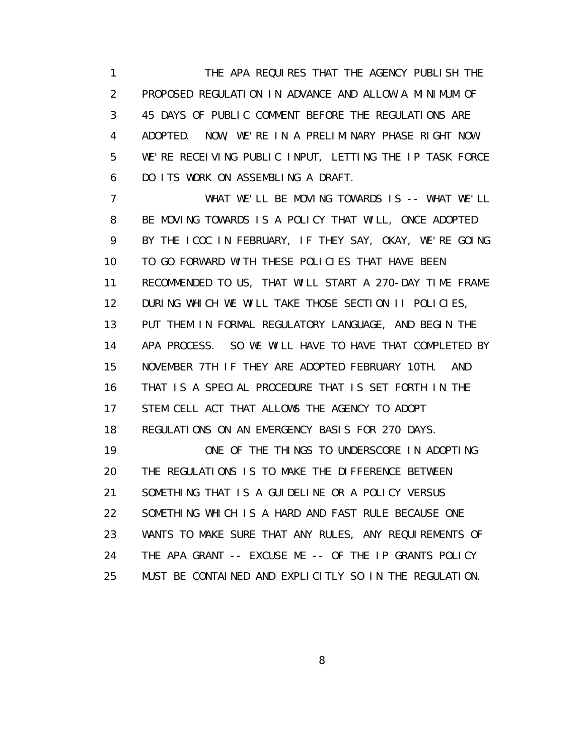THE APA REQUIRES THAT THE AGENCY PUBLISH THE PROPOSED REGULATION IN ADVANCE AND ALLOW A MINIMUM OF 45 DAYS OF PUBLIC COMMENT BEFORE THE REGULATIONS ARE ADOPTED. NOW, WE'RE IN A PRELIMINARY PHASE RIGHT NOW. WE'RE RECEIVING PUBLIC INPUT, LETTING THE IP TASK FORCE DO ITS WORK ON ASSEMBLING A DRAFT.

WHAT WE'LL BE MOVING TOWARDS IS -- WHAT WE'LL BE MOVING TOWARDS IS A POLICY THAT WILL, ONCE ADOPTED BY THE ICOC IN FEBRUARY, IF THEY SAY, OKAY, WE'RE GOING TO GO FORWARD WITH THESE POLICIES THAT HAVE BEEN RECOMMENDED TO US, THAT WILL START A 270-DAY TIME FRAME DURING WHICH WE WILL TAKE THOSE SECTION II POLICIES, PUT THEM IN FORMAL REGULATORY LANGUAGE, AND BEGIN THE APA PROCESS. SO WE WILL HAVE TO HAVE THAT COMPLETED BY NOVEMBER 7TH IF THEY ARE ADOPTED FEBRUARY 10TH. AND THAT IS A SPECIAL PROCEDURE THAT IS SET FORTH IN THE STEM CELL ACT THAT ALLOWS THE AGENCY TO ADOPT REGULATIONS ON AN EMERGENCY BASIS FOR 270 DAYS.

ONE OF THE THINGS TO UNDERSCORE IN ADOPTING THE REGULATIONS IS TO MAKE THE DIFFERENCE BETWEEN SOMETHING THAT IS A GUIDELINE OR A POLICY VERSUS SOMETHING WHICH IS A HARD AND FAST RULE BECAUSE ONE WANTS TO MAKE SURE THAT ANY RULES, ANY REQUIREMENTS OF THE APA GRANT -- EXCUSE ME -- OF THE IP GRANTS POLICY MUST BE CONTAINED AND EXPLICITLY SO IN THE REGULATION.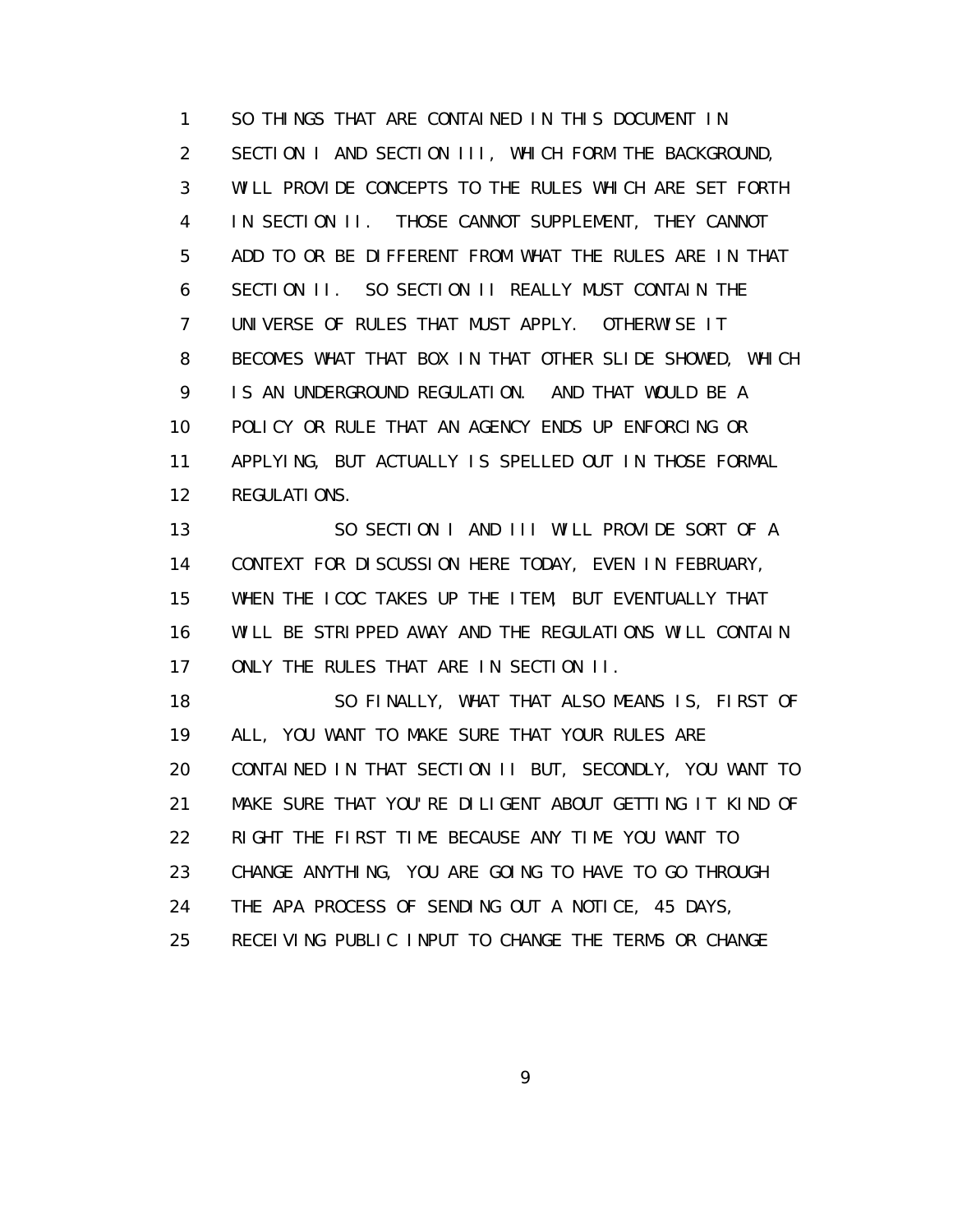1 SO THINGS THAT ARE CONTAINED IN THIS DOCUMENT IN
2 SECTION I AND SECTION III, WHICH FORM THE BACKGROUND,
3 WILL PROVIDE CONCEPTS TO THE RULES WHICH ARE SET FORTH
4 IN SECTION II. THOSE CANNOT SUPPLEMENT, THEY CANNOT
5 ADD TO OR BE DIFFERENT FROM WHAT THE RULES ARE IN THAT
6 SECTION II. SO SECTION II REALLY MUST CONTAIN THE
7 UNIVERSE OF RULES THAT MUST APPLY. OTHERWISE IT
8 BECOMES WHAT THAT BOX IN THAT OTHER SLIDE SHOWED, WHICH
9 IS AN UNDERGROUND REGULATION. AND THAT WOULD BE A
10 POLICY OR RULE THAT AN AGENCY ENDS UP ENFORCING OR
11 APPLYING, BUT ACTUALLY IS SPELLED OUT IN THOSE FORMAL
12 REGULATIONS.
13 SO SECTION I AND III WILL PROVIDE SORT OF A
14 CONTEXT FOR DISCUSSION HERE TODAY, EVEN IN FEBRUARY,
15 WHEN THE ICOC TAKES UP THE ITEM, BUT EVENTUALLY THAT
16 WILL BE STRIPPED AWAY AND THE REGULATIONS WILL CONTAIN
17 ONLY THE RULES THAT ARE IN SECTION II.
18 SO FINALLY, WHAT THAT ALSO MEANS IS, FIRST OF
19 ALL, YOU WANT TO MAKE SURE THAT YOUR RULES ARE
20 CONTAINED IN THAT SECTION II BUT, SECONDLY, YOU WANT TO
21 MAKE SURE THAT YOU'RE DILIGENT ABOUT GETTING IT KIND OF
22 RIGHT THE FIRST TIME BECAUSE ANY TIME YOU WANT TO
23 CHANGE ANYTHING, YOU ARE GOING TO HAVE TO GO THROUGH
24 THE APA PROCESS OF SENDING OUT A NOTICE, 45 DAYS,
25 RECEIVING PUBLIC INPUT TO CHANGE THE TERMS OR CHANGE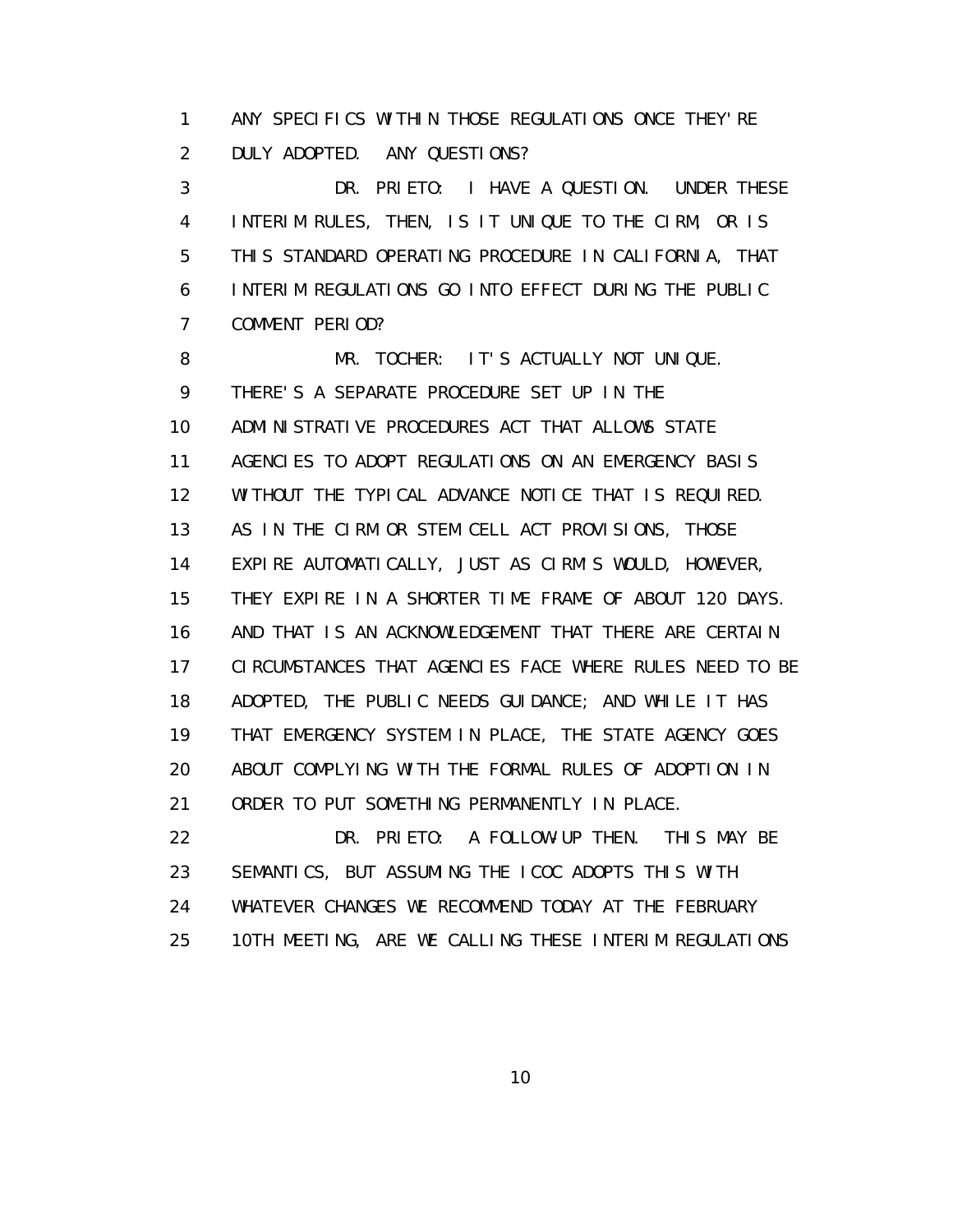1 ANY SPECIFICS WITHIN THOSE REGULATIONS ONCE THEY'RE
2 DULY ADOPTED. ANY QUESTIONS?
3 DR. PRIETO: I HAVE A QUESTION. UNDER THESE
4 INTERIM RULES, THEN, IS IT UNIQUE TO THE CIRM, OR IS
5 THIS STANDARD OPERATING PROCEDURE IN CALIFORNIA, THAT
6 INTERIM REGULATIONS GO INTO EFFECT DURING THE PUBLIC
7 COMMENT PERIOD?
8 MR. TOCHER: IT'S ACTUALLY NOT UNIQUE.
9 THERE'S A SEPARATE PROCEDURE SET UP IN THE
10 ADMINISTRATIVE PROCEDURES ACT THAT ALLOWS STATE
11 AGENCIES TO ADOPT REGULATIONS ON AN EMERGENCY BASIS
12 WITHOUT THE TYPICAL ADVANCE NOTICE THAT IS REQUIRED.
13 AS IN THE CIRM OR STEM CELL ACT PROVISIONS, THOSE
14 EXPIRE AUTOMATICALLY, JUST AS CIRM'S WOULD, HOWEVER,
15 THEY EXPIRE IN A SHORTER TIME FRAME OF ABOUT 120 DAYS.
16 AND THAT IS AN ACKNOWLEDGEMENT THAT THERE ARE CERTAIN
17 CIRCUMSTANCES THAT AGENCIES FACE WHERE RULES NEED TO BE
18 ADOPTED, THE PUBLIC NEEDS GUIDANCE; AND WHILE IT HAS
19 THAT EMERGENCY SYSTEM IN PLACE, THE STATE AGENCY GOES
20 ABOUT COMPLYING WITH THE FORMAL RULES OF ADOPTION IN
21 ORDER TO PUT SOMETHING PERMANENTLY IN PLACE.
22 DR. PRIETO: A FOLLOW-UP THEN. THIS MAY BE
23 SEMANTICS, BUT ASSUMING THE ICOC ADOPTS THIS WITH
24 WHATEVER CHANGES WE RECOMMEND TODAY AT THE FEBRUARY
25 10TH MEETING, ARE WE CALLING THESE INTERIM REGULATIONS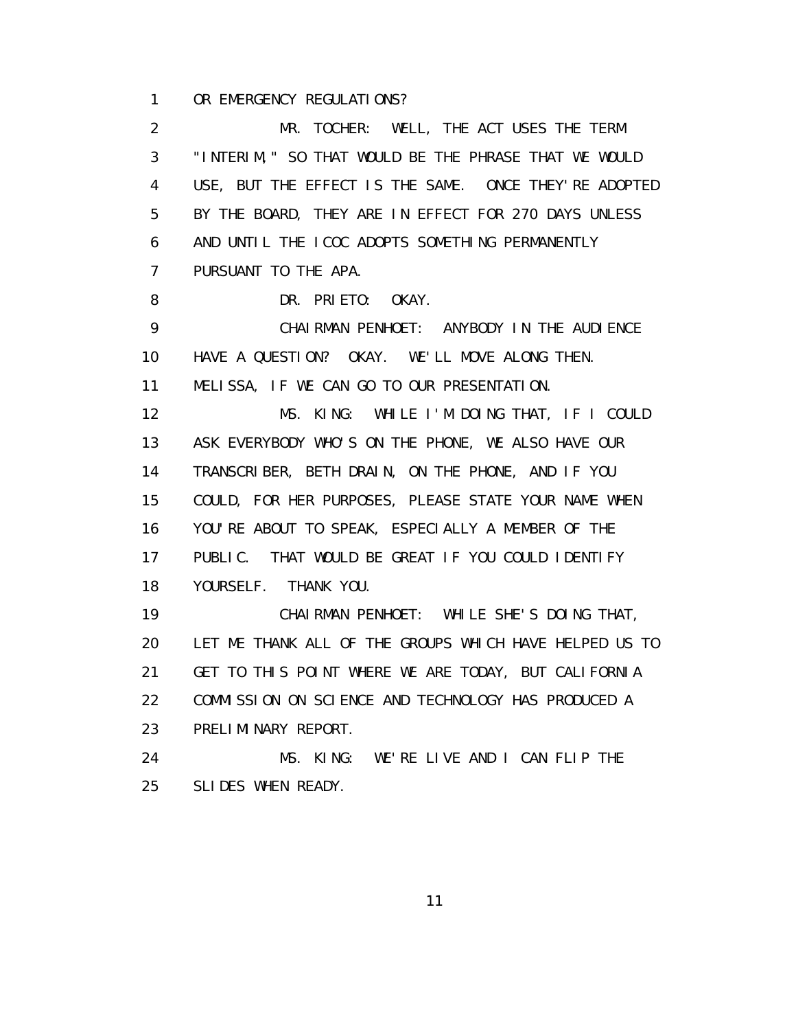1 OR EMERGENCY REGULATIONS?

2 MR. TOCHER: WELL, THE ACT USES THE TERM

3 "INTERIM," SO THAT WOULD BE THE PHRASE THAT WE WOULD

4 USE, BUT THE EFFECT IS THE SAME. ONCE THEY'RE ADOPTED

5 BY THE BOARD, THEY ARE IN EFFECT FOR 270 DAYS UNLESS

6 AND UNTIL THE ICOC ADOPTS SOMETHING PERMANENTLY

7 PURSUANT TO THE APA.

8 DR. PRIETO: OKAY.

9 CHAIRMAN PENHOET: ANYBODY IN THE AUDIENCE

10 HAVE A QUESTION? OKAY. WE'LL MOVE ALONG THEN.

11 MELISSA, IF WE CAN GO TO OUR PRESENTATION.

12 MS. KING: WHILE I'M DOING THAT, IF I COULD

13 ASK EVERYBODY WHO'S ON THE PHONE, WE ALSO HAVE OUR

14 TRANSCRIBER, BETH DRAIN, ON THE PHONE, AND IF YOU

15 COULD, FOR HER PURPOSES, PLEASE STATE YOUR NAME WHEN

16 YOU'RE ABOUT TO SPEAK, ESPECIALLY A MEMBER OF THE

17 PUBLIC. THAT WOULD BE GREAT IF YOU COULD IDENTIFY

18 YOURSELF. THANK YOU.

19 CHAIRMAN PENHOET: WHILE SHE'S DOING THAT,

20 LET ME THANK ALL OF THE GROUPS WHICH HAVE HELPED US TO

21 GET TO THIS POINT WHERE WE ARE TODAY, BUT CALIFORNIA

22 COMMISSION ON SCIENCE AND TECHNOLOGY HAS PRODUCED A

23 PRELIMINARY REPORT.

24 MS. KING: WE'RE LIVE AND I CAN FLIP THE

25 SLIDES WHEN READY.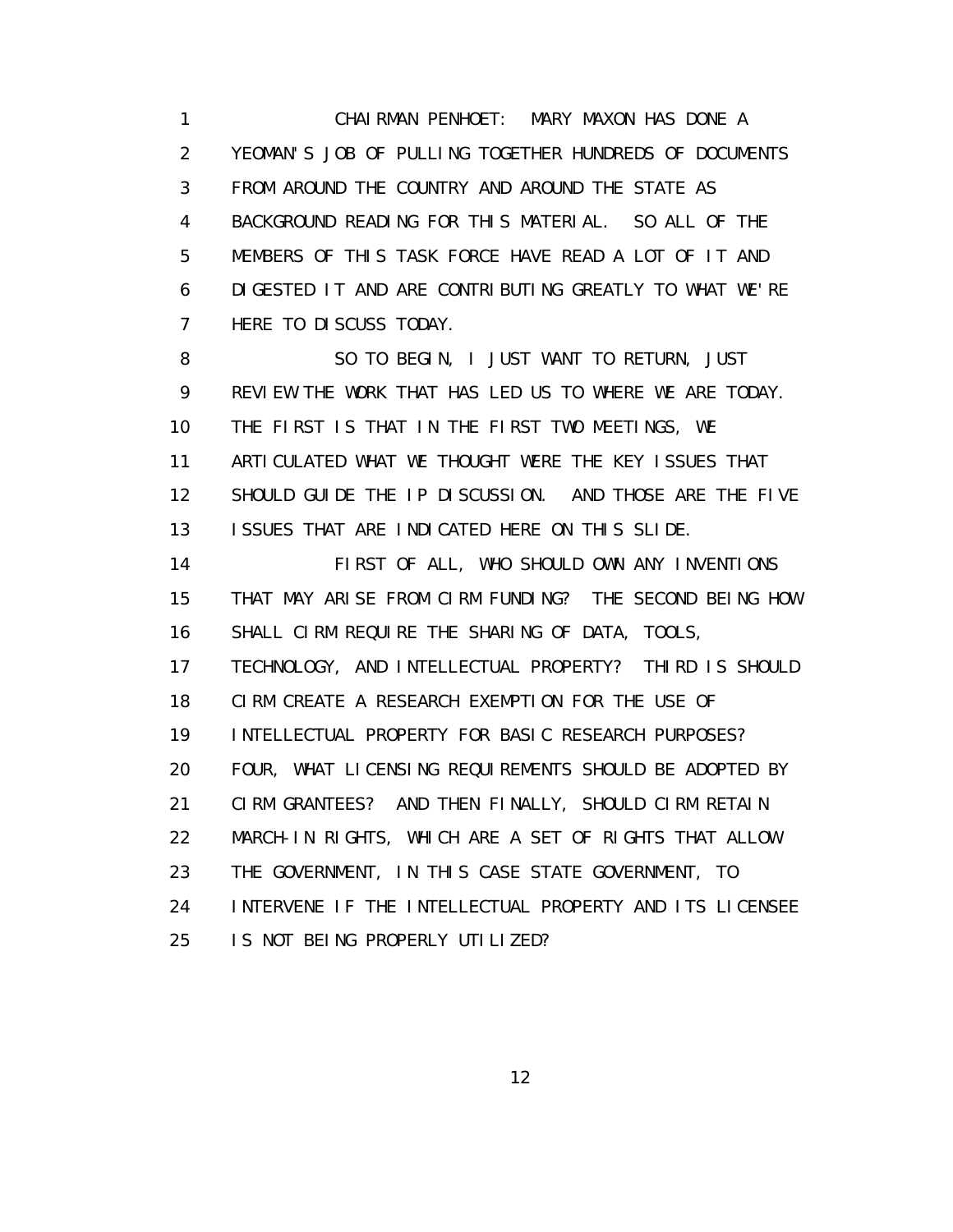CHAIRMAN PENHOET: MARY MAXON HAS DONE A YEOMAN'S JOB OF PULLING TOGETHER HUNDREDS OF DOCUMENTS FROM AROUND THE COUNTRY AND AROUND THE STATE AS BACKGROUND READING FOR THIS MATERIAL. SO ALL OF THE MEMBERS OF THIS TASK FORCE HAVE READ A LOT OF IT AND DIGESTED IT AND ARE CONTRIBUTING GREATLY TO WHAT WE'RE HERE TO DISCUSS TODAY.

SO TO BEGIN, I JUST WANT TO RETURN, JUST REVIEW THE WORK THAT HAS LED US TO WHERE WE ARE TODAY. THE FIRST IS THAT IN THE FIRST TWO MEETINGS, WE ARTICULATED WHAT WE THOUGHT WERE THE KEY ISSUES THAT SHOULD GUIDE THE IP DISCUSSION. AND THOSE ARE THE FIVE ISSUES THAT ARE INDICATED HERE ON THIS SLIDE.

FIRST OF ALL, WHO SHOULD OWN ANY INVENTIONS THAT MAY ARISE FROM CIRM FUNDING? THE SECOND BEING HOW SHALL CIRM REQUIRE THE SHARING OF DATA, TOOLS, TECHNOLOGY, AND INTELLECTUAL PROPERTY? THIRD IS SHOULD CIRM CREATE A RESEARCH EXEMPTION FOR THE USE OF INTELLECTUAL PROPERTY FOR BASIC RESEARCH PURPOSES? FOUR, WHAT LICENSING REQUIREMENTS SHOULD BE ADOPTED BY CIRM GRANTEES? AND THEN FINALLY, SHOULD CIRM RETAIN MARCH-IN RIGHTS, WHICH ARE A SET OF RIGHTS THAT ALLOW THE GOVERNMENT, IN THIS CASE STATE GOVERNMENT, TO INTERVENE IF THE INTELLECTUAL PROPERTY AND ITS LICENSEE IS NOT BEING PROPERLY UTILIZED?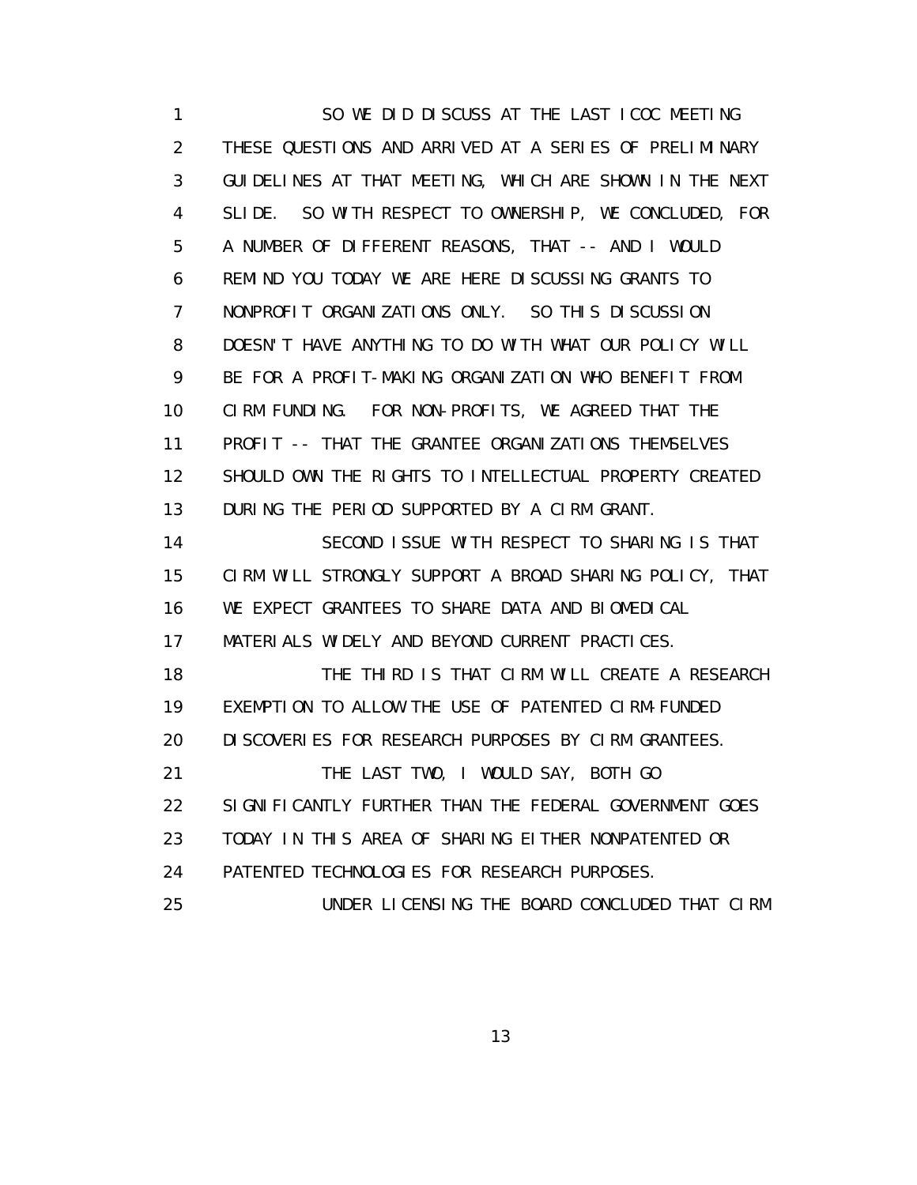SO WE DID DISCUSS AT THE LAST ICOC MEETING THESE QUESTIONS AND ARRIVED AT A SERIES OF PRELIMINARY GUIDELINES AT THAT MEETING, WHICH ARE SHOWN IN THE NEXT SLIDE. SO WITH RESPECT TO OWNERSHIP, WE CONCLUDED, FOR A NUMBER OF DIFFERENT REASONS, THAT -- AND I WOULD REMIND YOU TODAY WE ARE HERE DISCUSSING GRANTS TO NONPROFIT ORGANIZATIONS ONLY. SO THIS DISCUSSION DOESN'T HAVE ANYTHING TO DO WITH WHAT OUR POLICY WILL BE FOR A PROFIT-MAKING ORGANIZATION WHO BENEFIT FROM CIRM FUNDING. FOR NON-PROFITS, WE AGREED THAT THE PROFIT -- THAT THE GRANTEE ORGANIZATIONS THEMSELVES SHOULD OWN THE RIGHTS TO INTELLECTUAL PROPERTY CREATED DURING THE PERIOD SUPPORTED BY A CIRM GRANT.

SECOND ISSUE WITH RESPECT TO SHARING IS THAT CIRM WILL STRONGLY SUPPORT A BROAD SHARING POLICY, THAT WE EXPECT GRANTEES TO SHARE DATA AND BIOMEDICAL MATERIALS WIDELY AND BEYOND CURRENT PRACTICES.

THE THIRD IS THAT CIRM WILL CREATE A RESEARCH EXEMPTION TO ALLOW THE USE OF PATENTED CIRM-FUNDED DISCOVERIES FOR RESEARCH PURPOSES BY CIRM GRANTEES.

THE LAST TWO, I WOULD SAY, BOTH GO SIGNIFICANTLY FURTHER THAN THE FEDERAL GOVERNMENT GOES TODAY IN THIS AREA OF SHARING EITHER NONPATENTED OR PATENTED TECHNOLOGIES FOR RESEARCH PURPOSES.

UNDER LICENSING THE BOARD CONCLUDED THAT CIRM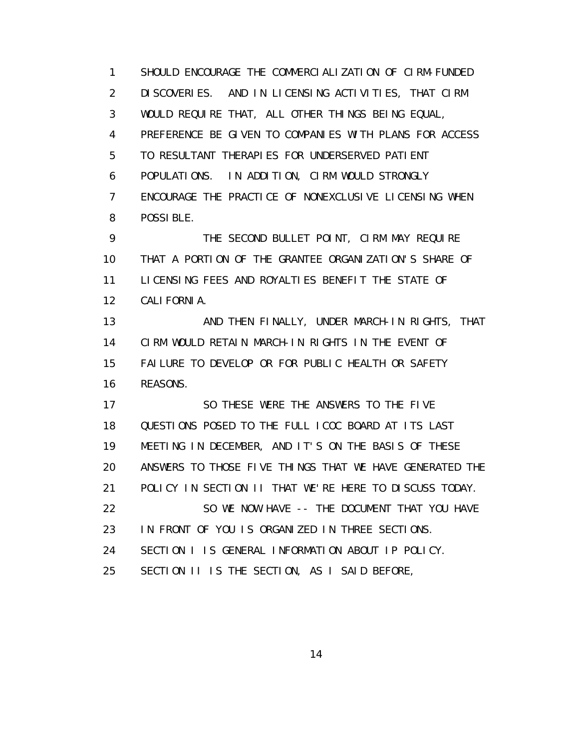SHOULD ENCOURAGE THE COMMERCIALIZATION OF CIRM-FUNDED DISCOVERIES. AND IN LICENSING ACTIVITIES, THAT CIRM WOULD REQUIRE THAT, ALL OTHER THINGS BEING EQUAL, PREFERENCE BE GIVEN TO COMPANIES WITH PLANS FOR ACCESS TO RESULTANT THERAPIES FOR UNDERSERVED PATIENT POPULATIONS. IN ADDITION, CIRM WOULD STRONGLY ENCOURAGE THE PRACTICE OF NONEXCLUSIVE LICENSING WHEN POSSIBLE.

THE SECOND BULLET POINT, CIRM MAY REQUIRE THAT A PORTION OF THE GRANTEE ORGANIZATION'S SHARE OF LICENSING FEES AND ROYALTIES BENEFIT THE STATE OF CALIFORNIA.

AND THEN FINALLY, UNDER MARCH-IN RIGHTS, THAT CIRM WOULD RETAIN MARCH-IN RIGHTS IN THE EVENT OF FAILURE TO DEVELOP OR FOR PUBLIC HEALTH OR SAFETY REASONS.

SO THESE WERE THE ANSWERS TO THE FIVE QUESTIONS POSED TO THE FULL ICOC BOARD AT ITS LAST MEETING IN DECEMBER, AND IT'S ON THE BASIS OF THESE ANSWERS TO THOSE FIVE THINGS THAT WE HAVE GENERATED THE POLICY IN SECTION II THAT WE'RE HERE TO DISCUSS TODAY.

SO WE NOW HAVE -- THE DOCUMENT THAT YOU HAVE IN FRONT OF YOU IS ORGANIZED IN THREE SECTIONS. SECTION I IS GENERAL INFORMATION ABOUT IP POLICY. SECTION II IS THE SECTION, AS I SAID BEFORE,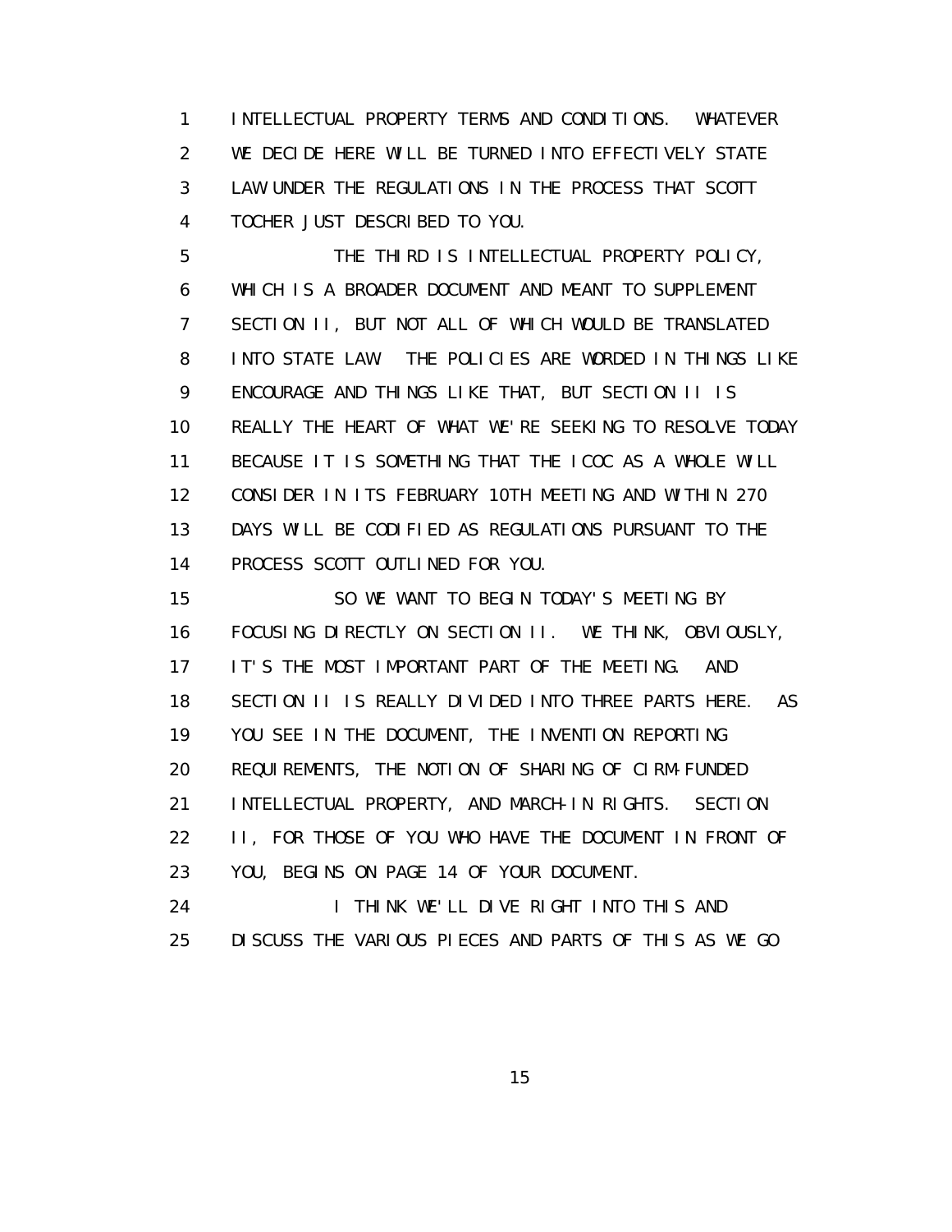1 INTELLECTUAL PROPERTY TERMS AND CONDITIONS. WHATEVER
2 WE DECIDE HERE WILL BE TURNED INTO EFFECTIVELY STATE
3 LAW UNDER THE REGULATIONS IN THE PROCESS THAT SCOTT
4 TOCHER JUST DESCRIBED TO YOU.
5 THE THIRD IS INTELLECTUAL PROPERTY POLICY,
6 WHICH IS A BROADER DOCUMENT AND MEANT TO SUPPLEMENT
7 SECTION II, BUT NOT ALL OF WHICH WOULD BE TRANSLATED
8 INTO STATE LAW. THE POLICIES ARE WORDED IN THINGS LIKE
9 ENCOURAGE AND THINGS LIKE THAT, BUT SECTION II IS
10 REALLY THE HEART OF WHAT WE'RE SEEKING TO RESOLVE TODAY
11 BECAUSE IT IS SOMETHING THAT THE ICOC AS A WHOLE WILL
12 CONSIDER IN ITS FEBRUARY 10TH MEETING AND WITHIN 270
13 DAYS WILL BE CODIFIED AS REGULATIONS PURSUANT TO THE
14 PROCESS SCOTT OUTLINED FOR YOU.
15 SO WE WANT TO BEGIN TODAY'S MEETING BY
16 FOCUSING DIRECTLY ON SECTION II. WE THINK, OBVIOUSLY,
17 IT'S THE MOST IMPORTANT PART OF THE MEETING. AND
18 SECTION II IS REALLY DIVIDED INTO THREE PARTS HERE. AS
19 YOU SEE IN THE DOCUMENT, THE INVENTION REPORTING
20 REQUIREMENTS, THE NOTION OF SHARING OF CIRM-FUNDED
21 INTELLECTUAL PROPERTY, AND MARCH-IN RIGHTS. SECTION
22 II, FOR THOSE OF YOU WHO HAVE THE DOCUMENT IN FRONT OF
23 YOU, BEGINS ON PAGE 14 OF YOUR DOCUMENT.
24 I THINK WE'LL DIVE RIGHT INTO THIS AND
25 DISCUSS THE VARIOUS PIECES AND PARTS OF THIS AS WE GO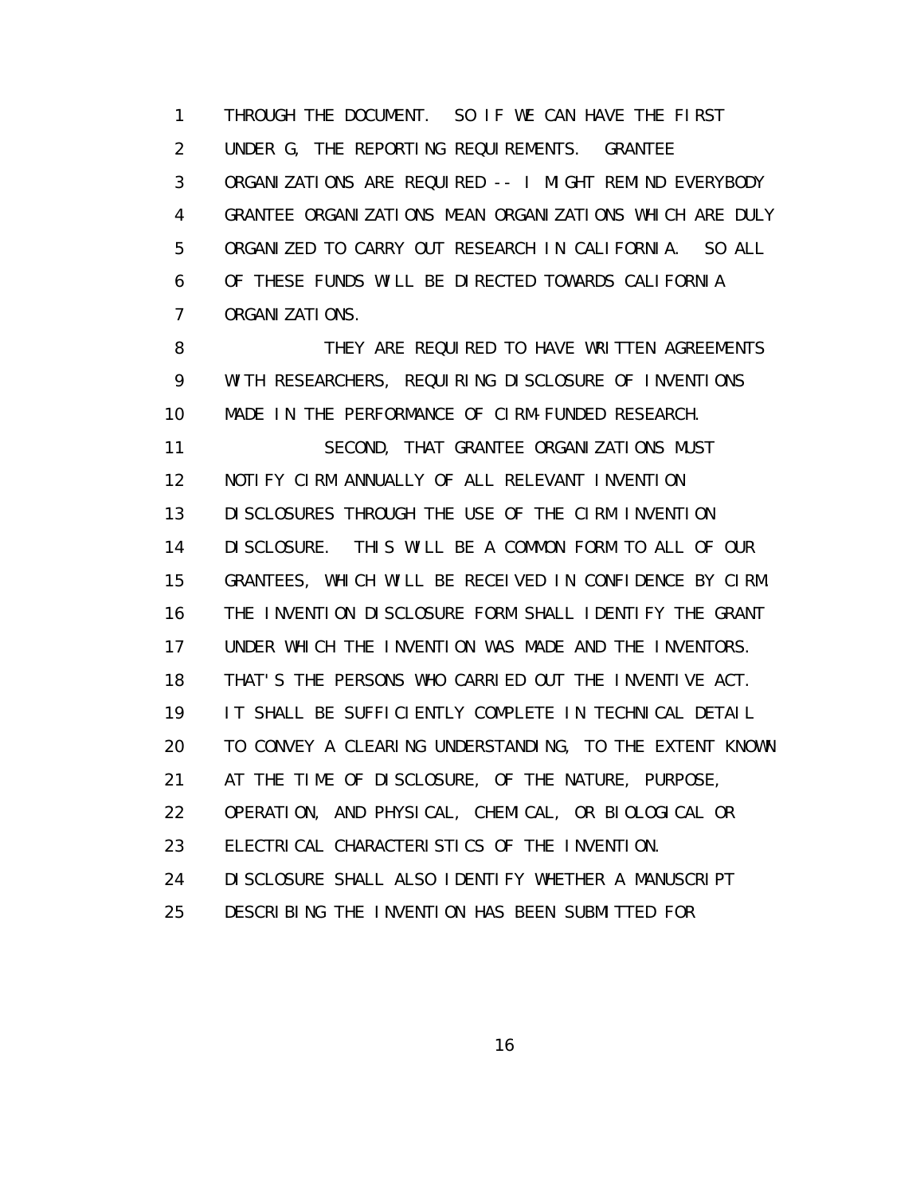THROUGH THE DOCUMENT. SO IF WE CAN HAVE THE FIRST UNDER G, THE REPORTING REQUIREMENTS. GRANTEE ORGANIZATIONS ARE REQUIRED -- I MIGHT REMIND EVERYBODY GRANTEE ORGANIZATIONS MEAN ORGANIZATIONS WHICH ARE DULY ORGANIZED TO CARRY OUT RESEARCH IN CALIFORNIA. SO ALL OF THESE FUNDS WILL BE DIRECTED TOWARDS CALIFORNIA ORGANIZATIONS.

THEY ARE REQUIRED TO HAVE WRITTEN AGREEMENTS WITH RESEARCHERS, REQUIRING DISCLOSURE OF INVENTIONS MADE IN THE PERFORMANCE OF CIRM-FUNDED RESEARCH.

SECOND, THAT GRANTEE ORGANIZATIONS MUST NOTIFY CIRM ANNUALLY OF ALL RELEVANT INVENTION DISCLOSURES THROUGH THE USE OF THE CIRM INVENTION DISCLOSURE. THIS WILL BE A COMMON FORM TO ALL OF OUR GRANTEES, WHICH WILL BE RECEIVED IN CONFIDENCE BY CIRM. THE INVENTION DISCLOSURE FORM SHALL IDENTIFY THE GRANT UNDER WHICH THE INVENTION WAS MADE AND THE INVENTORS. THAT'S THE PERSONS WHO CARRIED OUT THE INVENTIVE ACT. IT SHALL BE SUFFICIENTLY COMPLETE IN TECHNICAL DETAIL TO CONVEY A CLEARING UNDERSTANDING, TO THE EXTENT KNOWN AT THE TIME OF DISCLOSURE, OF THE NATURE, PURPOSE, OPERATION, AND PHYSICAL, CHEMICAL, OR BIOLOGICAL OR ELECTRICAL CHARACTERISTICS OF THE INVENTION. DISCLOSURE SHALL ALSO IDENTIFY WHETHER A MANUSCRIPT DESCRIBING THE INVENTION HAS BEEN SUBMITTED FOR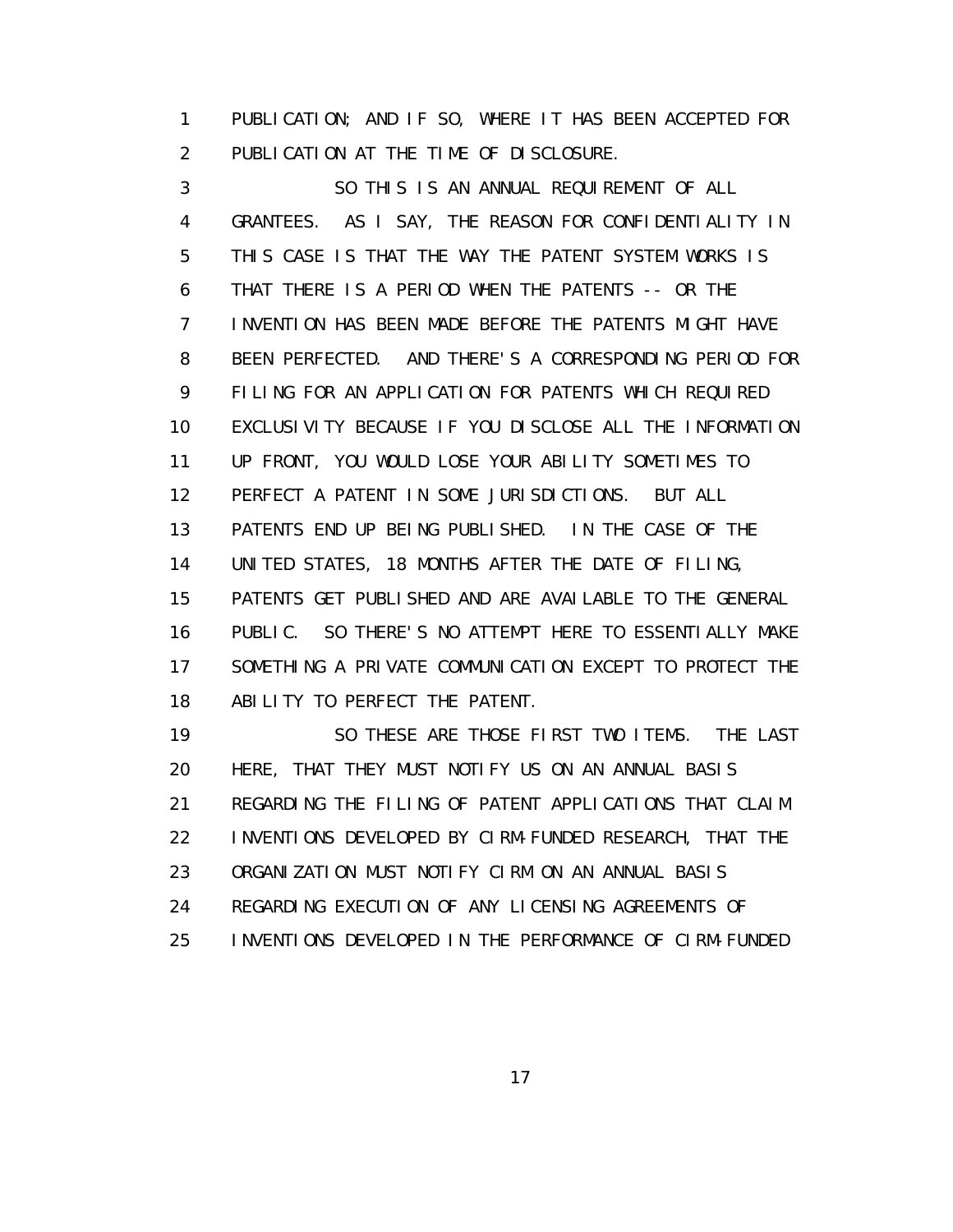PUBLICATION; AND IF SO, WHERE IT HAS BEEN ACCEPTED FOR PUBLICATION AT THE TIME OF DISCLOSURE.

SO THIS IS AN ANNUAL REQUIREMENT OF ALL GRANTEES. AS I SAY, THE REASON FOR CONFIDENTIALITY IN THIS CASE IS THAT THE WAY THE PATENT SYSTEM WORKS IS THAT THERE IS A PERIOD WHEN THE PATENTS -- OR THE INVENTION HAS BEEN MADE BEFORE THE PATENTS MIGHT HAVE BEEN PERFECTED. AND THERE'S A CORRESPONDING PERIOD FOR FILING FOR AN APPLICATION FOR PATENTS WHICH REQUIRED EXCLUSIVITY BECAUSE IF YOU DISCLOSE ALL THE INFORMATION UP FRONT, YOU WOULD LOSE YOUR ABILITY SOMETIMES TO PERFECT A PATENT IN SOME JURISDICTIONS. BUT ALL PATENTS END UP BEING PUBLISHED. IN THE CASE OF THE UNITED STATES, 18 MONTHS AFTER THE DATE OF FILING, PATENTS GET PUBLISHED AND ARE AVAILABLE TO THE GENERAL PUBLIC. SO THERE'S NO ATTEMPT HERE TO ESSENTIALLY MAKE SOMETHING A PRIVATE COMMUNICATION EXCEPT TO PROTECT THE ABILITY TO PERFECT THE PATENT.

SO THESE ARE THOSE FIRST TWO ITEMS. THE LAST HERE, THAT THEY MUST NOTIFY US ON AN ANNUAL BASIS REGARDING THE FILING OF PATENT APPLICATIONS THAT CLAIM INVENTIONS DEVELOPED BY CIRM-FUNDED RESEARCH, THAT THE ORGANIZATION MUST NOTIFY CIRM ON AN ANNUAL BASIS REGARDING EXECUTION OF ANY LICENSING AGREEMENTS OF INVENTIONS DEVELOPED IN THE PERFORMANCE OF CIRM-FUNDED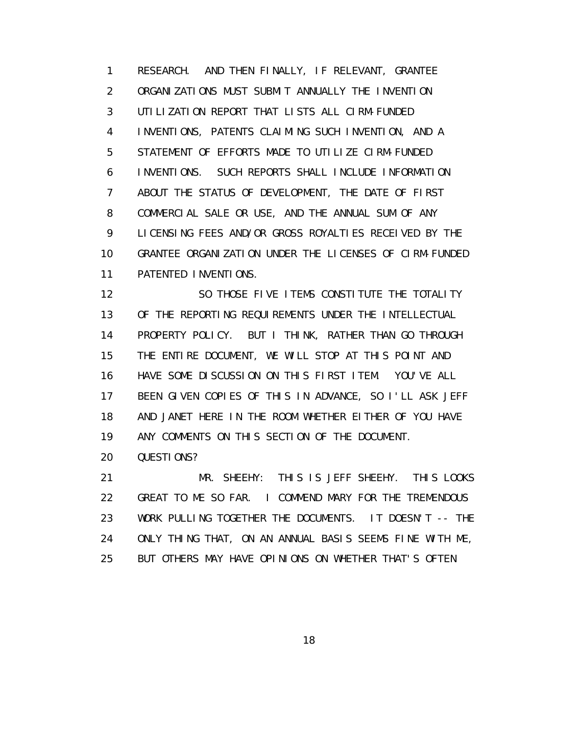RESEARCH. AND THEN FINALLY, IF RELEVANT, GRANTEE ORGANIZATIONS MUST SUBMIT ANNUALLY THE INVENTION UTILIZATION REPORT THAT LISTS ALL CIRM-FUNDED INVENTIONS, PATENTS CLAIMING SUCH INVENTION, AND A STATEMENT OF EFFORTS MADE TO UTILIZE CIRM-FUNDED INVENTIONS. SUCH REPORTS SHALL INCLUDE INFORMATION ABOUT THE STATUS OF DEVELOPMENT, THE DATE OF FIRST COMMERCIAL SALE OR USE, AND THE ANNUAL SUM OF ANY LICENSING FEES AND/OR GROSS ROYALTIES RECEIVED BY THE GRANTEE ORGANIZATION UNDER THE LICENSES OF CIRM-FUNDED PATENTED INVENTIONS.

SO THOSE FIVE ITEMS CONSTITUTE THE TOTALITY OF THE REPORTING REQUIREMENTS UNDER THE INTELLECTUAL PROPERTY POLICY. BUT I THINK, RATHER THAN GO THROUGH THE ENTIRE DOCUMENT, WE WILL STOP AT THIS POINT AND HAVE SOME DISCUSSION ON THIS FIRST ITEM. YOU'VE ALL BEEN GIVEN COPIES OF THIS IN ADVANCE, SO I'LL ASK JEFF AND JANET HERE IN THE ROOM WHETHER EITHER OF YOU HAVE ANY COMMENTS ON THIS SECTION OF THE DOCUMENT. QUESTIONS?

MR. SHEEHY: THIS IS JEFF SHEEHY. THIS LOOKS GREAT TO ME SO FAR. I COMMEND MARY FOR THE TREMENDOUS WORK PULLING TOGETHER THE DOCUMENTS. IT DOESN'T -- THE ONLY THING THAT, ON AN ANNUAL BASIS SEEMS FINE WITH ME, BUT OTHERS MAY HAVE OPINIONS ON WHETHER THAT'S OFTEN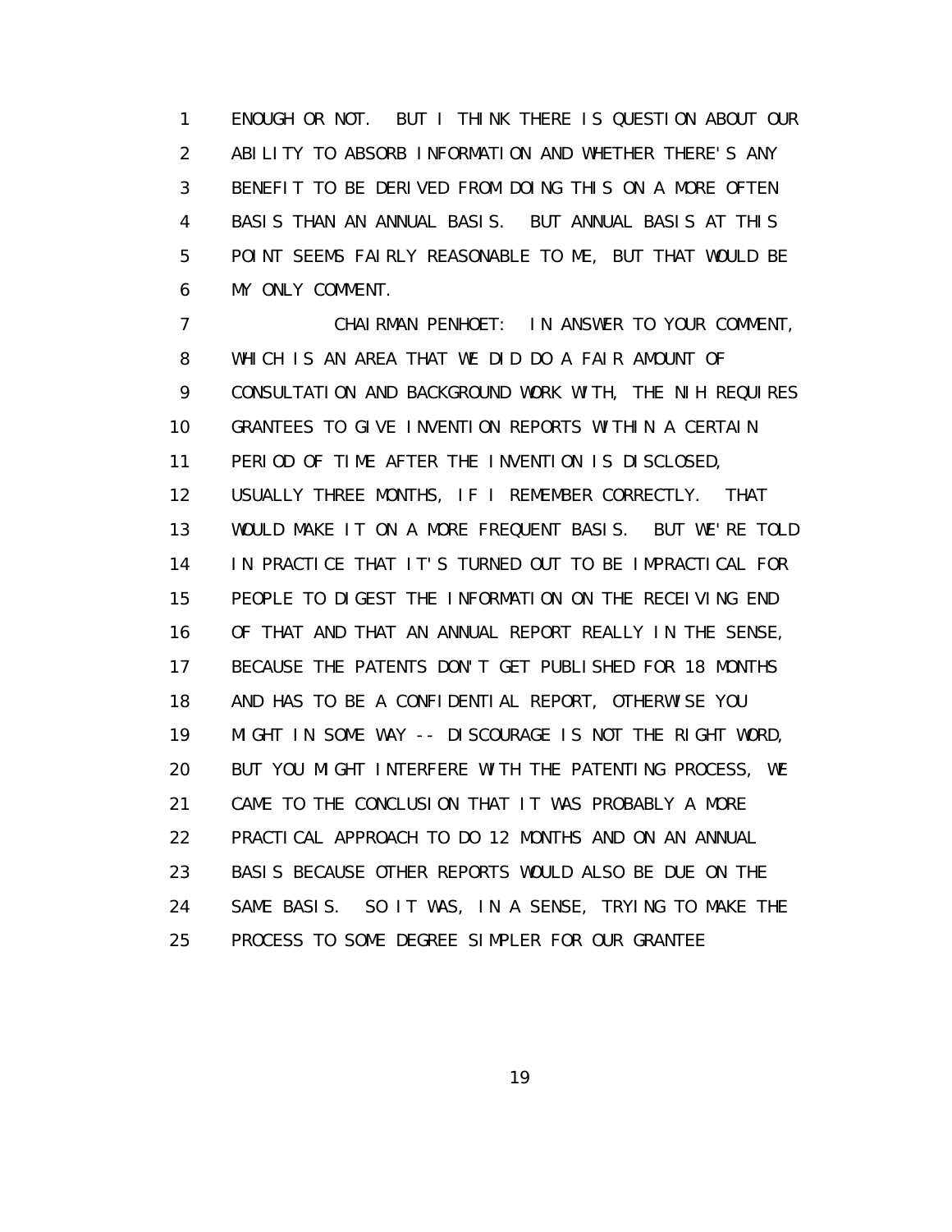ENOUGH OR NOT. BUT I THINK THERE IS QUESTION ABOUT OUR ABILITY TO ABSORB INFORMATION AND WHETHER THERE'S ANY BENEFIT TO BE DERIVED FROM DOING THIS ON A MORE OFTEN BASIS THAN AN ANNUAL BASIS. BUT ANNUAL BASIS AT THIS POINT SEEMS FAIRLY REASONABLE TO ME, BUT THAT WOULD BE MY ONLY COMMENT.

CHAIRMAN PENHOET: IN ANSWER TO YOUR COMMENT, WHICH IS AN AREA THAT WE DID DO A FAIR AMOUNT OF CONSULTATION AND BACKGROUND WORK WITH, THE NIH REQUIRES GRANTEES TO GIVE INVENTION REPORTS WITHIN A CERTAIN PERIOD OF TIME AFTER THE INVENTION IS DISCLOSED, USUALLY THREE MONTHS, IF I REMEMBER CORRECTLY. THAT WOULD MAKE IT ON A MORE FREQUENT BASIS. BUT WE'RE TOLD IN PRACTICE THAT IT'S TURNED OUT TO BE IMPRACTICAL FOR PEOPLE TO DIGEST THE INFORMATION ON THE RECEIVING END OF THAT AND THAT AN ANNUAL REPORT REALLY IN THE SENSE, BECAUSE THE PATENTS DON'T GET PUBLISHED FOR 18 MONTHS AND HAS TO BE A CONFIDENTIAL REPORT, OTHERWISE YOU MIGHT IN SOME WAY -- DISCOURAGE IS NOT THE RIGHT WORD, BUT YOU MIGHT INTERFERE WITH THE PATENTING PROCESS, WE CAME TO THE CONCLUSION THAT IT WAS PROBABLY A MORE PRACTICAL APPROACH TO DO 12 MONTHS AND ON AN ANNUAL BASIS BECAUSE OTHER REPORTS WOULD ALSO BE DUE ON THE SAME BASIS. SO IT WAS, IN A SENSE, TRYING TO MAKE THE PROCESS TO SOME DEGREE SIMPLER FOR OUR GRANTEE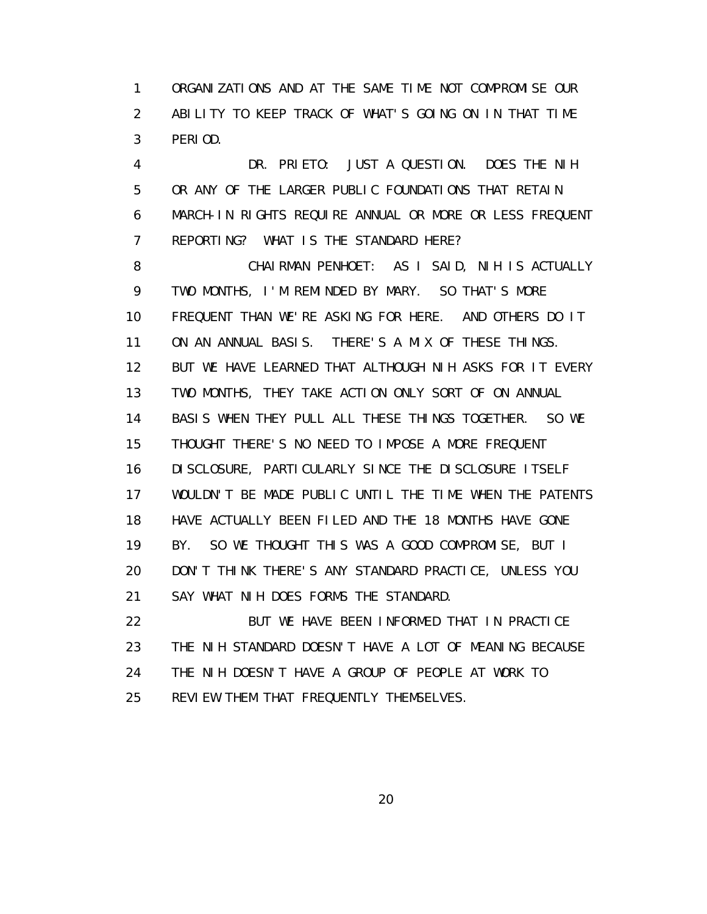1 ORGANIZATIONS AND AT THE SAME TIME NOT COMPROMISE OUR
2 ABILITY TO KEEP TRACK OF WHAT'S GOING ON IN THAT TIME
3 PERIOD.

4 DR. PRIETO: JUST A QUESTION. DOES THE NIH
5 OR ANY OF THE LARGER PUBLIC FOUNDATIONS THAT RETAIN
6 MARCH-IN RIGHTS REQUIRE ANNUAL OR MORE OR LESS FREQUENT
7 REPORTING? WHAT IS THE STANDARD HERE?

8 CHAIRMAN PENHOET: AS I SAID, NIH IS ACTUALLY
9 TWO MONTHS, I'M REMINDED BY MARY. SO THAT'S MORE
10 FREQUENT THAN WE'RE ASKING FOR HERE. AND OTHERS DO IT
11 ON AN ANNUAL BASIS. THERE'S A MIX OF THESE THINGS.
12 BUT WE HAVE LEARNED THAT ALTHOUGH NIH ASKS FOR IT EVERY
13 TWO MONTHS, THEY TAKE ACTION ONLY SORT OF ON ANNUAL
14 BASIS WHEN THEY PULL ALL THESE THINGS TOGETHER. SO WE
15 THOUGHT THERE'S NO NEED TO IMPOSE A MORE FREQUENT
16 DISCLOSURE, PARTICULARLY SINCE THE DISCLOSURE ITSELF
17 WOULDN'T BE MADE PUBLIC UNTIL THE TIME WHEN THE PATENTS
18 HAVE ACTUALLY BEEN FILED AND THE 18 MONTHS HAVE GONE
19 BY. SO WE THOUGHT THIS WAS A GOOD COMPROMISE, BUT I
20 DON'T THINK THERE'S ANY STANDARD PRACTICE, UNLESS YOU
21 SAY WHAT NIH DOES FORMS THE STANDARD.

22 BUT WE HAVE BEEN INFORMED THAT IN PRACTICE
23 THE NIH STANDARD DOESN'T HAVE A LOT OF MEANING BECAUSE
24 THE NIH DOESN'T HAVE A GROUP OF PEOPLE AT WORK TO
25 REVIEW THEM THAT FREQUENTLY THEMSELVES.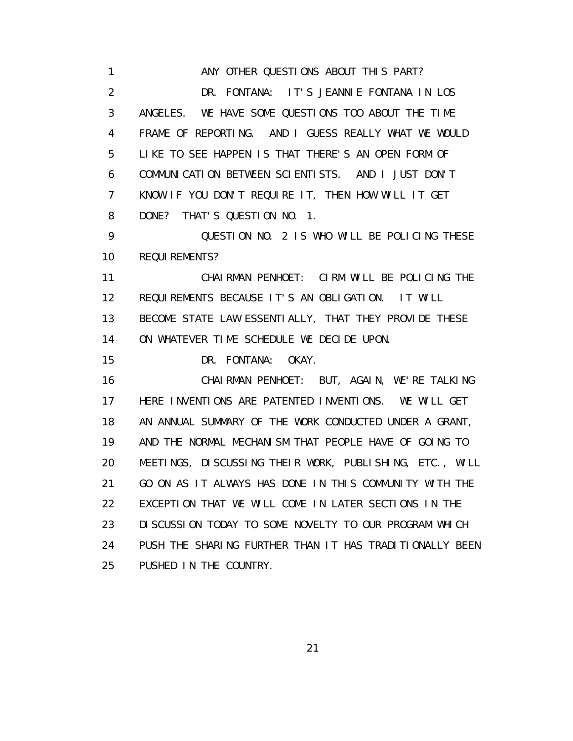ANY OTHER QUESTIONS ABOUT THIS PART?

DR. FONTANA: IT'S JEANNIE FONTANA IN LOS ANGELES. WE HAVE SOME QUESTIONS TOO ABOUT THE TIME FRAME OF REPORTING. AND I GUESS REALLY WHAT WE WOULD LIKE TO SEE HAPPEN IS THAT THERE'S AN OPEN FORM OF COMMUNICATION BETWEEN SCIENTISTS. AND I JUST DON'T KNOW IF YOU DON'T REQUIRE IT, THEN HOW WILL IT GET DONE? THAT'S QUESTION NO. 1.

QUESTION NO. 2 IS WHO WILL BE POLICING THESE REQUIREMENTS?

CHAIRMAN PENHOET: CIRM WILL BE POLICING THE REQUIREMENTS BECAUSE IT'S AN OBLIGATION. IT WILL BECOME STATE LAW ESSENTIALLY, THAT THEY PROVIDE THESE ON WHATEVER TIME SCHEDULE WE DECIDE UPON.

DR. FONTANA: OKAY.

CHAIRMAN PENHOET: BUT, AGAIN, WE'RE TALKING HERE INVENTIONS ARE PATENTED INVENTIONS. WE WILL GET AN ANNUAL SUMMARY OF THE WORK CONDUCTED UNDER A GRANT, AND THE NORMAL MECHANISM THAT PEOPLE HAVE OF GOING TO MEETINGS, DISCUSSING THEIR WORK, PUBLISHING, ETC., WILL GO ON AS IT ALWAYS HAS DONE IN THIS COMMUNITY WITH THE EXCEPTION THAT WE WILL COME IN LATER SECTIONS IN THE DISCUSSION TODAY TO SOME NOVELTY TO OUR PROGRAM WHICH PUSH THE SHARING FURTHER THAN IT HAS TRADITIONALLY BEEN PUSHED IN THE COUNTRY.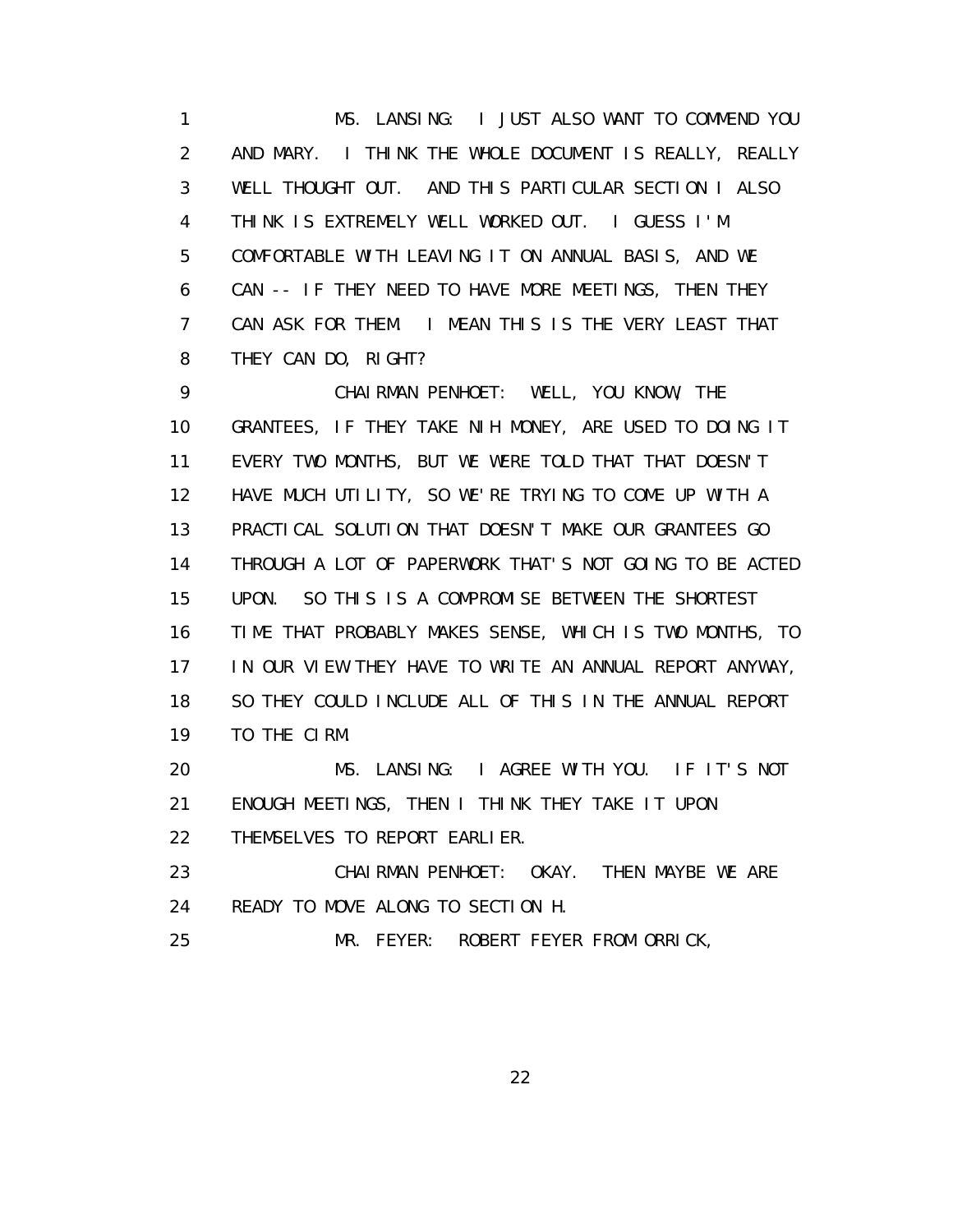MS. LANSING: I JUST ALSO WANT TO COMMEND YOU AND MARY. I THINK THE WHOLE DOCUMENT IS REALLY, REALLY WELL THOUGHT OUT. AND THIS PARTICULAR SECTION I ALSO THINK IS EXTREMELY WELL WORKED OUT. I GUESS I'M COMFORTABLE WITH LEAVING IT ON ANNUAL BASIS, AND WE CAN -- IF THEY NEED TO HAVE MORE MEETINGS, THEN THEY CAN ASK FOR THEM. I MEAN THIS IS THE VERY LEAST THAT THEY CAN DO, RIGHT?

CHAIRMAN PENHOET: WELL, YOU KNOW, THE GRANTEES, IF THEY TAKE NIH MONEY, ARE USED TO DOING IT EVERY TWO MONTHS, BUT WE WERE TOLD THAT THAT DOESN'T HAVE MUCH UTILITY, SO WE'RE TRYING TO COME UP WITH A PRACTICAL SOLUTION THAT DOESN'T MAKE OUR GRANTEES GO THROUGH A LOT OF PAPERWORK THAT'S NOT GOING TO BE ACTED UPON. SO THIS IS A COMPROMISE BETWEEN THE SHORTEST TIME THAT PROBABLY MAKES SENSE, WHICH IS TWO MONTHS, TO IN OUR VIEW THEY HAVE TO WRITE AN ANNUAL REPORT ANYWAY, SO THEY COULD INCLUDE ALL OF THIS IN THE ANNUAL REPORT TO THE CIRM.

MS. LANSING: I AGREE WITH YOU. IF IT'S NOT ENOUGH MEETINGS, THEN I THINK THEY TAKE IT UPON THEMSELVES TO REPORT EARLIER.

CHAIRMAN PENHOET: OKAY. THEN MAYBE WE ARE READY TO MOVE ALONG TO SECTION H.

MR. FEYER: ROBERT FEYER FROM ORRICK,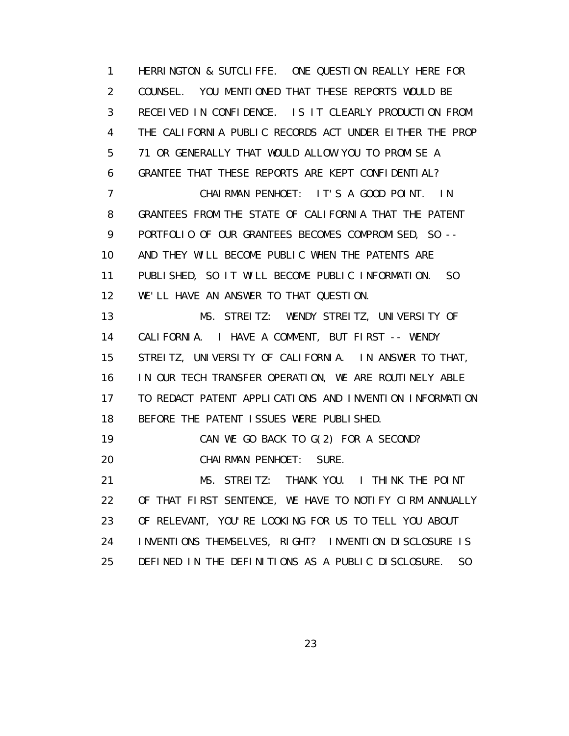1 HERRINGTON & SUTCLIFFE. ONE QUESTION REALLY HERE FOR
2 COUNSEL. YOU MENTIONED THAT THESE REPORTS WOULD BE
3 RECEIVED IN CONFIDENCE. IS IT CLEARLY PRODUCTION FROM
4 THE CALIFORNIA PUBLIC RECORDS ACT UNDER EITHER THE PROP
5 71 OR GENERALLY THAT WOULD ALLOW YOU TO PROMISE A
6 GRANTEE THAT THESE REPORTS ARE KEPT CONFIDENTIAL?
7 CHAIRMAN PENHOET: IT'S A GOOD POINT. IN
8 GRANTEES FROM THE STATE OF CALIFORNIA THAT THE PATENT
9 PORTFOLIO OF OUR GRANTEES BECOMES COMPROMISED, SO --
10 AND THEY WILL BECOME PUBLIC WHEN THE PATENTS ARE
11 PUBLISHED, SO IT WILL BECOME PUBLIC INFORMATION. SO
12 WE'LL HAVE AN ANSWER TO THAT QUESTION.
13 MS. STREITZ: WENDY STREITZ, UNIVERSITY OF
14 CALIFORNIA. I HAVE A COMMENT, BUT FIRST -- WENDY
15 STREITZ, UNIVERSITY OF CALIFORNIA. IN ANSWER TO THAT,
16 IN OUR TECH TRANSFER OPERATION, WE ARE ROUTINELY ABLE
17 TO REDACT PATENT APPLICATIONS AND INVENTION INFORMATION
18 BEFORE THE PATENT ISSUES WERE PUBLISHED.
19 CAN WE GO BACK TO G(2) FOR A SECOND?
20 CHAIRMAN PENHOET: SURE.
21 MS. STREITZ: THANK YOU. I THINK THE POINT
22 OF THAT FIRST SENTENCE, WE HAVE TO NOTIFY CIRM ANNUALLY
23 OF RELEVANT, YOU'RE LOOKING FOR US TO TELL YOU ABOUT
24 INVENTIONS THEMSELVES, RIGHT? INVENTION DISCLOSURE IS
25 DEFINED IN THE DEFINITIONS AS A PUBLIC DISCLOSURE. SO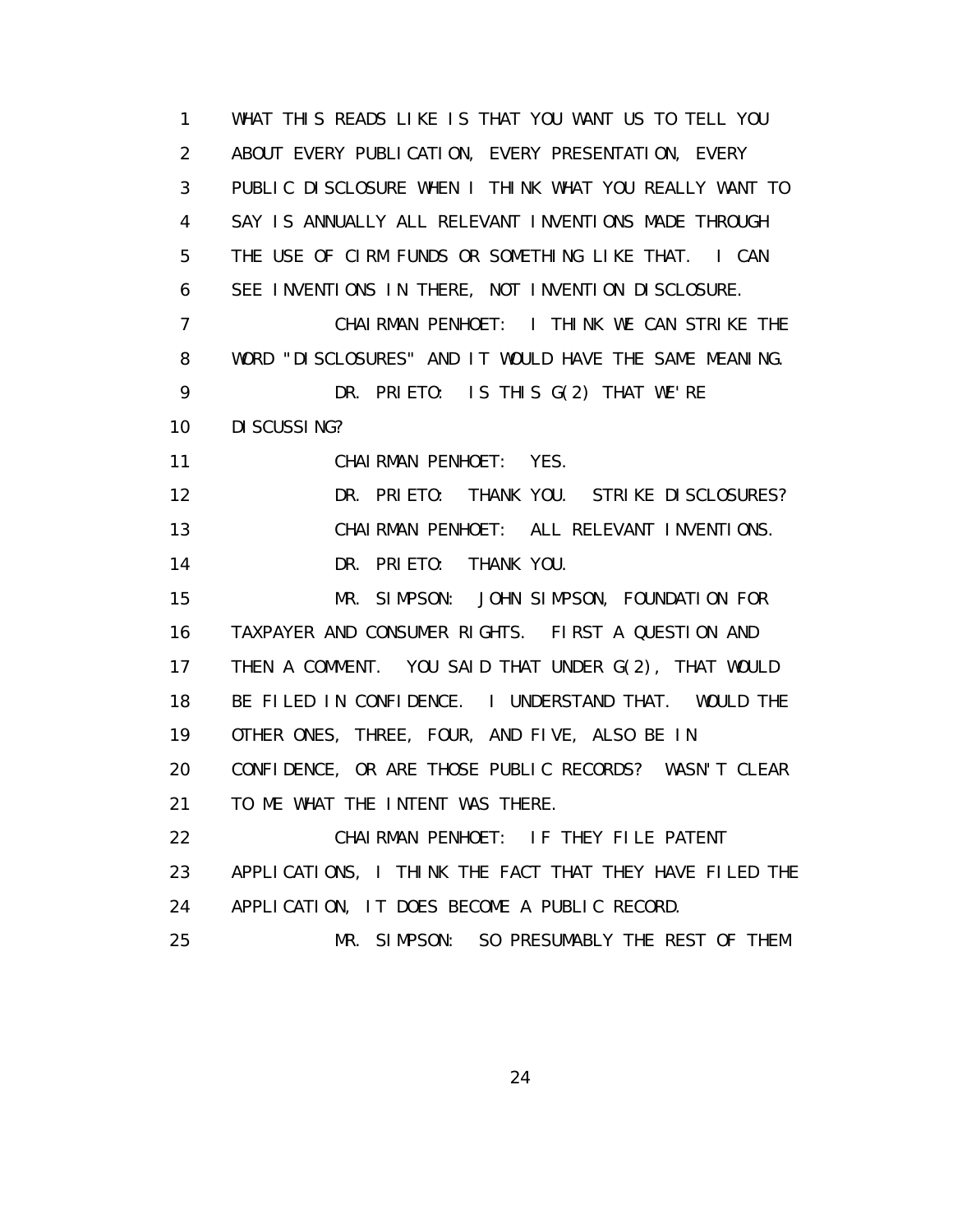1 WHAT THIS READS LIKE IS THAT YOU WANT US TO TELL YOU
2 ABOUT EVERY PUBLICATION, EVERY PRESENTATION, EVERY
3 PUBLIC DISCLOSURE WHEN I THINK WHAT YOU REALLY WANT TO
4 SAY IS ANNUALLY ALL RELEVANT INVENTIONS MADE THROUGH
5 THE USE OF CIRM FUNDS OR SOMETHING LIKE THAT. I CAN
6 SEE INVENTIONS IN THERE, NOT INVENTION DISCLOSURE.
7 CHAIRMAN PENHOET: I THINK WE CAN STRIKE THE
8 WORD "DISCLOSURES" AND IT WOULD HAVE THE SAME MEANING.
9 DR. PRIETO: IS THIS G(2) THAT WE'RE
10 DISCUSSING?
11 CHAIRMAN PENHOET: YES.
12 DR. PRIETO: THANK YOU. STRIKE DISCLOSURES?
13 CHAIRMAN PENHOET: ALL RELEVANT INVENTIONS.
14 DR. PRIETO: THANK YOU.
15 MR. SIMPSON: JOHN SIMPSON, FOUNDATION FOR
16 TAXPAYER AND CONSUMER RIGHTS. FIRST A QUESTION AND
17 THEN A COMMENT. YOU SAID THAT UNDER G(2), THAT WOULD
18 BE FILED IN CONFIDENCE. I UNDERSTAND THAT. WOULD THE
19 OTHER ONES, THREE, FOUR, AND FIVE, ALSO BE IN
20 CONFIDENCE, OR ARE THOSE PUBLIC RECORDS? WASN'T CLEAR
21 TO ME WHAT THE INTENT WAS THERE.
22 CHAIRMAN PENHOET: IF THEY FILE PATENT
23 APPLICATIONS, I THINK THE FACT THAT THEY HAVE FILED THE
24 APPLICATION, IT DOES BECOME A PUBLIC RECORD.
25 MR. SIMPSON: SO PRESUMABLY THE REST OF THEM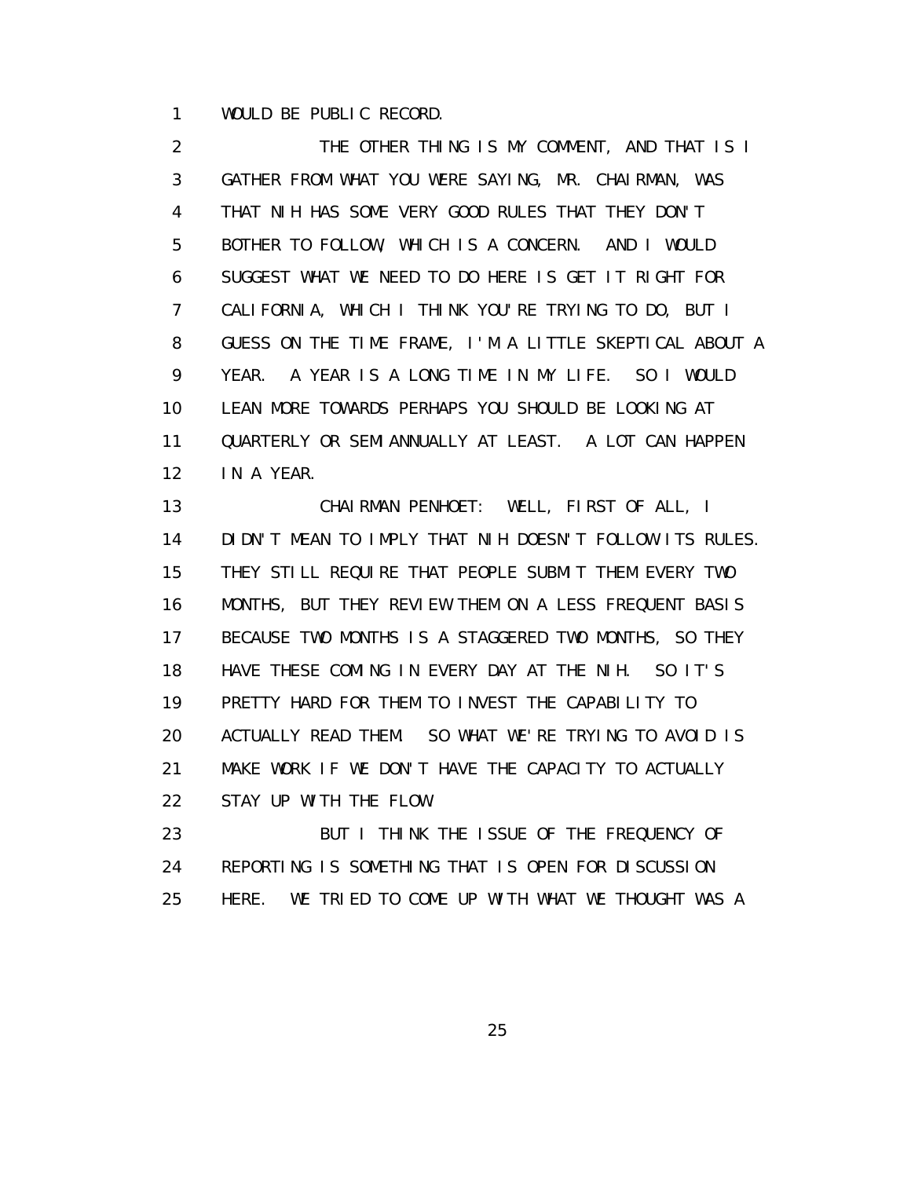WOULD BE PUBLIC RECORD.

THE OTHER THING IS MY COMMENT, AND THAT IS I GATHER FROM WHAT YOU WERE SAYING, MR. CHAIRMAN, WAS THAT NIH HAS SOME VERY GOOD RULES THAT THEY DON'T BOTHER TO FOLLOW, WHICH IS A CONCERN. AND I WOULD SUGGEST WHAT WE NEED TO DO HERE IS GET IT RIGHT FOR CALIFORNIA, WHICH I THINK YOU'RE TRYING TO DO, BUT I GUESS ON THE TIME FRAME, I'M A LITTLE SKEPTICAL ABOUT A YEAR. A YEAR IS A LONG TIME IN MY LIFE. SO I WOULD LEAN MORE TOWARDS PERHAPS YOU SHOULD BE LOOKING AT QUARTERLY OR SEMIANNUALLY AT LEAST. A LOT CAN HAPPEN IN A YEAR.

CHAIRMAN PENHOET: WELL, FIRST OF ALL, I DIDN'T MEAN TO IMPLY THAT NIH DOESN'T FOLLOW ITS RULES. THEY STILL REQUIRE THAT PEOPLE SUBMIT THEM EVERY TWO MONTHS, BUT THEY REVIEW THEM ON A LESS FREQUENT BASIS BECAUSE TWO MONTHS IS A STAGGERED TWO MONTHS, SO THEY HAVE THESE COMING IN EVERY DAY AT THE NIH. SO IT'S PRETTY HARD FOR THEM TO INVEST THE CAPABILITY TO ACTUALLY READ THEM. SO WHAT WE'RE TRYING TO AVOID IS MAKE WORK IF WE DON'T HAVE THE CAPACITY TO ACTUALLY STAY UP WITH THE FLOW.

BUT I THINK THE ISSUE OF THE FREQUENCY OF REPORTING IS SOMETHING THAT IS OPEN FOR DISCUSSION HERE. WE TRIED TO COME UP WITH WHAT WE THOUGHT WAS A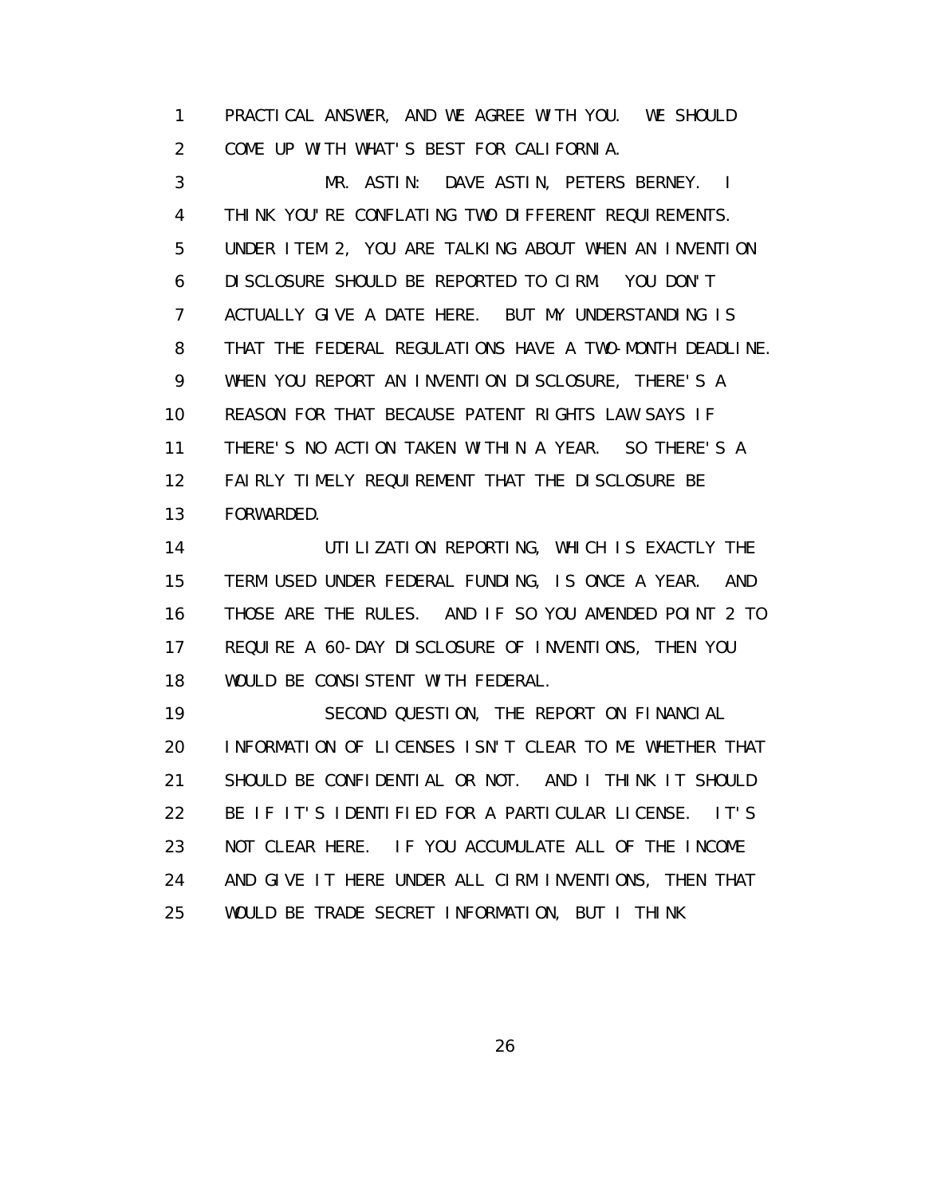PRACTICAL ANSWER, AND WE AGREE WITH YOU. WE SHOULD COME UP WITH WHAT'S BEST FOR CALIFORNIA.

MR. ASTIN: DAVE ASTIN, PETERS BERNEY. I THINK YOU'RE CONFLATING TWO DIFFERENT REQUIREMENTS. UNDER ITEM 2, YOU ARE TALKING ABOUT WHEN AN INVENTION DISCLOSURE SHOULD BE REPORTED TO CIRM. YOU DON'T ACTUALLY GIVE A DATE HERE. BUT MY UNDERSTANDING IS THAT THE FEDERAL REGULATIONS HAVE A TWO-MONTH DEADLINE. WHEN YOU REPORT AN INVENTION DISCLOSURE, THERE'S A REASON FOR THAT BECAUSE PATENT RIGHTS LAW SAYS IF THERE'S NO ACTION TAKEN WITHIN A YEAR. SO THERE'S A FAIRLY TIMELY REQUIREMENT THAT THE DISCLOSURE BE FORWARDED.

UTILIZATION REPORTING, WHICH IS EXACTLY THE TERM USED UNDER FEDERAL FUNDING, IS ONCE A YEAR. AND THOSE ARE THE RULES. AND IF SO YOU AMENDED POINT 2 TO REQUIRE A 60-DAY DISCLOSURE OF INVENTIONS, THEN YOU WOULD BE CONSISTENT WITH FEDERAL.

SECOND QUESTION, THE REPORT ON FINANCIAL INFORMATION OF LICENSES ISN'T CLEAR TO ME WHETHER THAT SHOULD BE CONFIDENTIAL OR NOT. AND I THINK IT SHOULD BE IF IT'S IDENTIFIED FOR A PARTICULAR LICENSE. IT'S NOT CLEAR HERE. IF YOU ACCUMULATE ALL OF THE INCOME AND GIVE IT HERE UNDER ALL CIRM INVENTIONS, THEN THAT WOULD BE TRADE SECRET INFORMATION, BUT I THINK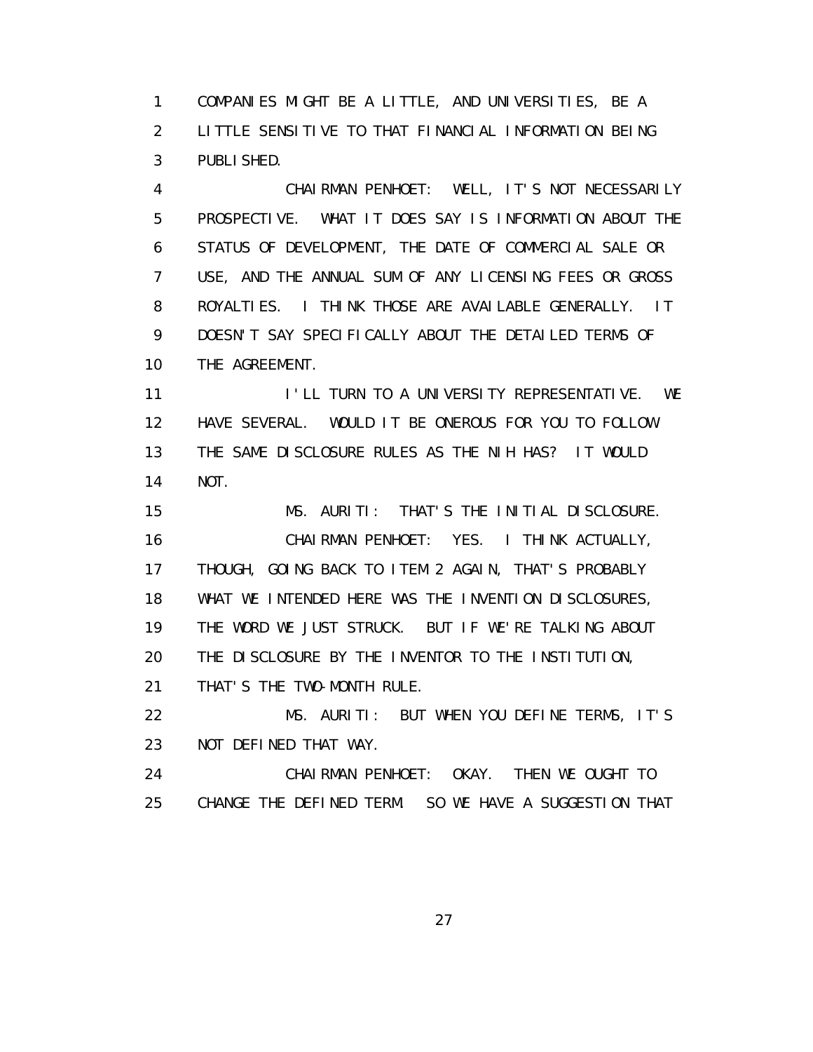COMPANIES MIGHT BE A LITTLE, AND UNIVERSITIES, BE A LITTLE SENSITIVE TO THAT FINANCIAL INFORMATION BEING PUBLISHED.

CHAIRMAN PENHOET: WELL, IT'S NOT NECESSARILY PROSPECTIVE. WHAT IT DOES SAY IS INFORMATION ABOUT THE STATUS OF DEVELOPMENT, THE DATE OF COMMERCIAL SALE OR USE, AND THE ANNUAL SUM OF ANY LICENSING FEES OR GROSS ROYALTIES. I THINK THOSE ARE AVAILABLE GENERALLY. IT DOESN'T SAY SPECIFICALLY ABOUT THE DETAILED TERMS OF THE AGREEMENT.

I'LL TURN TO A UNIVERSITY REPRESENTATIVE. WE HAVE SEVERAL. WOULD IT BE ONEROUS FOR YOU TO FOLLOW THE SAME DISCLOSURE RULES AS THE NIH HAS? IT WOULD NOT.

MS. AURITI: THAT'S THE INITIAL DISCLOSURE.

CHAIRMAN PENHOET: YES. I THINK ACTUALLY, THOUGH, GOING BACK TO ITEM 2 AGAIN, THAT'S PROBABLY WHAT WE INTENDED HERE WAS THE INVENTION DISCLOSURES, THE WORD WE JUST STRUCK. BUT IF WE'RE TALKING ABOUT THE DISCLOSURE BY THE INVENTOR TO THE INSTITUTION, THAT'S THE TWO-MONTH RULE.

MS. AURITI: BUT WHEN YOU DEFINE TERMS, IT'S NOT DEFINED THAT WAY.

CHAIRMAN PENHOET: OKAY. THEN WE OUGHT TO CHANGE THE DEFINED TERM. SO WE HAVE A SUGGESTION THAT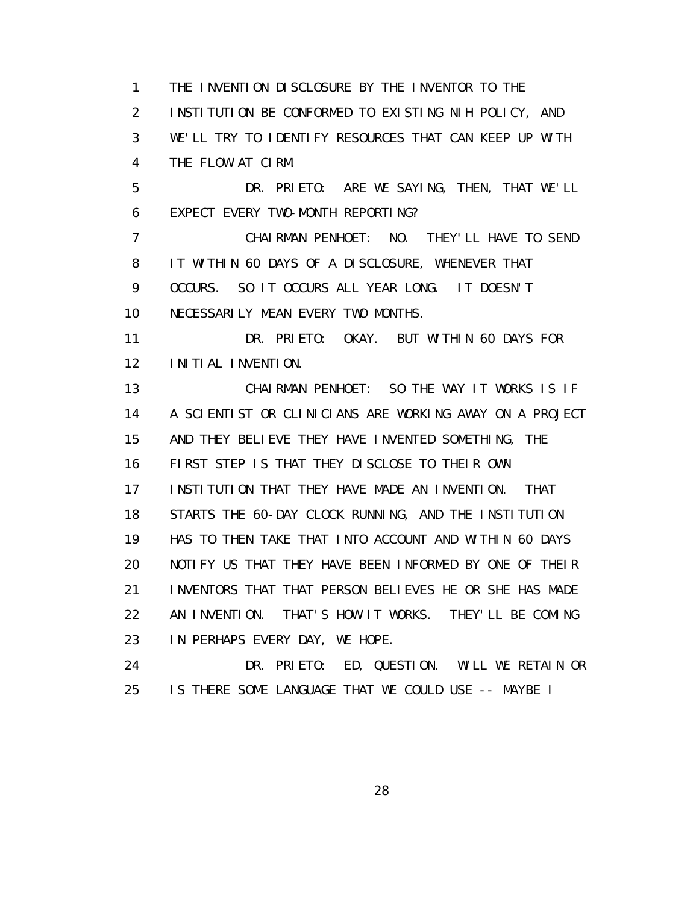1 THE INVENTION DISCLOSURE BY THE INVENTOR TO THE
2 INSTITUTION BE CONFORMED TO EXISTING NIH POLICY, AND
3 WE'LL TRY TO IDENTIFY RESOURCES THAT CAN KEEP UP WITH
4 THE FLOW AT CIRM.

5 DR. PRIETO: ARE WE SAYING, THEN, THAT WE'LL
6 EXPECT EVERY TWO-MONTH REPORTING?

7 CHAIRMAN PENHOET: NO. THEY'LL HAVE TO SEND
8 IT WITHIN 60 DAYS OF A DISCLOSURE, WHENEVER THAT
9 OCCURS. SO IT OCCURS ALL YEAR LONG. IT DOESN'T
10 NECESSARILY MEAN EVERY TWO MONTHS.

11 DR. PRIETO: OKAY. BUT WITHIN 60 DAYS FOR
12 INITIAL INVENTION.

13 CHAIRMAN PENHOET: SO THE WAY IT WORKS IS IF
14 A SCIENTIST OR CLINICIANS ARE WORKING AWAY ON A PROJECT
15 AND THEY BELIEVE THEY HAVE INVENTED SOMETHING, THE
16 FIRST STEP IS THAT THEY DISCLOSE TO THEIR OWN
17 INSTITUTION THAT THEY HAVE MADE AN INVENTION. THAT
18 STARTS THE 60-DAY CLOCK RUNNING, AND THE INSTITUTION
19 HAS TO THEN TAKE THAT INTO ACCOUNT AND WITHIN 60 DAYS
20 NOTIFY US THAT THEY HAVE BEEN INFORMED BY ONE OF THEIR
21 INVENTORS THAT THAT PERSON BELIEVES HE OR SHE HAS MADE
22 AN INVENTION. THAT'S HOW IT WORKS. THEY'LL BE COMING
23 IN PERHAPS EVERY DAY, WE HOPE.

24 DR. PRIETO: ED, QUESTION. WILL WE RETAIN OR
25 IS THERE SOME LANGUAGE THAT WE COULD USE -- MAYBE I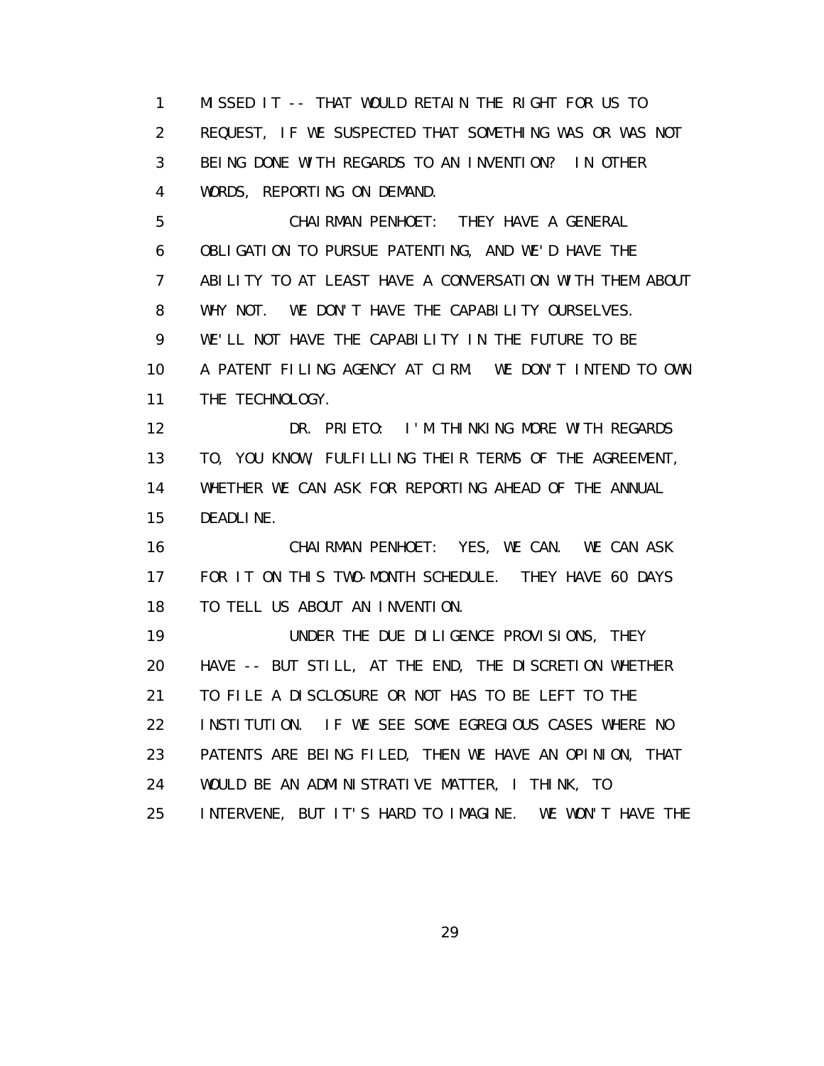1 MISSED IT -- THAT WOULD RETAIN THE RIGHT FOR US TO
2 REQUEST, IF WE SUSPECTED THAT SOMETHING WAS OR WAS NOT
3 BEING DONE WITH REGARDS TO AN INVENTION? IN OTHER
4 WORDS, REPORTING ON DEMAND.
5 CHAIRMAN PENHOET: THEY HAVE A GENERAL
6 OBLIGATION TO PURSUE PATENTING, AND WE'D HAVE THE
7 ABILITY TO AT LEAST HAVE A CONVERSATION WITH THEM ABOUT
8 WHY NOT. WE DON'T HAVE THE CAPABILITY OURSELVES.
9 WE'LL NOT HAVE THE CAPABILITY IN THE FUTURE TO BE
10 A PATENT FILING AGENCY AT CIRM. WE DON'T INTEND TO OWN
11 THE TECHNOLOGY.
12 DR. PRIETO: I'M THINKING MORE WITH REGARDS
13 TO, YOU KNOW, FULFILLING THEIR TERMS OF THE AGREEMENT,
14 WHETHER WE CAN ASK FOR REPORTING AHEAD OF THE ANNUAL
15 DEADLINE.
16 CHAIRMAN PENHOET: YES, WE CAN. WE CAN ASK
17 FOR IT ON THIS TWO-MONTH SCHEDULE. THEY HAVE 60 DAYS
18 TO TELL US ABOUT AN INVENTION.
19 UNDER THE DUE DILIGENCE PROVISIONS, THEY
20 HAVE -- BUT STILL, AT THE END, THE DISCRETION WHETHER
21 TO FILE A DISCLOSURE OR NOT HAS TO BE LEFT TO THE
22 INSTITUTION. IF WE SEE SOME EGREGIOUS CASES WHERE NO
23 PATENTS ARE BEING FILED, THEN WE HAVE AN OPINION, THAT
24 WOULD BE AN ADMINISTRATIVE MATTER, I THINK, TO
25 INTERVENE, BUT IT'S HARD TO IMAGINE. WE WON'T HAVE THE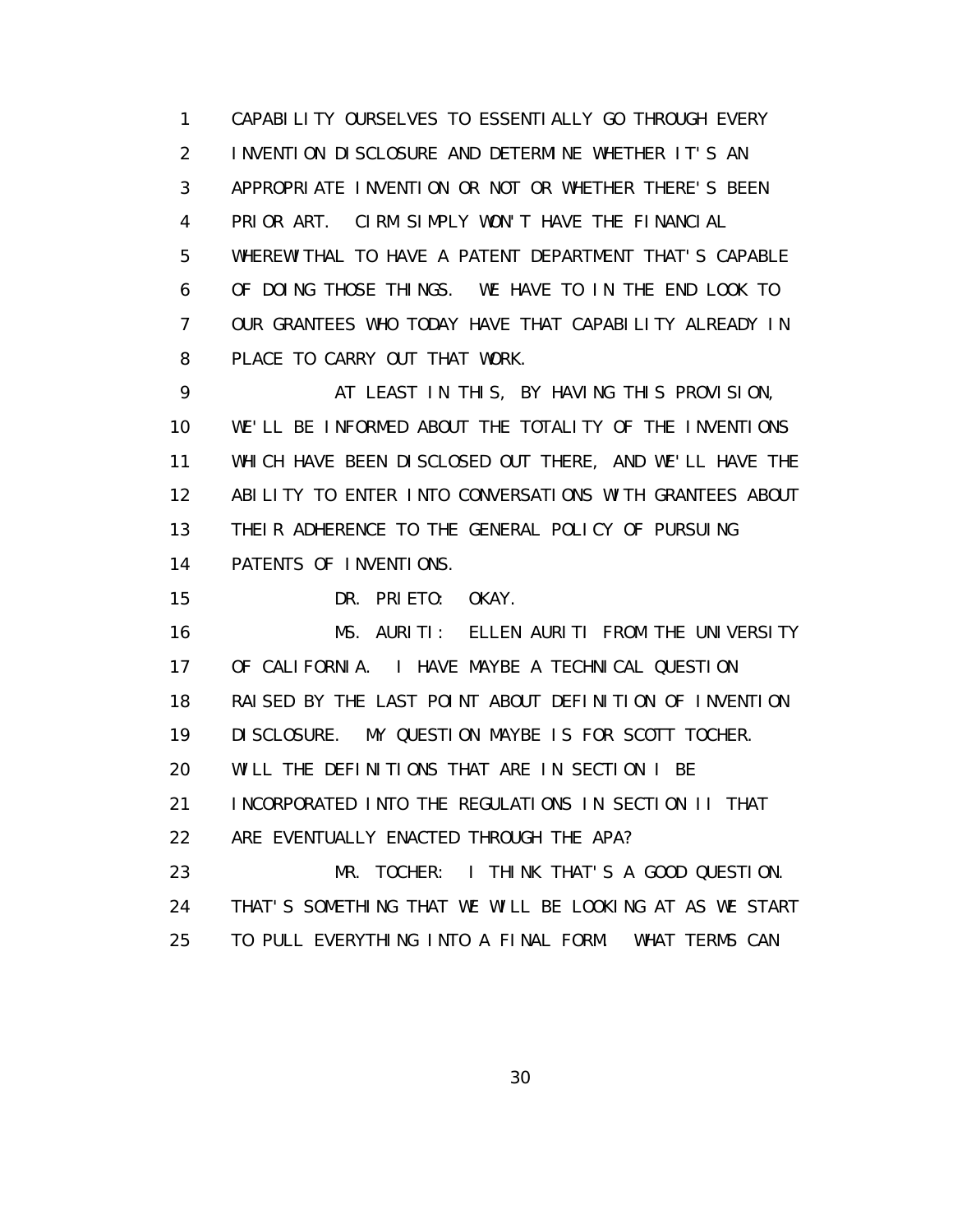1 CAPABILITY OURSELVES TO ESSENTIALLY GO THROUGH EVERY
2 INVENTION DISCLOSURE AND DETERMINE WHETHER IT'S AN
3 APPROPRIATE INVENTION OR NOT OR WHETHER THERE'S BEEN
4 PRIOR ART. CIRM SIMPLY WON'T HAVE THE FINANCIAL
5 WHEREWITHAL TO HAVE A PATENT DEPARTMENT THAT'S CAPABLE
6 OF DOING THOSE THINGS. WE HAVE TO IN THE END LOOK TO
7 OUR GRANTEES WHO TODAY HAVE THAT CAPABILITY ALREADY IN
8 PLACE TO CARRY OUT THAT WORK.

9 AT LEAST IN THIS, BY HAVING THIS PROVISION,
10 WE'LL BE INFORMED ABOUT THE TOTALITY OF THE INVENTIONS
11 WHICH HAVE BEEN DISCLOSED OUT THERE, AND WE'LL HAVE THE
12 ABILITY TO ENTER INTO CONVERSATIONS WITH GRANTEES ABOUT
13 THEIR ADHERENCE TO THE GENERAL POLICY OF PURSUING
14 PATENTS OF INVENTIONS.

15 DR. PRIETO: OKAY.

16 MS. AURITI: ELLEN AURITI FROM THE UNIVERSITY
17 OF CALIFORNIA. I HAVE MAYBE A TECHNICAL QUESTION
18 RAISED BY THE LAST POINT ABOUT DEFINITION OF INVENTION
19 DISCLOSURE. MY QUESTION MAYBE IS FOR SCOTT TOCHER.
20 WILL THE DEFINITIONS THAT ARE IN SECTION I BE
21 INCORPORATED INTO THE REGULATIONS IN SECTION II THAT
22 ARE EVENTUALLY ENACTED THROUGH THE APA?

23 MR. TOCHER: I THINK THAT'S A GOOD QUESTION.
24 THAT'S SOMETHING THAT WE WILL BE LOOKING AT AS WE START
25 TO PULL EVERYTHING INTO A FINAL FORM. WHAT TERMS CAN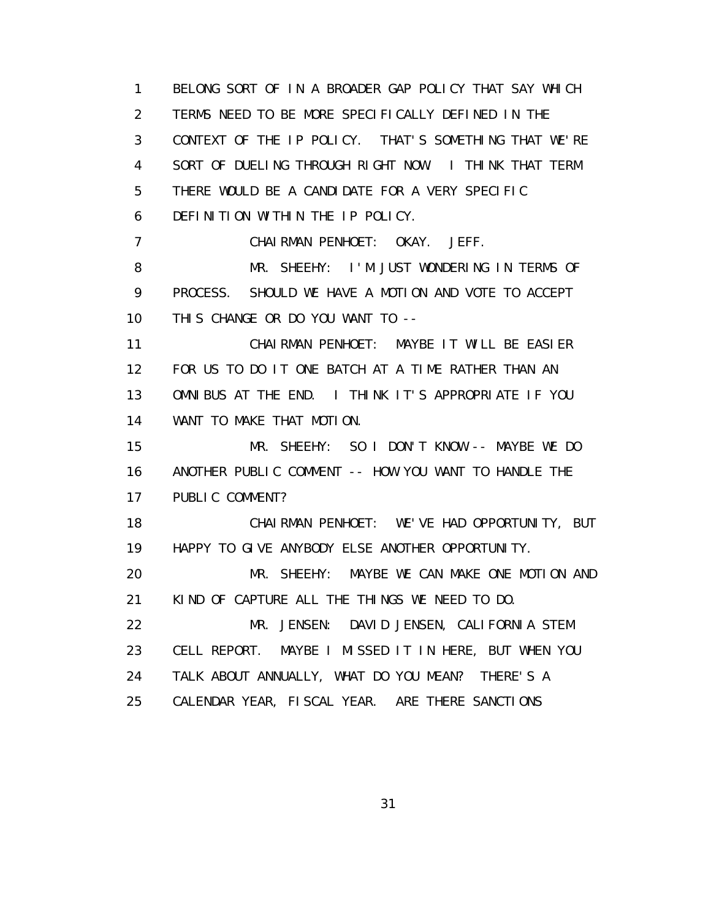1 BELONG SORT OF IN A BROADER GAP POLICY THAT SAY WHICH
2 TERMS NEED TO BE MORE SPECIFICALLY DEFINED IN THE
3 CONTEXT OF THE IP POLICY. THAT'S SOMETHING THAT WE'RE
4 SORT OF DUELING THROUGH RIGHT NOW. I THINK THAT TERM
5 THERE WOULD BE A CANDIDATE FOR A VERY SPECIFIC
6 DEFINITION WITHIN THE IP POLICY.
7 CHAIRMAN PENHOET: OKAY. JEFF.
8 MR. SHEEHY: I'M JUST WONDERING IN TERMS OF
9 PROCESS. SHOULD WE HAVE A MOTION AND VOTE TO ACCEPT
10 THIS CHANGE OR DO YOU WANT TO --
11 CHAIRMAN PENHOET: MAYBE IT WILL BE EASIER
12 FOR US TO DO IT ONE BATCH AT A TIME RATHER THAN AN
13 OMNIBUS AT THE END. I THINK IT'S APPROPRIATE IF YOU
14 WANT TO MAKE THAT MOTION.
15 MR. SHEEHY: SO I DON'T KNOW -- MAYBE WE DO
16 ANOTHER PUBLIC COMMENT -- HOW YOU WANT TO HANDLE THE
17 PUBLIC COMMENT?
18 CHAIRMAN PENHOET: WE'VE HAD OPPORTUNITY, BUT
19 HAPPY TO GIVE ANYBODY ELSE ANOTHER OPPORTUNITY.
20 MR. SHEEHY: MAYBE WE CAN MAKE ONE MOTION AND
21 KIND OF CAPTURE ALL THE THINGS WE NEED TO DO.
22 MR. JENSEN: DAVID JENSEN, CALIFORNIA STEM
23 CELL REPORT. MAYBE I MISSED IT IN HERE, BUT WHEN YOU
24 TALK ABOUT ANNUALLY, WHAT DO YOU MEAN? THERE'S A
25 CALENDAR YEAR, FISCAL YEAR. ARE THERE SANCTIONS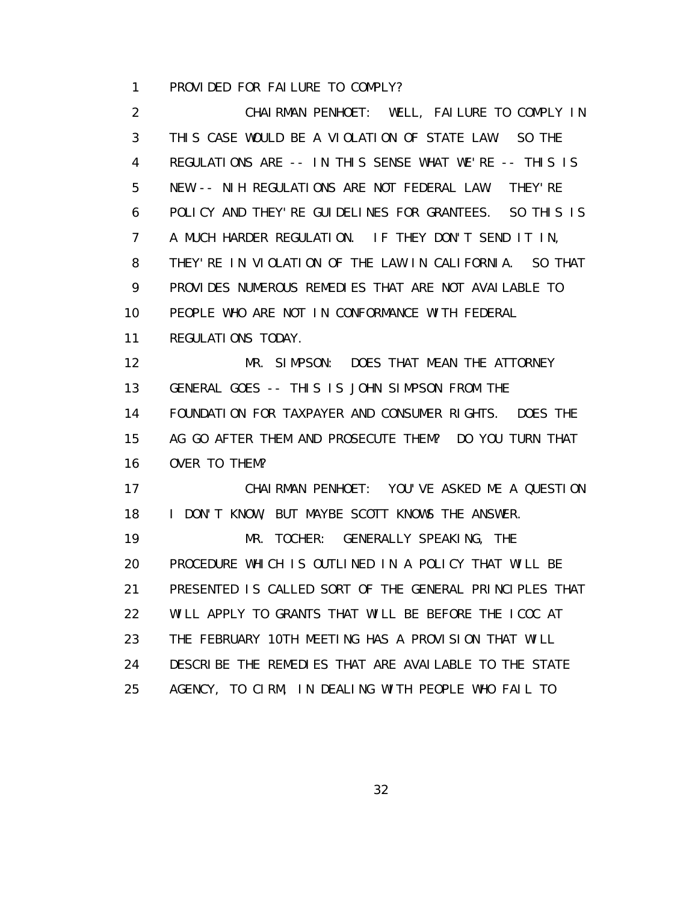1 PROVIDED FOR FAILURE TO COMPLY?

2 CHAIRMAN PENHOET: WELL, FAILURE TO COMPLY IN
3 THIS CASE WOULD BE A VIOLATION OF STATE LAW. SO THE
4 REGULATIONS ARE -- IN THIS SENSE WHAT WE'RE -- THIS IS
5 NEW -- NIH REGULATIONS ARE NOT FEDERAL LAW. THEY'RE
6 POLICY AND THEY'RE GUIDELINES FOR GRANTEES. SO THIS IS
7 A MUCH HARDER REGULATION. IF THEY DON'T SEND IT IN,
8 THEY'RE IN VIOLATION OF THE LAW IN CALIFORNIA. SO THAT
9 PROVIDES NUMEROUS REMEDIES THAT ARE NOT AVAILABLE TO
10 PEOPLE WHO ARE NOT IN CONFORMANCE WITH FEDERAL
11 REGULATIONS TODAY.

12 MR. SIMPSON: DOES THAT MEAN THE ATTORNEY
13 GENERAL GOES -- THIS IS JOHN SIMPSON FROM THE
14 FOUNDATION FOR TAXPAYER AND CONSUMER RIGHTS. DOES THE
15 AG GO AFTER THEM AND PROSECUTE THEM? DO YOU TURN THAT
16 OVER TO THEM?

17 CHAIRMAN PENHOET: YOU'VE ASKED ME A QUESTION
18 I DON'T KNOW, BUT MAYBE SCOTT KNOWS THE ANSWER.

19 MR. TOCHER: GENERALLY SPEAKING, THE
20 PROCEDURE WHICH IS OUTLINED IN A POLICY THAT WILL BE
21 PRESENTED IS CALLED SORT OF THE GENERAL PRINCIPLES THAT
22 WILL APPLY TO GRANTS THAT WILL BE BEFORE THE ICOC AT
23 THE FEBRUARY 10TH MEETING HAS A PROVISION THAT WILL
24 DESCRIBE THE REMEDIES THAT ARE AVAILABLE TO THE STATE
25 AGENCY, TO CIRM, IN DEALING WITH PEOPLE WHO FAIL TO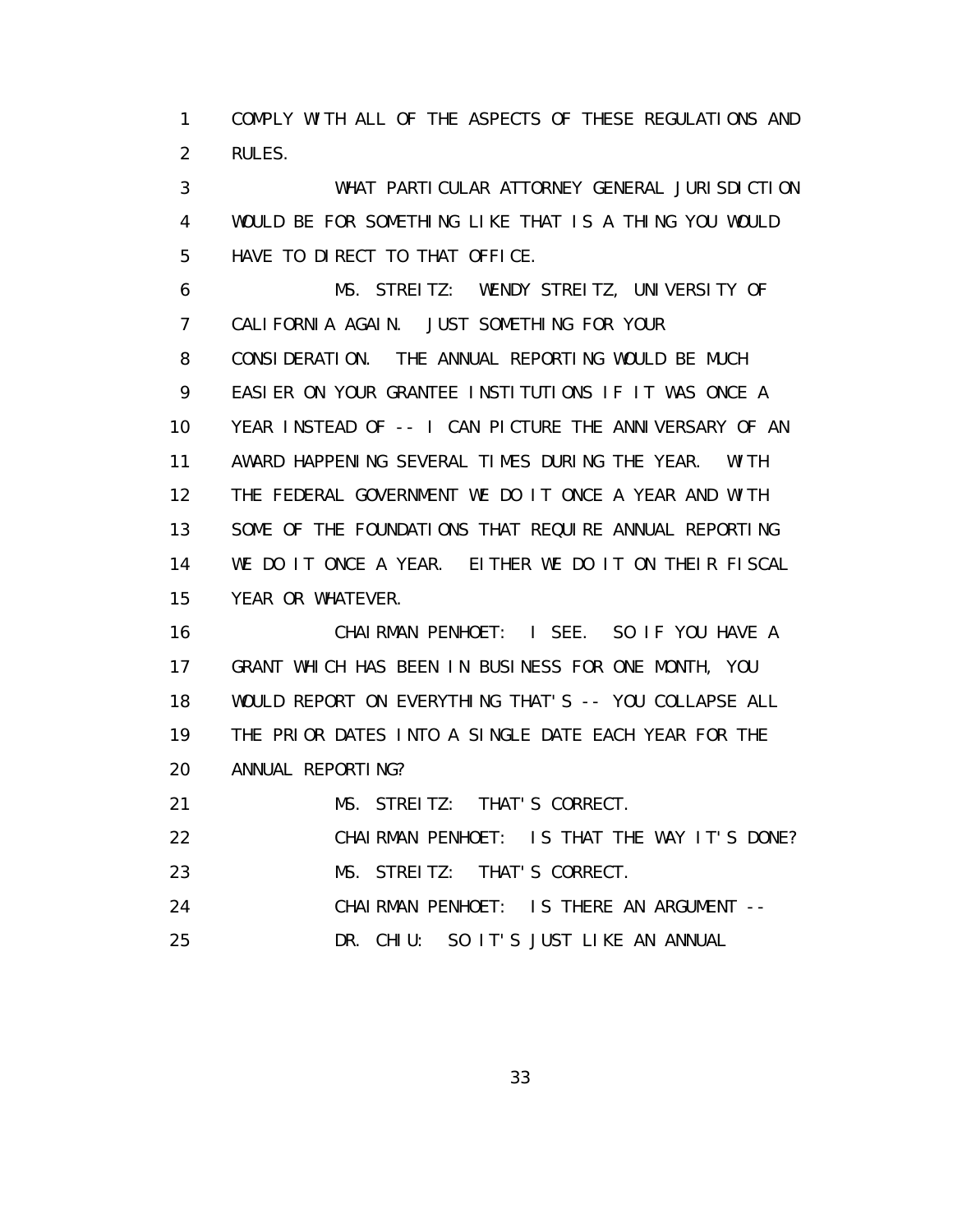1 COMPLY WITH ALL OF THE ASPECTS OF THESE REGULATIONS AND
2 RULES.
3 WHAT PARTICULAR ATTORNEY GENERAL JURISDICTION
4 WOULD BE FOR SOMETHING LIKE THAT IS A THING YOU WOULD
5 HAVE TO DIRECT TO THAT OFFICE.
6 MS. STREITZ: WENDY STREITZ, UNIVERSITY OF
7 CALIFORNIA AGAIN. JUST SOMETHING FOR YOUR
8 CONSIDERATION. THE ANNUAL REPORTING WOULD BE MUCH
9 EASIER ON YOUR GRANTEE INSTITUTIONS IF IT WAS ONCE A
10 YEAR INSTEAD OF -- I CAN PICTURE THE ANNIVERSARY OF AN
11 AWARD HAPPENING SEVERAL TIMES DURING THE YEAR. WITH
12 THE FEDERAL GOVERNMENT WE DO IT ONCE A YEAR AND WITH
13 SOME OF THE FOUNDATIONS THAT REQUIRE ANNUAL REPORTING
14 WE DO IT ONCE A YEAR. EITHER WE DO IT ON THEIR FISCAL
15 YEAR OR WHATEVER.
16 CHAIRMAN PENHOET: I SEE. SO IF YOU HAVE A
17 GRANT WHICH HAS BEEN IN BUSINESS FOR ONE MONTH, YOU
18 WOULD REPORT ON EVERYTHING THAT'S -- YOU COLLAPSE ALL
19 THE PRIOR DATES INTO A SINGLE DATE EACH YEAR FOR THE
20 ANNUAL REPORTING?
21 MS. STREITZ: THAT'S CORRECT.
22 CHAIRMAN PENHOET: IS THAT THE WAY IT'S DONE?
23 MS. STREITZ: THAT'S CORRECT.
24 CHAIRMAN PENHOET: IS THERE AN ARGUMENT --
25 DR. CHIU: SO IT'S JUST LIKE AN ANNUAL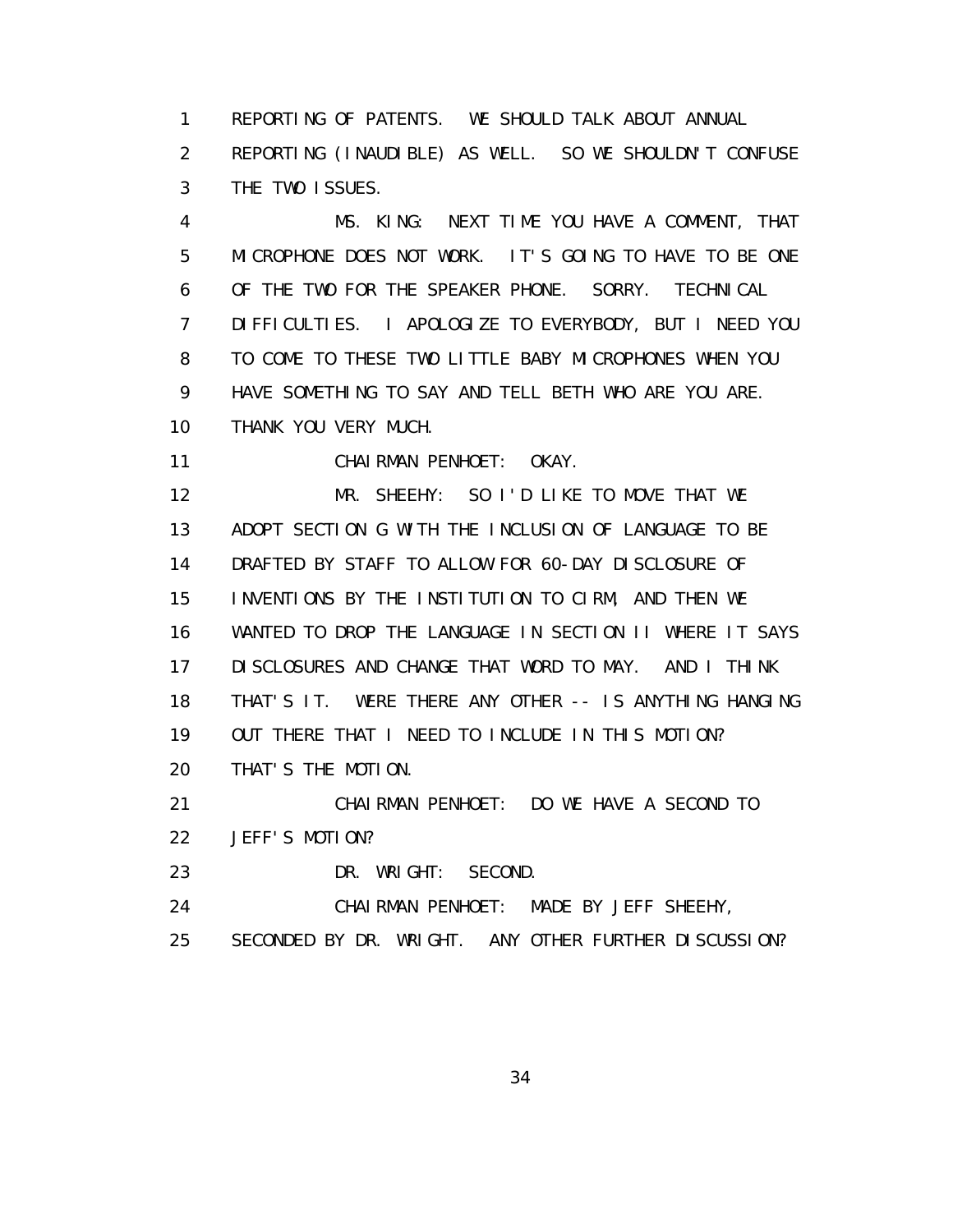1 REPORTING OF PATENTS. WE SHOULD TALK ABOUT ANNUAL
2 REPORTING (INAUDIBLE) AS WELL. SO WE SHOULDN'T CONFUSE
3 THE TWO ISSUES.
4 MS. KING: NEXT TIME YOU HAVE A COMMENT, THAT
5 MICROPHONE DOES NOT WORK. IT'S GOING TO HAVE TO BE ONE
6 OF THE TWO FOR THE SPEAKER PHONE. SORRY. TECHNICAL
7 DIFFICULTIES. I APOLOGIZE TO EVERYBODY, BUT I NEED YOU
8 TO COME TO THESE TWO LITTLE BABY MICROPHONES WHEN YOU
9 HAVE SOMETHING TO SAY AND TELL BETH WHO ARE YOU ARE.
10 THANK YOU VERY MUCH.
11 CHAIRMAN PENHOET: OKAY.
12 MR. SHEEHY: SO I'D LIKE TO MOVE THAT WE
13 ADOPT SECTION G WITH THE INCLUSION OF LANGUAGE TO BE
14 DRAFTED BY STAFF TO ALLOW FOR 60-DAY DISCLOSURE OF
15 INVENTIONS BY THE INSTITUTION TO CIRM, AND THEN WE
16 WANTED TO DROP THE LANGUAGE IN SECTION II WHERE IT SAYS
17 DISCLOSURES AND CHANGE THAT WORD TO MAY. AND I THINK
18 THAT'S IT. WERE THERE ANY OTHER -- IS ANYTHING HANGING
19 OUT THERE THAT I NEED TO INCLUDE IN THIS MOTION?
20 THAT'S THE MOTION.
21 CHAIRMAN PENHOET: DO WE HAVE A SECOND TO
22 JEFF'S MOTION?
23 DR. WRIGHT: SECOND.
24 CHAIRMAN PENHOET: MADE BY JEFF SHEEHY,
25 SECONDED BY DR. WRIGHT. ANY OTHER FURTHER DISCUSSION?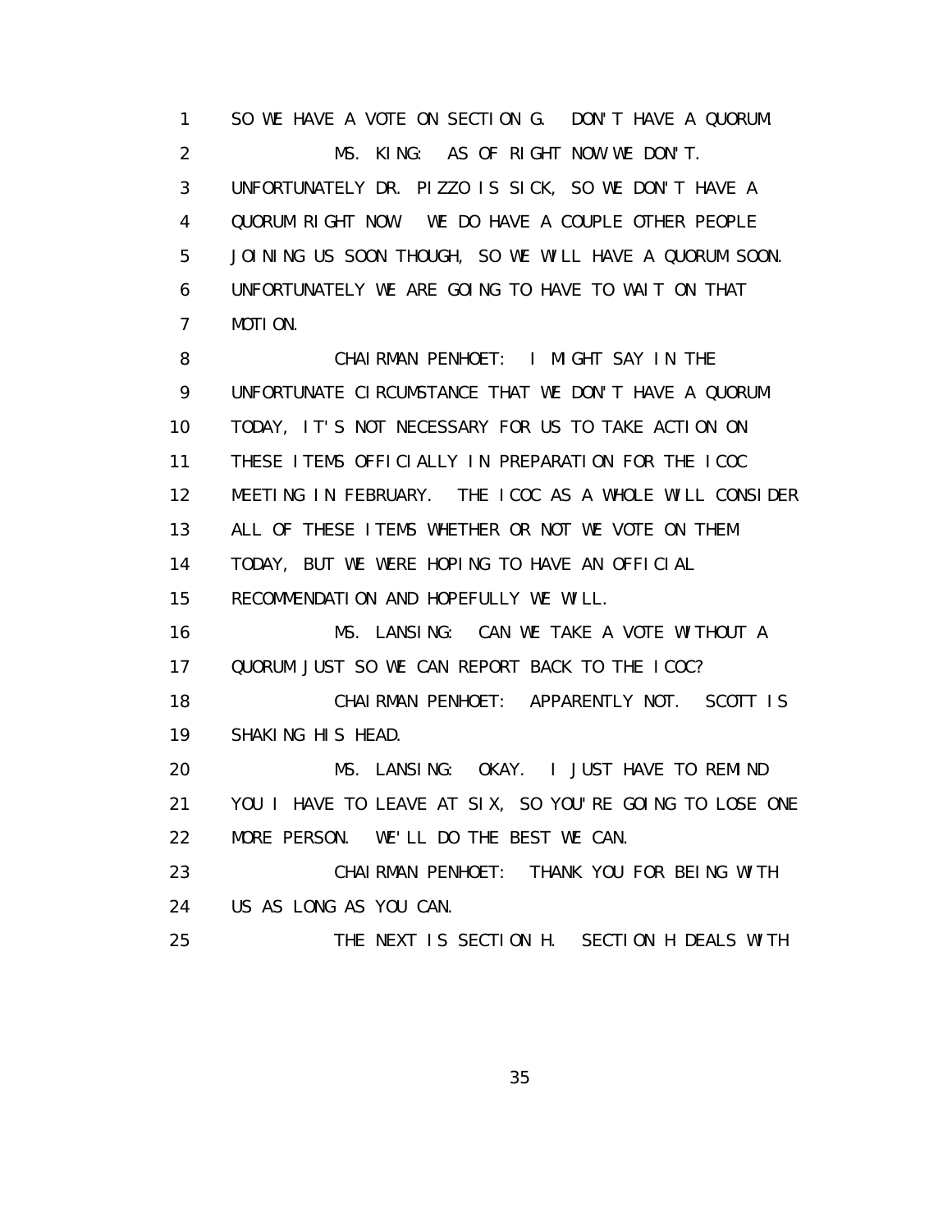1 SO WE HAVE A VOTE ON SECTION G. DON'T HAVE A QUORUM.

2 MS. KING: AS OF RIGHT NOW WE DON'T.

3 UNFORTUNATELY DR. PIZZO IS SICK, SO WE DON'T HAVE A

4 QUORUM RIGHT NOW. WE DO HAVE A COUPLE OTHER PEOPLE

5 JOINING US SOON THOUGH, SO WE WILL HAVE A QUORUM SOON.

6 UNFORTUNATELY WE ARE GOING TO HAVE TO WAIT ON THAT

7 MOTION.

8 CHAIRMAN PENHOET: I MIGHT SAY IN THE

9 UNFORTUNATE CIRCUMSTANCE THAT WE DON'T HAVE A QUORUM

10 TODAY, IT'S NOT NECESSARY FOR US TO TAKE ACTION ON

11 THESE ITEMS OFFICIALLY IN PREPARATION FOR THE ICOC

12 MEETING IN FEBRUARY. THE ICOC AS A WHOLE WILL CONSIDER

13 ALL OF THESE ITEMS WHETHER OR NOT WE VOTE ON THEM

14 TODAY, BUT WE WERE HOPING TO HAVE AN OFFICIAL

15 RECOMMENDATION AND HOPEFULLY WE WILL.

16 MS. LANSING: CAN WE TAKE A VOTE WITHOUT A

17 QUORUM JUST SO WE CAN REPORT BACK TO THE ICOC?

18 CHAIRMAN PENHOET: APPARENTLY NOT. SCOTT IS

19 SHAKING HIS HEAD.

20 MS. LANSING: OKAY. I JUST HAVE TO REMIND

21 YOU I HAVE TO LEAVE AT SIX, SO YOU'RE GOING TO LOSE ONE

22 MORE PERSON. WE'LL DO THE BEST WE CAN.

23 CHAIRMAN PENHOET: THANK YOU FOR BEING WITH

24 US AS LONG AS YOU CAN.

25 THE NEXT IS SECTION H. SECTION H DEALS WITH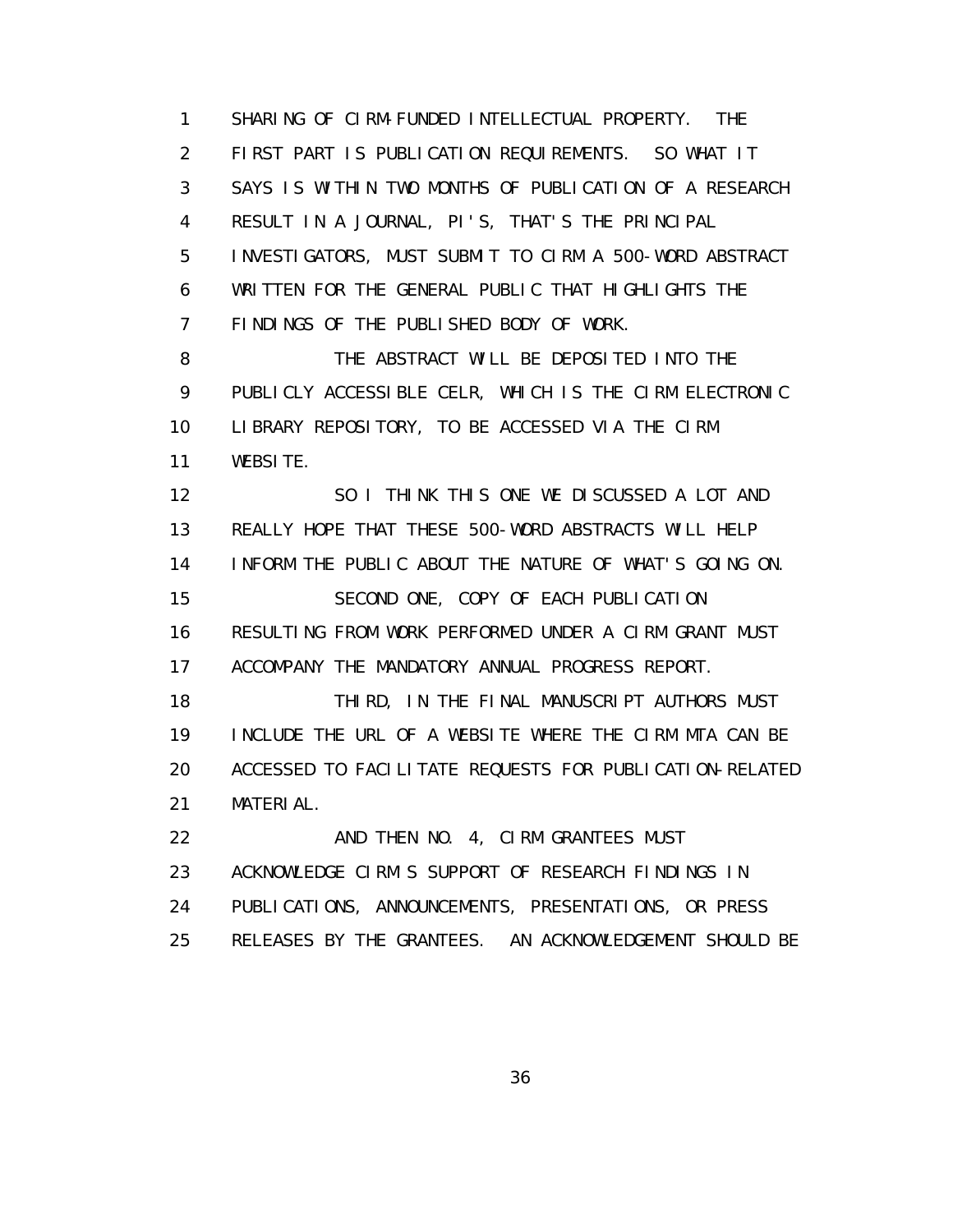SHARING OF CIRM-FUNDED INTELLECTUAL PROPERTY. THE FIRST PART IS PUBLICATION REQUIREMENTS. SO WHAT IT SAYS IS WITHIN TWO MONTHS OF PUBLICATION OF A RESEARCH RESULT IN A JOURNAL, PI'S, THAT'S THE PRINCIPAL INVESTIGATORS, MUST SUBMIT TO CIRM A 500-WORD ABSTRACT WRITTEN FOR THE GENERAL PUBLIC THAT HIGHLIGHTS THE FINDINGS OF THE PUBLISHED BODY OF WORK.

THE ABSTRACT WILL BE DEPOSITED INTO THE PUBLICLY ACCESSIBLE CELR, WHICH IS THE CIRM ELECTRONIC LIBRARY REPOSITORY, TO BE ACCESSED VIA THE CIRM WEBSITE.

SO I THINK THIS ONE WE DISCUSSED A LOT AND REALLY HOPE THAT THESE 500-WORD ABSTRACTS WILL HELP INFORM THE PUBLIC ABOUT THE NATURE OF WHAT'S GOING ON.

SECOND ONE, COPY OF EACH PUBLICATION RESULTING FROM WORK PERFORMED UNDER A CIRM GRANT MUST ACCOMPANY THE MANDATORY ANNUAL PROGRESS REPORT.

THIRD, IN THE FINAL MANUSCRIPT AUTHORS MUST INCLUDE THE URL OF A WEBSITE WHERE THE CIRM MTA CAN BE ACCESSED TO FACILITATE REQUESTS FOR PUBLICATION-RELATED MATERIAL.

AND THEN NO. 4, CIRM GRANTEES MUST ACKNOWLEDGE CIRM'S SUPPORT OF RESEARCH FINDINGS IN PUBLICATIONS, ANNOUNCEMENTS, PRESENTATIONS, OR PRESS RELEASES BY THE GRANTEES. AN ACKNOWLEDGEMENT SHOULD BE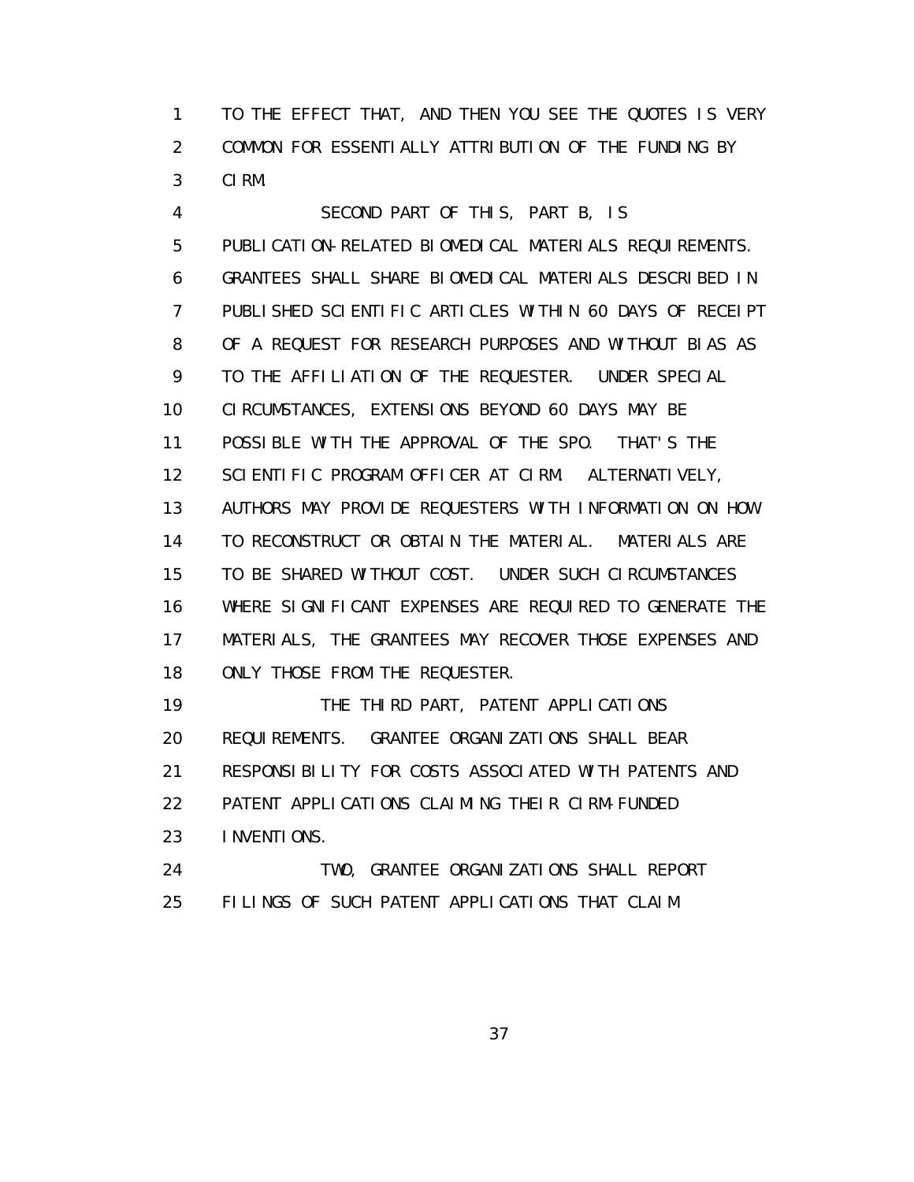1 TO THE EFFECT THAT, AND THEN YOU SEE THE QUOTES IS VERY
2 COMMON FOR ESSENTIALLY ATTRIBUTION OF THE FUNDING BY
3 CIRM.

4 SECOND PART OF THIS, PART B, IS
5 PUBLICATION-RELATED BIOMEDICAL MATERIALS REQUIREMENTS.
6 GRANTEES SHALL SHARE BIOMEDICAL MATERIALS DESCRIBED IN
7 PUBLISHED SCIENTIFIC ARTICLES WITHIN 60 DAYS OF RECEIPT
8 OF A REQUEST FOR RESEARCH PURPOSES AND WITHOUT BIAS AS
9 TO THE AFFILIATION OF THE REQUESTER. UNDER SPECIAL
10 CIRCUMSTANCES, EXTENSIONS BEYOND 60 DAYS MAY BE
11 POSSIBLE WITH THE APPROVAL OF THE SPO. THAT'S THE
12 SCIENTIFIC PROGRAM OFFICER AT CIRM. ALTERNATIVELY,
13 AUTHORS MAY PROVIDE REQUESTERS WITH INFORMATION ON HOW
14 TO RECONSTRUCT OR OBTAIN THE MATERIAL. MATERIALS ARE
15 TO BE SHARED WITHOUT COST. UNDER SUCH CIRCUMSTANCES
16 WHERE SIGNIFICANT EXPENSES ARE REQUIRED TO GENERATE THE
17 MATERIALS, THE GRANTEES MAY RECOVER THOSE EXPENSES AND
18 ONLY THOSE FROM THE REQUESTER.

19 THE THIRD PART, PATENT APPLICATIONS
20 REQUIREMENTS. GRANTEE ORGANIZATIONS SHALL BEAR
21 RESPONSIBILITY FOR COSTS ASSOCIATED WITH PATENTS AND
22 PATENT APPLICATIONS CLAIMING THEIR CIRM-FUNDED
23 INVENTIONS.

24 TWO, GRANTEE ORGANIZATIONS SHALL REPORT
25 FILINGS OF SUCH PATENT APPLICATIONS THAT CLAIM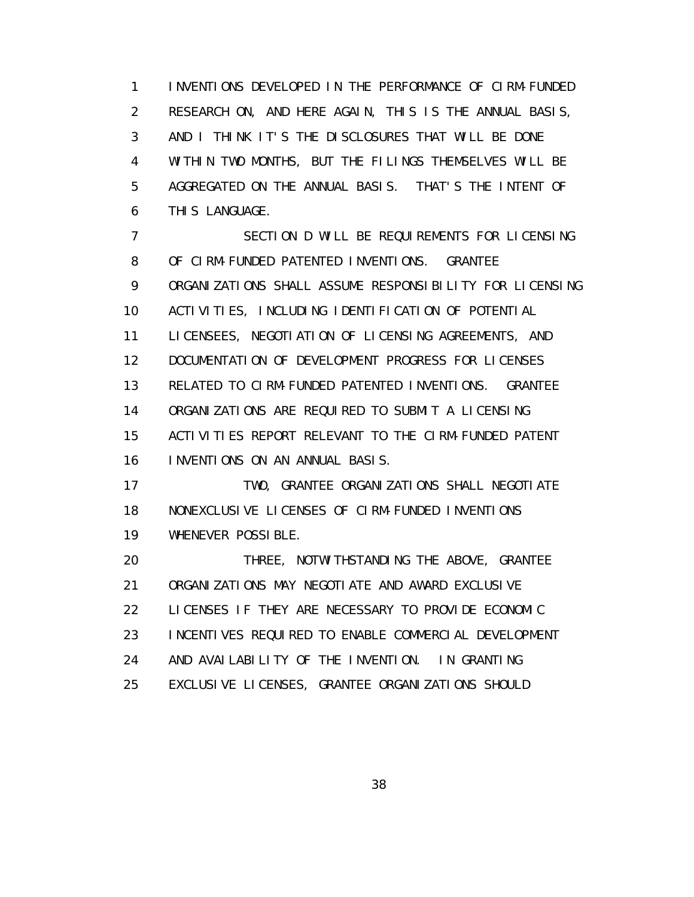INVENTIONS DEVELOPED IN THE PERFORMANCE OF CIRM-FUNDED RESEARCH ON, AND HERE AGAIN, THIS IS THE ANNUAL BASIS, AND I THINK IT'S THE DISCLOSURES THAT WILL BE DONE WITHIN TWO MONTHS, BUT THE FILINGS THEMSELVES WILL BE AGGREGATED ON THE ANNUAL BASIS. THAT'S THE INTENT OF THIS LANGUAGE.

SECTION D WILL BE REQUIREMENTS FOR LICENSING OF CIRM-FUNDED PATENTED INVENTIONS. GRANTEE ORGANIZATIONS SHALL ASSUME RESPONSIBILITY FOR LICENSING ACTIVITIES, INCLUDING IDENTIFICATION OF POTENTIAL LICENSEES, NEGOTIATION OF LICENSING AGREEMENTS, AND DOCUMENTATION OF DEVELOPMENT PROGRESS FOR LICENSES RELATED TO CIRM-FUNDED PATENTED INVENTIONS. GRANTEE ORGANIZATIONS ARE REQUIRED TO SUBMIT A LICENSING ACTIVITIES REPORT RELEVANT TO THE CIRM-FUNDED PATENT INVENTIONS ON AN ANNUAL BASIS.

TWO, GRANTEE ORGANIZATIONS SHALL NEGOTIATE NONEXCLUSIVE LICENSES OF CIRM-FUNDED INVENTIONS WHENEVER POSSIBLE.

THREE, NOTWITHSTANDING THE ABOVE, GRANTEE ORGANIZATIONS MAY NEGOTIATE AND AWARD EXCLUSIVE LICENSES IF THEY ARE NECESSARY TO PROVIDE ECONOMIC INCENTIVES REQUIRED TO ENABLE COMMERCIAL DEVELOPMENT AND AVAILABILITY OF THE INVENTION. IN GRANTING EXCLUSIVE LICENSES, GRANTEE ORGANIZATIONS SHOULD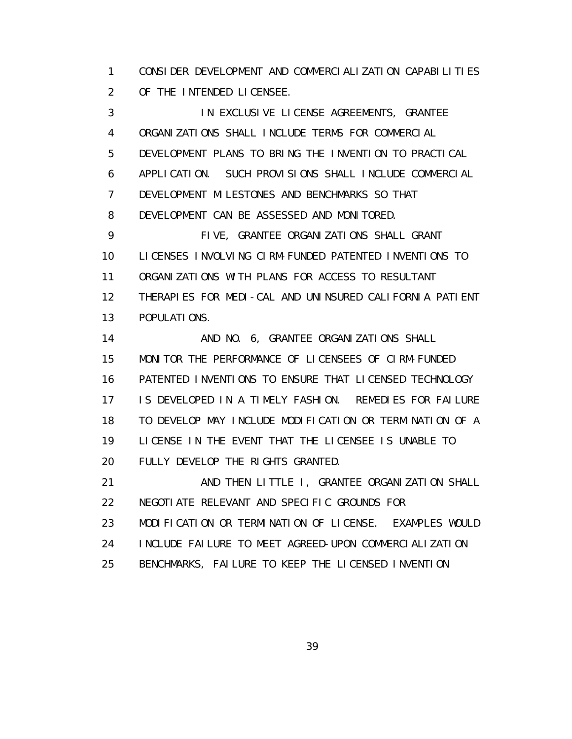CONSIDER DEVELOPMENT AND COMMERCIALIZATION CAPABILITIES OF THE INTENDED LICENSEE.

IN EXCLUSIVE LICENSE AGREEMENTS, GRANTEE ORGANIZATIONS SHALL INCLUDE TERMS FOR COMMERCIAL DEVELOPMENT PLANS TO BRING THE INVENTION TO PRACTICAL APPLICATION. SUCH PROVISIONS SHALL INCLUDE COMMERCIAL DEVELOPMENT MILESTONES AND BENCHMARKS SO THAT DEVELOPMENT CAN BE ASSESSED AND MONITORED.

FIVE, GRANTEE ORGANIZATIONS SHALL GRANT LICENSES INVOLVING CIRM-FUNDED PATENTED INVENTIONS TO ORGANIZATIONS WITH PLANS FOR ACCESS TO RESULTANT THERAPIES FOR MEDI-CAL AND UNINSURED CALIFORNIA PATIENT POPULATIONS.

AND NO. 6, GRANTEE ORGANIZATIONS SHALL MONITOR THE PERFORMANCE OF LICENSEES OF CIRM-FUNDED PATENTED INVENTIONS TO ENSURE THAT LICENSED TECHNOLOGY IS DEVELOPED IN A TIMELY FASHION. REMEDIES FOR FAILURE TO DEVELOP MAY INCLUDE MODIFICATION OR TERMINATION OF A LICENSE IN THE EVENT THAT THE LICENSEE IS UNABLE TO FULLY DEVELOP THE RIGHTS GRANTED.

AND THEN LITTLE I, GRANTEE ORGANIZATION SHALL NEGOTIATE RELEVANT AND SPECIFIC GROUNDS FOR MODIFICATION OR TERMINATION OF LICENSE. EXAMPLES WOULD INCLUDE FAILURE TO MEET AGREED-UPON COMMERCIALIZATION BENCHMARKS, FAILURE TO KEEP THE LICENSED INVENTION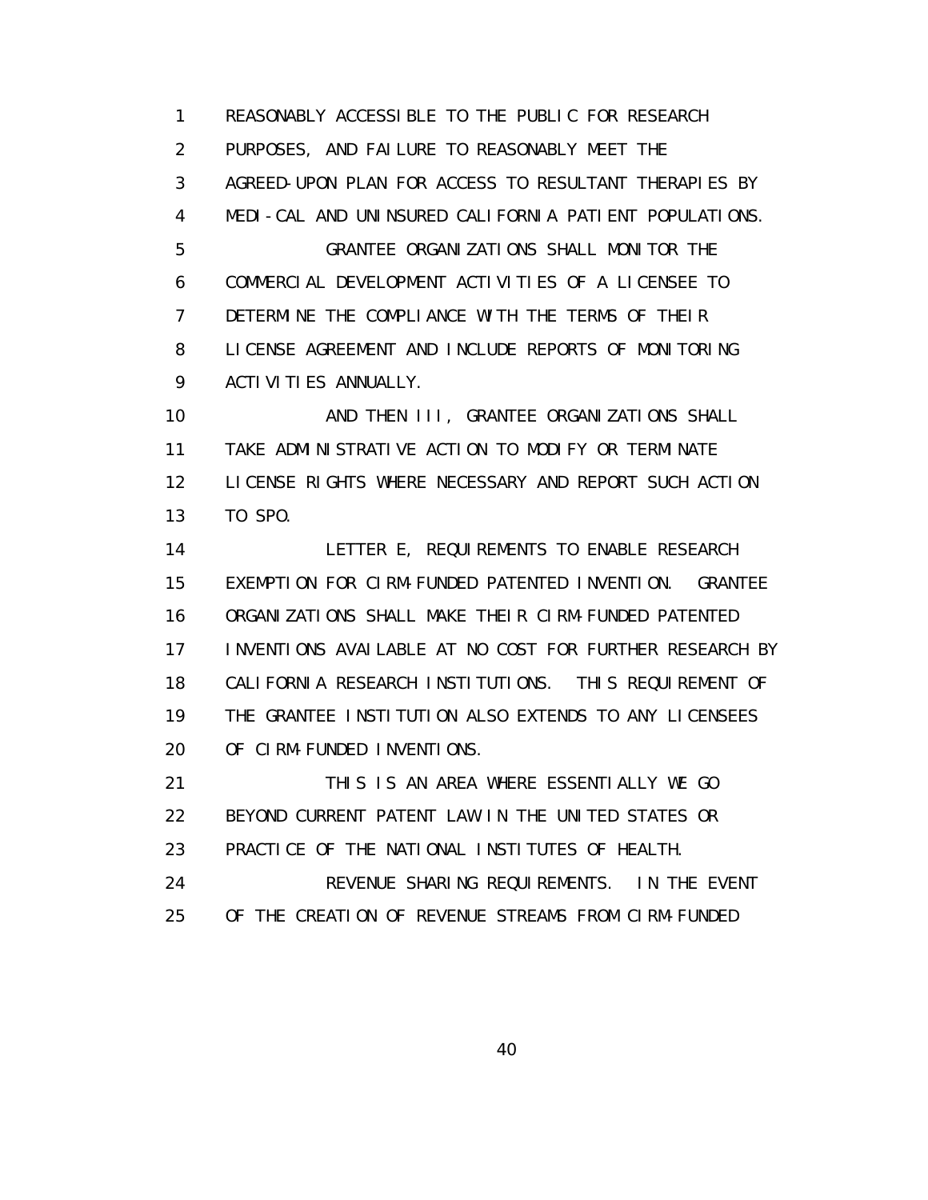REASONABLY ACCESSIBLE TO THE PUBLIC FOR RESEARCH PURPOSES, AND FAILURE TO REASONABLY MEET THE AGREED-UPON PLAN FOR ACCESS TO RESULTANT THERAPIES BY MEDI-CAL AND UNINSURED CALIFORNIA PATIENT POPULATIONS.

GRANTEE ORGANIZATIONS SHALL MONITOR THE COMMERCIAL DEVELOPMENT ACTIVITIES OF A LICENSEE TO DETERMINE THE COMPLIANCE WITH THE TERMS OF THEIR LICENSE AGREEMENT AND INCLUDE REPORTS OF MONITORING ACTIVITIES ANNUALLY.

AND THEN III, GRANTEE ORGANIZATIONS SHALL TAKE ADMINISTRATIVE ACTION TO MODIFY OR TERMINATE LICENSE RIGHTS WHERE NECESSARY AND REPORT SUCH ACTION TO SPO.

LETTER E, REQUIREMENTS TO ENABLE RESEARCH EXEMPTION FOR CIRM-FUNDED PATENTED INVENTION. GRANTEE ORGANIZATIONS SHALL MAKE THEIR CIRM-FUNDED PATENTED INVENTIONS AVAILABLE AT NO COST FOR FURTHER RESEARCH BY CALIFORNIA RESEARCH INSTITUTIONS. THIS REQUIREMENT OF THE GRANTEE INSTITUTION ALSO EXTENDS TO ANY LICENSEES OF CIRM-FUNDED INVENTIONS.

THIS IS AN AREA WHERE ESSENTIALLY WE GO BEYOND CURRENT PATENT LAW IN THE UNITED STATES OR PRACTICE OF THE NATIONAL INSTITUTES OF HEALTH.

REVENUE SHARING REQUIREMENTS. IN THE EVENT OF THE CREATION OF REVENUE STREAMS FROM CIRM-FUNDED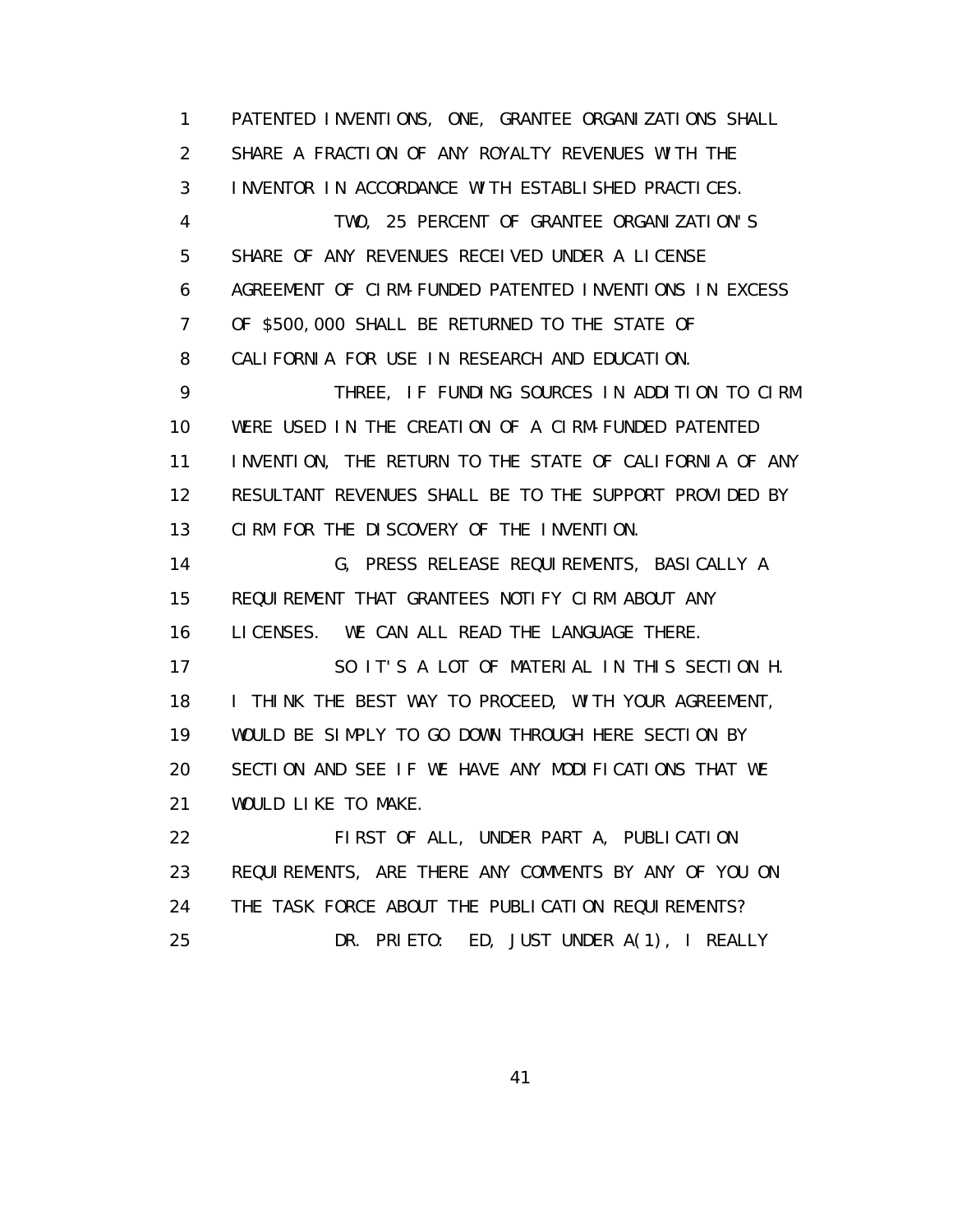1 PATENTED INVENTIONS, ONE, GRANTEE ORGANIZATIONS SHALL
2 SHARE A FRACTION OF ANY ROYALTY REVENUES WITH THE
3 INVENTOR IN ACCORDANCE WITH ESTABLISHED PRACTICES.
4 TWO, 25 PERCENT OF GRANTEE ORGANIZATION'S
5 SHARE OF ANY REVENUES RECEIVED UNDER A LICENSE
6 AGREEMENT OF CIRM-FUNDED PATENTED INVENTIONS IN EXCESS
7 OF $500,000 SHALL BE RETURNED TO THE STATE OF
8 CALIFORNIA FOR USE IN RESEARCH AND EDUCATION.
9 THREE, IF FUNDING SOURCES IN ADDITION TO CIRM
10 WERE USED IN THE CREATION OF A CIRM-FUNDED PATENTED
11 INVENTION, THE RETURN TO THE STATE OF CALIFORNIA OF ANY
12 RESULTANT REVENUES SHALL BE TO THE SUPPORT PROVIDED BY
13 CIRM FOR THE DISCOVERY OF THE INVENTION.
14 G, PRESS RELEASE REQUIREMENTS, BASICALLY A
15 REQUIREMENT THAT GRANTEES NOTIFY CIRM ABOUT ANY
16 LICENSES. WE CAN ALL READ THE LANGUAGE THERE.
17 SO IT'S A LOT OF MATERIAL IN THIS SECTION H.
18 I THINK THE BEST WAY TO PROCEED, WITH YOUR AGREEMENT,
19 WOULD BE SIMPLY TO GO DOWN THROUGH HERE SECTION BY
20 SECTION AND SEE IF WE HAVE ANY MODIFICATIONS THAT WE
21 WOULD LIKE TO MAKE.
22 FIRST OF ALL, UNDER PART A, PUBLICATION
23 REQUIREMENTS, ARE THERE ANY COMMENTS BY ANY OF YOU ON
24 THE TASK FORCE ABOUT THE PUBLICATION REQUIREMENTS?
25 DR. PRIETO: ED, JUST UNDER A(1), I REALLY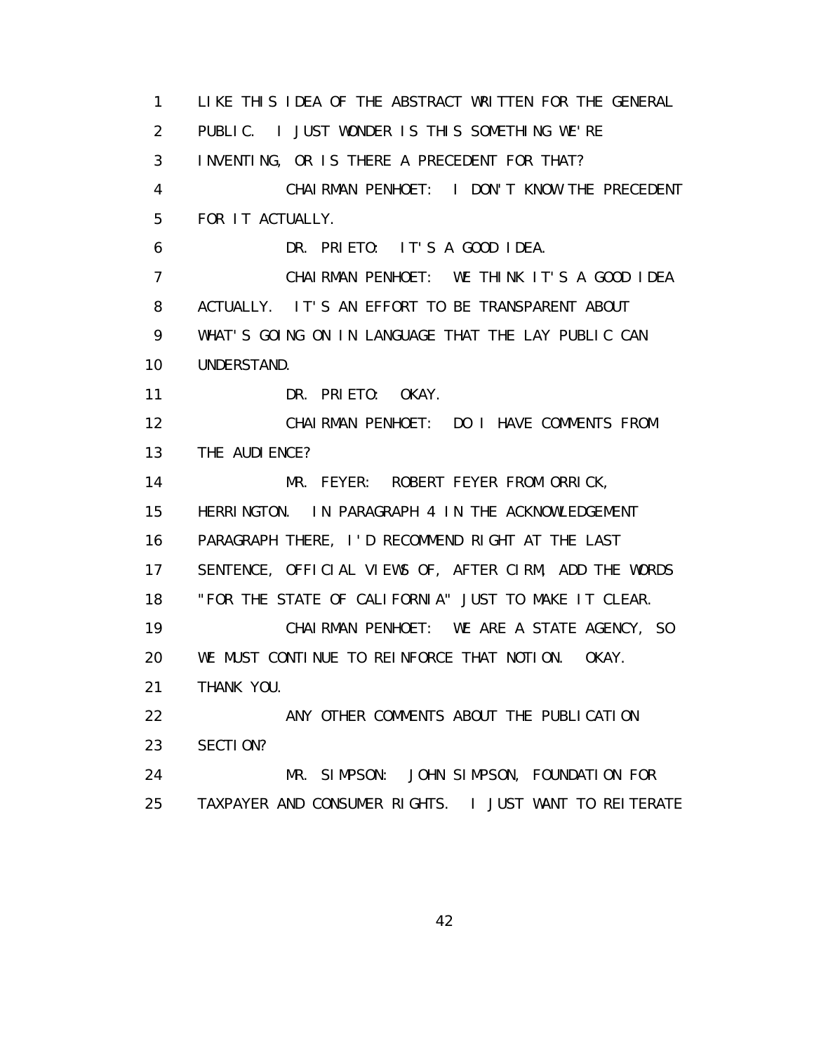1 LIKE THIS IDEA OF THE ABSTRACT WRITTEN FOR THE GENERAL
2 PUBLIC. I JUST WONDER IS THIS SOMETHING WE'RE
3 INVENTING, OR IS THERE A PRECEDENT FOR THAT?
4 CHAIRMAN PENHOET: I DON'T KNOW THE PRECEDENT
5 FOR IT ACTUALLY.
6 DR. PRIETO: IT'S A GOOD IDEA.
7 CHAIRMAN PENHOET: WE THINK IT'S A GOOD IDEA
8 ACTUALLY. IT'S AN EFFORT TO BE TRANSPARENT ABOUT
9 WHAT'S GOING ON IN LANGUAGE THAT THE LAY PUBLIC CAN
10 UNDERSTAND.
11 DR. PRIETO: OKAY.
12 CHAIRMAN PENHOET: DO I HAVE COMMENTS FROM
13 THE AUDIENCE?
14 MR. FEYER: ROBERT FEYER FROM ORRICK,
15 HERRINGTON. IN PARAGRAPH 4 IN THE ACKNOWLEDGEMENT
16 PARAGRAPH THERE, I'D RECOMMEND RIGHT AT THE LAST
17 SENTENCE, OFFICIAL VIEWS OF, AFTER CIRM, ADD THE WORDS
18 "FOR THE STATE OF CALIFORNIA" JUST TO MAKE IT CLEAR.
19 CHAIRMAN PENHOET: WE ARE A STATE AGENCY, SO
20 WE MUST CONTINUE TO REINFORCE THAT NOTION. OKAY.
21 THANK YOU.
22 ANY OTHER COMMENTS ABOUT THE PUBLICATION
23 SECTION?
24 MR. SIMPSON: JOHN SIMPSON, FOUNDATION FOR
25 TAXPAYER AND CONSUMER RIGHTS. I JUST WANT TO REITERATE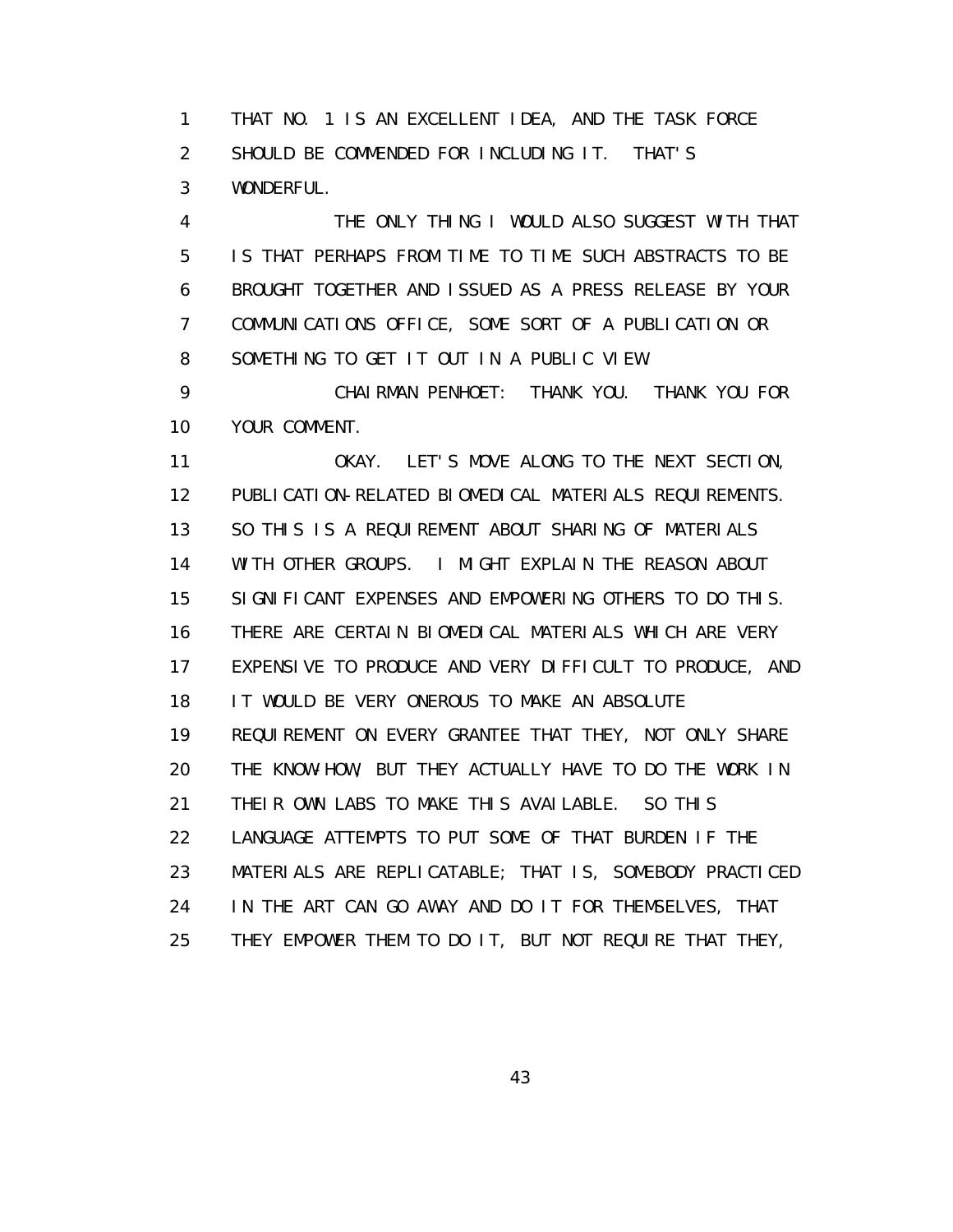1 THAT NO. 1 IS AN EXCELLENT IDEA, AND THE TASK FORCE
2 SHOULD BE COMMENDED FOR INCLUDING IT. THAT'S
3 WONDERFUL.
4 THE ONLY THING I WOULD ALSO SUGGEST WITH THAT
5 IS THAT PERHAPS FROM TIME TO TIME SUCH ABSTRACTS TO BE
6 BROUGHT TOGETHER AND ISSUED AS A PRESS RELEASE BY YOUR
7 COMMUNICATIONS OFFICE, SOME SORT OF A PUBLICATION OR
8 SOMETHING TO GET IT OUT IN A PUBLIC VIEW.
9 CHAIRMAN PENHOET: THANK YOU. THANK YOU FOR
10 YOUR COMMENT.
11 OKAY. LET'S MOVE ALONG TO THE NEXT SECTION,
12 PUBLICATION-RELATED BIOMEDICAL MATERIALS REQUIREMENTS.
13 SO THIS IS A REQUIREMENT ABOUT SHARING OF MATERIALS
14 WITH OTHER GROUPS. I MIGHT EXPLAIN THE REASON ABOUT
15 SIGNIFICANT EXPENSES AND EMPOWERING OTHERS TO DO THIS.
16 THERE ARE CERTAIN BIOMEDICAL MATERIALS WHICH ARE VERY
17 EXPENSIVE TO PRODUCE AND VERY DIFFICULT TO PRODUCE, AND
18 IT WOULD BE VERY ONEROUS TO MAKE AN ABSOLUTE
19 REQUIREMENT ON EVERY GRANTEE THAT THEY, NOT ONLY SHARE
20 THE KNOW-HOW, BUT THEY ACTUALLY HAVE TO DO THE WORK IN
21 THEIR OWN LABS TO MAKE THIS AVAILABLE. SO THIS
22 LANGUAGE ATTEMPTS TO PUT SOME OF THAT BURDEN IF THE
23 MATERIALS ARE REPLICATABLE; THAT IS, SOMEBODY PRACTICED
24 IN THE ART CAN GO AWAY AND DO IT FOR THEMSELVES, THAT
25 THEY EMPOWER THEM TO DO IT, BUT NOT REQUIRE THAT THEY,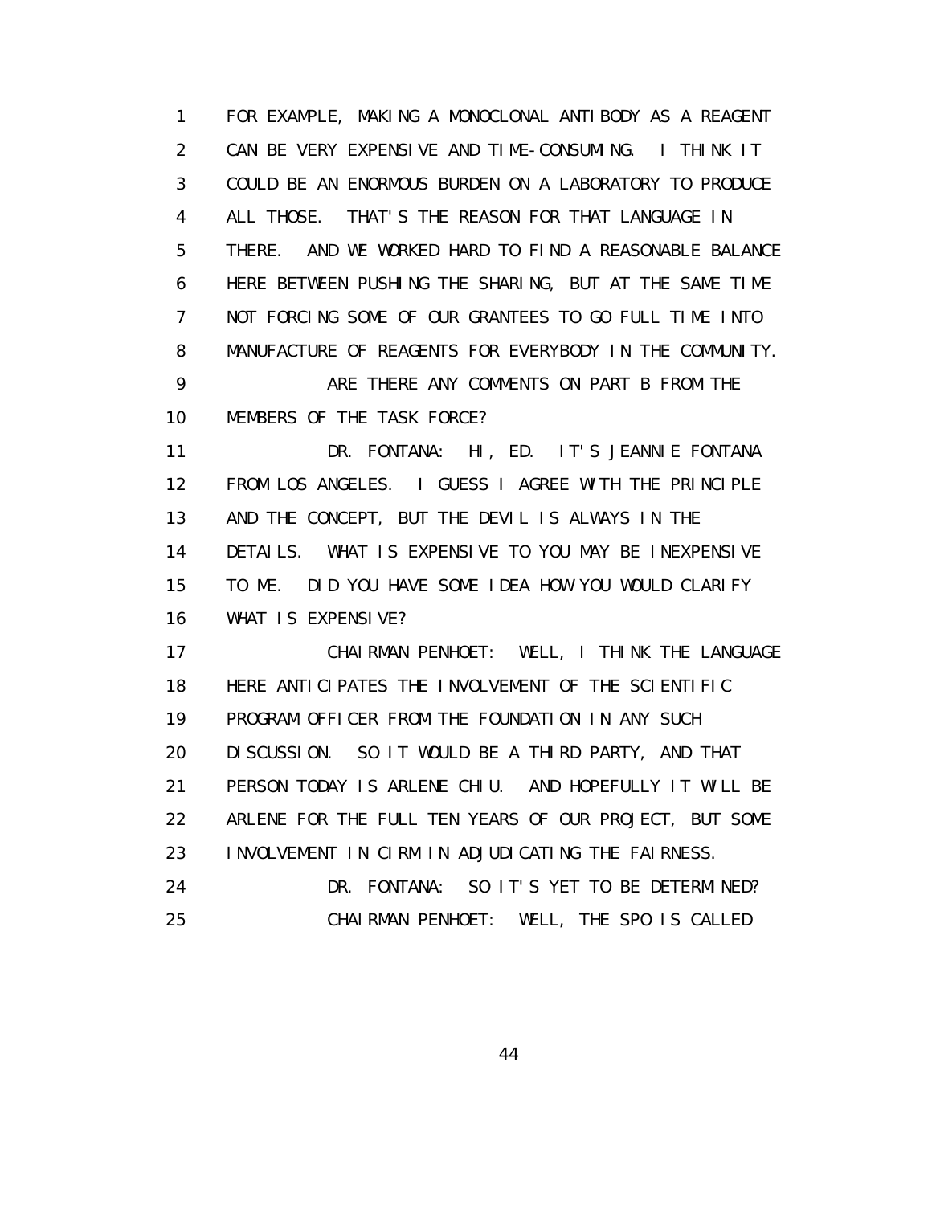FOR EXAMPLE, MAKING A MONOCLONAL ANTIBODY AS A REAGENT CAN BE VERY EXPENSIVE AND TIME-CONSUMING. I THINK IT COULD BE AN ENORMOUS BURDEN ON A LABORATORY TO PRODUCE ALL THOSE. THAT'S THE REASON FOR THAT LANGUAGE IN THERE. AND WE WORKED HARD TO FIND A REASONABLE BALANCE HERE BETWEEN PUSHING THE SHARING, BUT AT THE SAME TIME NOT FORCING SOME OF OUR GRANTEES TO GO FULL TIME INTO MANUFACTURE OF REAGENTS FOR EVERYBODY IN THE COMMUNITY.

ARE THERE ANY COMMENTS ON PART B FROM THE MEMBERS OF THE TASK FORCE?

DR. FONTANA: HI, ED. IT'S JEANNIE FONTANA FROM LOS ANGELES. I GUESS I AGREE WITH THE PRINCIPLE AND THE CONCEPT, BUT THE DEVIL IS ALWAYS IN THE DETAILS. WHAT IS EXPENSIVE TO YOU MAY BE INEXPENSIVE TO ME. DID YOU HAVE SOME IDEA HOW YOU WOULD CLARIFY WHAT IS EXPENSIVE?

CHAIRMAN PENHOET: WELL, I THINK THE LANGUAGE HERE ANTICIPATES THE INVOLVEMENT OF THE SCIENTIFIC PROGRAM OFFICER FROM THE FOUNDATION IN ANY SUCH DISCUSSION. SO IT WOULD BE A THIRD PARTY, AND THAT PERSON TODAY IS ARLENE CHIU. AND HOPEFULLY IT WILL BE ARLENE FOR THE FULL TEN YEARS OF OUR PROJECT, BUT SOME INVOLVEMENT IN CIRM IN ADJUDICATING THE FAIRNESS.

DR. FONTANA: SO IT'S YET TO BE DETERMINED?

CHAIRMAN PENHOET: WELL, THE SPO IS CALLED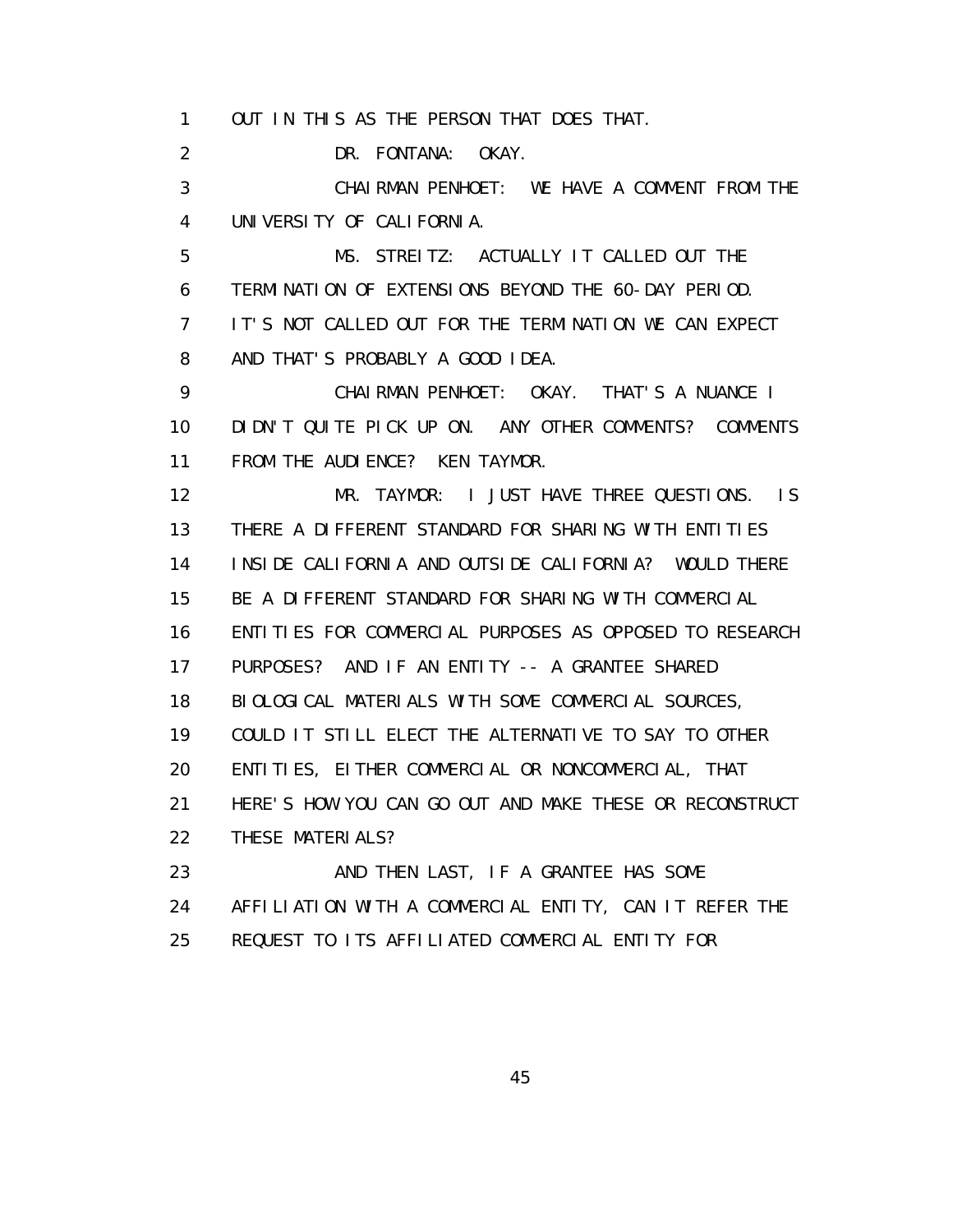1 OUT IN THIS AS THE PERSON THAT DOES THAT.

2 DR. FONTANA: OKAY.

3 CHAIRMAN PENHOET: WE HAVE A COMMENT FROM THE
4 UNIVERSITY OF CALIFORNIA.

5 MS. STREITZ: ACTUALLY IT CALLED OUT THE
6 TERMINATION OF EXTENSIONS BEYOND THE 60-DAY PERIOD.
7 IT'S NOT CALLED OUT FOR THE TERMINATION WE CAN EXPECT
8 AND THAT'S PROBABLY A GOOD IDEA.

9 CHAIRMAN PENHOET: OKAY. THAT'S A NUANCE I
10 DIDN'T QUITE PICK UP ON. ANY OTHER COMMENTS? COMMENTS
11 FROM THE AUDIENCE? KEN TAYMOR.

12 MR. TAYMOR: I JUST HAVE THREE QUESTIONS. IS
13 THERE A DIFFERENT STANDARD FOR SHARING WITH ENTITIES
14 INSIDE CALIFORNIA AND OUTSIDE CALIFORNIA? WOULD THERE
15 BE A DIFFERENT STANDARD FOR SHARING WITH COMMERCIAL
16 ENTITIES FOR COMMERCIAL PURPOSES AS OPPOSED TO RESEARCH
17 PURPOSES? AND IF AN ENTITY -- A GRANTEE SHARED
18 BIOLOGICAL MATERIALS WITH SOME COMMERCIAL SOURCES,
19 COULD IT STILL ELECT THE ALTERNATIVE TO SAY TO OTHER
20 ENTITIES, EITHER COMMERCIAL OR NONCOMMERCIAL, THAT
21 HERE'S HOW YOU CAN GO OUT AND MAKE THESE OR RECONSTRUCT
22 THESE MATERIALS?

23 AND THEN LAST, IF A GRANTEE HAS SOME
24 AFFILIATION WITH A COMMERCIAL ENTITY, CAN IT REFER THE
25 REQUEST TO ITS AFFILIATED COMMERCIAL ENTITY FOR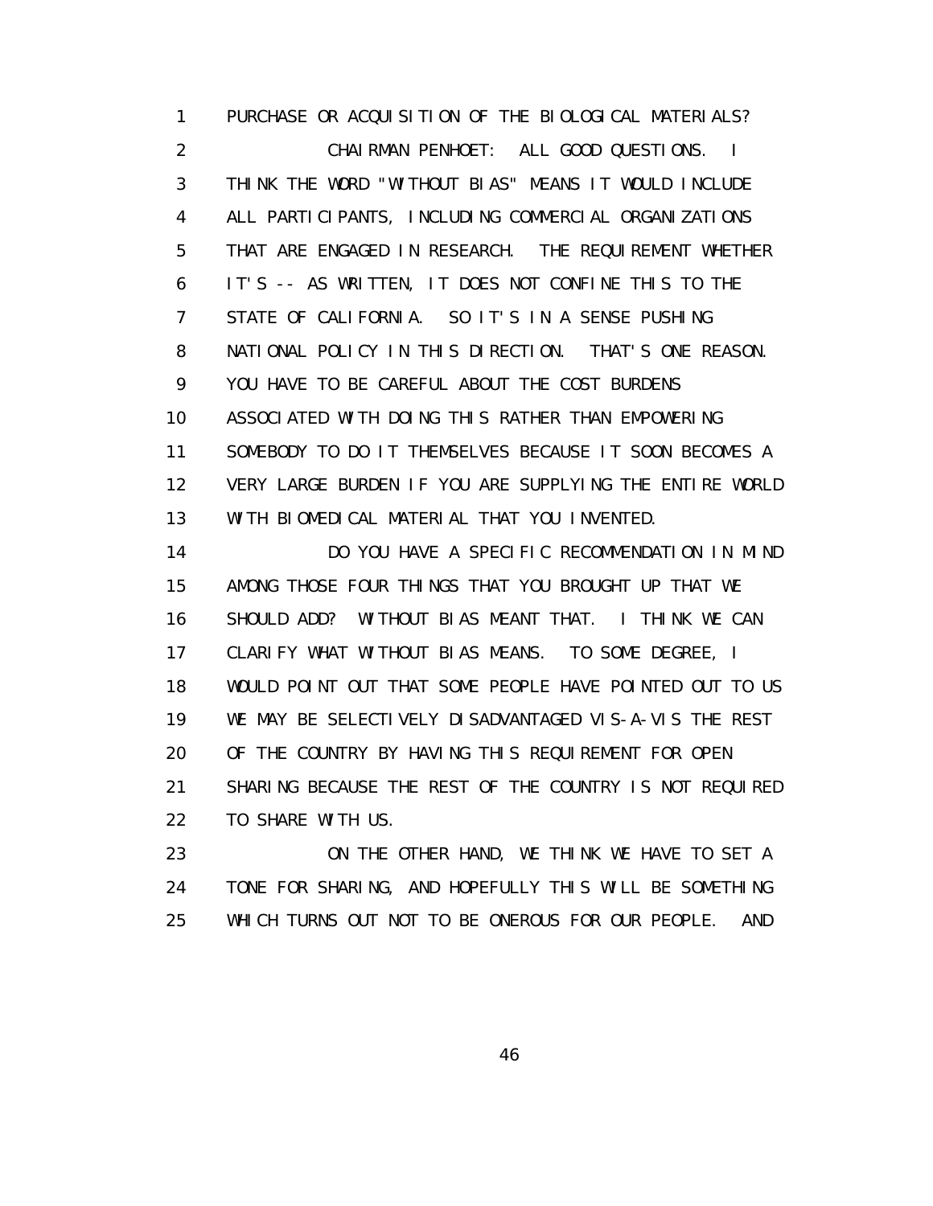PURCHASE OR ACQUISITION OF THE BIOLOGICAL MATERIALS?

CHAIRMAN PENHOET: ALL GOOD QUESTIONS. I THINK THE WORD "WITHOUT BIAS" MEANS IT WOULD INCLUDE ALL PARTICIPANTS, INCLUDING COMMERCIAL ORGANIZATIONS THAT ARE ENGAGED IN RESEARCH. THE REQUIREMENT WHETHER IT'S -- AS WRITTEN, IT DOES NOT CONFINE THIS TO THE STATE OF CALIFORNIA. SO IT'S IN A SENSE PUSHING NATIONAL POLICY IN THIS DIRECTION. THAT'S ONE REASON. YOU HAVE TO BE CAREFUL ABOUT THE COST BURDENS ASSOCIATED WITH DOING THIS RATHER THAN EMPOWERING SOMEBODY TO DO IT THEMSELVES BECAUSE IT SOON BECOMES A VERY LARGE BURDEN IF YOU ARE SUPPLYING THE ENTIRE WORLD WITH BIOMEDICAL MATERIAL THAT YOU INVENTED.

DO YOU HAVE A SPECIFIC RECOMMENDATION IN MIND AMONG THOSE FOUR THINGS THAT YOU BROUGHT UP THAT WE SHOULD ADD? WITHOUT BIAS MEANT THAT. I THINK WE CAN CLARIFY WHAT WITHOUT BIAS MEANS. TO SOME DEGREE, I WOULD POINT OUT THAT SOME PEOPLE HAVE POINTED OUT TO US WE MAY BE SELECTIVELY DISADVANTAGED VIS-A-VIS THE REST OF THE COUNTRY BY HAVING THIS REQUIREMENT FOR OPEN SHARING BECAUSE THE REST OF THE COUNTRY IS NOT REQUIRED TO SHARE WITH US.

ON THE OTHER HAND, WE THINK WE HAVE TO SET A TONE FOR SHARING, AND HOPEFULLY THIS WILL BE SOMETHING WHICH TURNS OUT NOT TO BE ONEROUS FOR OUR PEOPLE. AND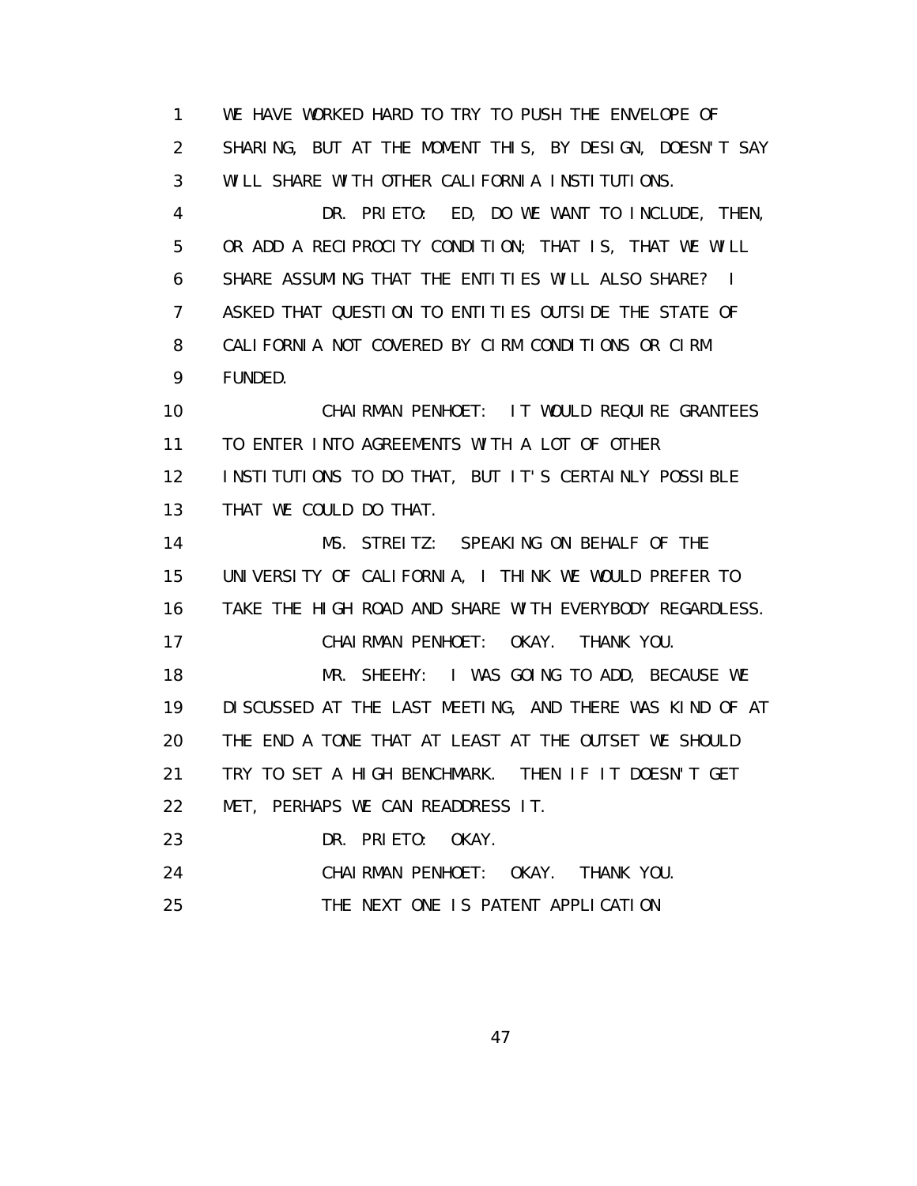1 WE HAVE WORKED HARD TO TRY TO PUSH THE ENVELOPE OF
2 SHARING, BUT AT THE MOMENT THIS, BY DESIGN, DOESN'T SAY
3 WILL SHARE WITH OTHER CALIFORNIA INSTITUTIONS.
4 DR. PRIETO: ED, DO WE WANT TO INCLUDE, THEN,
5 OR ADD A RECIPROCITY CONDITION; THAT IS, THAT WE WILL
6 SHARE ASSUMING THAT THE ENTITIES WILL ALSO SHARE? I
7 ASKED THAT QUESTION TO ENTITIES OUTSIDE THE STATE OF
8 CALIFORNIA NOT COVERED BY CIRM CONDITIONS OR CIRM
9 FUNDED.
10 CHAIRMAN PENHOET: IT WOULD REQUIRE GRANTEES
11 TO ENTER INTO AGREEMENTS WITH A LOT OF OTHER
12 INSTITUTIONS TO DO THAT, BUT IT'S CERTAINLY POSSIBLE
13 THAT WE COULD DO THAT.
14 MS. STREITZ: SPEAKING ON BEHALF OF THE
15 UNIVERSITY OF CALIFORNIA, I THINK WE WOULD PREFER TO
16 TAKE THE HIGH ROAD AND SHARE WITH EVERYBODY REGARDLESS.
17 CHAIRMAN PENHOET: OKAY. THANK YOU.
18 MR. SHEEHY: I WAS GOING TO ADD, BECAUSE WE
19 DISCUSSED AT THE LAST MEETING, AND THERE WAS KIND OF AT
20 THE END A TONE THAT AT LEAST AT THE OUTSET WE SHOULD
21 TRY TO SET A HIGH BENCHMARK. THEN IF IT DOESN'T GET
22 MET, PERHAPS WE CAN READDRESS IT.
23 DR. PRIETO: OKAY.
24 CHAIRMAN PENHOET: OKAY. THANK YOU.
25 THE NEXT ONE IS PATENT APPLICATION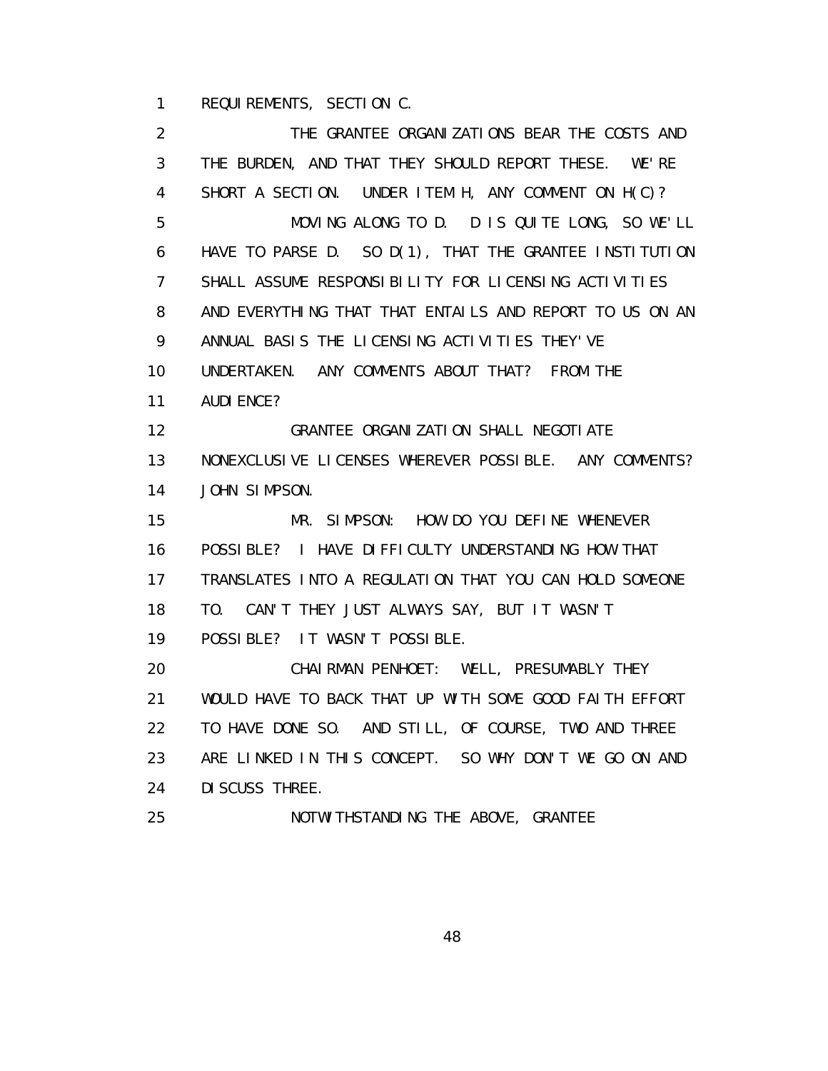REQUIREMENTS, SECTION C.

THE GRANTEE ORGANIZATIONS BEAR THE COSTS AND THE BURDEN, AND THAT THEY SHOULD REPORT THESE. WE'RE SHORT A SECTION. UNDER ITEM H, ANY COMMENT ON H(C)?

MOVING ALONG TO D. D IS QUITE LONG, SO WE'LL HAVE TO PARSE D. SO D(1), THAT THE GRANTEE INSTITUTION SHALL ASSUME RESPONSIBILITY FOR LICENSING ACTIVITIES AND EVERYTHING THAT THAT ENTAILS AND REPORT TO US ON AN ANNUAL BASIS THE LICENSING ACTIVITIES THEY'VE UNDERTAKEN. ANY COMMENTS ABOUT THAT? FROM THE AUDIENCE?

GRANTEE ORGANIZATION SHALL NEGOTIATE NONEXCLUSIVE LICENSES WHEREVER POSSIBLE. ANY COMMENTS? JOHN SIMPSON.

MR. SIMPSON: HOW DO YOU DEFINE WHENEVER POSSIBLE? I HAVE DIFFICULTY UNDERSTANDING HOW THAT TRANSLATES INTO A REGULATION THAT YOU CAN HOLD SOMEONE TO. CAN'T THEY JUST ALWAYS SAY, BUT IT WASN'T POSSIBLE? IT WASN'T POSSIBLE.

CHAIRMAN PENHOET: WELL, PRESUMABLY THEY WOULD HAVE TO BACK THAT UP WITH SOME GOOD FAITH EFFORT TO HAVE DONE SO. AND STILL, OF COURSE, TWO AND THREE ARE LINKED IN THIS CONCEPT. SO WHY DON'T WE GO ON AND DISCUSS THREE.

NOTWITHSTANDING THE ABOVE, GRANTEE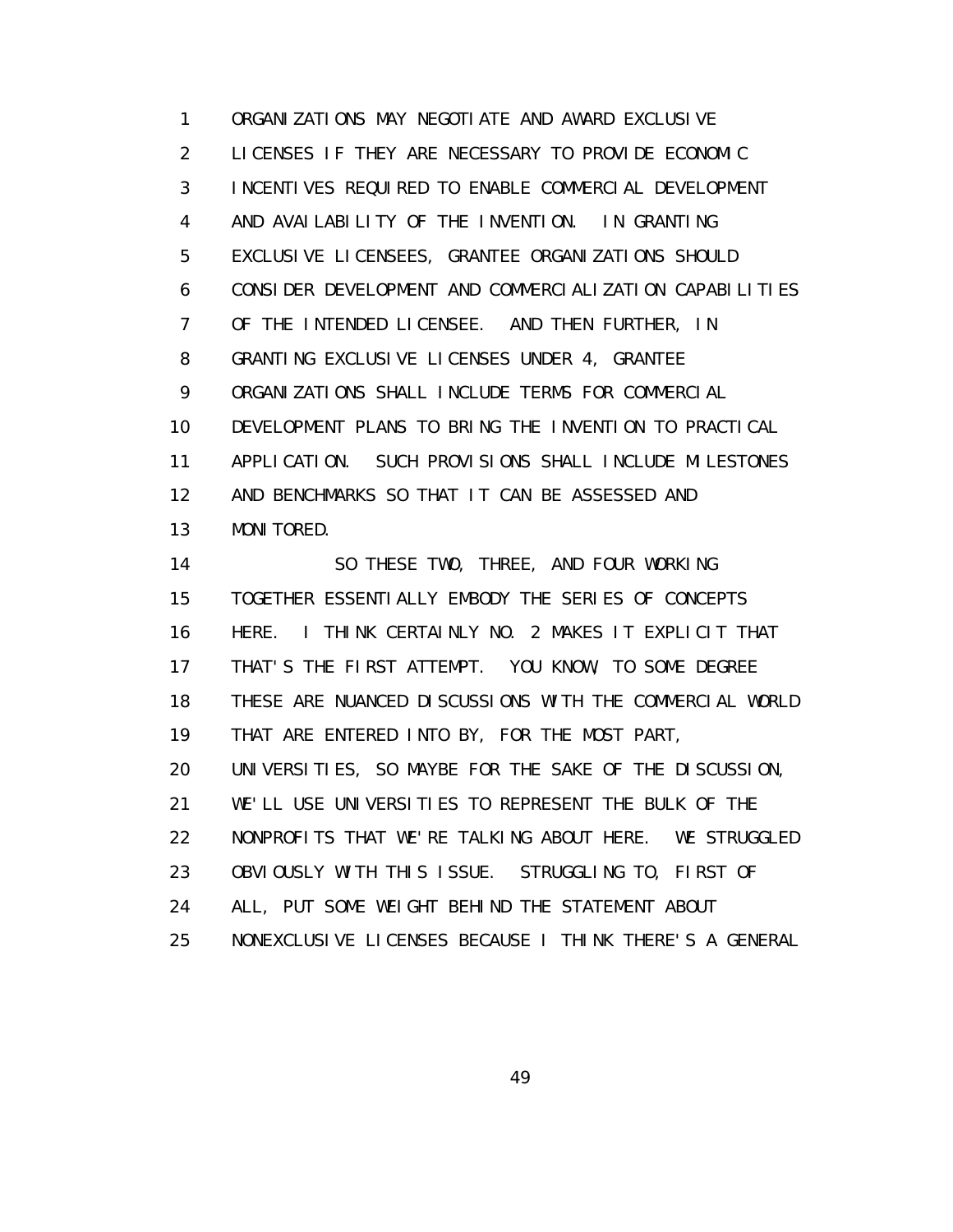ORGANIZATIONS MAY NEGOTIATE AND AWARD EXCLUSIVE LICENSES IF THEY ARE NECESSARY TO PROVIDE ECONOMIC INCENTIVES REQUIRED TO ENABLE COMMERCIAL DEVELOPMENT AND AVAILABILITY OF THE INVENTION. IN GRANTING EXCLUSIVE LICENSEES, GRANTEE ORGANIZATIONS SHOULD CONSIDER DEVELOPMENT AND COMMERCIALIZATION CAPABILITIES OF THE INTENDED LICENSEE. AND THEN FURTHER, IN GRANTING EXCLUSIVE LICENSES UNDER 4, GRANTEE ORGANIZATIONS SHALL INCLUDE TERMS FOR COMMERCIAL DEVELOPMENT PLANS TO BRING THE INVENTION TO PRACTICAL APPLICATION. SUCH PROVISIONS SHALL INCLUDE MILESTONES AND BENCHMARKS SO THAT IT CAN BE ASSESSED AND MONITORED.

SO THESE TWO, THREE, AND FOUR WORKING TOGETHER ESSENTIALLY EMBODY THE SERIES OF CONCEPTS HERE. I THINK CERTAINLY NO. 2 MAKES IT EXPLICIT THAT THAT'S THE FIRST ATTEMPT. YOU KNOW, TO SOME DEGREE THESE ARE NUANCED DISCUSSIONS WITH THE COMMERCIAL WORLD THAT ARE ENTERED INTO BY, FOR THE MOST PART, UNIVERSITIES, SO MAYBE FOR THE SAKE OF THE DISCUSSION, WE'LL USE UNIVERSITIES TO REPRESENT THE BULK OF THE NONPROFITS THAT WE'RE TALKING ABOUT HERE. WE STRUGGLED OBVIOUSLY WITH THIS ISSUE. STRUGGLING TO, FIRST OF ALL, PUT SOME WEIGHT BEHIND THE STATEMENT ABOUT NONEXCLUSIVE LICENSES BECAUSE I THINK THERE'S A GENERAL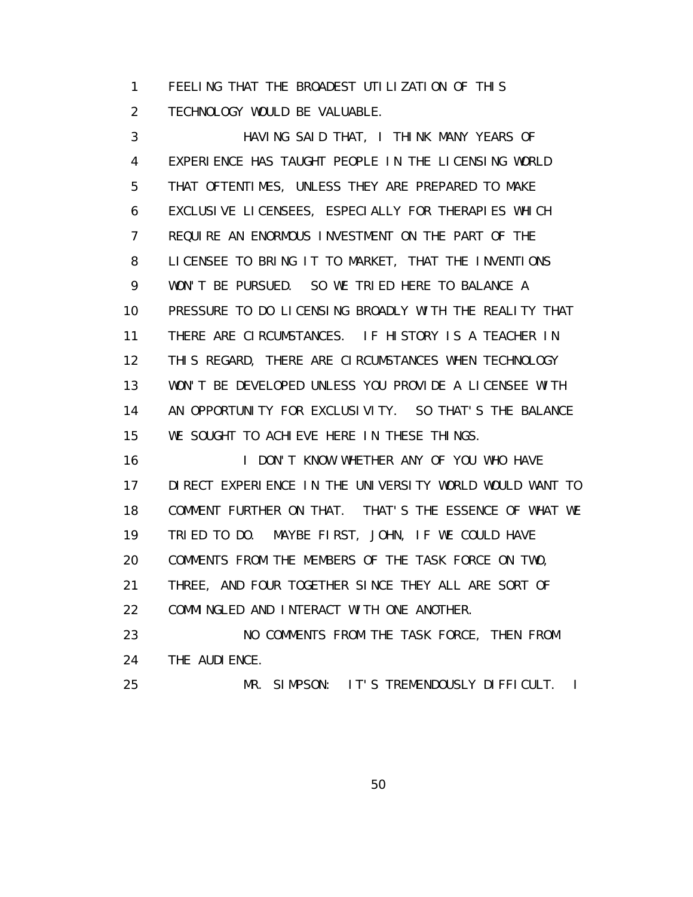FEELING THAT THE BROADEST UTILIZATION OF THIS TECHNOLOGY WOULD BE VALUABLE.

HAVING SAID THAT, I THINK MANY YEARS OF EXPERIENCE HAS TAUGHT PEOPLE IN THE LICENSING WORLD THAT OFTENTIMES, UNLESS THEY ARE PREPARED TO MAKE EXCLUSIVE LICENSEES, ESPECIALLY FOR THERAPIES WHICH REQUIRE AN ENORMOUS INVESTMENT ON THE PART OF THE LICENSEE TO BRING IT TO MARKET, THAT THE INVENTIONS WON'T BE PURSUED. SO WE TRIED HERE TO BALANCE A PRESSURE TO DO LICENSING BROADLY WITH THE REALITY THAT THERE ARE CIRCUMSTANCES. IF HISTORY IS A TEACHER IN THIS REGARD, THERE ARE CIRCUMSTANCES WHEN TECHNOLOGY WON'T BE DEVELOPED UNLESS YOU PROVIDE A LICENSEE WITH AN OPPORTUNITY FOR EXCLUSIVITY. SO THAT'S THE BALANCE WE SOUGHT TO ACHIEVE HERE IN THESE THINGS.

I DON'T KNOW WHETHER ANY OF YOU WHO HAVE DIRECT EXPERIENCE IN THE UNIVERSITY WORLD WOULD WANT TO COMMENT FURTHER ON THAT. THAT'S THE ESSENCE OF WHAT WE TRIED TO DO. MAYBE FIRST, JOHN, IF WE COULD HAVE COMMENTS FROM THE MEMBERS OF THE TASK FORCE ON TWO, THREE, AND FOUR TOGETHER SINCE THEY ALL ARE SORT OF COMMINGLED AND INTERACT WITH ONE ANOTHER.

NO COMMENTS FROM THE TASK FORCE, THEN FROM THE AUDIENCE.

MR. SIMPSON: IT'S TREMENDOUSLY DIFFICULT. I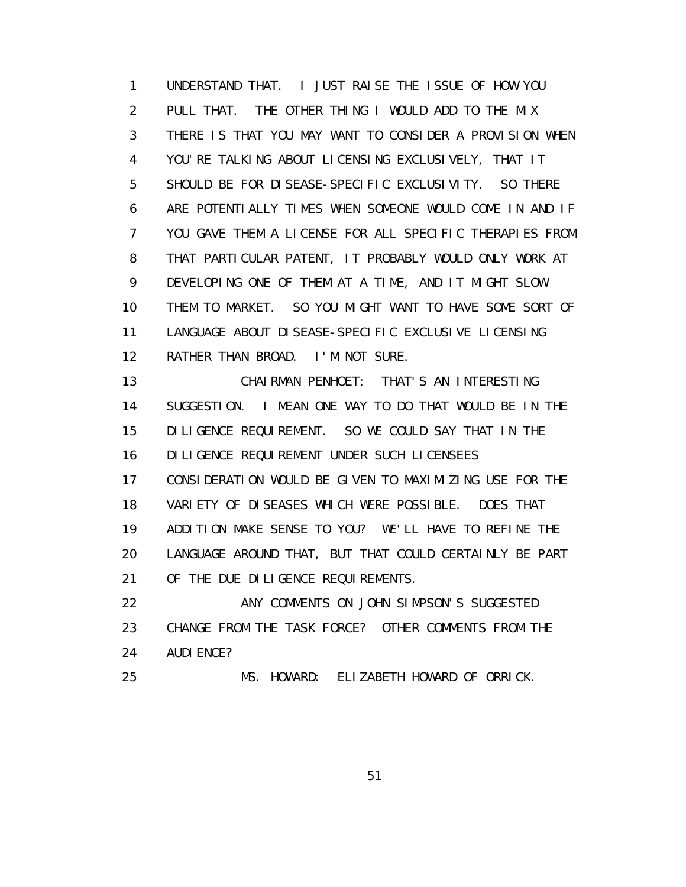1 UNDERSTAND THAT. I JUST RAISE THE ISSUE OF HOW YOU
2 PULL THAT. THE OTHER THING I WOULD ADD TO THE MIX
3 THERE IS THAT YOU MAY WANT TO CONSIDER A PROVISION WHEN
4 YOU'RE TALKING ABOUT LICENSING EXCLUSIVELY, THAT IT
5 SHOULD BE FOR DISEASE-SPECIFIC EXCLUSIVITY. SO THERE
6 ARE POTENTIALLY TIMES WHEN SOMEONE WOULD COME IN AND IF
7 YOU GAVE THEM A LICENSE FOR ALL SPECIFIC THERAPIES FROM
8 THAT PARTICULAR PATENT, IT PROBABLY WOULD ONLY WORK AT
9 DEVELOPING ONE OF THEM AT A TIME, AND IT MIGHT SLOW
10 THEM TO MARKET. SO YOU MIGHT WANT TO HAVE SOME SORT OF
11 LANGUAGE ABOUT DISEASE-SPECIFIC EXCLUSIVE LICENSING
12 RATHER THAN BROAD. I'M NOT SURE.
13 CHAIRMAN PENHOET: THAT'S AN INTERESTING
14 SUGGESTION. I MEAN ONE WAY TO DO THAT WOULD BE IN THE
15 DILIGENCE REQUIREMENT. SO WE COULD SAY THAT IN THE
16 DILIGENCE REQUIREMENT UNDER SUCH LICENSEES
17 CONSIDERATION WOULD BE GIVEN TO MAXIMIZING USE FOR THE
18 VARIETY OF DISEASES WHICH WERE POSSIBLE. DOES THAT
19 ADDITION MAKE SENSE TO YOU? WE'LL HAVE TO REFINE THE
20 LANGUAGE AROUND THAT, BUT THAT COULD CERTAINLY BE PART
21 OF THE DUE DILIGENCE REQUIREMENTS.
22 ANY COMMENTS ON JOHN SIMPSON'S SUGGESTED
23 CHANGE FROM THE TASK FORCE? OTHER COMMENTS FROM THE
24 AUDIENCE?
25 MS. HOWARD: ELIZABETH HOWARD OF ORRICK.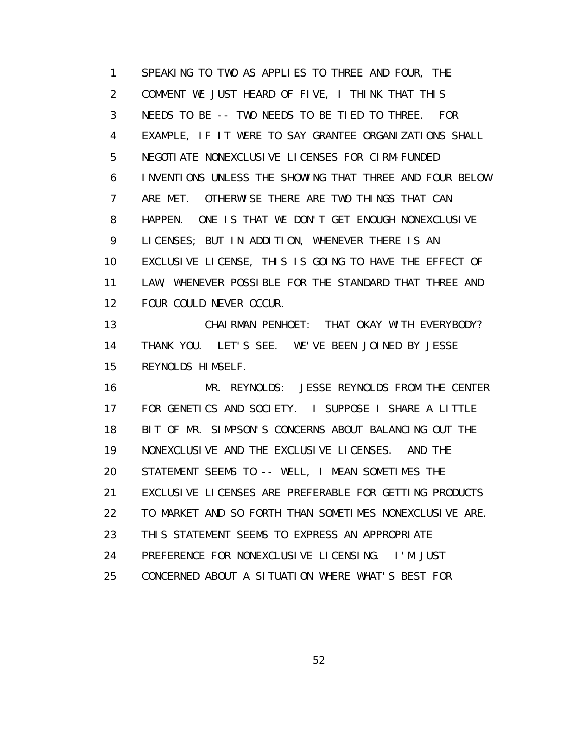1 SPEAKING TO TWO AS APPLIES TO THREE AND FOUR, THE
2 COMMENT WE JUST HEARD OF FIVE, I THINK THAT THIS
3 NEEDS TO BE -- TWO NEEDS TO BE TIED TO THREE. FOR
4 EXAMPLE, IF IT WERE TO SAY GRANTEE ORGANIZATIONS SHALL
5 NEGOTIATE NONEXCLUSIVE LICENSES FOR CIRM-FUNDED
6 INVENTIONS UNLESS THE SHOWING THAT THREE AND FOUR BELOW
7 ARE MET. OTHERWISE THERE ARE TWO THINGS THAT CAN
8 HAPPEN. ONE IS THAT WE DON'T GET ENOUGH NONEXCLUSIVE
9 LICENSES; BUT IN ADDITION, WHENEVER THERE IS AN
10 EXCLUSIVE LICENSE, THIS IS GOING TO HAVE THE EFFECT OF
11 LAW, WHENEVER POSSIBLE FOR THE STANDARD THAT THREE AND
12 FOUR COULD NEVER OCCUR.
13 CHAIRMAN PENHOET: THAT OKAY WITH EVERYBODY?
14 THANK YOU. LET'S SEE. WE'VE BEEN JOINED BY JESSE
15 REYNOLDS HIMSELF.
16 MR. REYNOLDS: JESSE REYNOLDS FROM THE CENTER
17 FOR GENETICS AND SOCIETY. I SUPPOSE I SHARE A LITTLE
18 BIT OF MR. SIMPSON'S CONCERNS ABOUT BALANCING OUT THE
19 NONEXCLUSIVE AND THE EXCLUSIVE LICENSES. AND THE
20 STATEMENT SEEMS TO -- WELL, I MEAN SOMETIMES THE
21 EXCLUSIVE LICENSES ARE PREFERABLE FOR GETTING PRODUCTS
22 TO MARKET AND SO FORTH THAN SOMETIMES NONEXCLUSIVE ARE.
23 THIS STATEMENT SEEMS TO EXPRESS AN APPROPRIATE
24 PREFERENCE FOR NONEXCLUSIVE LICENSING. I'M JUST
25 CONCERNED ABOUT A SITUATION WHERE WHAT'S BEST FOR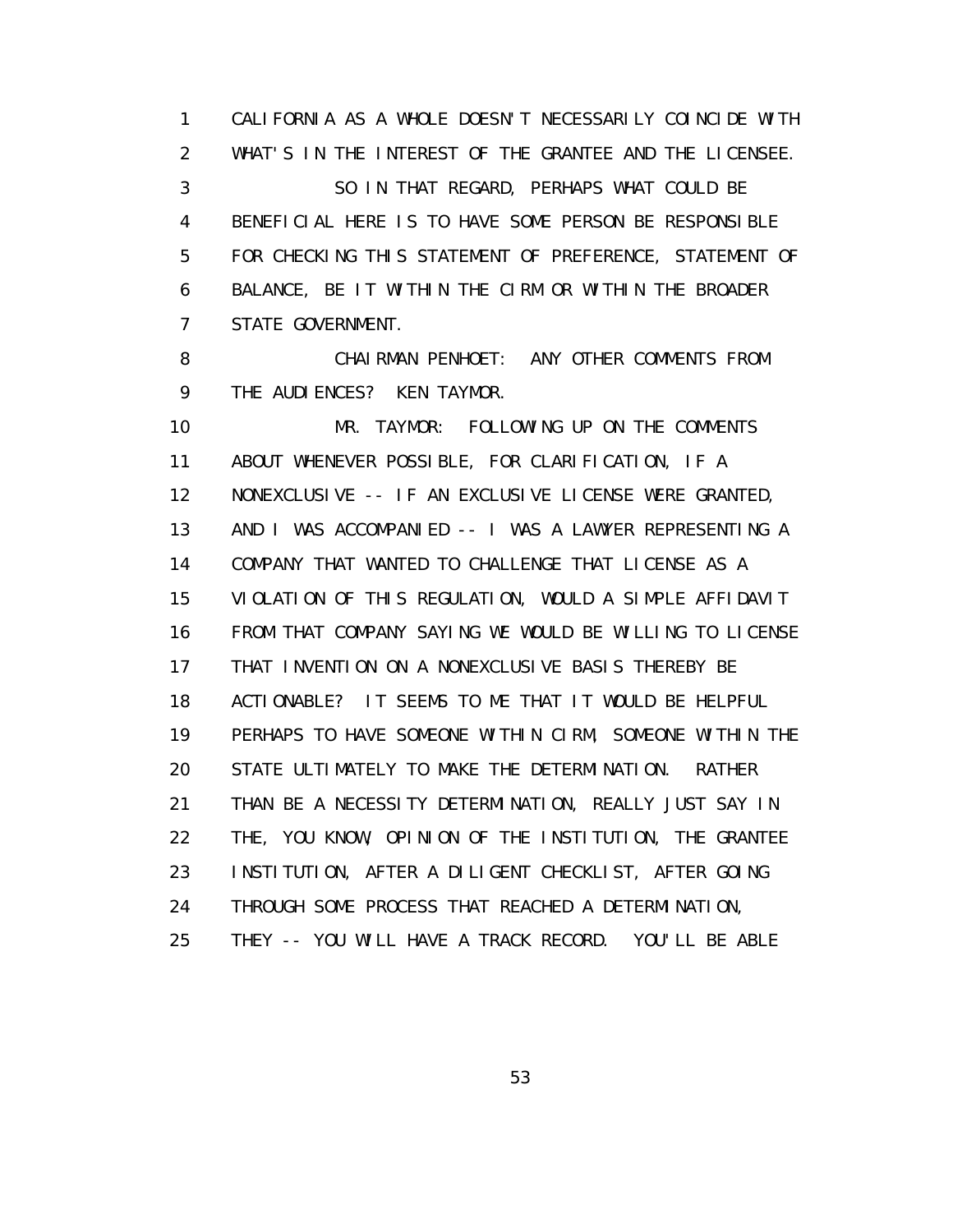1 CALIFORNIA AS A WHOLE DOESN'T NECESSARILY COINCIDE WITH
2 WHAT'S IN THE INTEREST OF THE GRANTEE AND THE LICENSEE.
3 SO IN THAT REGARD, PERHAPS WHAT COULD BE
4 BENEFICIAL HERE IS TO HAVE SOME PERSON BE RESPONSIBLE
5 FOR CHECKING THIS STATEMENT OF PREFERENCE, STATEMENT OF
6 BALANCE, BE IT WITHIN THE CIRM OR WITHIN THE BROADER
7 STATE GOVERNMENT.
8 CHAIRMAN PENHOET: ANY OTHER COMMENTS FROM
9 THE AUDIENCES? KEN TAYMOR.
10 MR. TAYMOR: FOLLOWING UP ON THE COMMENTS
11 ABOUT WHENEVER POSSIBLE, FOR CLARIFICATION, IF A
12 NONEXCLUSIVE -- IF AN EXCLUSIVE LICENSE WERE GRANTED,
13 AND I WAS ACCOMPANIED -- I WAS A LAWYER REPRESENTING A
14 COMPANY THAT WANTED TO CHALLENGE THAT LICENSE AS A
15 VIOLATION OF THIS REGULATION, WOULD A SIMPLE AFFIDAVIT
16 FROM THAT COMPANY SAYING WE WOULD BE WILLING TO LICENSE
17 THAT INVENTION ON A NONEXCLUSIVE BASIS THEREBY BE
18 ACTIONABLE? IT SEEMS TO ME THAT IT WOULD BE HELPFUL
19 PERHAPS TO HAVE SOMEONE WITHIN CIRM, SOMEONE WITHIN THE
20 STATE ULTIMATELY TO MAKE THE DETERMINATION. RATHER
21 THAN BE A NECESSITY DETERMINATION, REALLY JUST SAY IN
22 THE, YOU KNOW, OPINION OF THE INSTITUTION, THE GRANTEE
23 INSTITUTION, AFTER A DILIGENT CHECKLIST, AFTER GOING
24 THROUGH SOME PROCESS THAT REACHED A DETERMINATION,
25 THEY -- YOU WILL HAVE A TRACK RECORD. YOU'LL BE ABLE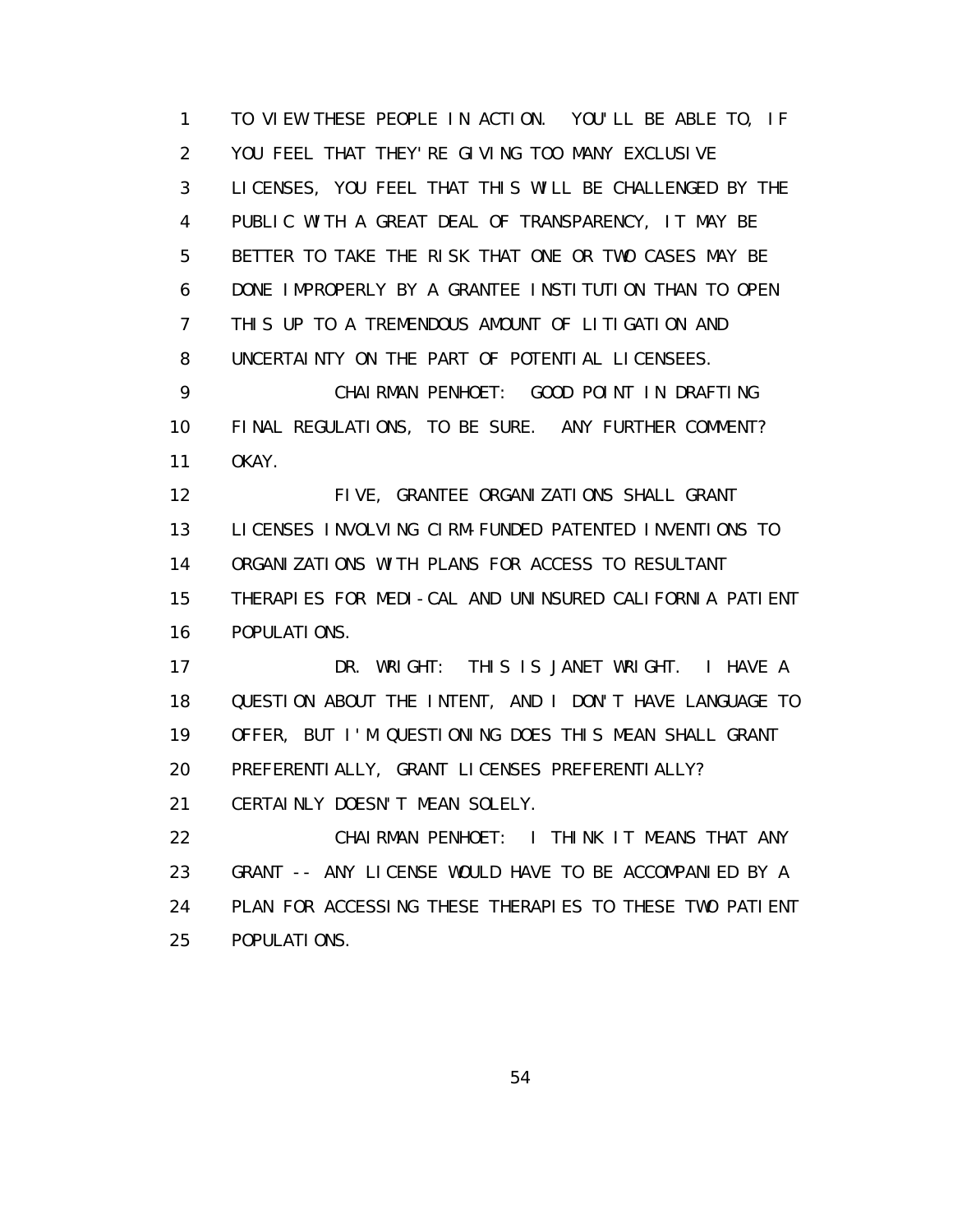TO VIEW THESE PEOPLE IN ACTION. YOU'LL BE ABLE TO, IF YOU FEEL THAT THEY'RE GIVING TOO MANY EXCLUSIVE LICENSES, YOU FEEL THAT THIS WILL BE CHALLENGED BY THE PUBLIC WITH A GREAT DEAL OF TRANSPARENCY, IT MAY BE BETTER TO TAKE THE RISK THAT ONE OR TWO CASES MAY BE DONE IMPROPERLY BY A GRANTEE INSTITUTION THAN TO OPEN THIS UP TO A TREMENDOUS AMOUNT OF LITIGATION AND UNCERTAINTY ON THE PART OF POTENTIAL LICENSEES.

CHAIRMAN PENHOET: GOOD POINT IN DRAFTING FINAL REGULATIONS, TO BE SURE. ANY FURTHER COMMENT? OKAY.

FIVE, GRANTEE ORGANIZATIONS SHALL GRANT LICENSES INVOLVING CIRM-FUNDED PATENTED INVENTIONS TO ORGANIZATIONS WITH PLANS FOR ACCESS TO RESULTANT THERAPIES FOR MEDI-CAL AND UNINSURED CALIFORNIA PATIENT POPULATIONS.

DR. WRIGHT: THIS IS JANET WRIGHT. I HAVE A QUESTION ABOUT THE INTENT, AND I DON'T HAVE LANGUAGE TO OFFER, BUT I'M QUESTIONING DOES THIS MEAN SHALL GRANT PREFERENTIALLY, GRANT LICENSES PREFERENTIALLY? CERTAINLY DOESN'T MEAN SOLELY.

CHAIRMAN PENHOET: I THINK IT MEANS THAT ANY GRANT -- ANY LICENSE WOULD HAVE TO BE ACCOMPANIED BY A PLAN FOR ACCESSING THESE THERAPIES TO THESE TWO PATIENT POPULATIONS.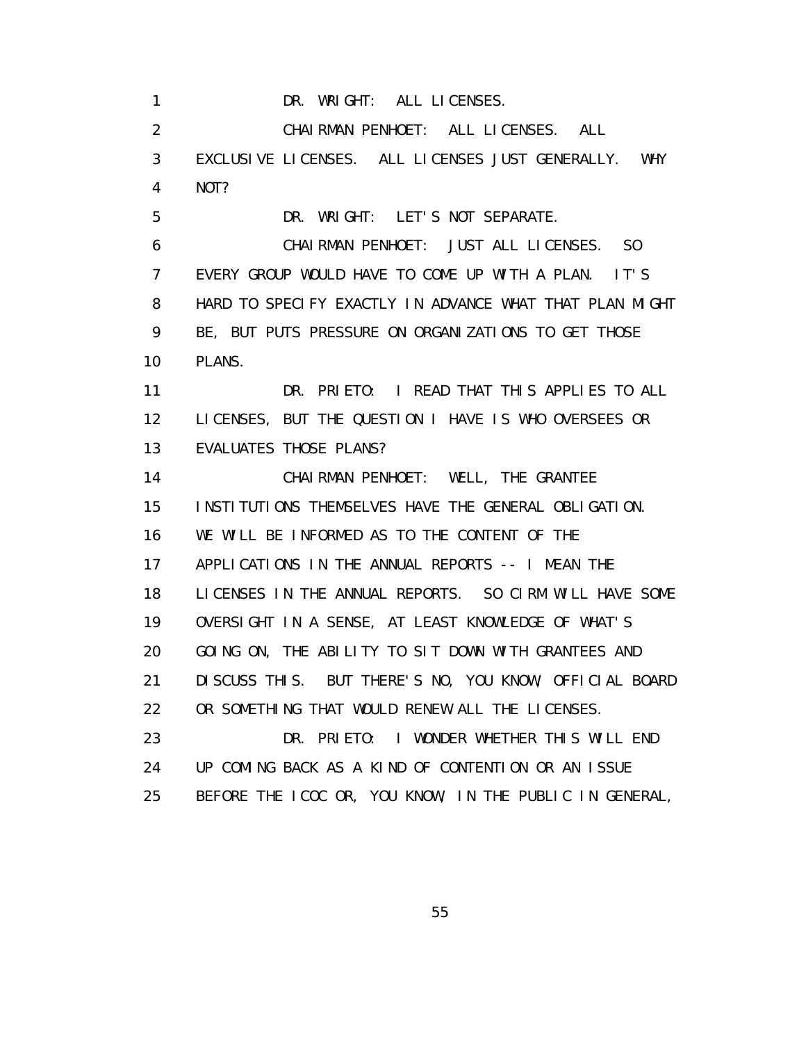DR. WRIGHT: ALL LICENSES.

CHAIRMAN PENHOET: ALL LICENSES. ALL EXCLUSIVE LICENSES. ALL LICENSES JUST GENERALLY. WHY NOT?

DR. WRIGHT: LET'S NOT SEPARATE.

CHAIRMAN PENHOET: JUST ALL LICENSES. SO EVERY GROUP WOULD HAVE TO COME UP WITH A PLAN. IT'S HARD TO SPECIFY EXACTLY IN ADVANCE WHAT THAT PLAN MIGHT BE, BUT PUTS PRESSURE ON ORGANIZATIONS TO GET THOSE PLANS.

DR. PRIETO: I READ THAT THIS APPLIES TO ALL LICENSES, BUT THE QUESTION I HAVE IS WHO OVERSEES OR EVALUATES THOSE PLANS?

CHAIRMAN PENHOET: WELL, THE GRANTEE INSTITUTIONS THEMSELVES HAVE THE GENERAL OBLIGATION. WE WILL BE INFORMED AS TO THE CONTENT OF THE APPLICATIONS IN THE ANNUAL REPORTS -- I MEAN THE LICENSES IN THE ANNUAL REPORTS. SO CIRM WILL HAVE SOME OVERSIGHT IN A SENSE, AT LEAST KNOWLEDGE OF WHAT'S GOING ON, THE ABILITY TO SIT DOWN WITH GRANTEES AND DISCUSS THIS. BUT THERE'S NO, YOU KNOW, OFFICIAL BOARD OR SOMETHING THAT WOULD RENEW ALL THE LICENSES.

DR. PRIETO: I WONDER WHETHER THIS WILL END UP COMING BACK AS A KIND OF CONTENTION OR AN ISSUE BEFORE THE ICOC OR, YOU KNOW, IN THE PUBLIC IN GENERAL,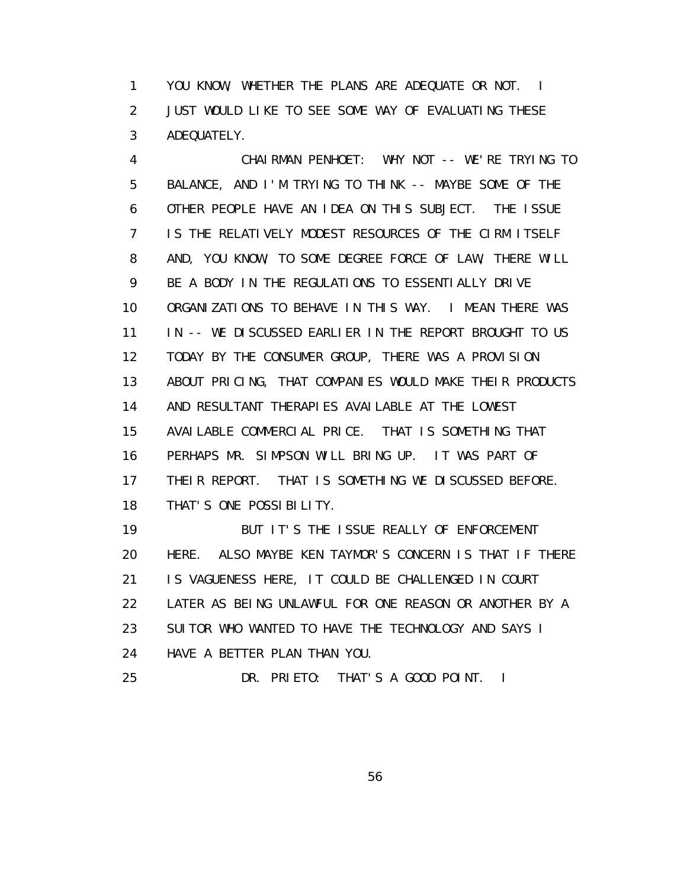YOU KNOW, WHETHER THE PLANS ARE ADEQUATE OR NOT. I JUST WOULD LIKE TO SEE SOME WAY OF EVALUATING THESE ADEQUATELY.

CHAIRMAN PENHOET: WHY NOT -- WE'RE TRYING TO BALANCE, AND I'M TRYING TO THINK -- MAYBE SOME OF THE OTHER PEOPLE HAVE AN IDEA ON THIS SUBJECT. THE ISSUE IS THE RELATIVELY MODEST RESOURCES OF THE CIRM ITSELF AND, YOU KNOW, TO SOME DEGREE FORCE OF LAW, THERE WILL BE A BODY IN THE REGULATIONS TO ESSENTIALLY DRIVE ORGANIZATIONS TO BEHAVE IN THIS WAY. I MEAN THERE WAS IN -- WE DISCUSSED EARLIER IN THE REPORT BROUGHT TO US TODAY BY THE CONSUMER GROUP, THERE WAS A PROVISION ABOUT PRICING, THAT COMPANIES WOULD MAKE THEIR PRODUCTS AND RESULTANT THERAPIES AVAILABLE AT THE LOWEST AVAILABLE COMMERCIAL PRICE. THAT IS SOMETHING THAT PERHAPS MR. SIMPSON WILL BRING UP. IT WAS PART OF THEIR REPORT. THAT IS SOMETHING WE DISCUSSED BEFORE. THAT'S ONE POSSIBILITY.

BUT IT'S THE ISSUE REALLY OF ENFORCEMENT HERE. ALSO MAYBE KEN TAYMOR'S CONCERN IS THAT IF THERE IS VAGUENESS HERE, IT COULD BE CHALLENGED IN COURT LATER AS BEING UNLAWFUL FOR ONE REASON OR ANOTHER BY A SUITOR WHO WANTED TO HAVE THE TECHNOLOGY AND SAYS I HAVE A BETTER PLAN THAN YOU.

DR. PRIETO: THAT'S A GOOD POINT. I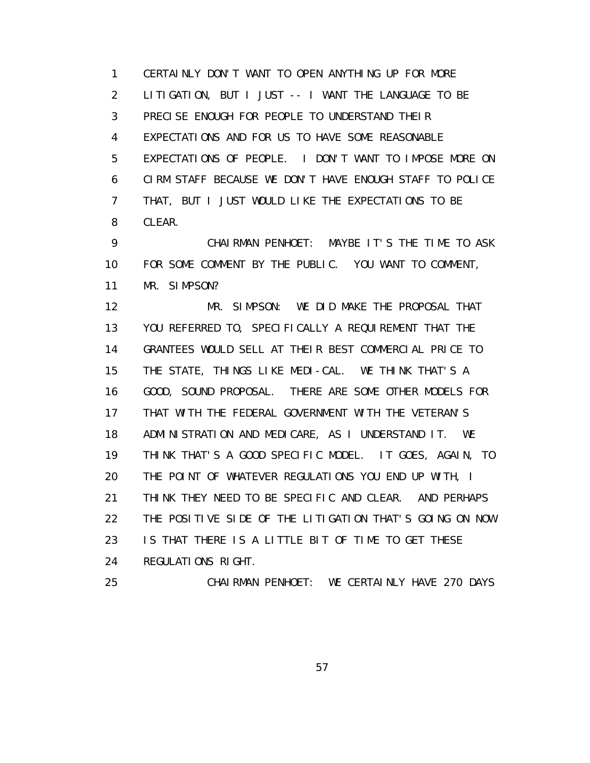1 CERTAINLY DON'T WANT TO OPEN ANYTHING UP FOR MORE
2 LITIGATION, BUT I JUST -- I WANT THE LANGUAGE TO BE
3 PRECISE ENOUGH FOR PEOPLE TO UNDERSTAND THEIR
4 EXPECTATIONS AND FOR US TO HAVE SOME REASONABLE
5 EXPECTATIONS OF PEOPLE. I DON'T WANT TO IMPOSE MORE ON
6 CIRM STAFF BECAUSE WE DON'T HAVE ENOUGH STAFF TO POLICE
7 THAT, BUT I JUST WOULD LIKE THE EXPECTATIONS TO BE
8 CLEAR.

9 CHAIRMAN PENHOET: MAYBE IT'S THE TIME TO ASK
10 FOR SOME COMMENT BY THE PUBLIC. YOU WANT TO COMMENT,
11 MR. SIMPSON?

12 MR. SIMPSON: WE DID MAKE THE PROPOSAL THAT
13 YOU REFERRED TO, SPECIFICALLY A REQUIREMENT THAT THE
14 GRANTEES WOULD SELL AT THEIR BEST COMMERCIAL PRICE TO
15 THE STATE, THINGS LIKE MEDI-CAL. WE THINK THAT'S A
16 GOOD, SOUND PROPOSAL. THERE ARE SOME OTHER MODELS FOR
17 THAT WITH THE FEDERAL GOVERNMENT WITH THE VETERAN'S
18 ADMINISTRATION AND MEDICARE, AS I UNDERSTAND IT. WE
19 THINK THAT'S A GOOD SPECIFIC MODEL. IT GOES, AGAIN, TO
20 THE POINT OF WHATEVER REGULATIONS YOU END UP WITH, I
21 THINK THEY NEED TO BE SPECIFIC AND CLEAR. AND PERHAPS
22 THE POSITIVE SIDE OF THE LITIGATION THAT'S GOING ON NOW
23 IS THAT THERE IS A LITTLE BIT OF TIME TO GET THESE
24 REGULATIONS RIGHT.

25 CHAIRMAN PENHOET: WE CERTAINLY HAVE 270 DAYS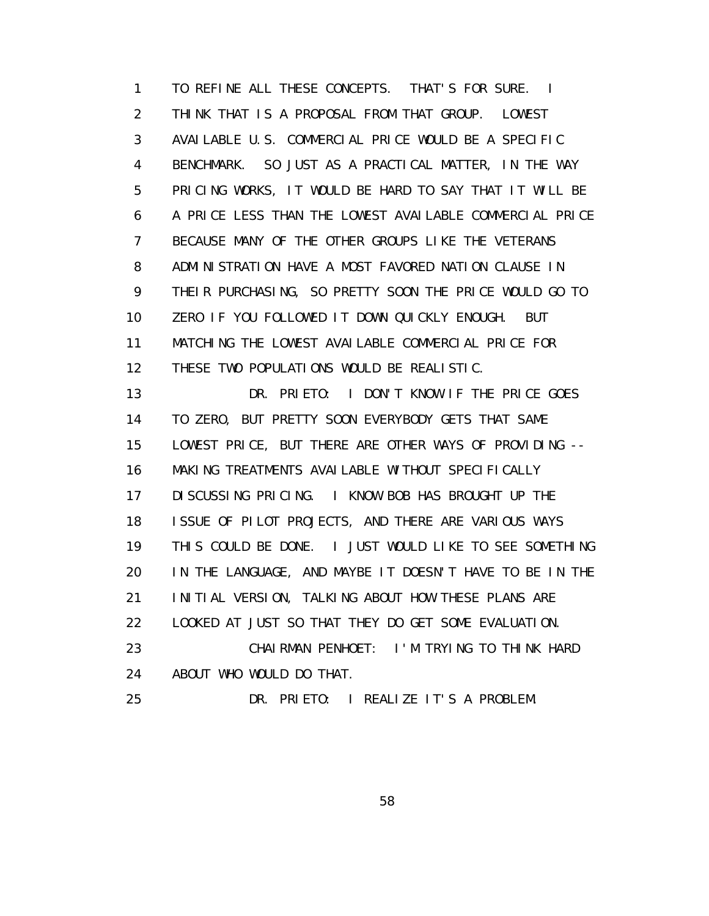TO REFINE ALL THESE CONCEPTS. THAT'S FOR SURE. I THINK THAT IS A PROPOSAL FROM THAT GROUP. LOWEST AVAILABLE U.S. COMMERCIAL PRICE WOULD BE A SPECIFIC BENCHMARK. SO JUST AS A PRACTICAL MATTER, IN THE WAY PRICING WORKS, IT WOULD BE HARD TO SAY THAT IT WILL BE A PRICE LESS THAN THE LOWEST AVAILABLE COMMERCIAL PRICE BECAUSE MANY OF THE OTHER GROUPS LIKE THE VETERANS ADMINISTRATION HAVE A MOST FAVORED NATION CLAUSE IN THEIR PURCHASING, SO PRETTY SOON THE PRICE WOULD GO TO ZERO IF YOU FOLLOWED IT DOWN QUICKLY ENOUGH. BUT MATCHING THE LOWEST AVAILABLE COMMERCIAL PRICE FOR THESE TWO POPULATIONS WOULD BE REALISTIC.

DR. PRIETO: I DON'T KNOW IF THE PRICE GOES TO ZERO, BUT PRETTY SOON EVERYBODY GETS THAT SAME LOWEST PRICE, BUT THERE ARE OTHER WAYS OF PROVIDING -- MAKING TREATMENTS AVAILABLE WITHOUT SPECIFICALLY DISCUSSING PRICING. I KNOW BOB HAS BROUGHT UP THE ISSUE OF PILOT PROJECTS, AND THERE ARE VARIOUS WAYS THIS COULD BE DONE. I JUST WOULD LIKE TO SEE SOMETHING IN THE LANGUAGE, AND MAYBE IT DOESN'T HAVE TO BE IN THE INITIAL VERSION, TALKING ABOUT HOW THESE PLANS ARE LOOKED AT JUST SO THAT THEY DO GET SOME EVALUATION.

CHAIRMAN PENHOET: I'M TRYING TO THINK HARD ABOUT WHO WOULD DO THAT.

DR. PRIETO: I REALIZE IT'S A PROBLEM.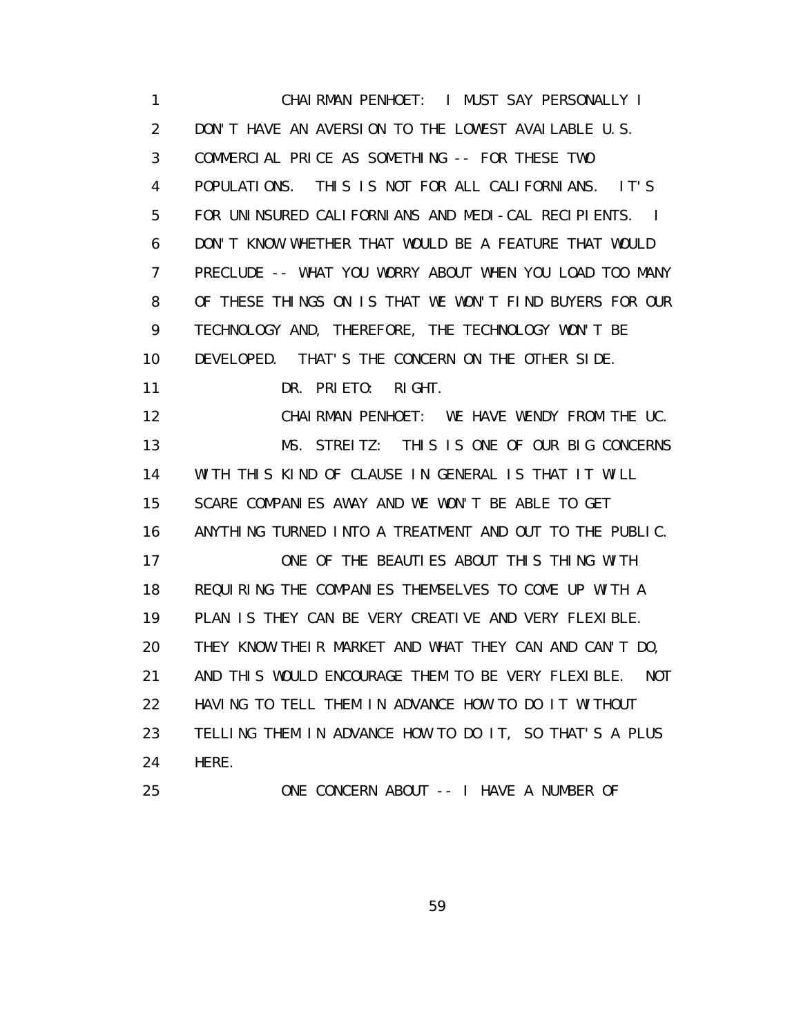1 CHAIRMAN PENHOET: I MUST SAY PERSONALLY I
2 DON'T HAVE AN AVERSION TO THE LOWEST AVAILABLE U.S.
3 COMMERCIAL PRICE AS SOMETHING -- FOR THESE TWO
4 POPULATIONS. THIS IS NOT FOR ALL CALIFORNIANS. IT'S
5 FOR UNINSURED CALIFORNIANS AND MEDI-CAL RECIPIENTS. I
6 DON'T KNOW WHETHER THAT WOULD BE A FEATURE THAT WOULD
7 PRECLUDE -- WHAT YOU WORRY ABOUT WHEN YOU LOAD TOO MANY
8 OF THESE THINGS ON IS THAT WE WON'T FIND BUYERS FOR OUR
9 TECHNOLOGY AND, THEREFORE, THE TECHNOLOGY WON'T BE
10 DEVELOPED. THAT'S THE CONCERN ON THE OTHER SIDE.
11 DR. PRIETO: RIGHT.
12 CHAIRMAN PENHOET: WE HAVE WENDY FROM THE UC.
13 MS. STREITZ: THIS IS ONE OF OUR BIG CONCERNS
14 WITH THIS KIND OF CLAUSE IN GENERAL IS THAT IT WILL
15 SCARE COMPANIES AWAY AND WE WON'T BE ABLE TO GET
16 ANYTHING TURNED INTO A TREATMENT AND OUT TO THE PUBLIC.
17 ONE OF THE BEAUTIES ABOUT THIS THING WITH
18 REQUIRING THE COMPANIES THEMSELVES TO COME UP WITH A
19 PLAN IS THEY CAN BE VERY CREATIVE AND VERY FLEXIBLE.
20 THEY KNOW THEIR MARKET AND WHAT THEY CAN AND CAN'T DO,
21 AND THIS WOULD ENCOURAGE THEM TO BE VERY FLEXIBLE. NOT
22 HAVING TO TELL THEM IN ADVANCE HOW TO DO IT WITHOUT
23 TELLING THEM IN ADVANCE HOW TO DO IT, SO THAT'S A PLUS
24 HERE.
25 ONE CONCERN ABOUT -- I HAVE A NUMBER OF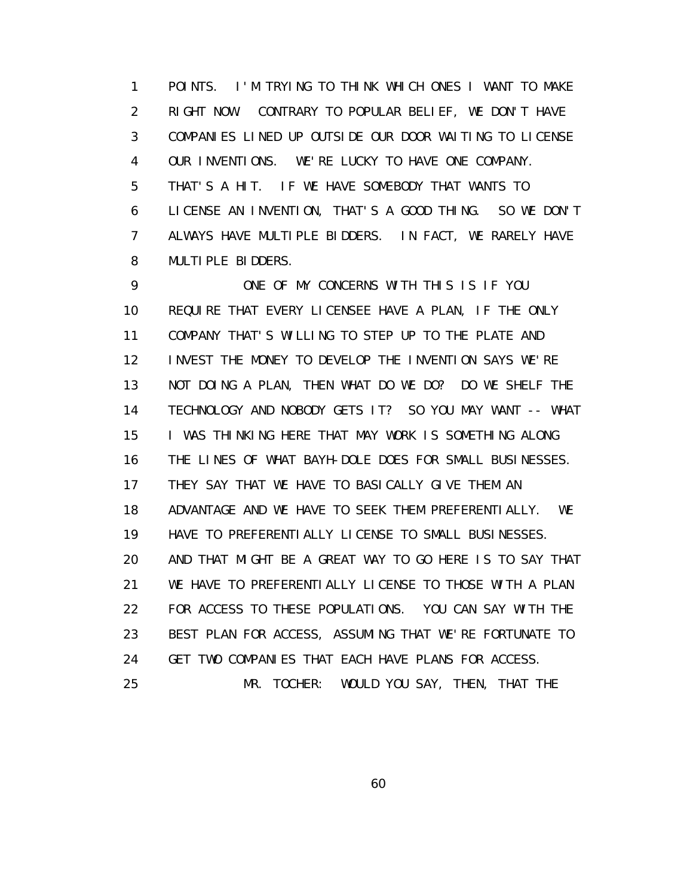POINTS. I'M TRYING TO THINK WHICH ONES I WANT TO MAKE RIGHT NOW. CONTRARY TO POPULAR BELIEF, WE DON'T HAVE COMPANIES LINED UP OUTSIDE OUR DOOR WAITING TO LICENSE OUR INVENTIONS. WE'RE LUCKY TO HAVE ONE COMPANY. THAT'S A HIT. IF WE HAVE SOMEBODY THAT WANTS TO LICENSE AN INVENTION, THAT'S A GOOD THING. SO WE DON'T ALWAYS HAVE MULTIPLE BIDDERS. IN FACT, WE RARELY HAVE MULTIPLE BIDDERS.

ONE OF MY CONCERNS WITH THIS IS IF YOU REQUIRE THAT EVERY LICENSEE HAVE A PLAN, IF THE ONLY COMPANY THAT'S WILLING TO STEP UP TO THE PLATE AND INVEST THE MONEY TO DEVELOP THE INVENTION SAYS WE'RE NOT DOING A PLAN, THEN WHAT DO WE DO? DO WE SHELF THE TECHNOLOGY AND NOBODY GETS IT? SO YOU MAY WANT -- WHAT I WAS THINKING HERE THAT MAY WORK IS SOMETHING ALONG THE LINES OF WHAT BAYH-DOLE DOES FOR SMALL BUSINESSES. THEY SAY THAT WE HAVE TO BASICALLY GIVE THEM AN ADVANTAGE AND WE HAVE TO SEEK THEM PREFERENTIALLY. WE HAVE TO PREFERENTIALLY LICENSE TO SMALL BUSINESSES. AND THAT MIGHT BE A GREAT WAY TO GO HERE IS TO SAY THAT WE HAVE TO PREFERENTIALLY LICENSE TO THOSE WITH A PLAN FOR ACCESS TO THESE POPULATIONS. YOU CAN SAY WITH THE BEST PLAN FOR ACCESS, ASSUMING THAT WE'RE FORTUNATE TO GET TWO COMPANIES THAT EACH HAVE PLANS FOR ACCESS.

MR. TOCHER: WOULD YOU SAY, THEN, THAT THE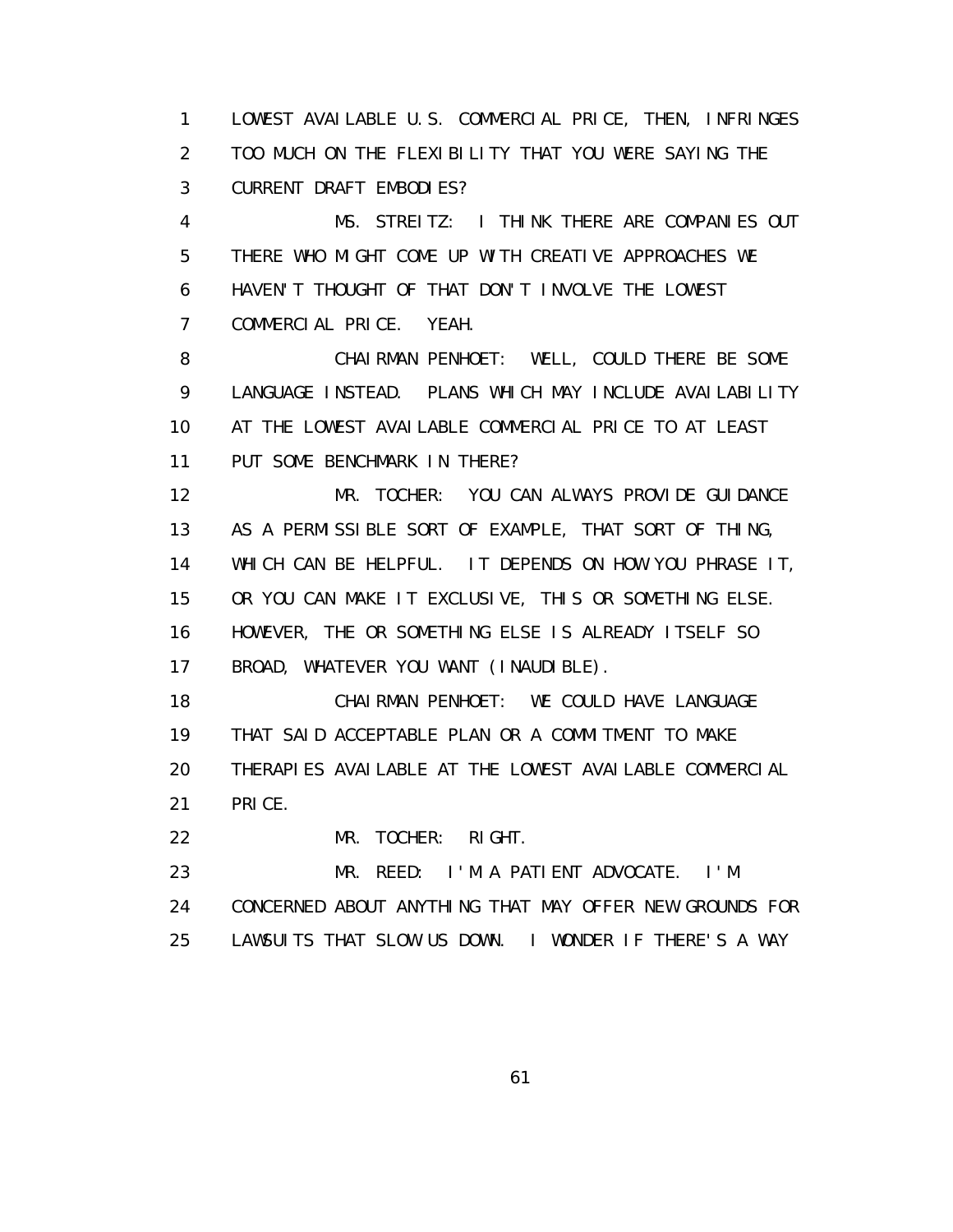LOWEST AVAILABLE U.S. COMMERCIAL PRICE, THEN, INFRINGES TOO MUCH ON THE FLEXIBILITY THAT YOU WERE SAYING THE CURRENT DRAFT EMBODIES?

MS. STREITZ: I THINK THERE ARE COMPANIES OUT THERE WHO MIGHT COME UP WITH CREATIVE APPROACHES WE HAVEN'T THOUGHT OF THAT DON'T INVOLVE THE LOWEST COMMERCIAL PRICE. YEAH.

CHAIRMAN PENHOET: WELL, COULD THERE BE SOME LANGUAGE INSTEAD. PLANS WHICH MAY INCLUDE AVAILABILITY AT THE LOWEST AVAILABLE COMMERCIAL PRICE TO AT LEAST PUT SOME BENCHMARK IN THERE?

MR. TOCHER: YOU CAN ALWAYS PROVIDE GUIDANCE AS A PERMISSIBLE SORT OF EXAMPLE, THAT SORT OF THING, WHICH CAN BE HELPFUL. IT DEPENDS ON HOW YOU PHRASE IT, OR YOU CAN MAKE IT EXCLUSIVE, THIS OR SOMETHING ELSE. HOWEVER, THE OR SOMETHING ELSE IS ALREADY ITSELF SO BROAD, WHATEVER YOU WANT (INAUDIBLE).

CHAIRMAN PENHOET: WE COULD HAVE LANGUAGE THAT SAID ACCEPTABLE PLAN OR A COMMITMENT TO MAKE THERAPIES AVAILABLE AT THE LOWEST AVAILABLE COMMERCIAL PRICE.

MR. TOCHER: RIGHT.

MR. REED: I'M A PATIENT ADVOCATE. I'M CONCERNED ABOUT ANYTHING THAT MAY OFFER NEW GROUNDS FOR LAWSUITS THAT SLOW US DOWN. I WONDER IF THERE'S A WAY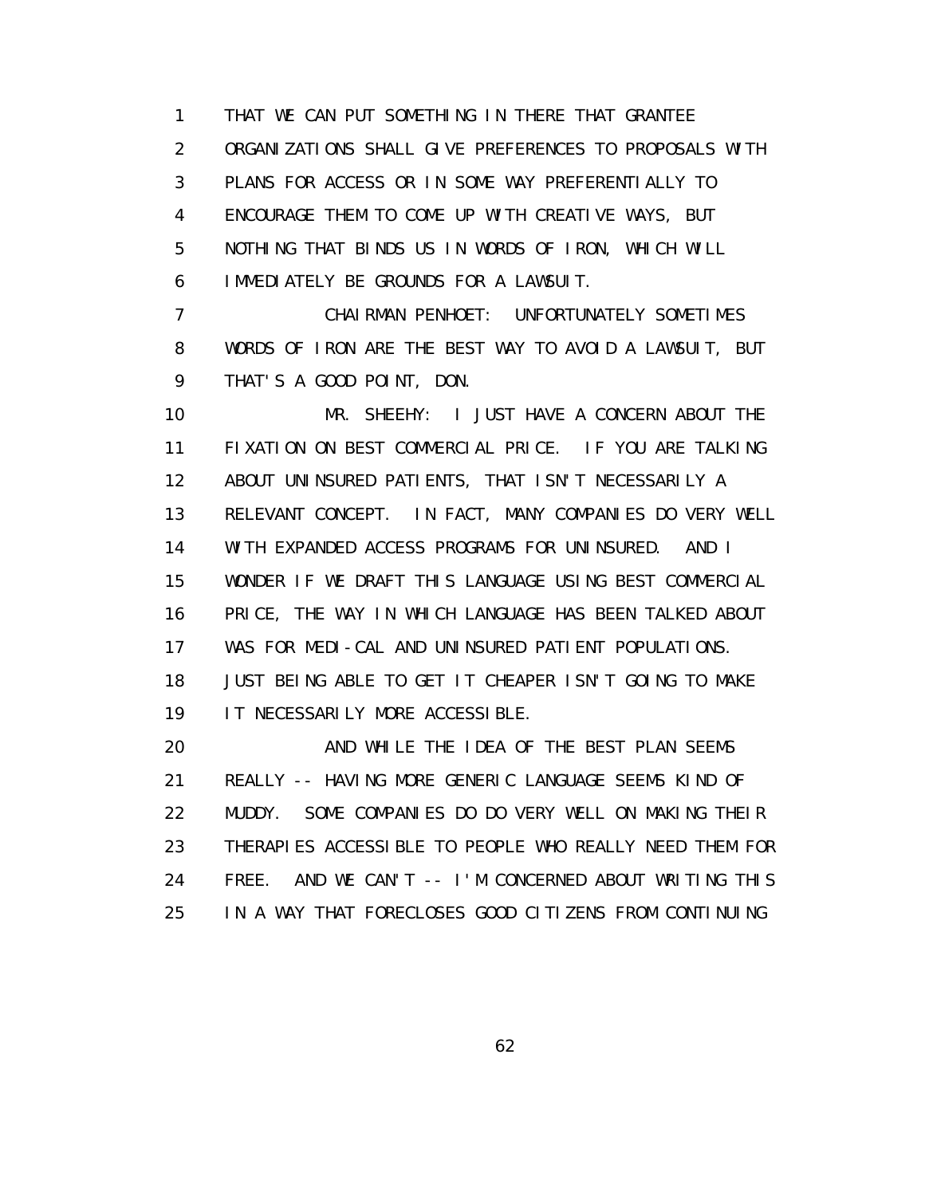1 THAT WE CAN PUT SOMETHING IN THERE THAT GRANTEE
2 ORGANIZATIONS SHALL GIVE PREFERENCES TO PROPOSALS WITH
3 PLANS FOR ACCESS OR IN SOME WAY PREFERENTIALLY TO
4 ENCOURAGE THEM TO COME UP WITH CREATIVE WAYS, BUT
5 NOTHING THAT BINDS US IN WORDS OF IRON, WHICH WILL
6 IMMEDIATELY BE GROUNDS FOR A LAWSUIT.
7 CHAIRMAN PENHOET: UNFORTUNATELY SOMETIMES
8 WORDS OF IRON ARE THE BEST WAY TO AVOID A LAWSUIT, BUT
9 THAT'S A GOOD POINT, DON.
10 MR. SHEEHY: I JUST HAVE A CONCERN ABOUT THE
11 FIXATION ON BEST COMMERCIAL PRICE. IF YOU ARE TALKING
12 ABOUT UNINSURED PATIENTS, THAT ISN'T NECESSARILY A
13 RELEVANT CONCEPT. IN FACT, MANY COMPANIES DO VERY WELL
14 WITH EXPANDED ACCESS PROGRAMS FOR UNINSURED. AND I
15 WONDER IF WE DRAFT THIS LANGUAGE USING BEST COMMERCIAL
16 PRICE, THE WAY IN WHICH LANGUAGE HAS BEEN TALKED ABOUT
17 WAS FOR MEDI-CAL AND UNINSURED PATIENT POPULATIONS.
18 JUST BEING ABLE TO GET IT CHEAPER ISN'T GOING TO MAKE
19 IT NECESSARILY MORE ACCESSIBLE.
20 AND WHILE THE IDEA OF THE BEST PLAN SEEMS
21 REALLY -- HAVING MORE GENERIC LANGUAGE SEEMS KIND OF
22 MUDDY. SOME COMPANIES DO DO VERY WELL ON MAKING THEIR
23 THERAPIES ACCESSIBLE TO PEOPLE WHO REALLY NEED THEM FOR
24 FREE. AND WE CAN'T -- I'M CONCERNED ABOUT WRITING THIS
25 IN A WAY THAT FORECLOSES GOOD CITIZENS FROM CONTINUING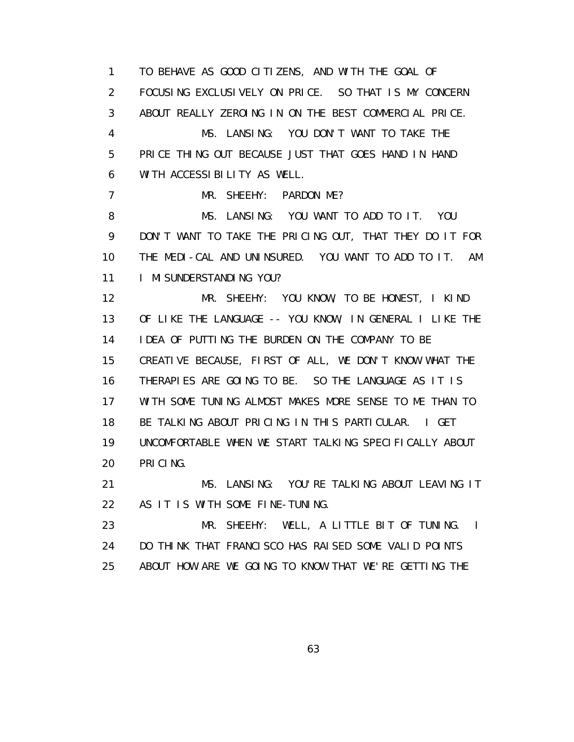TO BEHAVE AS GOOD CITIZENS, AND WITH THE GOAL OF FOCUSING EXCLUSIVELY ON PRICE. SO THAT IS MY CONCERN ABOUT REALLY ZEROING IN ON THE BEST COMMERCIAL PRICE.

MS. LANSING: YOU DON'T WANT TO TAKE THE PRICE THING OUT BECAUSE JUST THAT GOES HAND IN HAND WITH ACCESSIBILITY AS WELL.

MR. SHEEHY: PARDON ME?

MS. LANSING: YOU WANT TO ADD TO IT. YOU DON'T WANT TO TAKE THE PRICING OUT, THAT THEY DO IT FOR THE MEDI-CAL AND UNINSURED. YOU WANT TO ADD TO IT. AM I MISUNDERSTANDING YOU?

MR. SHEEHY: YOU KNOW, TO BE HONEST, I KIND OF LIKE THE LANGUAGE -- YOU KNOW, IN GENERAL I LIKE THE IDEA OF PUTTING THE BURDEN ON THE COMPANY TO BE CREATIVE BECAUSE, FIRST OF ALL, WE DON'T KNOW WHAT THE THERAPIES ARE GOING TO BE. SO THE LANGUAGE AS IT IS WITH SOME TUNING ALMOST MAKES MORE SENSE TO ME THAN TO BE TALKING ABOUT PRICING IN THIS PARTICULAR. I GET UNCOMFORTABLE WHEN WE START TALKING SPECIFICALLY ABOUT PRICING.

MS. LANSING: YOU'RE TALKING ABOUT LEAVING IT AS IT IS WITH SOME FINE-TUNING.

MR. SHEEHY: WELL, A LITTLE BIT OF TUNING. I DO THINK THAT FRANCISCO HAS RAISED SOME VALID POINTS ABOUT HOW ARE WE GOING TO KNOW THAT WE'RE GETTING THE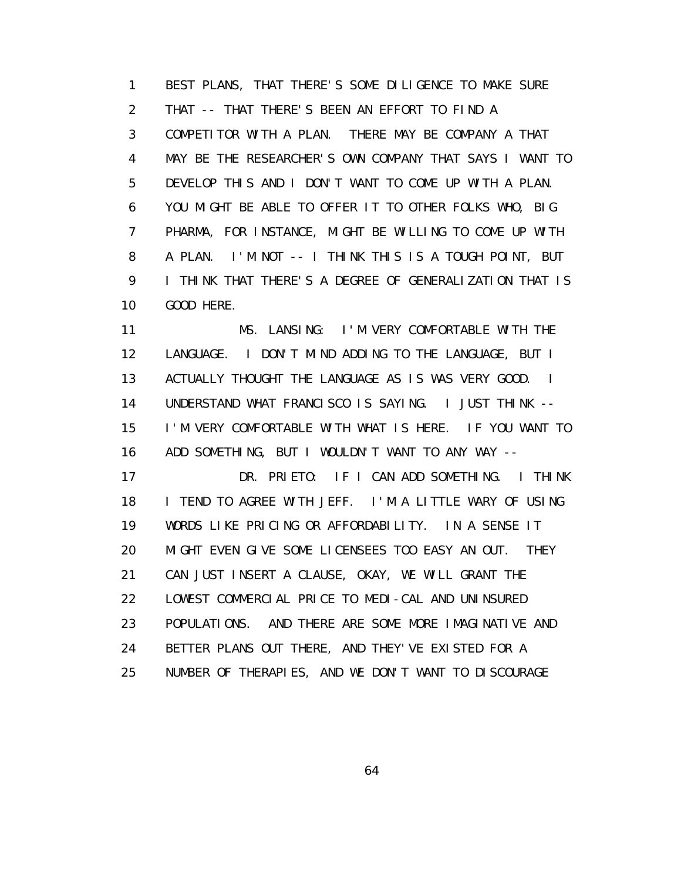BEST PLANS, THAT THERE'S SOME DILIGENCE TO MAKE SURE THAT -- THAT THERE'S BEEN AN EFFORT TO FIND A COMPETITOR WITH A PLAN. THERE MAY BE COMPANY A THAT MAY BE THE RESEARCHER'S OWN COMPANY THAT SAYS I WANT TO DEVELOP THIS AND I DON'T WANT TO COME UP WITH A PLAN. YOU MIGHT BE ABLE TO OFFER IT TO OTHER FOLKS WHO, BIG PHARMA, FOR INSTANCE, MIGHT BE WILLING TO COME UP WITH A PLAN. I'M NOT -- I THINK THIS IS A TOUGH POINT, BUT I THINK THAT THERE'S A DEGREE OF GENERALIZATION THAT IS GOOD HERE.

MS. LANSING: I'M VERY COMFORTABLE WITH THE LANGUAGE. I DON'T MIND ADDING TO THE LANGUAGE, BUT I ACTUALLY THOUGHT THE LANGUAGE AS IS WAS VERY GOOD. I UNDERSTAND WHAT FRANCISCO IS SAYING. I JUST THINK -- I'M VERY COMFORTABLE WITH WHAT IS HERE. IF YOU WANT TO ADD SOMETHING, BUT I WOULDN'T WANT TO ANY WAY --

DR. PRIETO: IF I CAN ADD SOMETHING. I THINK I TEND TO AGREE WITH JEFF. I'M A LITTLE WARY OF USING WORDS LIKE PRICING OR AFFORDABILITY. IN A SENSE IT MIGHT EVEN GIVE SOME LICENSEES TOO EASY AN OUT. THEY CAN JUST INSERT A CLAUSE, OKAY, WE WILL GRANT THE LOWEST COMMERCIAL PRICE TO MEDI-CAL AND UNINSURED POPULATIONS. AND THERE ARE SOME MORE IMAGINATIVE AND BETTER PLANS OUT THERE, AND THEY'VE EXISTED FOR A NUMBER OF THERAPIES, AND WE DON'T WANT TO DISCOURAGE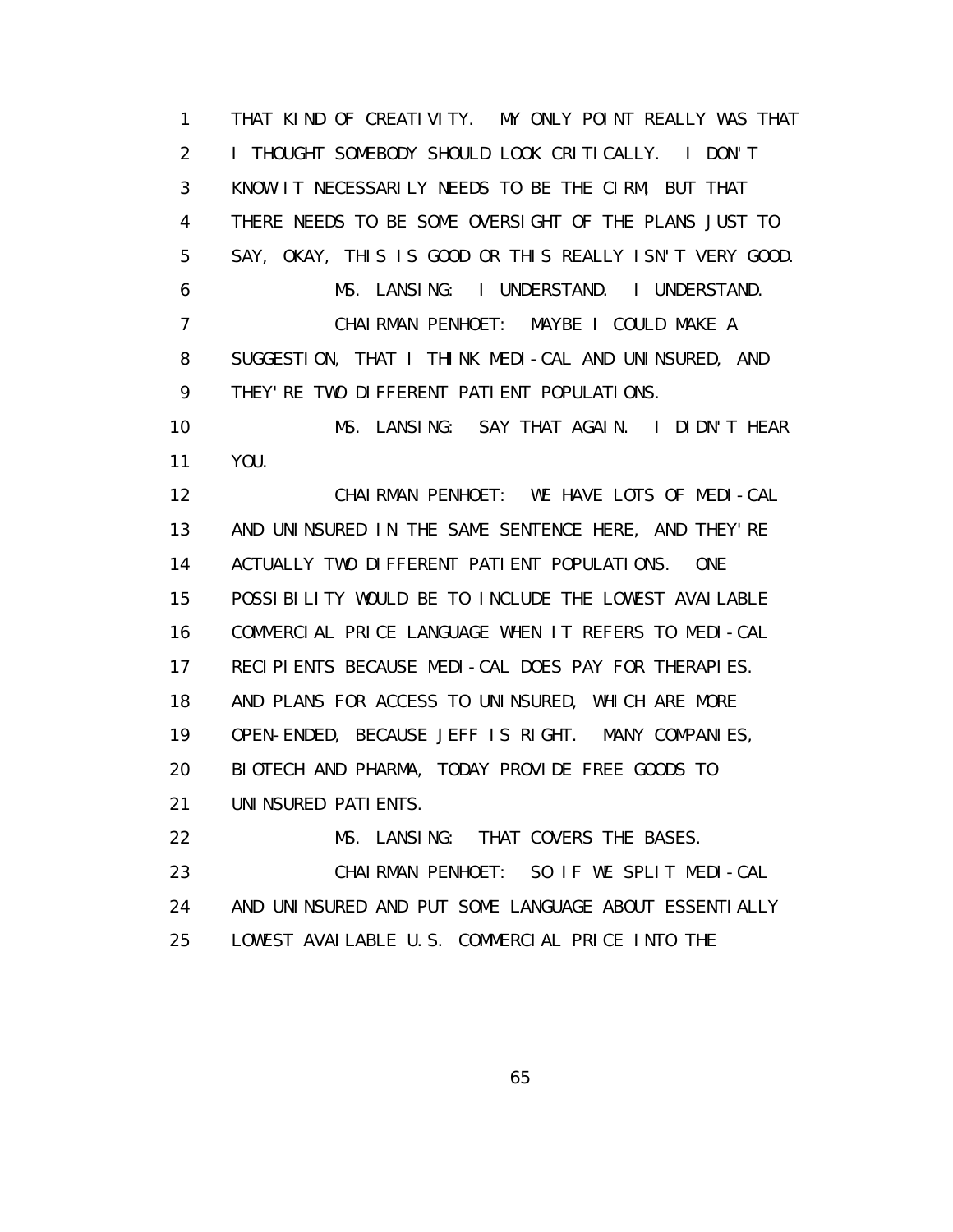1 THAT KIND OF CREATIVITY. MY ONLY POINT REALLY WAS THAT
2 I THOUGHT SOMEBODY SHOULD LOOK CRITICALLY. I DON'T
3 KNOW IT NECESSARILY NEEDS TO BE THE CIRM, BUT THAT
4 THERE NEEDS TO BE SOME OVERSIGHT OF THE PLANS JUST TO
5 SAY, OKAY, THIS IS GOOD OR THIS REALLY ISN'T VERY GOOD.
6 MS. LANSING: I UNDERSTAND. I UNDERSTAND.
7 CHAIRMAN PENHOET: MAYBE I COULD MAKE A
8 SUGGESTION, THAT I THINK MEDI-CAL AND UNINSURED, AND
9 THEY'RE TWO DIFFERENT PATIENT POPULATIONS.
10 MS. LANSING: SAY THAT AGAIN. I DIDN'T HEAR
11 YOU.
12 CHAIRMAN PENHOET: WE HAVE LOTS OF MEDI-CAL
13 AND UNINSURED IN THE SAME SENTENCE HERE, AND THEY'RE
14 ACTUALLY TWO DIFFERENT PATIENT POPULATIONS. ONE
15 POSSIBILITY WOULD BE TO INCLUDE THE LOWEST AVAILABLE
16 COMMERCIAL PRICE LANGUAGE WHEN IT REFERS TO MEDI-CAL
17 RECIPIENTS BECAUSE MEDI-CAL DOES PAY FOR THERAPIES.
18 AND PLANS FOR ACCESS TO UNINSURED, WHICH ARE MORE
19 OPEN-ENDED, BECAUSE JEFF IS RIGHT. MANY COMPANIES,
20 BIOTECH AND PHARMA, TODAY PROVIDE FREE GOODS TO
21 UNINSURED PATIENTS.
22 MS. LANSING: THAT COVERS THE BASES.
23 CHAIRMAN PENHOET: SO IF WE SPLIT MEDI-CAL
24 AND UNINSURED AND PUT SOME LANGUAGE ABOUT ESSENTIALLY
25 LOWEST AVAILABLE U.S. COMMERCIAL PRICE INTO THE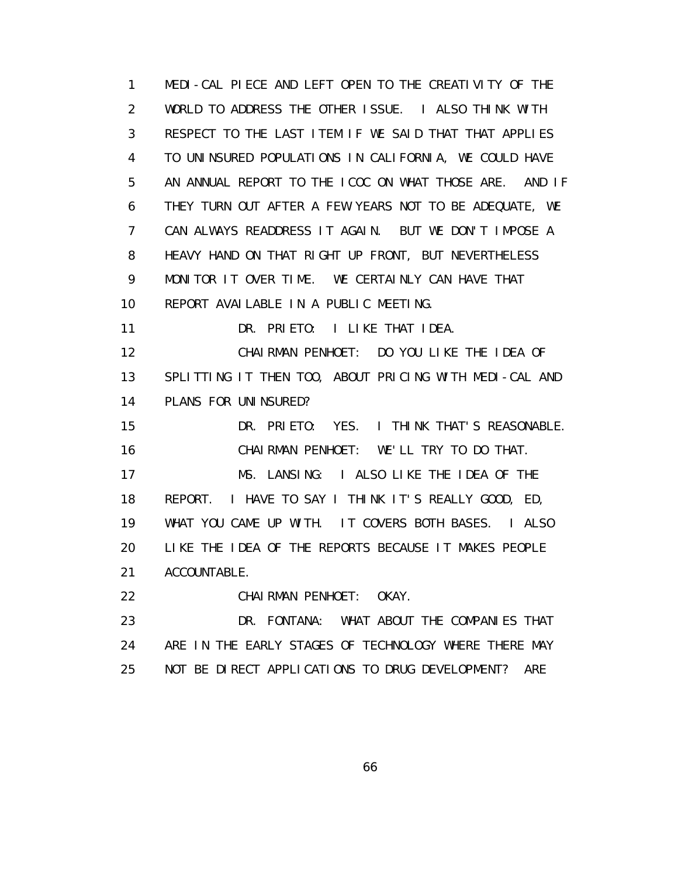MEDI-CAL PIECE AND LEFT OPEN TO THE CREATIVITY OF THE WORLD TO ADDRESS THE OTHER ISSUE. I ALSO THINK WITH RESPECT TO THE LAST ITEM IF WE SAID THAT THAT APPLIES TO UNINSURED POPULATIONS IN CALIFORNIA, WE COULD HAVE AN ANNUAL REPORT TO THE ICOC ON WHAT THOSE ARE. AND IF THEY TURN OUT AFTER A FEW YEARS NOT TO BE ADEQUATE, WE CAN ALWAYS READDRESS IT AGAIN. BUT WE DON'T IMPOSE A HEAVY HAND ON THAT RIGHT UP FRONT, BUT NEVERTHELESS MONITOR IT OVER TIME. WE CERTAINLY CAN HAVE THAT REPORT AVAILABLE IN A PUBLIC MEETING.

DR. PRIETO: I LIKE THAT IDEA.

CHAIRMAN PENHOET: DO YOU LIKE THE IDEA OF SPLITTING IT THEN TOO, ABOUT PRICING WITH MEDI-CAL AND PLANS FOR UNINSURED?

DR. PRIETO: YES. I THINK THAT'S REASONABLE.

CHAIRMAN PENHOET: WE'LL TRY TO DO THAT.

MS. LANSING: I ALSO LIKE THE IDEA OF THE REPORT. I HAVE TO SAY I THINK IT'S REALLY GOOD, ED, WHAT YOU CAME UP WITH. IT COVERS BOTH BASES. I ALSO LIKE THE IDEA OF THE REPORTS BECAUSE IT MAKES PEOPLE ACCOUNTABLE.

CHAIRMAN PENHOET: OKAY.

DR. FONTANA: WHAT ABOUT THE COMPANIES THAT ARE IN THE EARLY STAGES OF TECHNOLOGY WHERE THERE MAY NOT BE DIRECT APPLICATIONS TO DRUG DEVELOPMENT? ARE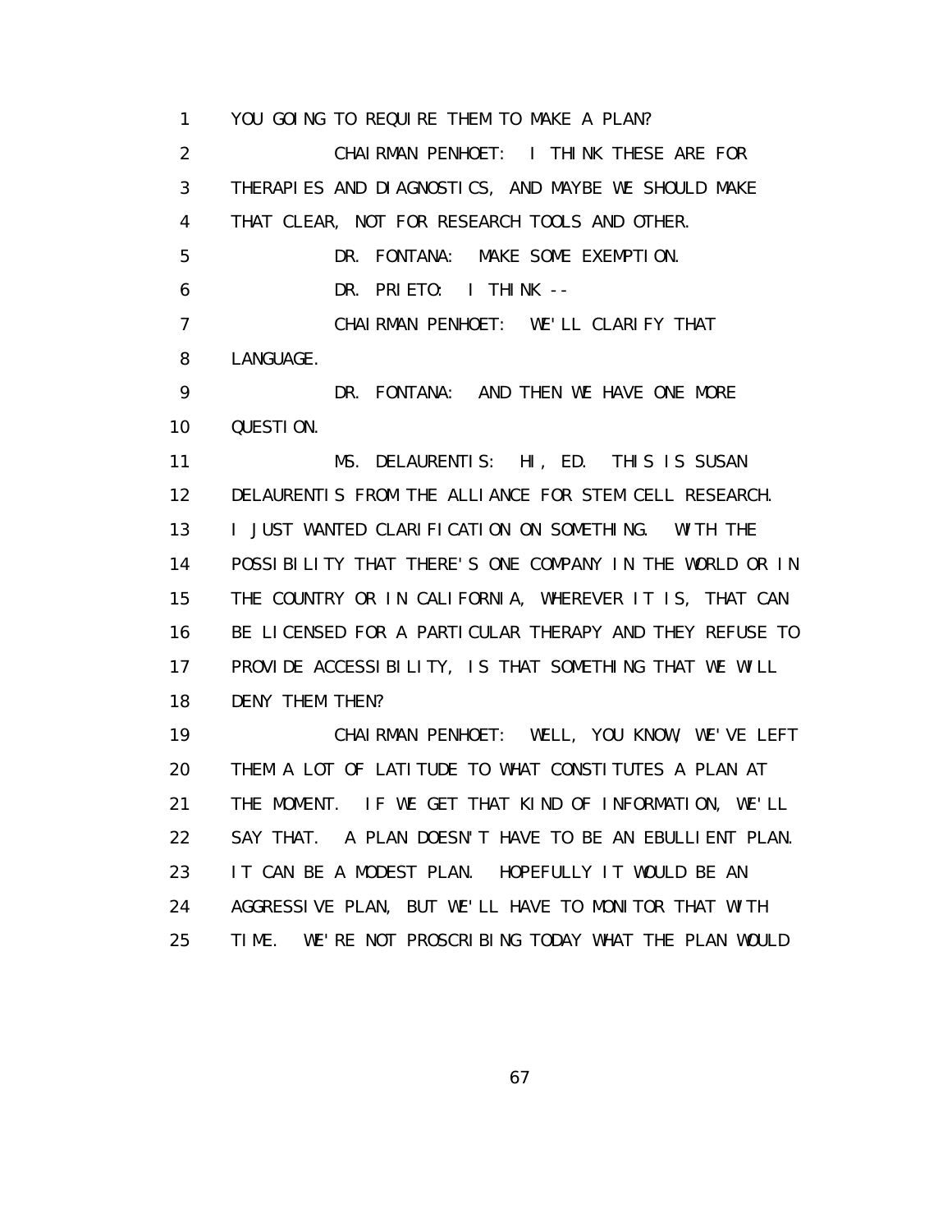1 YOU GOING TO REQUIRE THEM TO MAKE A PLAN?

2 CHAIRMAN PENHOET: I THINK THESE ARE FOR

3 THERAPIES AND DIAGNOSTICS, AND MAYBE WE SHOULD MAKE

4 THAT CLEAR, NOT FOR RESEARCH TOOLS AND OTHER.

5 DR. FONTANA: MAKE SOME EXEMPTION.

6 DR. PRIETO: I THINK --

7 CHAIRMAN PENHOET: WE'LL CLARIFY THAT

8 LANGUAGE.

9 DR. FONTANA: AND THEN WE HAVE ONE MORE

10 QUESTION.

11 MS. DELAURENTIS: HI, ED. THIS IS SUSAN

12 DELAURENTIS FROM THE ALLIANCE FOR STEM CELL RESEARCH.

13 I JUST WANTED CLARIFICATION ON SOMETHING. WITH THE

14 POSSIBILITY THAT THERE'S ONE COMPANY IN THE WORLD OR IN

15 THE COUNTRY OR IN CALIFORNIA, WHEREVER IT IS, THAT CAN

16 BE LICENSED FOR A PARTICULAR THERAPY AND THEY REFUSE TO

17 PROVIDE ACCESSIBILITY, IS THAT SOMETHING THAT WE WILL

18 DENY THEM THEN?

19 CHAIRMAN PENHOET: WELL, YOU KNOW, WE'VE LEFT

20 THEM A LOT OF LATITUDE TO WHAT CONSTITUTES A PLAN AT

21 THE MOMENT. IF WE GET THAT KIND OF INFORMATION, WE'LL

22 SAY THAT. A PLAN DOESN'T HAVE TO BE AN EBULLIENT PLAN.

23 IT CAN BE A MODEST PLAN. HOPEFULLY IT WOULD BE AN

24 AGGRESSIVE PLAN, BUT WE'LL HAVE TO MONITOR THAT WITH

25 TIME. WE'RE NOT PROSCRIBING TODAY WHAT THE PLAN WOULD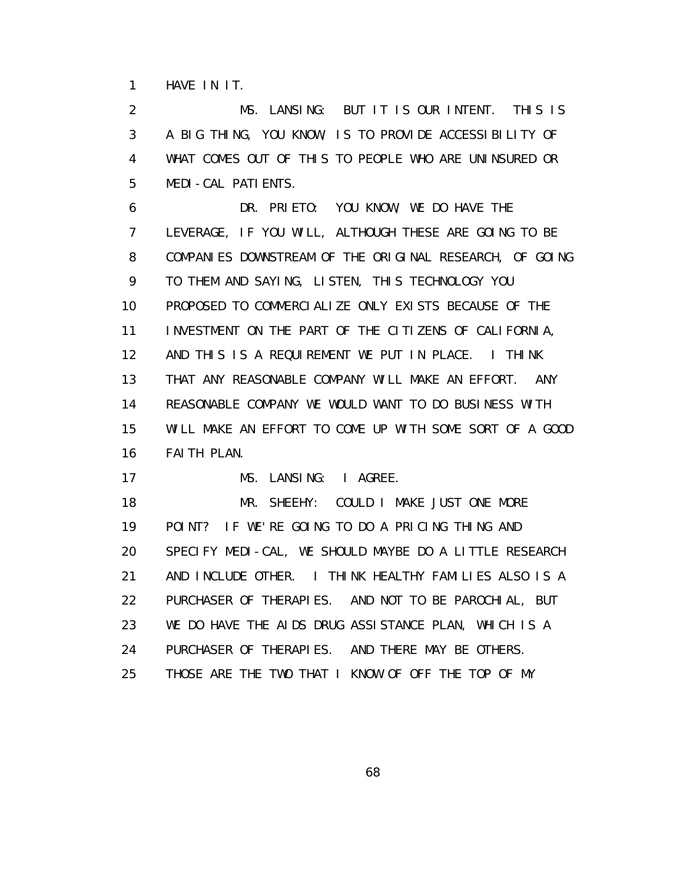HAVE IN IT.

MS. LANSING: BUT IT IS OUR INTENT. THIS IS A BIG THING, YOU KNOW, IS TO PROVIDE ACCESSIBILITY OF WHAT COMES OUT OF THIS TO PEOPLE WHO ARE UNINSURED OR MEDI-CAL PATIENTS.

DR. PRIETO: YOU KNOW, WE DO HAVE THE LEVERAGE, IF YOU WILL, ALTHOUGH THESE ARE GOING TO BE COMPANIES DOWNSTREAM OF THE ORIGINAL RESEARCH, OF GOING TO THEM AND SAYING, LISTEN, THIS TECHNOLOGY YOU PROPOSED TO COMMERCIALIZE ONLY EXISTS BECAUSE OF THE INVESTMENT ON THE PART OF THE CITIZENS OF CALIFORNIA, AND THIS IS A REQUIREMENT WE PUT IN PLACE. I THINK THAT ANY REASONABLE COMPANY WILL MAKE AN EFFORT. ANY REASONABLE COMPANY WE WOULD WANT TO DO BUSINESS WITH WILL MAKE AN EFFORT TO COME UP WITH SOME SORT OF A GOOD FAITH PLAN.

MS. LANSING: I AGREE.

MR. SHEEHY: COULD I MAKE JUST ONE MORE POINT? IF WE'RE GOING TO DO A PRICING THING AND SPECIFY MEDI-CAL, WE SHOULD MAYBE DO A LITTLE RESEARCH AND INCLUDE OTHER. I THINK HEALTHY FAMILIES ALSO IS A PURCHASER OF THERAPIES. AND NOT TO BE PAROCHIAL, BUT WE DO HAVE THE AIDS DRUG ASSISTANCE PLAN, WHICH IS A PURCHASER OF THERAPIES. AND THERE MAY BE OTHERS. THOSE ARE THE TWO THAT I KNOW OF OFF THE TOP OF MY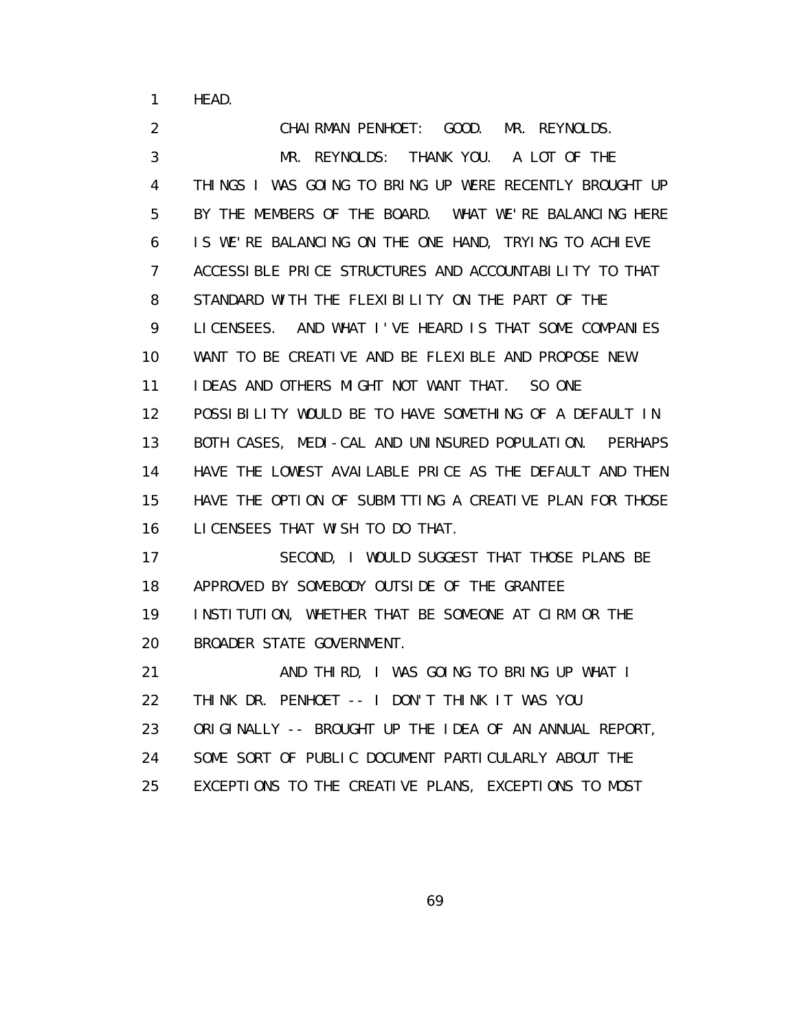HEAD.

CHAIRMAN PENHOET: GOOD. MR. REYNOLDS.

MR. REYNOLDS: THANK YOU. A LOT OF THE THINGS I WAS GOING TO BRING UP WERE RECENTLY BROUGHT UP BY THE MEMBERS OF THE BOARD. WHAT WE'RE BALANCING HERE IS WE'RE BALANCING ON THE ONE HAND, TRYING TO ACHIEVE ACCESSIBLE PRICE STRUCTURES AND ACCOUNTABILITY TO THAT STANDARD WITH THE FLEXIBILITY ON THE PART OF THE LICENSEES. AND WHAT I'VE HEARD IS THAT SOME COMPANIES WANT TO BE CREATIVE AND BE FLEXIBLE AND PROPOSE NEW IDEAS AND OTHERS MIGHT NOT WANT THAT. SO ONE POSSIBILITY WOULD BE TO HAVE SOMETHING OF A DEFAULT IN BOTH CASES, MEDI-CAL AND UNINSURED POPULATION. PERHAPS HAVE THE LOWEST AVAILABLE PRICE AS THE DEFAULT AND THEN HAVE THE OPTION OF SUBMITTING A CREATIVE PLAN FOR THOSE LICENSEES THAT WISH TO DO THAT.

SECOND, I WOULD SUGGEST THAT THOSE PLANS BE APPROVED BY SOMEBODY OUTSIDE OF THE GRANTEE INSTITUTION, WHETHER THAT BE SOMEONE AT CIRM OR THE BROADER STATE GOVERNMENT.

AND THIRD, I WAS GOING TO BRING UP WHAT I THINK DR. PENHOET -- I DON'T THINK IT WAS YOU ORIGINALLY -- BROUGHT UP THE IDEA OF AN ANNUAL REPORT, SOME SORT OF PUBLIC DOCUMENT PARTICULARLY ABOUT THE EXCEPTIONS TO THE CREATIVE PLANS, EXCEPTIONS TO MOST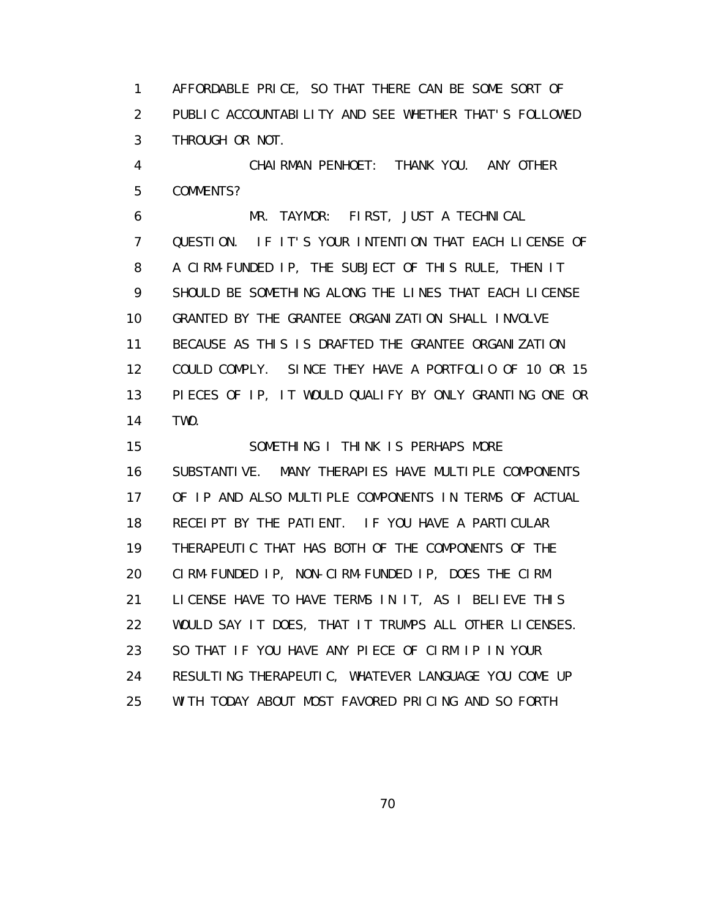AFFORDABLE PRICE, SO THAT THERE CAN BE SOME SORT OF PUBLIC ACCOUNTABILITY AND SEE WHETHER THAT'S FOLLOWED THROUGH OR NOT.

CHAIRMAN PENHOET: THANK YOU. ANY OTHER COMMENTS?

MR. TAYMOR: FIRST, JUST A TECHNICAL QUESTION. IF IT'S YOUR INTENTION THAT EACH LICENSE OF A CIRM-FUNDED IP, THE SUBJECT OF THIS RULE, THEN IT SHOULD BE SOMETHING ALONG THE LINES THAT EACH LICENSE GRANTED BY THE GRANTEE ORGANIZATION SHALL INVOLVE BECAUSE AS THIS IS DRAFTED THE GRANTEE ORGANIZATION COULD COMPLY. SINCE THEY HAVE A PORTFOLIO OF 10 OR 15 PIECES OF IP, IT WOULD QUALIFY BY ONLY GRANTING ONE OR TWO.

SOMETHING I THINK IS PERHAPS MORE SUBSTANTIVE. MANY THERAPIES HAVE MULTIPLE COMPONENTS OF IP AND ALSO MULTIPLE COMPONENTS IN TERMS OF ACTUAL RECEIPT BY THE PATIENT. IF YOU HAVE A PARTICULAR THERAPEUTIC THAT HAS BOTH OF THE COMPONENTS OF THE CIRM-FUNDED IP, NON-CIRM-FUNDED IP, DOES THE CIRM LICENSE HAVE TO HAVE TERMS IN IT, AS I BELIEVE THIS WOULD SAY IT DOES, THAT IT TRUMPS ALL OTHER LICENSES. SO THAT IF YOU HAVE ANY PIECE OF CIRM IP IN YOUR RESULTING THERAPEUTIC, WHATEVER LANGUAGE YOU COME UP WITH TODAY ABOUT MOST FAVORED PRICING AND SO FORTH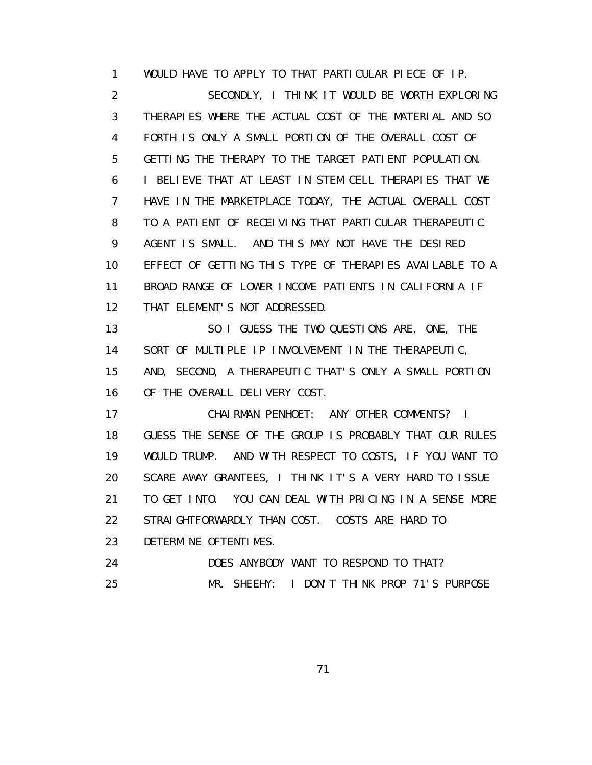WOULD HAVE TO APPLY TO THAT PARTICULAR PIECE OF IP.

SECONDLY, I THINK IT WOULD BE WORTH EXPLORING THERAPIES WHERE THE ACTUAL COST OF THE MATERIAL AND SO FORTH IS ONLY A SMALL PORTION OF THE OVERALL COST OF GETTING THE THERAPY TO THE TARGET PATIENT POPULATION. I BELIEVE THAT AT LEAST IN STEM CELL THERAPIES THAT WE HAVE IN THE MARKETPLACE TODAY, THE ACTUAL OVERALL COST TO A PATIENT OF RECEIVING THAT PARTICULAR THERAPEUTIC AGENT IS SMALL. AND THIS MAY NOT HAVE THE DESIRED EFFECT OF GETTING THIS TYPE OF THERAPIES AVAILABLE TO A BROAD RANGE OF LOWER INCOME PATIENTS IN CALIFORNIA IF THAT ELEMENT'S NOT ADDRESSED.

SO I GUESS THE TWO QUESTIONS ARE, ONE, THE SORT OF MULTIPLE IP INVOLVEMENT IN THE THERAPEUTIC, AND, SECOND, A THERAPEUTIC THAT'S ONLY A SMALL PORTION OF THE OVERALL DELIVERY COST.

CHAIRMAN PENHOET: ANY OTHER COMMENTS? I GUESS THE SENSE OF THE GROUP IS PROBABLY THAT OUR RULES WOULD TRUMP. AND WITH RESPECT TO COSTS, IF YOU WANT TO SCARE AWAY GRANTEES, I THINK IT'S A VERY HARD TO ISSUE TO GET INTO. YOU CAN DEAL WITH PRICING IN A SENSE MORE STRAIGHTFORWARDLY THAN COST. COSTS ARE HARD TO DETERMINE OFTENTIMES.

DOES ANYBODY WANT TO RESPOND TO THAT?

MR. SHEEHY: I DON'T THINK PROP 71'S PURPOSE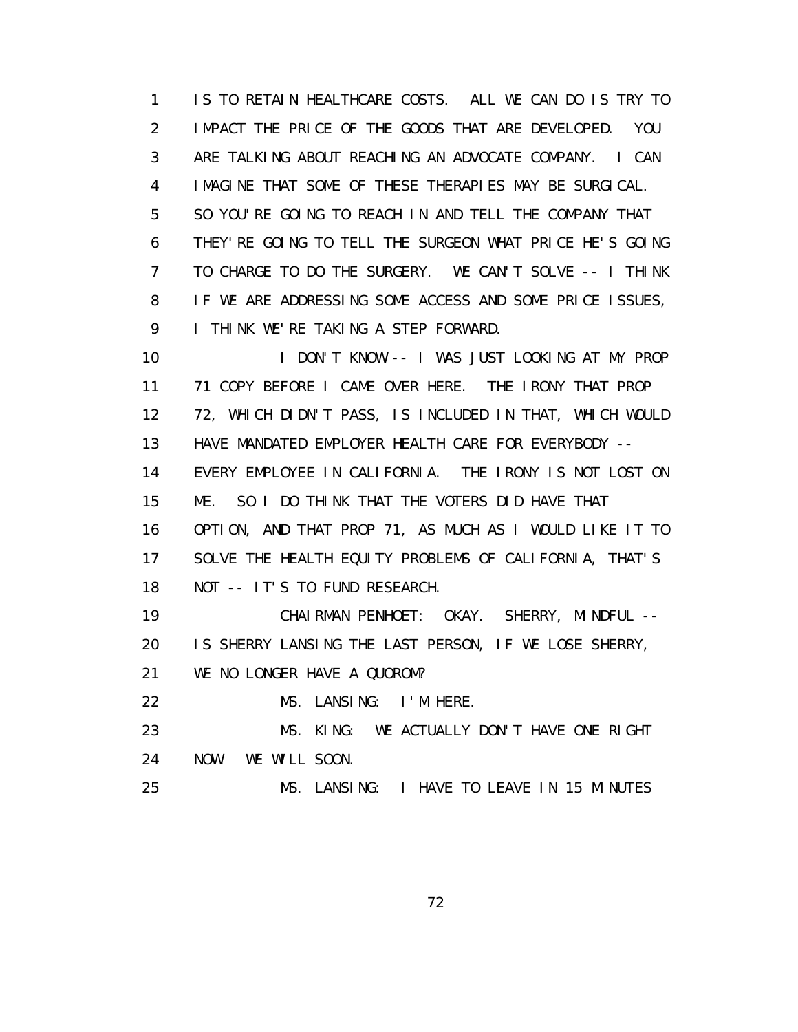1 IS TO RETAIN HEALTHCARE COSTS. ALL WE CAN DO IS TRY TO
2 IMPACT THE PRICE OF THE GOODS THAT ARE DEVELOPED. YOU
3 ARE TALKING ABOUT REACHING AN ADVOCATE COMPANY. I CAN
4 IMAGINE THAT SOME OF THESE THERAPIES MAY BE SURGICAL.
5 SO YOU'RE GOING TO REACH IN AND TELL THE COMPANY THAT
6 THEY'RE GOING TO TELL THE SURGEON WHAT PRICE HE'S GOING
7 TO CHARGE TO DO THE SURGERY. WE CAN'T SOLVE -- I THINK
8 IF WE ARE ADDRESSING SOME ACCESS AND SOME PRICE ISSUES,
9 I THINK WE'RE TAKING A STEP FORWARD.

10 I DON'T KNOW -- I WAS JUST LOOKING AT MY PROP
11 71 COPY BEFORE I CAME OVER HERE. THE IRONY THAT PROP
12 72, WHICH DIDN'T PASS, IS INCLUDED IN THAT, WHICH WOULD
13 HAVE MANDATED EMPLOYER HEALTH CARE FOR EVERYBODY --
14 EVERY EMPLOYEE IN CALIFORNIA. THE IRONY IS NOT LOST ON
15 ME. SO I DO THINK THAT THE VOTERS DID HAVE THAT
16 OPTION, AND THAT PROP 71, AS MUCH AS I WOULD LIKE IT TO
17 SOLVE THE HEALTH EQUITY PROBLEMS OF CALIFORNIA, THAT'S
18 NOT -- IT'S TO FUND RESEARCH.

19 CHAIRMAN PENHOET: OKAY. SHERRY, MINDFUL --
20 IS SHERRY LANSING THE LAST PERSON, IF WE LOSE SHERRY,
21 WE NO LONGER HAVE A QUOROM?

22 MS. LANSING: I'M HERE.

23 MS. KING: WE ACTUALLY DON'T HAVE ONE RIGHT
24 NOW. WE WILL SOON.

25 MS. LANSING: I HAVE TO LEAVE IN 15 MINUTES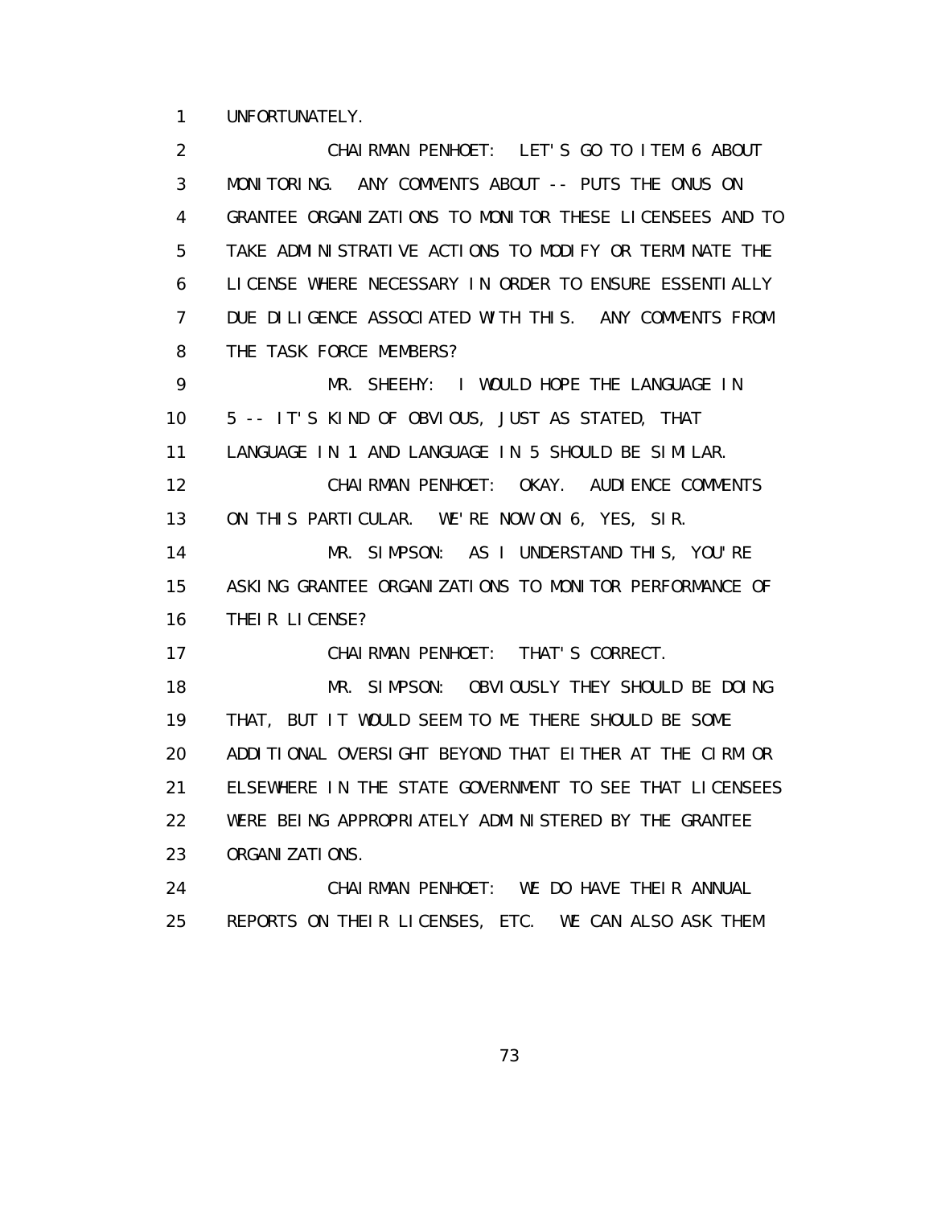1 UNFORTUNATELY.

2 CHAIRMAN PENHOET: LET'S GO TO ITEM 6 ABOUT
3 MONITORING. ANY COMMENTS ABOUT -- PUTS THE ONUS ON
4 GRANTEE ORGANIZATIONS TO MONITOR THESE LICENSEES AND TO
5 TAKE ADMINISTRATIVE ACTIONS TO MODIFY OR TERMINATE THE
6 LICENSE WHERE NECESSARY IN ORDER TO ENSURE ESSENTIALLY
7 DUE DILIGENCE ASSOCIATED WITH THIS. ANY COMMENTS FROM
8 THE TASK FORCE MEMBERS?

9 MR. SHEEHY: I WOULD HOPE THE LANGUAGE IN
10 5 -- IT'S KIND OF OBVIOUS, JUST AS STATED, THAT
11 LANGUAGE IN 1 AND LANGUAGE IN 5 SHOULD BE SIMILAR.

12 CHAIRMAN PENHOET: OKAY. AUDIENCE COMMENTS
13 ON THIS PARTICULAR. WE'RE NOW ON 6, YES, SIR.

14 MR. SIMPSON: AS I UNDERSTAND THIS, YOU'RE
15 ASKING GRANTEE ORGANIZATIONS TO MONITOR PERFORMANCE OF
16 THEIR LICENSE?

17 CHAIRMAN PENHOET: THAT'S CORRECT.

18 MR. SIMPSON: OBVIOUSLY THEY SHOULD BE DOING
19 THAT, BUT IT WOULD SEEM TO ME THERE SHOULD BE SOME
20 ADDITIONAL OVERSIGHT BEYOND THAT EITHER AT THE CIRM OR
21 ELSEWHERE IN THE STATE GOVERNMENT TO SEE THAT LICENSEES
22 WERE BEING APPROPRIATELY ADMINISTERED BY THE GRANTEE
23 ORGANIZATIONS.

24 CHAIRMAN PENHOET: WE DO HAVE THEIR ANNUAL
25 REPORTS ON THEIR LICENSES, ETC. WE CAN ALSO ASK THEM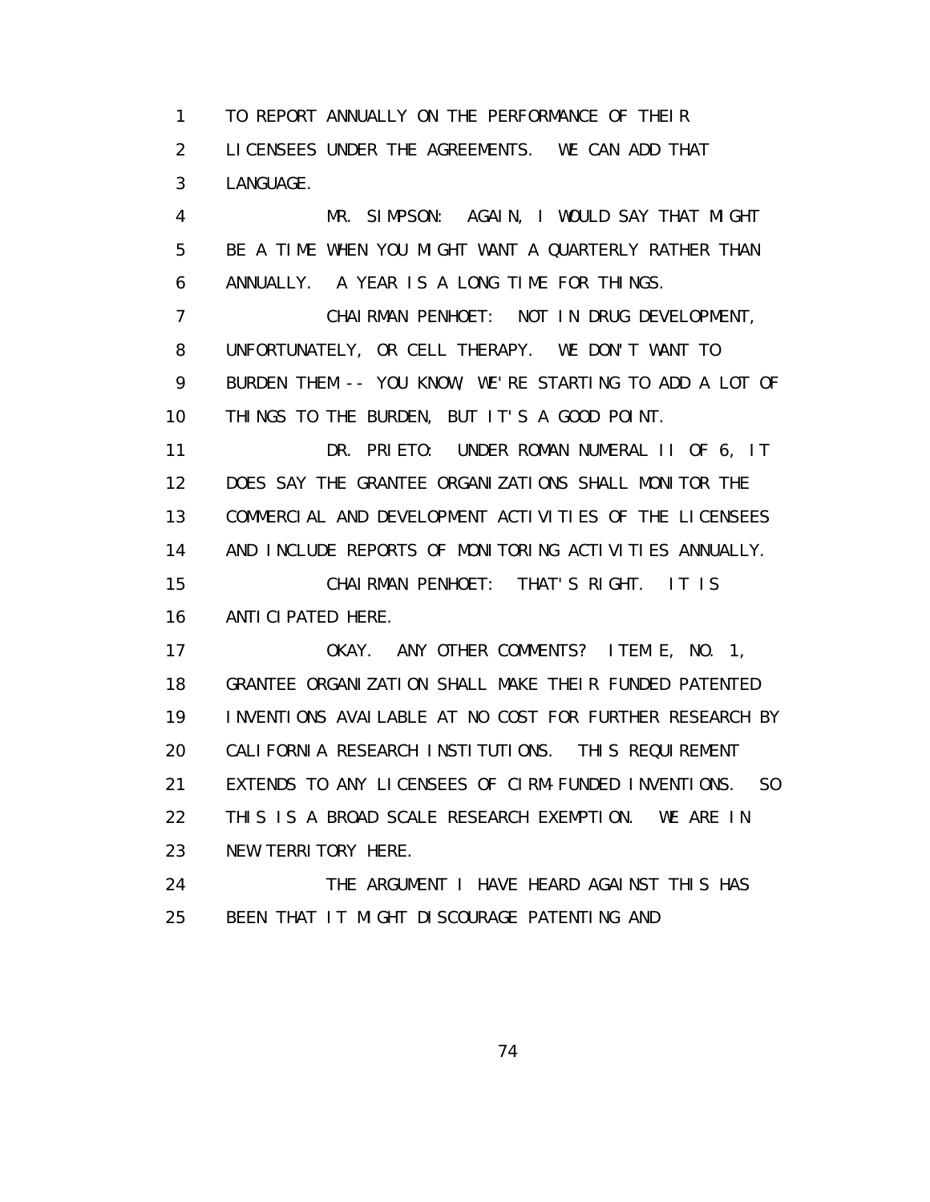TO REPORT ANNUALLY ON THE PERFORMANCE OF THEIR LICENSEES UNDER THE AGREEMENTS. WE CAN ADD THAT LANGUAGE.

MR. SIMPSON: AGAIN, I WOULD SAY THAT MIGHT BE A TIME WHEN YOU MIGHT WANT A QUARTERLY RATHER THAN ANNUALLY. A YEAR IS A LONG TIME FOR THINGS.

CHAIRMAN PENHOET: NOT IN DRUG DEVELOPMENT, UNFORTUNATELY, OR CELL THERAPY. WE DON'T WANT TO BURDEN THEM -- YOU KNOW, WE'RE STARTING TO ADD A LOT OF THINGS TO THE BURDEN, BUT IT'S A GOOD POINT.

DR. PRIETO: UNDER ROMAN NUMERAL II OF 6, IT DOES SAY THE GRANTEE ORGANIZATIONS SHALL MONITOR THE COMMERCIAL AND DEVELOPMENT ACTIVITIES OF THE LICENSEES AND INCLUDE REPORTS OF MONITORING ACTIVITIES ANNUALLY.

CHAIRMAN PENHOET: THAT'S RIGHT. IT IS ANTICIPATED HERE.

OKAY. ANY OTHER COMMENTS? ITEM E, NO. 1, GRANTEE ORGANIZATION SHALL MAKE THEIR FUNDED PATENTED INVENTIONS AVAILABLE AT NO COST FOR FURTHER RESEARCH BY CALIFORNIA RESEARCH INSTITUTIONS. THIS REQUIREMENT EXTENDS TO ANY LICENSEES OF CIRM-FUNDED INVENTIONS. SO THIS IS A BROAD SCALE RESEARCH EXEMPTION. WE ARE IN NEW TERRITORY HERE.

THE ARGUMENT I HAVE HEARD AGAINST THIS HAS BEEN THAT IT MIGHT DISCOURAGE PATENTING AND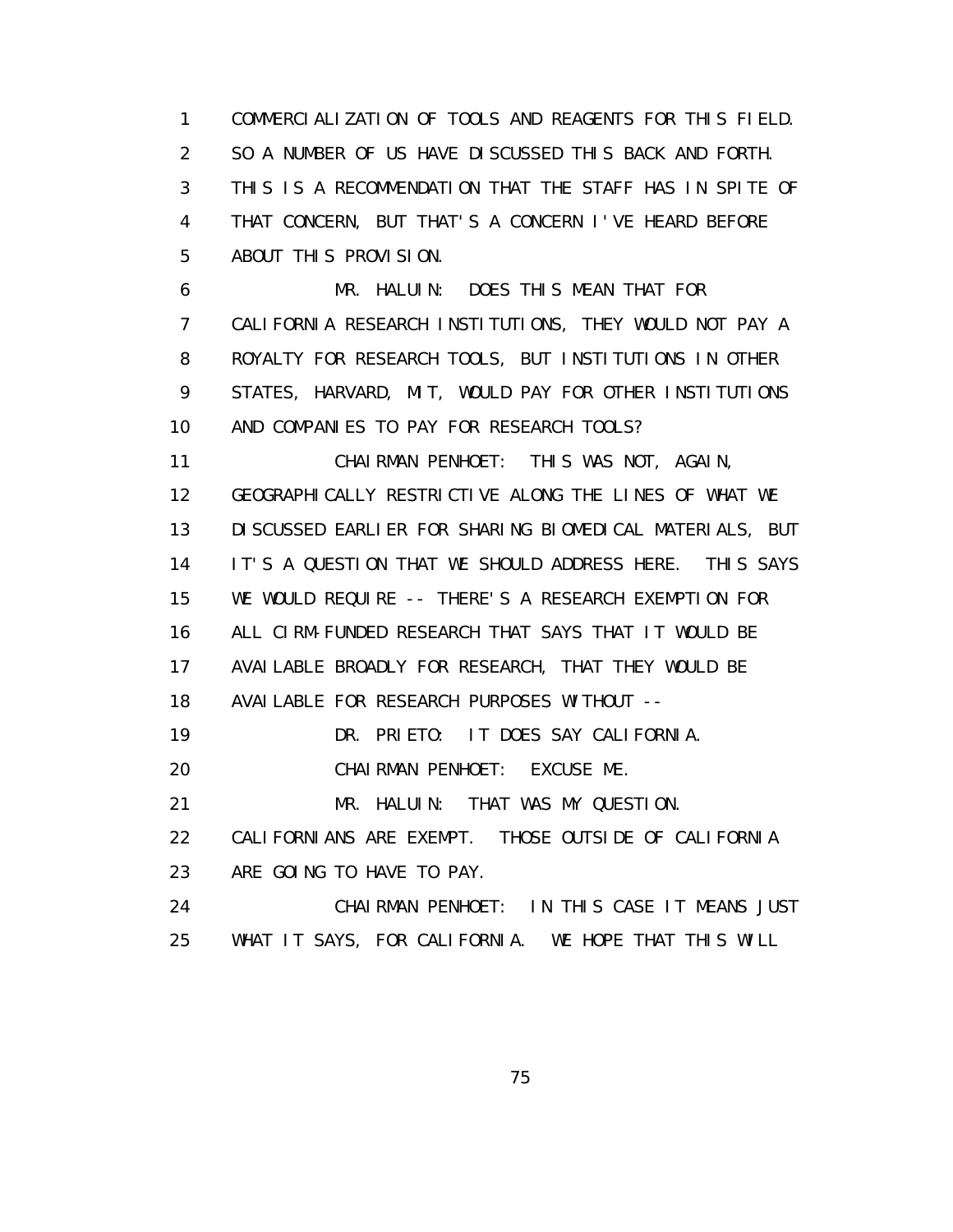1 COMMERCIALIZATION OF TOOLS AND REAGENTS FOR THIS FIELD.
2 SO A NUMBER OF US HAVE DISCUSSED THIS BACK AND FORTH.
3 THIS IS A RECOMMENDATION THAT THE STAFF HAS IN SPITE OF
4 THAT CONCERN, BUT THAT'S A CONCERN I'VE HEARD BEFORE
5 ABOUT THIS PROVISION.
6 MR. HALUIN: DOES THIS MEAN THAT FOR
7 CALIFORNIA RESEARCH INSTITUTIONS, THEY WOULD NOT PAY A
8 ROYALTY FOR RESEARCH TOOLS, BUT INSTITUTIONS IN OTHER
9 STATES, HARVARD, MIT, WOULD PAY FOR OTHER INSTITUTIONS
10 AND COMPANIES TO PAY FOR RESEARCH TOOLS?
11 CHAIRMAN PENHOET: THIS WAS NOT, AGAIN,
12 GEOGRAPHICALLY RESTRICTIVE ALONG THE LINES OF WHAT WE
13 DISCUSSED EARLIER FOR SHARING BIOMEDICAL MATERIALS, BUT
14 IT'S A QUESTION THAT WE SHOULD ADDRESS HERE. THIS SAYS
15 WE WOULD REQUIRE -- THERE'S A RESEARCH EXEMPTION FOR
16 ALL CIRM-FUNDED RESEARCH THAT SAYS THAT IT WOULD BE
17 AVAILABLE BROADLY FOR RESEARCH, THAT THEY WOULD BE
18 AVAILABLE FOR RESEARCH PURPOSES WITHOUT --
19 DR. PRIETO: IT DOES SAY CALIFORNIA.
20 CHAIRMAN PENHOET: EXCUSE ME.
21 MR. HALUIN: THAT WAS MY QUESTION.
22 CALIFORNIANS ARE EXEMPT. THOSE OUTSIDE OF CALIFORNIA
23 ARE GOING TO HAVE TO PAY.
24 CHAIRMAN PENHOET: IN THIS CASE IT MEANS JUST
25 WHAT IT SAYS, FOR CALIFORNIA. WE HOPE THAT THIS WILL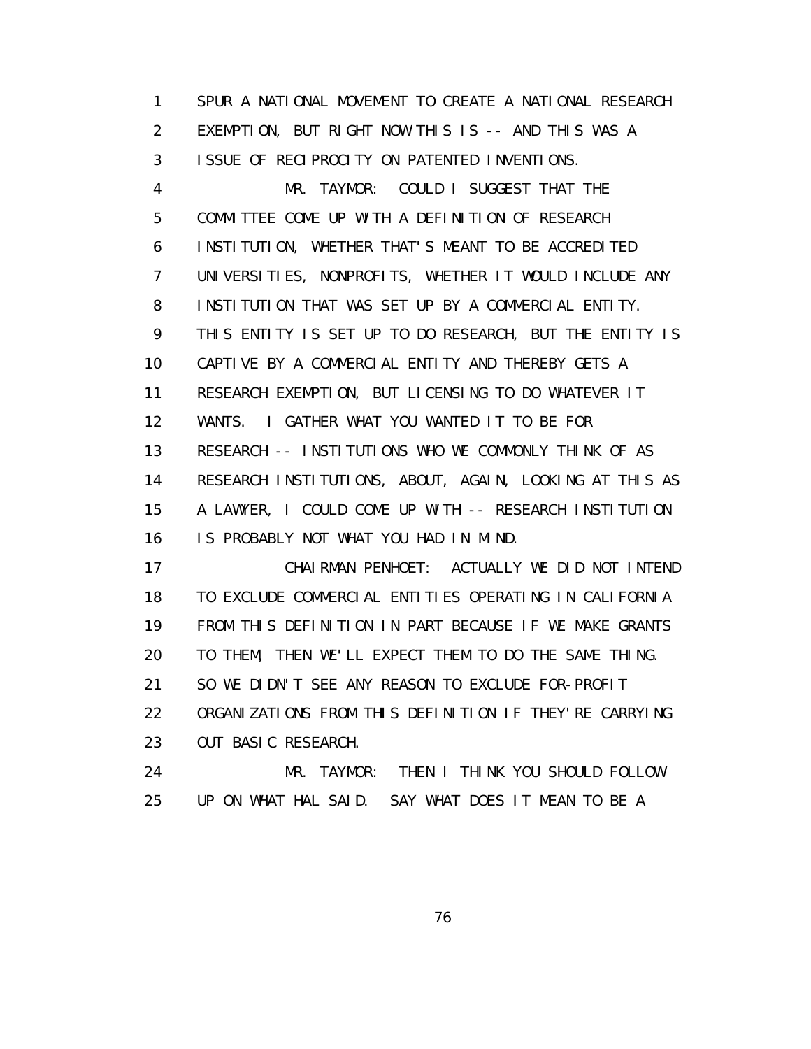1 SPUR A NATIONAL MOVEMENT TO CREATE A NATIONAL RESEARCH
2 EXEMPTION, BUT RIGHT NOW THIS IS -- AND THIS WAS A
3 ISSUE OF RECIPROCITY ON PATENTED INVENTIONS.
4 MR. TAYMOR: COULD I SUGGEST THAT THE
5 COMMITTEE COME UP WITH A DEFINITION OF RESEARCH
6 INSTITUTION, WHETHER THAT'S MEANT TO BE ACCREDITED
7 UNIVERSITIES, NONPROFITS, WHETHER IT WOULD INCLUDE ANY
8 INSTITUTION THAT WAS SET UP BY A COMMERCIAL ENTITY.
9 THIS ENTITY IS SET UP TO DO RESEARCH, BUT THE ENTITY IS
10 CAPTIVE BY A COMMERCIAL ENTITY AND THEREBY GETS A
11 RESEARCH EXEMPTION, BUT LICENSING TO DO WHATEVER IT
12 WANTS. I GATHER WHAT YOU WANTED IT TO BE FOR
13 RESEARCH -- INSTITUTIONS WHO WE COMMONLY THINK OF AS
14 RESEARCH INSTITUTIONS, ABOUT, AGAIN, LOOKING AT THIS AS
15 A LAWYER, I COULD COME UP WITH -- RESEARCH INSTITUTION
16 IS PROBABLY NOT WHAT YOU HAD IN MIND.
17 CHAIRMAN PENHOET: ACTUALLY WE DID NOT INTEND
18 TO EXCLUDE COMMERCIAL ENTITIES OPERATING IN CALIFORNIA
19 FROM THIS DEFINITION IN PART BECAUSE IF WE MAKE GRANTS
20 TO THEM, THEN WE'LL EXPECT THEM TO DO THE SAME THING.
21 SO WE DIDN'T SEE ANY REASON TO EXCLUDE FOR-PROFIT
22 ORGANIZATIONS FROM THIS DEFINITION IF THEY'RE CARRYING
23 OUT BASIC RESEARCH.
24 MR. TAYMOR: THEN I THINK YOU SHOULD FOLLOW
25 UP ON WHAT HAL SAID. SAY WHAT DOES IT MEAN TO BE A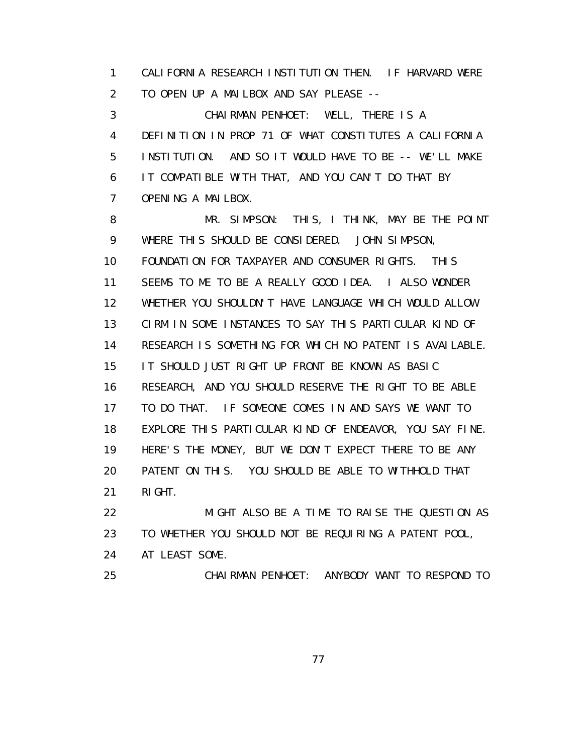1 CALIFORNIA RESEARCH INSTITUTION THEN. IF HARVARD WERE
2 TO OPEN UP A MAILBOX AND SAY PLEASE --
3 CHAIRMAN PENHOET: WELL, THERE IS A
4 DEFINITION IN PROP 71 OF WHAT CONSTITUTES A CALIFORNIA
5 INSTITUTION. AND SO IT WOULD HAVE TO BE -- WE'LL MAKE
6 IT COMPATIBLE WITH THAT, AND YOU CAN'T DO THAT BY
7 OPENING A MAILBOX.
8 MR. SIMPSON: THIS, I THINK, MAY BE THE POINT
9 WHERE THIS SHOULD BE CONSIDERED. JOHN SIMPSON,
10 FOUNDATION FOR TAXPAYER AND CONSUMER RIGHTS. THIS
11 SEEMS TO ME TO BE A REALLY GOOD IDEA. I ALSO WONDER
12 WHETHER YOU SHOULDN'T HAVE LANGUAGE WHICH WOULD ALLOW
13 CIRM IN SOME INSTANCES TO SAY THIS PARTICULAR KIND OF
14 RESEARCH IS SOMETHING FOR WHICH NO PATENT IS AVAILABLE.
15 IT SHOULD JUST RIGHT UP FRONT BE KNOWN AS BASIC
16 RESEARCH, AND YOU SHOULD RESERVE THE RIGHT TO BE ABLE
17 TO DO THAT. IF SOMEONE COMES IN AND SAYS WE WANT TO
18 EXPLORE THIS PARTICULAR KIND OF ENDEAVOR, YOU SAY FINE.
19 HERE'S THE MONEY, BUT WE DON'T EXPECT THERE TO BE ANY
20 PATENT ON THIS. YOU SHOULD BE ABLE TO WITHHOLD THAT
21 RIGHT.
22 MIGHT ALSO BE A TIME TO RAISE THE QUESTION AS
23 TO WHETHER YOU SHOULD NOT BE REQUIRING A PATENT POOL,
24 AT LEAST SOME.
25 CHAIRMAN PENHOET: ANYBODY WANT TO RESPOND TO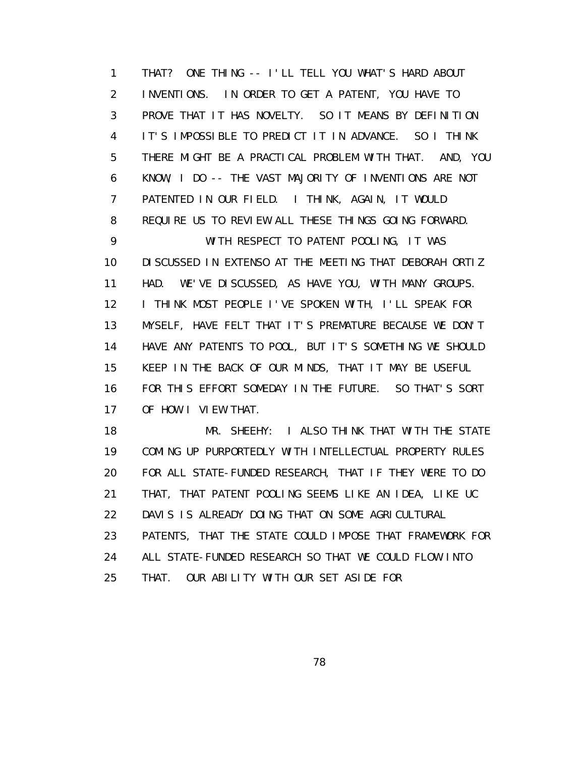1 THAT? ONE THING -- I'LL TELL YOU WHAT'S HARD ABOUT
2 INVENTIONS. IN ORDER TO GET A PATENT, YOU HAVE TO
3 PROVE THAT IT HAS NOVELTY. SO IT MEANS BY DEFINITION
4 IT'S IMPOSSIBLE TO PREDICT IT IN ADVANCE. SO I THINK
5 THERE MIGHT BE A PRACTICAL PROBLEM WITH THAT. AND, YOU
6 KNOW, I DO -- THE VAST MAJORITY OF INVENTIONS ARE NOT
7 PATENTED IN OUR FIELD. I THINK, AGAIN, IT WOULD
8 REQUIRE US TO REVIEW ALL THESE THINGS GOING FORWARD.
9 WITH RESPECT TO PATENT POOLING, IT WAS
10 DISCUSSED IN EXTENSO AT THE MEETING THAT DEBORAH ORTIZ
11 HAD. WE'VE DISCUSSED, AS HAVE YOU, WITH MANY GROUPS.
12 I THINK MOST PEOPLE I'VE SPOKEN WITH, I'LL SPEAK FOR
13 MYSELF, HAVE FELT THAT IT'S PREMATURE BECAUSE WE DON'T
14 HAVE ANY PATENTS TO POOL, BUT IT'S SOMETHING WE SHOULD
15 KEEP IN THE BACK OF OUR MINDS, THAT IT MAY BE USEFUL
16 FOR THIS EFFORT SOMEDAY IN THE FUTURE. SO THAT'S SORT
17 OF HOW I VIEW THAT.
18 MR. SHEEHY: I ALSO THINK THAT WITH THE STATE
19 COMING UP PURPORTEDLY WITH INTELLECTUAL PROPERTY RULES
20 FOR ALL STATE-FUNDED RESEARCH, THAT IF THEY WERE TO DO
21 THAT, THAT PATENT POOLING SEEMS LIKE AN IDEA, LIKE UC
22 DAVIS IS ALREADY DOING THAT ON SOME AGRICULTURAL
23 PATENTS, THAT THE STATE COULD IMPOSE THAT FRAMEWORK FOR
24 ALL STATE-FUNDED RESEARCH SO THAT WE COULD FLOW INTO
25 THAT. OUR ABILITY WITH OUR SET ASIDE FOR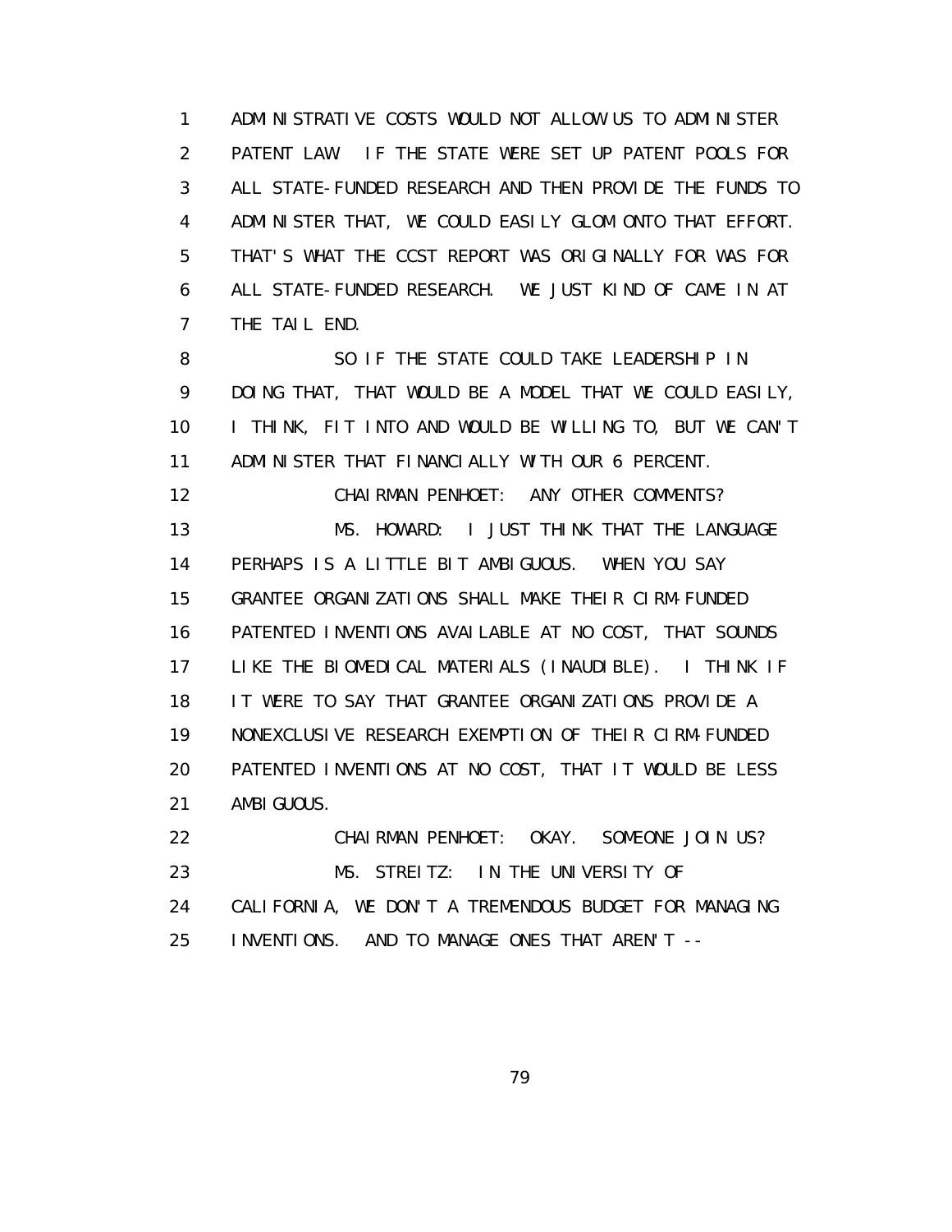ADMINISTRATIVE COSTS WOULD NOT ALLOW US TO ADMINISTER PATENT LAW. IF THE STATE WERE SET UP PATENT POOLS FOR ALL STATE-FUNDED RESEARCH AND THEN PROVIDE THE FUNDS TO ADMINISTER THAT, WE COULD EASILY GLOM ONTO THAT EFFORT. THAT'S WHAT THE CCST REPORT WAS ORIGINALLY FOR WAS FOR ALL STATE-FUNDED RESEARCH. WE JUST KIND OF CAME IN AT THE TAIL END.

SO IF THE STATE COULD TAKE LEADERSHIP IN DOING THAT, THAT WOULD BE A MODEL THAT WE COULD EASILY, I THINK, FIT INTO AND WOULD BE WILLING TO, BUT WE CAN'T ADMINISTER THAT FINANCIALLY WITH OUR 6 PERCENT.

CHAIRMAN PENHOET: ANY OTHER COMMENTS?

MS. HOWARD: I JUST THINK THAT THE LANGUAGE PERHAPS IS A LITTLE BIT AMBIGUOUS. WHEN YOU SAY GRANTEE ORGANIZATIONS SHALL MAKE THEIR CIRM-FUNDED PATENTED INVENTIONS AVAILABLE AT NO COST, THAT SOUNDS LIKE THE BIOMEDICAL MATERIALS (INAUDIBLE). I THINK IF IT WERE TO SAY THAT GRANTEE ORGANIZATIONS PROVIDE A NONEXCLUSIVE RESEARCH EXEMPTION OF THEIR CIRM-FUNDED PATENTED INVENTIONS AT NO COST, THAT IT WOULD BE LESS AMBIGUOUS.

CHAIRMAN PENHOET: OKAY. SOMEONE JOIN US?

MS. STREITZ: IN THE UNIVERSITY OF CALIFORNIA, WE DON'T A TREMENDOUS BUDGET FOR MANAGING INVENTIONS. AND TO MANAGE ONES THAT AREN'T --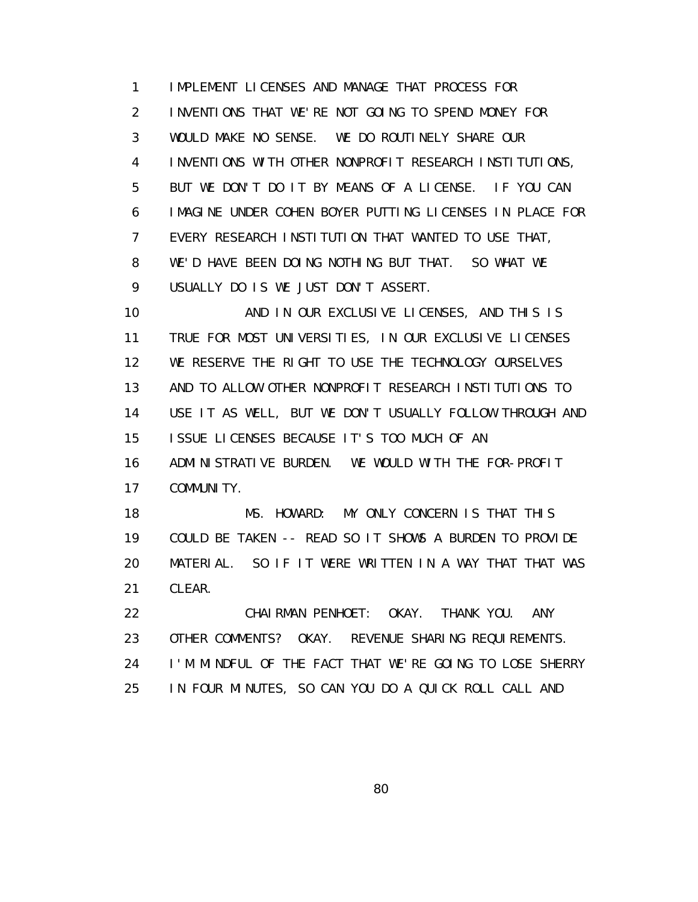IMPLEMENT LICENSES AND MANAGE THAT PROCESS FOR INVENTIONS THAT WE'RE NOT GOING TO SPEND MONEY FOR WOULD MAKE NO SENSE. WE DO ROUTINELY SHARE OUR INVENTIONS WITH OTHER NONPROFIT RESEARCH INSTITUTIONS, BUT WE DON'T DO IT BY MEANS OF A LICENSE. IF YOU CAN IMAGINE UNDER COHEN BOYER PUTTING LICENSES IN PLACE FOR EVERY RESEARCH INSTITUTION THAT WANTED TO USE THAT, WE'D HAVE BEEN DOING NOTHING BUT THAT. SO WHAT WE USUALLY DO IS WE JUST DON'T ASSERT.

AND IN OUR EXCLUSIVE LICENSES, AND THIS IS TRUE FOR MOST UNIVERSITIES, IN OUR EXCLUSIVE LICENSES WE RESERVE THE RIGHT TO USE THE TECHNOLOGY OURSELVES AND TO ALLOW OTHER NONPROFIT RESEARCH INSTITUTIONS TO USE IT AS WELL, BUT WE DON'T USUALLY FOLLOW THROUGH AND ISSUE LICENSES BECAUSE IT'S TOO MUCH OF AN ADMINISTRATIVE BURDEN. WE WOULD WITH THE FOR-PROFIT COMMUNITY.

MS. HOWARD: MY ONLY CONCERN IS THAT THIS COULD BE TAKEN -- READ SO IT SHOWS A BURDEN TO PROVIDE MATERIAL. SO IF IT WERE WRITTEN IN A WAY THAT THAT WAS CLEAR.

CHAIRMAN PENHOET: OKAY. THANK YOU. ANY OTHER COMMENTS? OKAY. REVENUE SHARING REQUIREMENTS. I'M MINDFUL OF THE FACT THAT WE'RE GOING TO LOSE SHERRY IN FOUR MINUTES, SO CAN YOU DO A QUICK ROLL CALL AND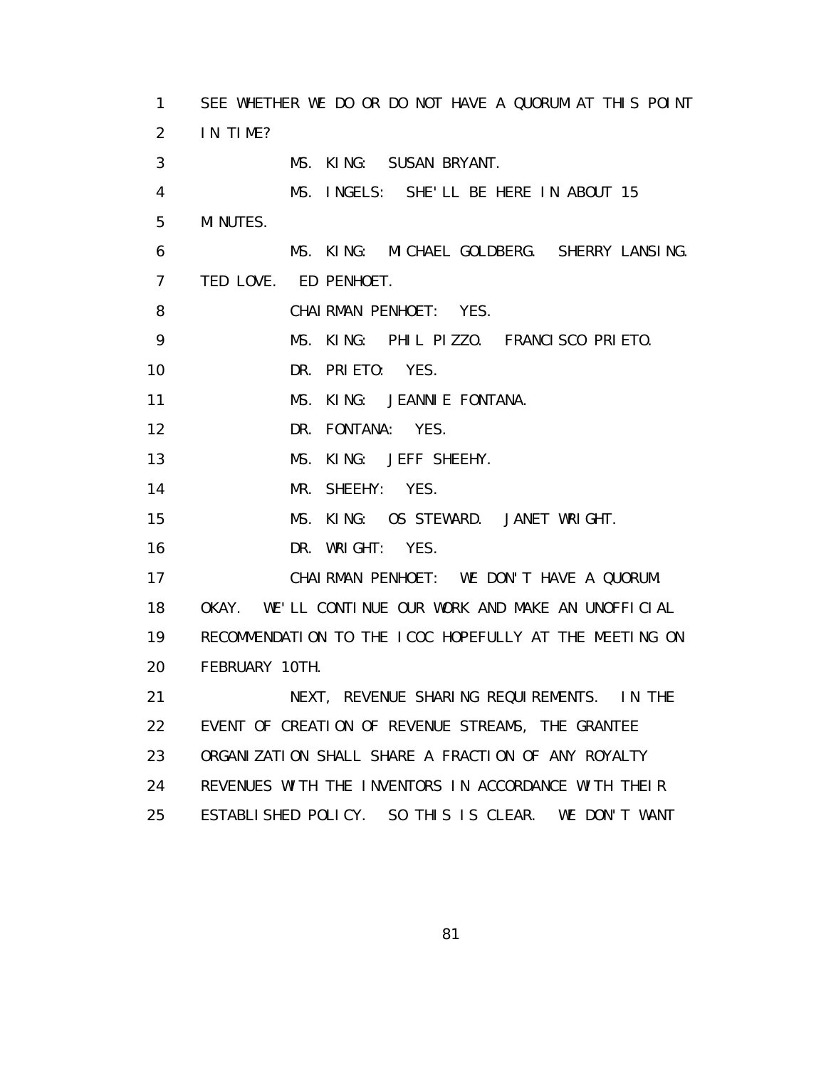SEE WHETHER WE DO OR DO NOT HAVE A QUORUM AT THIS POINT IN TIME?

MS. KING: SUSAN BRYANT.

MS. INGELS: SHE'LL BE HERE IN ABOUT 15 MINUTES.

MS. KING: MICHAEL GOLDBERG. SHERRY LANSING. TED LOVE. ED PENHOET.

CHAIRMAN PENHOET: YES.

MS. KING: PHIL PIZZO. FRANCISCO PRIETO.

DR. PRIETO: YES.

MS. KING: JEANNIE FONTANA.

DR. FONTANA: YES.

MS. KING: JEFF SHEEHY.

MR. SHEEHY: YES.

MS. KING: OS STEWARD. JANET WRIGHT.

DR. WRIGHT: YES.

CHAIRMAN PENHOET: WE DON'T HAVE A QUORUM. OKAY. WE'LL CONTINUE OUR WORK AND MAKE AN UNOFFICIAL RECOMMENDATION TO THE ICOC HOPEFULLY AT THE MEETING ON FEBRUARY 10TH.

NEXT, REVENUE SHARING REQUIREMENTS. IN THE EVENT OF CREATION OF REVENUE STREAMS, THE GRANTEE ORGANIZATION SHALL SHARE A FRACTION OF ANY ROYALTY REVENUES WITH THE INVENTORS IN ACCORDANCE WITH THEIR ESTABLISHED POLICY. SO THIS IS CLEAR. WE DON'T WANT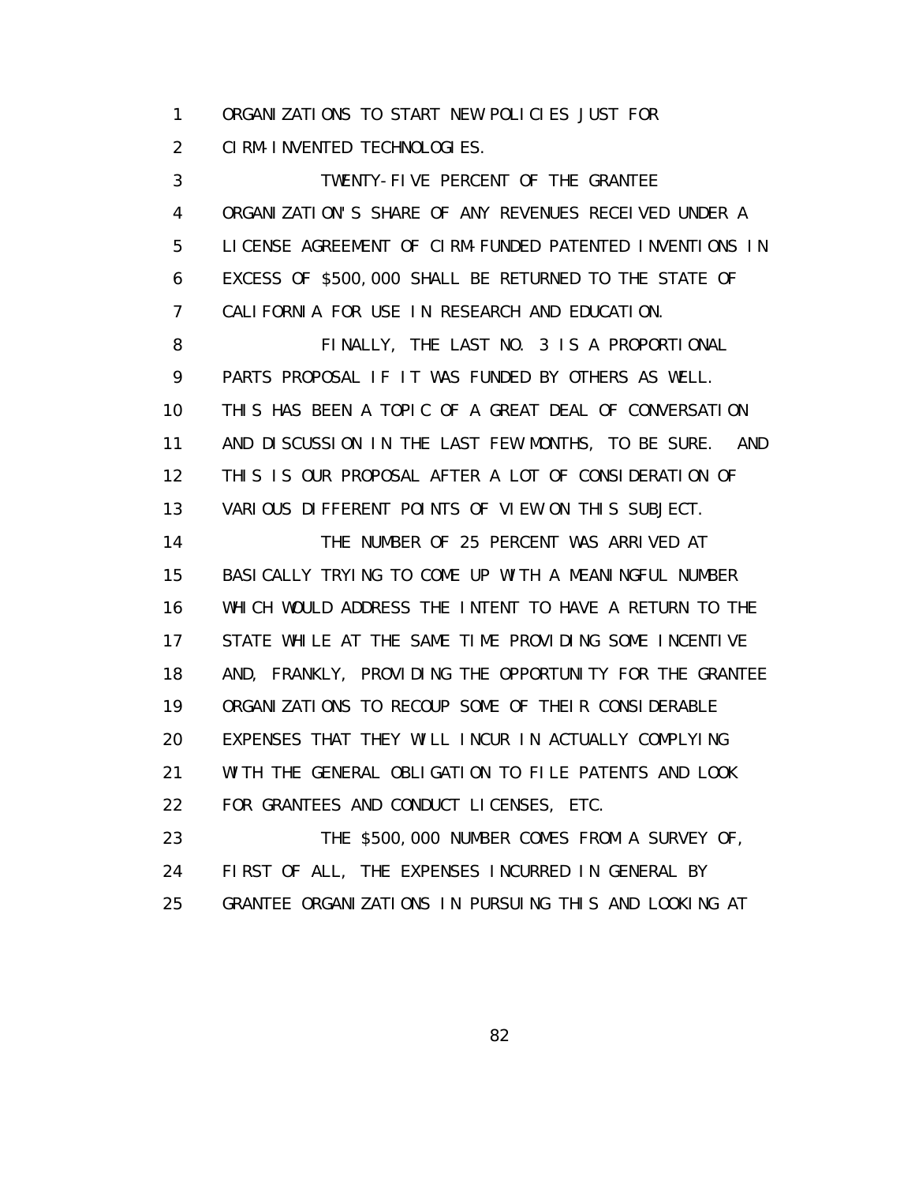ORGANIZATIONS TO START NEW POLICIES JUST FOR CIRM-INVENTED TECHNOLOGIES.

TWENTY-FIVE PERCENT OF THE GRANTEE ORGANIZATION'S SHARE OF ANY REVENUES RECEIVED UNDER A LICENSE AGREEMENT OF CIRM-FUNDED PATENTED INVENTIONS IN EXCESS OF $500,000 SHALL BE RETURNED TO THE STATE OF CALIFORNIA FOR USE IN RESEARCH AND EDUCATION.

FINALLY, THE LAST NO. 3 IS A PROPORTIONAL PARTS PROPOSAL IF IT WAS FUNDED BY OTHERS AS WELL. THIS HAS BEEN A TOPIC OF A GREAT DEAL OF CONVERSATION AND DISCUSSION IN THE LAST FEW MONTHS, TO BE SURE. AND THIS IS OUR PROPOSAL AFTER A LOT OF CONSIDERATION OF VARIOUS DIFFERENT POINTS OF VIEW ON THIS SUBJECT.

THE NUMBER OF 25 PERCENT WAS ARRIVED AT BASICALLY TRYING TO COME UP WITH A MEANINGFUL NUMBER WHICH WOULD ADDRESS THE INTENT TO HAVE A RETURN TO THE STATE WHILE AT THE SAME TIME PROVIDING SOME INCENTIVE AND, FRANKLY, PROVIDING THE OPPORTUNITY FOR THE GRANTEE ORGANIZATIONS TO RECOUP SOME OF THEIR CONSIDERABLE EXPENSES THAT THEY WILL INCUR IN ACTUALLY COMPLYING WITH THE GENERAL OBLIGATION TO FILE PATENTS AND LOOK FOR GRANTEES AND CONDUCT LICENSES, ETC.

THE $500,000 NUMBER COMES FROM A SURVEY OF, FIRST OF ALL, THE EXPENSES INCURRED IN GENERAL BY GRANTEE ORGANIZATIONS IN PURSUING THIS AND LOOKING AT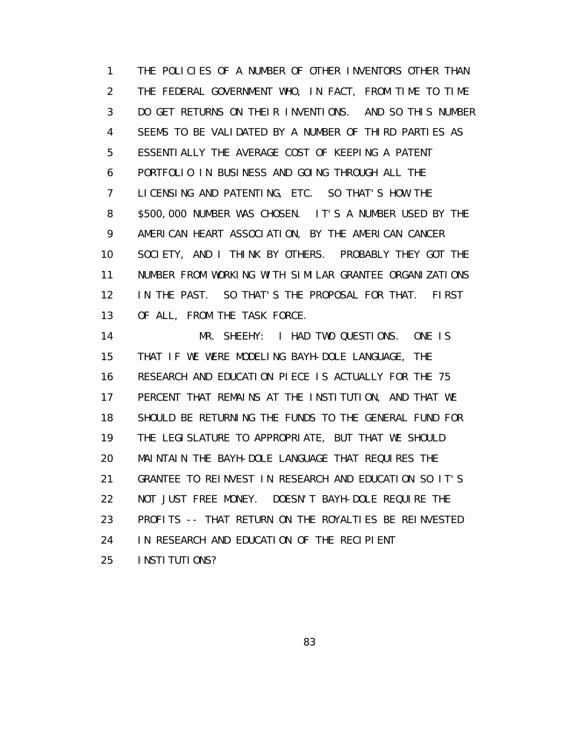1 THE POLICIES OF A NUMBER OF OTHER INVENTORS OTHER THAN
2 THE FEDERAL GOVERNMENT WHO, IN FACT, FROM TIME TO TIME
3 DO GET RETURNS ON THEIR INVENTIONS. AND SO THIS NUMBER
4 SEEMS TO BE VALIDATED BY A NUMBER OF THIRD PARTIES AS
5 ESSENTIALLY THE AVERAGE COST OF KEEPING A PATENT
6 PORTFOLIO IN BUSINESS AND GOING THROUGH ALL THE
7 LICENSING AND PATENTING, ETC. SO THAT'S HOW THE
8 $500,000 NUMBER WAS CHOSEN. IT'S A NUMBER USED BY THE
9 AMERICAN HEART ASSOCIATION, BY THE AMERICAN CANCER
10 SOCIETY, AND I THINK BY OTHERS. PROBABLY THEY GOT THE
11 NUMBER FROM WORKING WITH SIMILAR GRANTEE ORGANIZATIONS
12 IN THE PAST. SO THAT'S THE PROPOSAL FOR THAT. FIRST
13 OF ALL, FROM THE TASK FORCE.
14 MR. SHEEHY: I HAD TWO QUESTIONS. ONE IS
15 THAT IF WE WERE MODELING BAYH-DOLE LANGUAGE, THE
16 RESEARCH AND EDUCATION PIECE IS ACTUALLY FOR THE 75
17 PERCENT THAT REMAINS AT THE INSTITUTION, AND THAT WE
18 SHOULD BE RETURNING THE FUNDS TO THE GENERAL FUND FOR
19 THE LEGISLATURE TO APPROPRIATE, BUT THAT WE SHOULD
20 MAINTAIN THE BAYH-DOLE LANGUAGE THAT REQUIRES THE
21 GRANTEE TO REINVEST IN RESEARCH AND EDUCATION SO IT'S
22 NOT JUST FREE MONEY. DOESN'T BAYH-DOLE REQUIRE THE
23 PROFITS -- THAT RETURN ON THE ROYALTIES BE REINVESTED
24 IN RESEARCH AND EDUCATION OF THE RECIPIENT
25 INSTITUTIONS?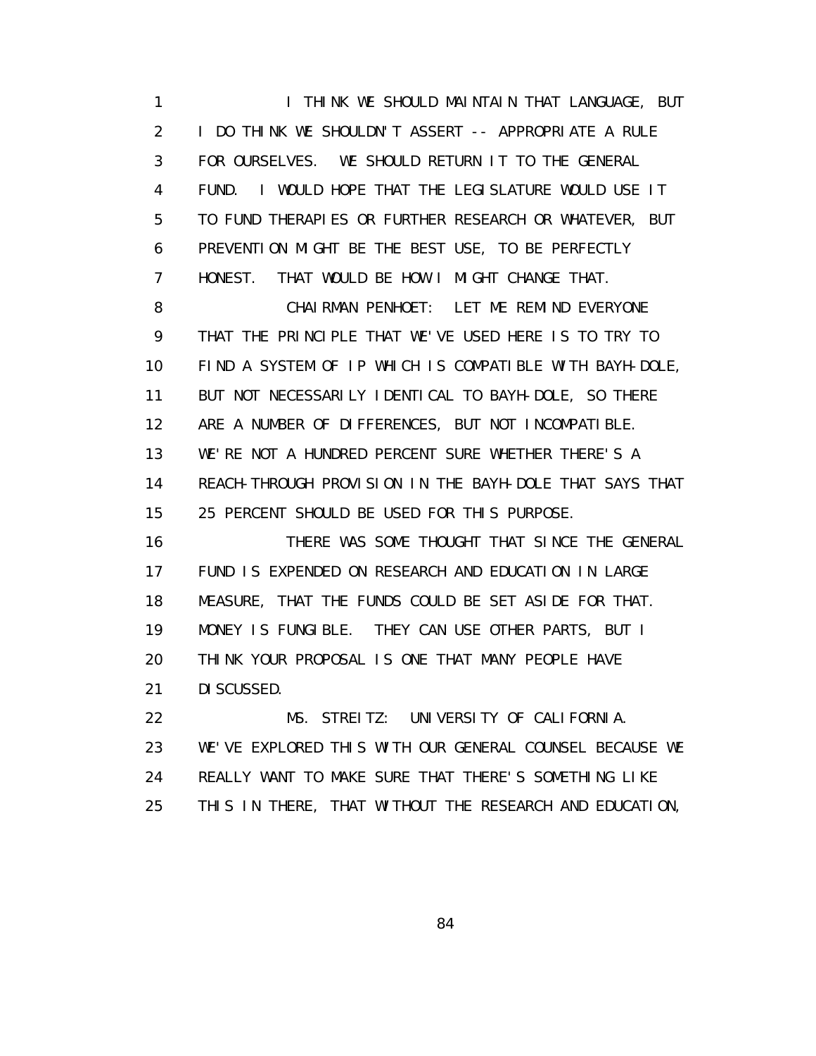I THINK WE SHOULD MAINTAIN THAT LANGUAGE, BUT I DO THINK WE SHOULDN'T ASSERT -- APPROPRIATE A RULE FOR OURSELVES. WE SHOULD RETURN IT TO THE GENERAL FUND. I WOULD HOPE THAT THE LEGISLATURE WOULD USE IT TO FUND THERAPIES OR FURTHER RESEARCH OR WHATEVER, BUT PREVENTION MIGHT BE THE BEST USE, TO BE PERFECTLY HONEST. THAT WOULD BE HOW I MIGHT CHANGE THAT.

CHAIRMAN PENHOET: LET ME REMIND EVERYONE THAT THE PRINCIPLE THAT WE'VE USED HERE IS TO TRY TO FIND A SYSTEM OF IP WHICH IS COMPATIBLE WITH BAYH-DOLE, BUT NOT NECESSARILY IDENTICAL TO BAYH-DOLE, SO THERE ARE A NUMBER OF DIFFERENCES, BUT NOT INCOMPATIBLE. WE'RE NOT A HUNDRED PERCENT SURE WHETHER THERE'S A REACH-THROUGH PROVISION IN THE BAYH-DOLE THAT SAYS THAT 25 PERCENT SHOULD BE USED FOR THIS PURPOSE.

THERE WAS SOME THOUGHT THAT SINCE THE GENERAL FUND IS EXPENDED ON RESEARCH AND EDUCATION IN LARGE MEASURE, THAT THE FUNDS COULD BE SET ASIDE FOR THAT. MONEY IS FUNGIBLE. THEY CAN USE OTHER PARTS, BUT I THINK YOUR PROPOSAL IS ONE THAT MANY PEOPLE HAVE DISCUSSED.

MS. STREITZ: UNIVERSITY OF CALIFORNIA. WE'VE EXPLORED THIS WITH OUR GENERAL COUNSEL BECAUSE WE REALLY WANT TO MAKE SURE THAT THERE'S SOMETHING LIKE THIS IN THERE, THAT WITHOUT THE RESEARCH AND EDUCATION,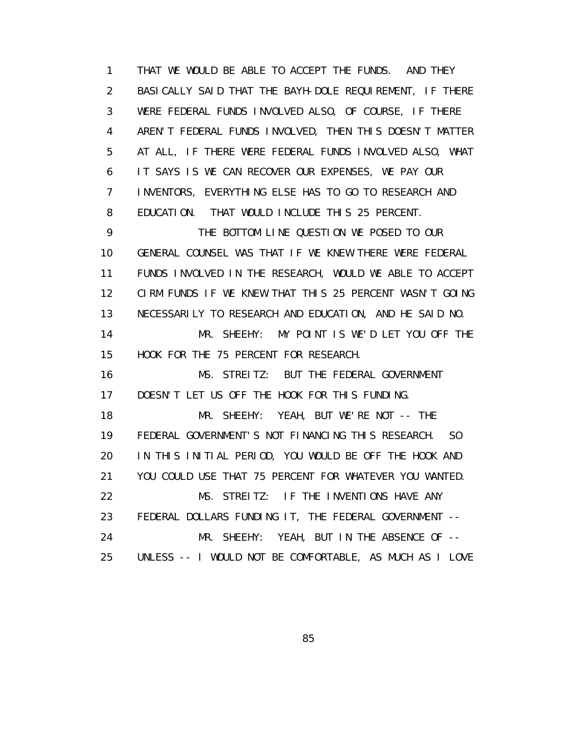THAT WE WOULD BE ABLE TO ACCEPT THE FUNDS. AND THEY BASICALLY SAID THAT THE BAYH-DOLE REQUIREMENT, IF THERE WERE FEDERAL FUNDS INVOLVED ALSO, OF COURSE, IF THERE AREN'T FEDERAL FUNDS INVOLVED, THEN THIS DOESN'T MATTER AT ALL, IF THERE WERE FEDERAL FUNDS INVOLVED ALSO, WHAT IT SAYS IS WE CAN RECOVER OUR EXPENSES, WE PAY OUR INVENTORS, EVERYTHING ELSE HAS TO GO TO RESEARCH AND EDUCATION. THAT WOULD INCLUDE THIS 25 PERCENT.

THE BOTTOM LINE QUESTION WE POSED TO OUR GENERAL COUNSEL WAS THAT IF WE KNEW THERE WERE FEDERAL FUNDS INVOLVED IN THE RESEARCH, WOULD WE ABLE TO ACCEPT CIRM FUNDS IF WE KNEW THAT THIS 25 PERCENT WASN'T GOING NECESSARILY TO RESEARCH AND EDUCATION, AND HE SAID NO.

MR. SHEEHY: MY POINT IS WE'D LET YOU OFF THE HOOK FOR THE 75 PERCENT FOR RESEARCH.

MS. STREITZ: BUT THE FEDERAL GOVERNMENT DOESN'T LET US OFF THE HOOK FOR THIS FUNDING.

MR. SHEEHY: YEAH, BUT WE'RE NOT -- THE FEDERAL GOVERNMENT'S NOT FINANCING THIS RESEARCH. SO IN THIS INITIAL PERIOD, YOU WOULD BE OFF THE HOOK AND YOU COULD USE THAT 75 PERCENT FOR WHATEVER YOU WANTED.

MS. STREITZ: IF THE INVENTIONS HAVE ANY FEDERAL DOLLARS FUNDING IT, THE FEDERAL GOVERNMENT --

MR. SHEEHY: YEAH, BUT IN THE ABSENCE OF -- UNLESS -- I WOULD NOT BE COMFORTABLE, AS MUCH AS I LOVE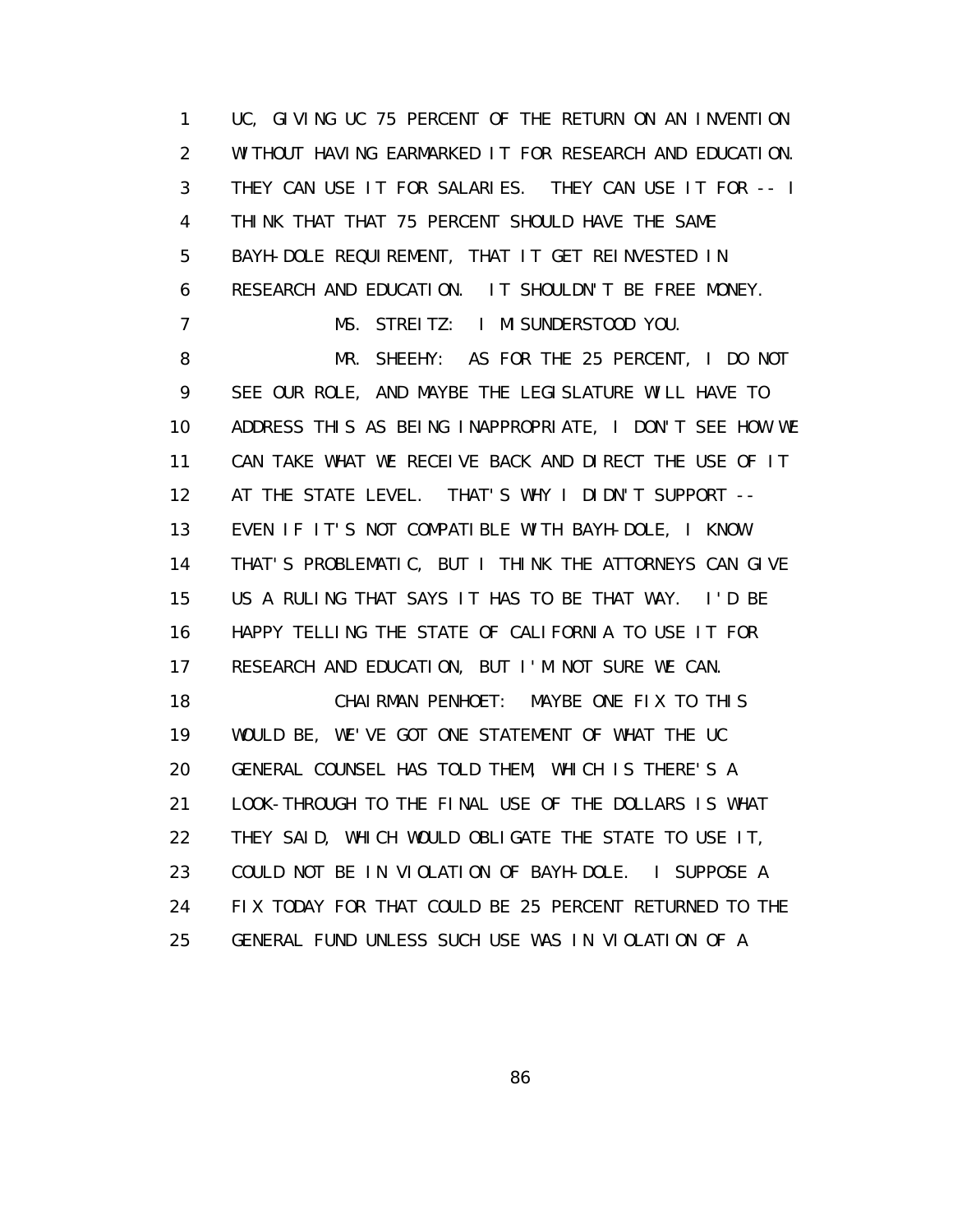1 UC, GIVING UC 75 PERCENT OF THE RETURN ON AN INVENTION
2 WITHOUT HAVING EARMARKED IT FOR RESEARCH AND EDUCATION.
3 THEY CAN USE IT FOR SALARIES. THEY CAN USE IT FOR -- I
4 THINK THAT THAT 75 PERCENT SHOULD HAVE THE SAME
5 BAYH-DOLE REQUIREMENT, THAT IT GET REINVESTED IN
6 RESEARCH AND EDUCATION. IT SHOULDN'T BE FREE MONEY.
7 MS. STREITZ: I MISUNDERSTOOD YOU.
8 MR. SHEEHY: AS FOR THE 25 PERCENT, I DO NOT
9 SEE OUR ROLE, AND MAYBE THE LEGISLATURE WILL HAVE TO
10 ADDRESS THIS AS BEING INAPPROPRIATE, I DON'T SEE HOW WE
11 CAN TAKE WHAT WE RECEIVE BACK AND DIRECT THE USE OF IT
12 AT THE STATE LEVEL. THAT'S WHY I DIDN'T SUPPORT --
13 EVEN IF IT'S NOT COMPATIBLE WITH BAYH-DOLE, I KNOW
14 THAT'S PROBLEMATIC, BUT I THINK THE ATTORNEYS CAN GIVE
15 US A RULING THAT SAYS IT HAS TO BE THAT WAY. I'D BE
16 HAPPY TELLING THE STATE OF CALIFORNIA TO USE IT FOR
17 RESEARCH AND EDUCATION, BUT I'M NOT SURE WE CAN.
18 CHAIRMAN PENHOET: MAYBE ONE FIX TO THIS
19 WOULD BE, WE'VE GOT ONE STATEMENT OF WHAT THE UC
20 GENERAL COUNSEL HAS TOLD THEM, WHICH IS THERE'S A
21 LOOK-THROUGH TO THE FINAL USE OF THE DOLLARS IS WHAT
22 THEY SAID, WHICH WOULD OBLIGATE THE STATE TO USE IT,
23 COULD NOT BE IN VIOLATION OF BAYH-DOLE. I SUPPOSE A
24 FIX TODAY FOR THAT COULD BE 25 PERCENT RETURNED TO THE
25 GENERAL FUND UNLESS SUCH USE WAS IN VIOLATION OF A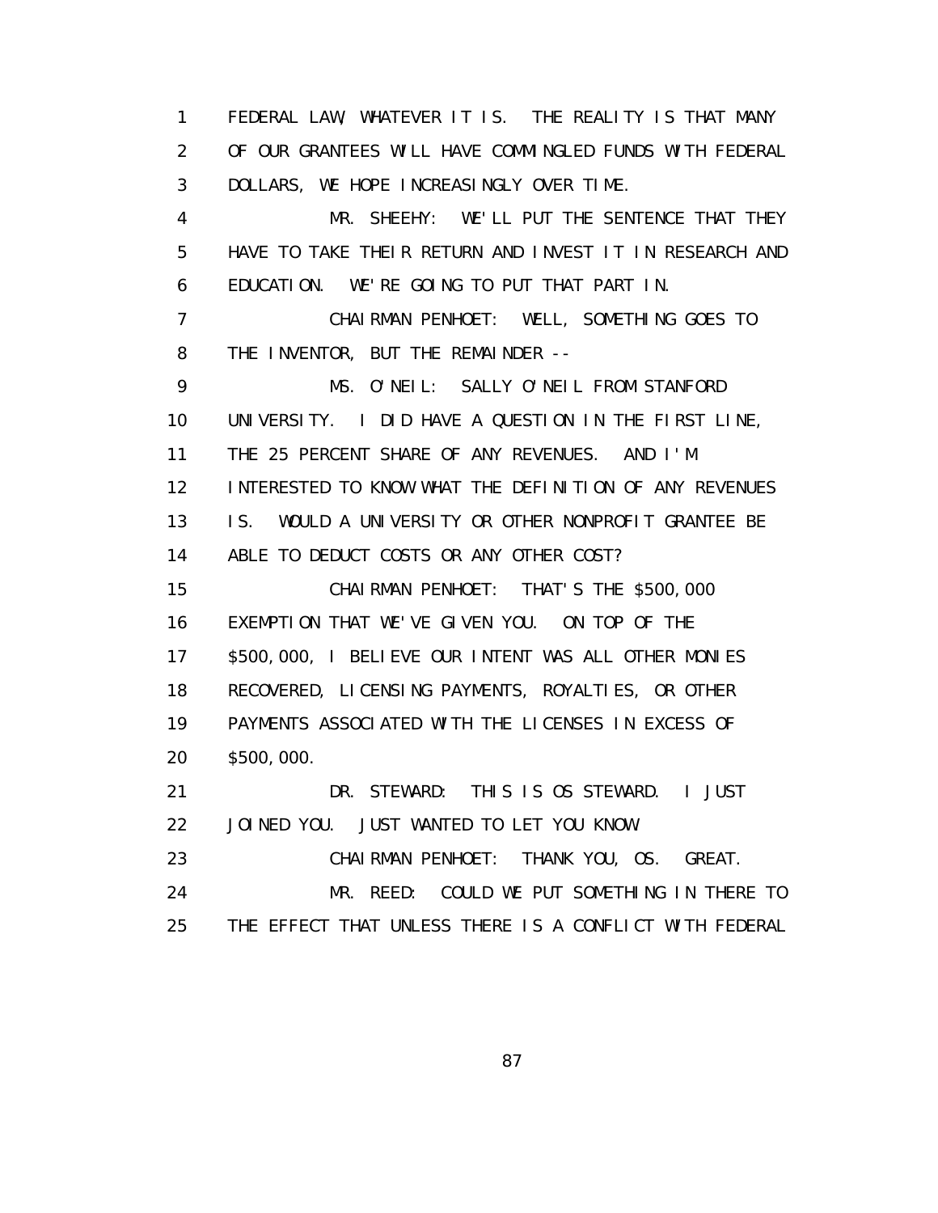FEDERAL LAW, WHATEVER IT IS. THE REALITY IS THAT MANY OF OUR GRANTEES WILL HAVE COMMINGLED FUNDS WITH FEDERAL DOLLARS, WE HOPE INCREASINGLY OVER TIME.

MR. SHEEHY: WE'LL PUT THE SENTENCE THAT THEY HAVE TO TAKE THEIR RETURN AND INVEST IT IN RESEARCH AND EDUCATION. WE'RE GOING TO PUT THAT PART IN.

CHAIRMAN PENHOET: WELL, SOMETHING GOES TO THE INVENTOR, BUT THE REMAINDER --

MS. O'NEIL: SALLY O'NEIL FROM STANFORD UNIVERSITY. I DID HAVE A QUESTION IN THE FIRST LINE, THE 25 PERCENT SHARE OF ANY REVENUES. AND I'M INTERESTED TO KNOW WHAT THE DEFINITION OF ANY REVENUES IS. WOULD A UNIVERSITY OR OTHER NONPROFIT GRANTEE BE ABLE TO DEDUCT COSTS OR ANY OTHER COST?

CHAIRMAN PENHOET: THAT'S THE $500,000 EXEMPTION THAT WE'VE GIVEN YOU. ON TOP OF THE $500,000, I BELIEVE OUR INTENT WAS ALL OTHER MONIES RECOVERED, LICENSING PAYMENTS, ROYALTIES, OR OTHER PAYMENTS ASSOCIATED WITH THE LICENSES IN EXCESS OF $500,000.

DR. STEWARD: THIS IS OS STEWARD. I JUST JOINED YOU. JUST WANTED TO LET YOU KNOW.

CHAIRMAN PENHOET: THANK YOU, OS. GREAT.

MR. REED: COULD WE PUT SOMETHING IN THERE TO THE EFFECT THAT UNLESS THERE IS A CONFLICT WITH FEDERAL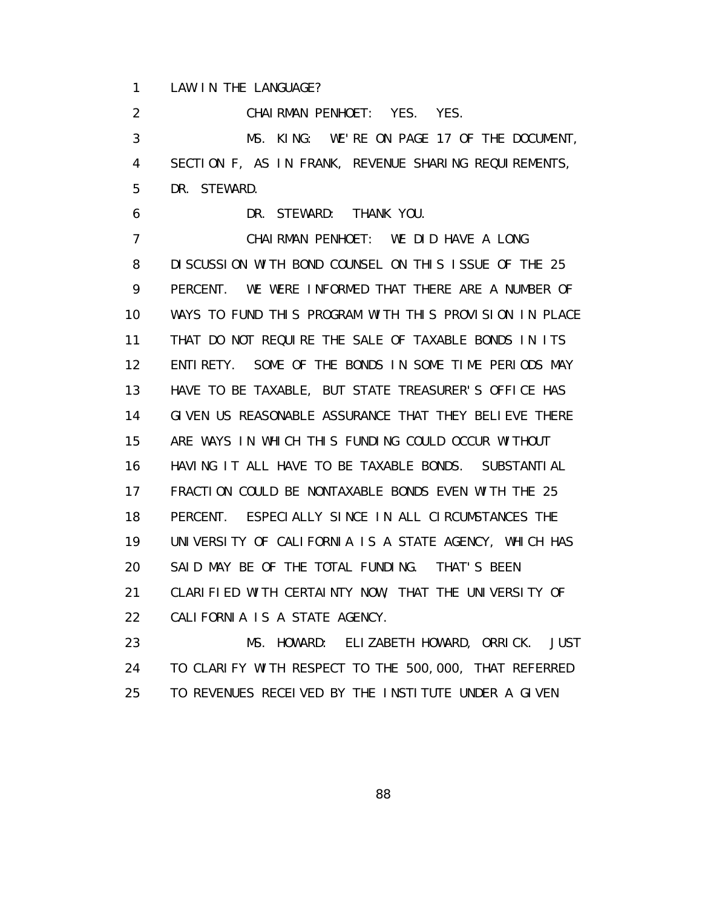1 LAW IN THE LANGUAGE?

2 CHAIRMAN PENHOET: YES. YES.

3 MS. KING: WE'RE ON PAGE 17 OF THE DOCUMENT,

4 SECTION F, AS IN FRANK, REVENUE SHARING REQUIREMENTS,

5 DR. STEWARD.

6 DR. STEWARD: THANK YOU.

7 CHAIRMAN PENHOET: WE DID HAVE A LONG

8 DISCUSSION WITH BOND COUNSEL ON THIS ISSUE OF THE 25

9 PERCENT. WE WERE INFORMED THAT THERE ARE A NUMBER OF

10 WAYS TO FUND THIS PROGRAM WITH THIS PROVISION IN PLACE

11 THAT DO NOT REQUIRE THE SALE OF TAXABLE BONDS IN ITS

12 ENTIRETY. SOME OF THE BONDS IN SOME TIME PERIODS MAY

13 HAVE TO BE TAXABLE, BUT STATE TREASURER'S OFFICE HAS

14 GIVEN US REASONABLE ASSURANCE THAT THEY BELIEVE THERE

15 ARE WAYS IN WHICH THIS FUNDING COULD OCCUR WITHOUT

16 HAVING IT ALL HAVE TO BE TAXABLE BONDS. SUBSTANTIAL

17 FRACTION COULD BE NONTAXABLE BONDS EVEN WITH THE 25

18 PERCENT. ESPECIALLY SINCE IN ALL CIRCUMSTANCES THE

19 UNIVERSITY OF CALIFORNIA IS A STATE AGENCY, WHICH HAS

20 SAID MAY BE OF THE TOTAL FUNDING. THAT'S BEEN

21 CLARIFIED WITH CERTAINTY NOW, THAT THE UNIVERSITY OF

22 CALIFORNIA IS A STATE AGENCY.

23 MS. HOWARD: ELIZABETH HOWARD, ORRICK. JUST

24 TO CLARIFY WITH RESPECT TO THE 500,000, THAT REFERRED

25 TO REVENUES RECEIVED BY THE INSTITUTE UNDER A GIVEN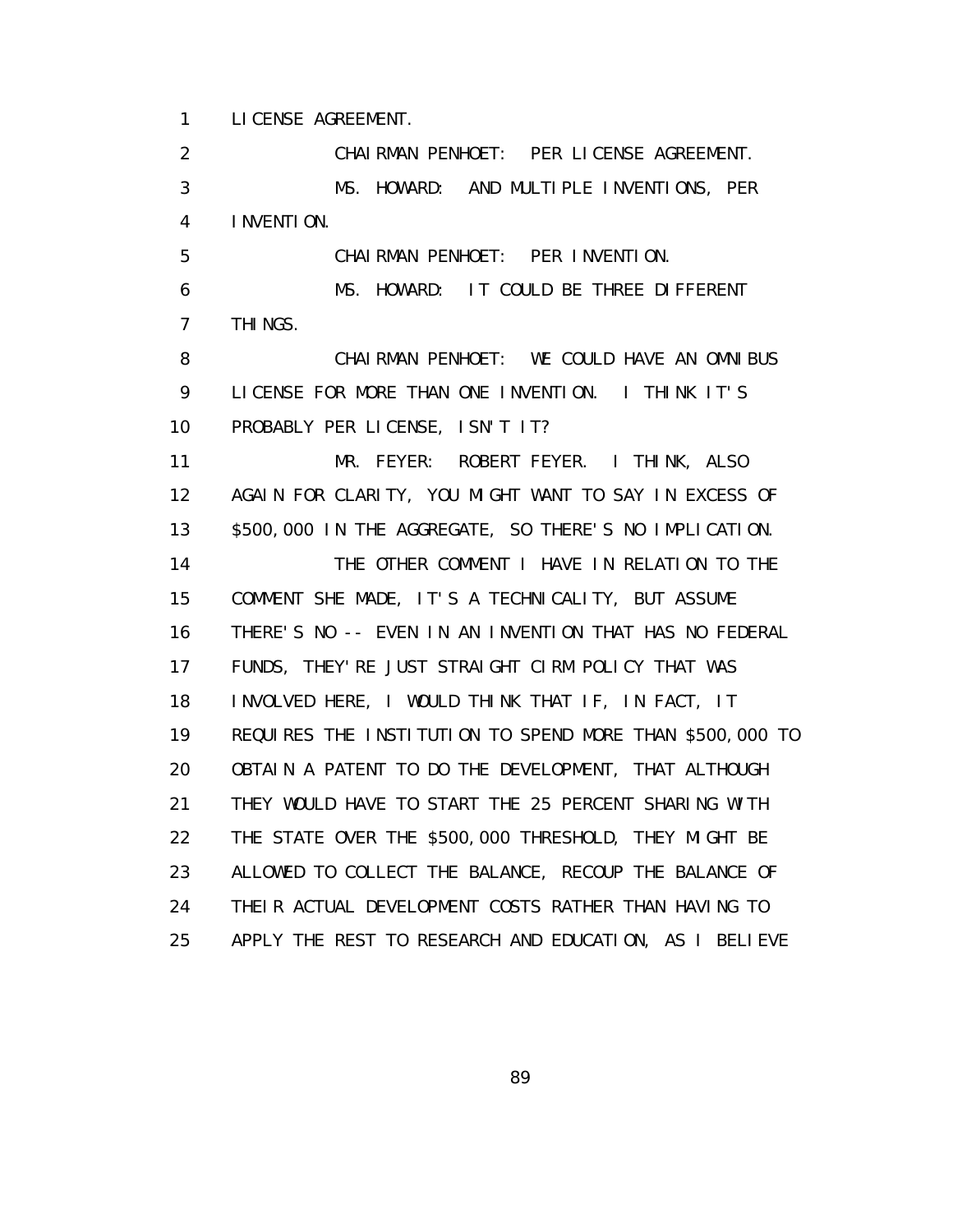1 LICENSE AGREEMENT.

2 CHAIRMAN PENHOET: PER LICENSE AGREEMENT.

3 MS. HOWARD: AND MULTIPLE INVENTIONS, PER

4 INVENTION.

5 CHAIRMAN PENHOET: PER INVENTION.

6 MS. HOWARD: IT COULD BE THREE DIFFERENT

7 THINGS.

8 CHAIRMAN PENHOET: WE COULD HAVE AN OMNIBUS

9 LICENSE FOR MORE THAN ONE INVENTION. I THINK IT'S

10 PROBABLY PER LICENSE, ISN'T IT?

11 MR. FEYER: ROBERT FEYER. I THINK, ALSO

12 AGAIN FOR CLARITY, YOU MIGHT WANT TO SAY IN EXCESS OF

13 $500,000 IN THE AGGREGATE, SO THERE'S NO IMPLICATION.

14 THE OTHER COMMENT I HAVE IN RELATION TO THE

15 COMMENT SHE MADE, IT'S A TECHNICALITY, BUT ASSUME

16 THERE'S NO -- EVEN IN AN INVENTION THAT HAS NO FEDERAL

17 FUNDS, THEY'RE JUST STRAIGHT CIRM POLICY THAT WAS

18 INVOLVED HERE, I WOULD THINK THAT IF, IN FACT, IT

19 REQUIRES THE INSTITUTION TO SPEND MORE THAN $500,000 TO

20 OBTAIN A PATENT TO DO THE DEVELOPMENT, THAT ALTHOUGH

21 THEY WOULD HAVE TO START THE 25 PERCENT SHARING WITH

22 THE STATE OVER THE $500,000 THRESHOLD, THEY MIGHT BE

23 ALLOWED TO COLLECT THE BALANCE, RECOUP THE BALANCE OF

24 THEIR ACTUAL DEVELOPMENT COSTS RATHER THAN HAVING TO

25 APPLY THE REST TO RESEARCH AND EDUCATION, AS I BELIEVE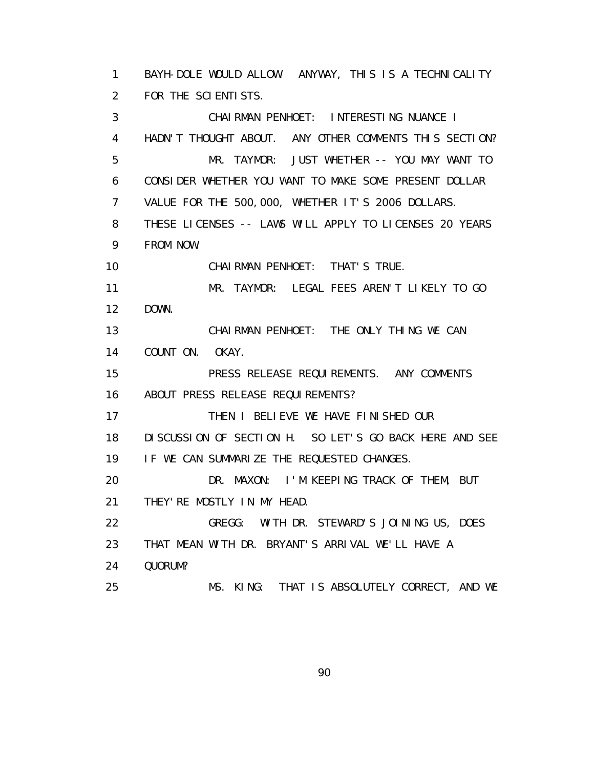1 BAYH-DOLE WOULD ALLOW. ANYWAY, THIS IS A TECHNICALITY
2 FOR THE SCIENTISTS.
3 CHAIRMAN PENHOET: INTERESTING NUANCE I
4 HADN'T THOUGHT ABOUT. ANY OTHER COMMENTS THIS SECTION?
5 MR. TAYMOR: JUST WHETHER -- YOU MAY WANT TO
6 CONSIDER WHETHER YOU WANT TO MAKE SOME PRESENT DOLLAR
7 VALUE FOR THE 500,000, WHETHER IT'S 2006 DOLLARS.
8 THESE LICENSES -- LAWS WILL APPLY TO LICENSES 20 YEARS
9 FROM NOW.
10 CHAIRMAN PENHOET: THAT'S TRUE.
11 MR. TAYMOR: LEGAL FEES AREN'T LIKELY TO GO
12 DOWN.
13 CHAIRMAN PENHOET: THE ONLY THING WE CAN
14 COUNT ON. OKAY.
15 PRESS RELEASE REQUIREMENTS. ANY COMMENTS
16 ABOUT PRESS RELEASE REQUIREMENTS?
17 THEN I BELIEVE WE HAVE FINISHED OUR
18 DISCUSSION OF SECTION H. SO LET'S GO BACK HERE AND SEE
19 IF WE CAN SUMMARIZE THE REQUESTED CHANGES.
20 DR. MAXON: I'M KEEPING TRACK OF THEM, BUT
21 THEY'RE MOSTLY IN MY HEAD.
22 GREGG: WITH DR. STEWARD'S JOINING US, DOES
23 THAT MEAN WITH DR. BRYANT'S ARRIVAL WE'LL HAVE A
24 QUORUM?
25 MS. KING: THAT IS ABSOLUTELY CORRECT, AND WE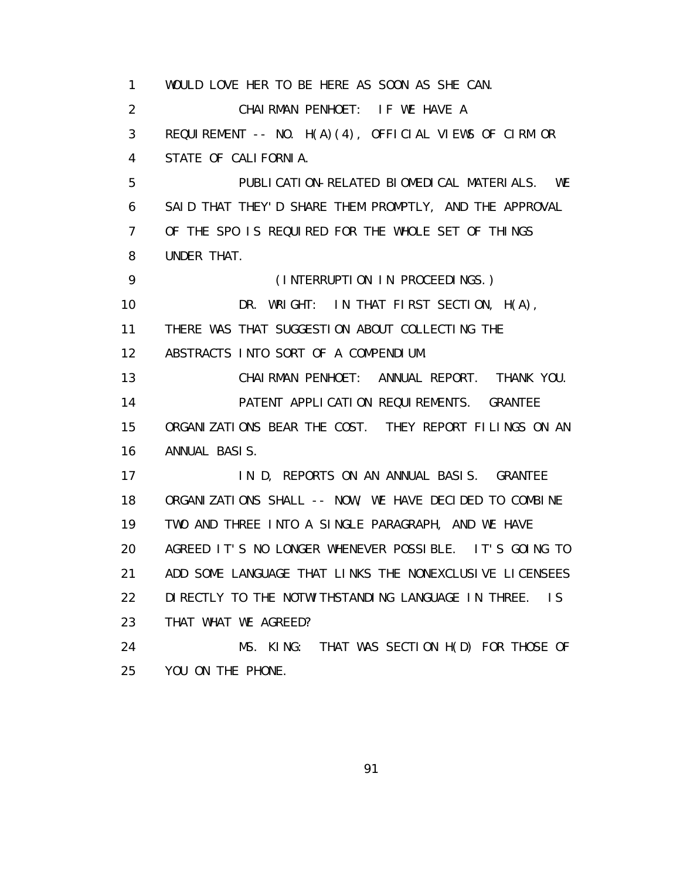1 WOULD LOVE HER TO BE HERE AS SOON AS SHE CAN.

2 CHAIRMAN PENHOET: IF WE HAVE A

3 REQUIREMENT -- NO. H(A)(4), OFFICIAL VIEWS OF CIRM OR

4 STATE OF CALIFORNIA.

5 PUBLICATION-RELATED BIOMEDICAL MATERIALS. WE

6 SAID THAT THEY'D SHARE THEM PROMPTLY, AND THE APPROVAL

7 OF THE SPO IS REQUIRED FOR THE WHOLE SET OF THINGS

8 UNDER THAT.

9 (INTERRUPTION IN PROCEEDINGS.)

10 DR. WRIGHT: IN THAT FIRST SECTION, H(A),

11 THERE WAS THAT SUGGESTION ABOUT COLLECTING THE

12 ABSTRACTS INTO SORT OF A COMPENDIUM.

13 CHAIRMAN PENHOET: ANNUAL REPORT. THANK YOU.

14 PATENT APPLICATION REQUIREMENTS. GRANTEE

15 ORGANIZATIONS BEAR THE COST. THEY REPORT FILINGS ON AN

16 ANNUAL BASIS.

17 IN D, REPORTS ON AN ANNUAL BASIS. GRANTEE

18 ORGANIZATIONS SHALL -- NOW, WE HAVE DECIDED TO COMBINE

19 TWO AND THREE INTO A SINGLE PARAGRAPH, AND WE HAVE

20 AGREED IT'S NO LONGER WHENEVER POSSIBLE. IT'S GOING TO

21 ADD SOME LANGUAGE THAT LINKS THE NONEXCLUSIVE LICENSEES

22 DIRECTLY TO THE NOTWITHSTANDING LANGUAGE IN THREE. IS

23 THAT WHAT WE AGREED?

24 MS. KING: THAT WAS SECTION H(D) FOR THOSE OF

25 YOU ON THE PHONE.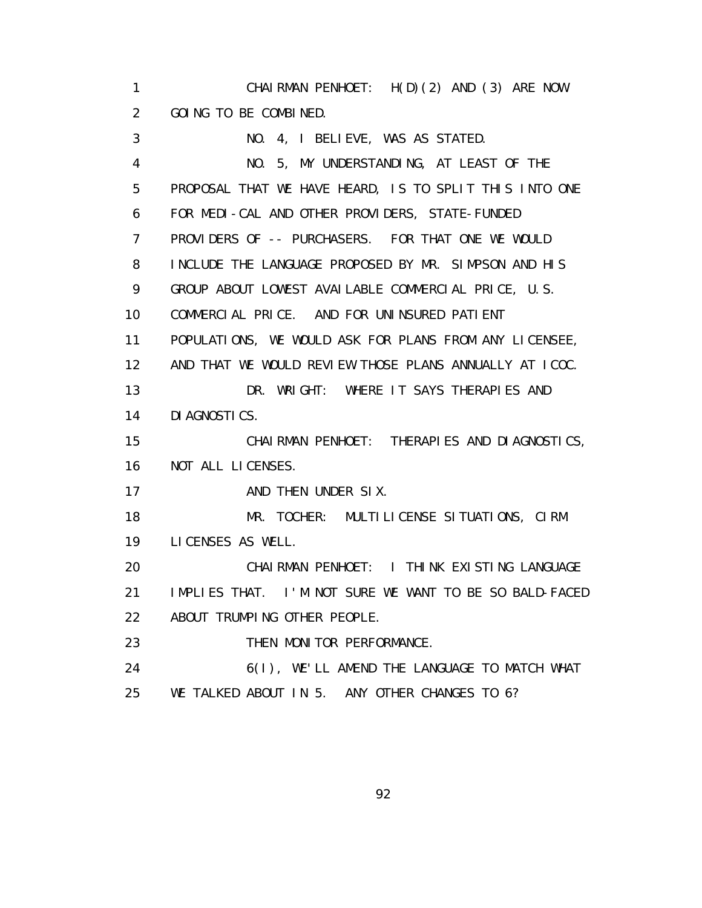1 CHAIRMAN PENHOET: H(D)(2) AND (3) ARE NOW
2 GOING TO BE COMBINED.
3 NO. 4, I BELIEVE, WAS AS STATED.
4 NO. 5, MY UNDERSTANDING, AT LEAST OF THE
5 PROPOSAL THAT WE HAVE HEARD, IS TO SPLIT THIS INTO ONE
6 FOR MEDI-CAL AND OTHER PROVIDERS, STATE-FUNDED
7 PROVIDERS OF -- PURCHASERS. FOR THAT ONE WE WOULD
8 INCLUDE THE LANGUAGE PROPOSED BY MR. SIMPSON AND HIS
9 GROUP ABOUT LOWEST AVAILABLE COMMERCIAL PRICE, U.S.
10 COMMERCIAL PRICE. AND FOR UNINSURED PATIENT
11 POPULATIONS, WE WOULD ASK FOR PLANS FROM ANY LICENSEE,
12 AND THAT WE WOULD REVIEW THOSE PLANS ANNUALLY AT ICOC.
13 DR. WRIGHT: WHERE IT SAYS THERAPIES AND
14 DIAGNOSTICS.
15 CHAIRMAN PENHOET: THERAPIES AND DIAGNOSTICS,
16 NOT ALL LICENSES.
17 AND THEN UNDER SIX.
18 MR. TOCHER: MULTILICENSE SITUATIONS, CIRM
19 LICENSES AS WELL.
20 CHAIRMAN PENHOET: I THINK EXISTING LANGUAGE
21 IMPLIES THAT. I'M NOT SURE WE WANT TO BE SO BALD-FACED
22 ABOUT TRUMPING OTHER PEOPLE.
23 THEN MONITOR PERFORMANCE.
24 6(I), WE'LL AMEND THE LANGUAGE TO MATCH WHAT
25 WE TALKED ABOUT IN 5. ANY OTHER CHANGES TO 6?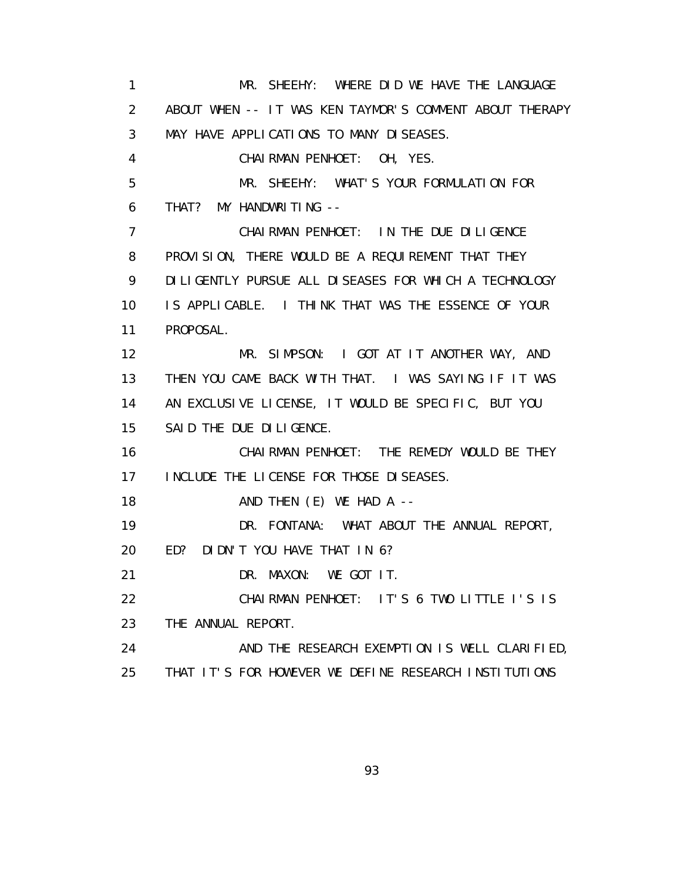1 MR. SHEEHY: WHERE DID WE HAVE THE LANGUAGE
2 ABOUT WHEN -- IT WAS KEN TAYMOR'S COMMENT ABOUT THERAPY
3 MAY HAVE APPLICATIONS TO MANY DISEASES.
4 CHAIRMAN PENHOET: OH, YES.
5 MR. SHEEHY: WHAT'S YOUR FORMULATION FOR
6 THAT? MY HANDWRITING --
7 CHAIRMAN PENHOET: IN THE DUE DILIGENCE
8 PROVISION, THERE WOULD BE A REQUIREMENT THAT THEY
9 DILIGENTLY PURSUE ALL DISEASES FOR WHICH A TECHNOLOGY
10 IS APPLICABLE. I THINK THAT WAS THE ESSENCE OF YOUR
11 PROPOSAL.
12 MR. SIMPSON: I GOT AT IT ANOTHER WAY, AND
13 THEN YOU CAME BACK WITH THAT. I WAS SAYING IF IT WAS
14 AN EXCLUSIVE LICENSE, IT WOULD BE SPECIFIC, BUT YOU
15 SAID THE DUE DILIGENCE.
16 CHAIRMAN PENHOET: THE REMEDY WOULD BE THEY
17 INCLUDE THE LICENSE FOR THOSE DISEASES.
18 AND THEN (E) WE HAD A --
19 DR. FONTANA: WHAT ABOUT THE ANNUAL REPORT,
20 ED? DIDN'T YOU HAVE THAT IN 6?
21 DR. MAXON: WE GOT IT.
22 CHAIRMAN PENHOET: IT'S 6 TWO LITTLE I'S IS
23 THE ANNUAL REPORT.
24 AND THE RESEARCH EXEMPTION IS WELL CLARIFIED,
25 THAT IT'S FOR HOWEVER WE DEFINE RESEARCH INSTITUTIONS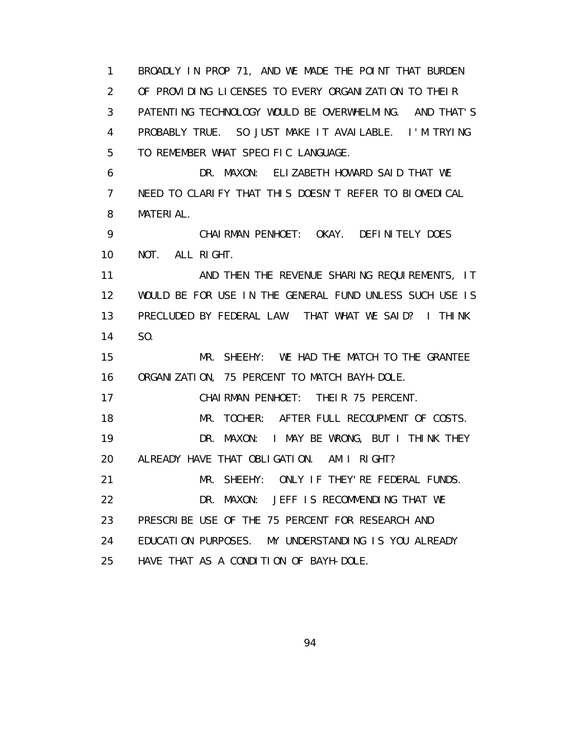1 BROADLY IN PROP 71, AND WE MADE THE POINT THAT BURDEN
2 OF PROVIDING LICENSES TO EVERY ORGANIZATION TO THEIR
3 PATENTING TECHNOLOGY WOULD BE OVERWHELMING. AND THAT'S
4 PROBABLY TRUE. SO JUST MAKE IT AVAILABLE. I'M TRYING
5 TO REMEMBER WHAT SPECIFIC LANGUAGE.
6 DR. MAXON: ELIZABETH HOWARD SAID THAT WE
7 NEED TO CLARIFY THAT THIS DOESN'T REFER TO BIOMEDICAL
8 MATERIAL.
9 CHAIRMAN PENHOET: OKAY. DEFINITELY DOES
10 NOT. ALL RIGHT.
11 AND THEN THE REVENUE SHARING REQUIREMENTS, IT
12 WOULD BE FOR USE IN THE GENERAL FUND UNLESS SUCH USE IS
13 PRECLUDED BY FEDERAL LAW. THAT WHAT WE SAID? I THINK
14 SO.
15 MR. SHEEHY: WE HAD THE MATCH TO THE GRANTEE
16 ORGANIZATION, 75 PERCENT TO MATCH BAYH-DOLE.
17 CHAIRMAN PENHOET: THEIR 75 PERCENT.
18 MR. TOCHER: AFTER FULL RECOUPMENT OF COSTS.
19 DR. MAXON: I MAY BE WRONG, BUT I THINK THEY
20 ALREADY HAVE THAT OBLIGATION. AM I RIGHT?
21 MR. SHEEHY: ONLY IF THEY'RE FEDERAL FUNDS.
22 DR. MAXON: JEFF IS RECOMMENDING THAT WE
23 PRESCRIBE USE OF THE 75 PERCENT FOR RESEARCH AND
24 EDUCATION PURPOSES. MY UNDERSTANDING IS YOU ALREADY
25 HAVE THAT AS A CONDITION OF BAYH-DOLE.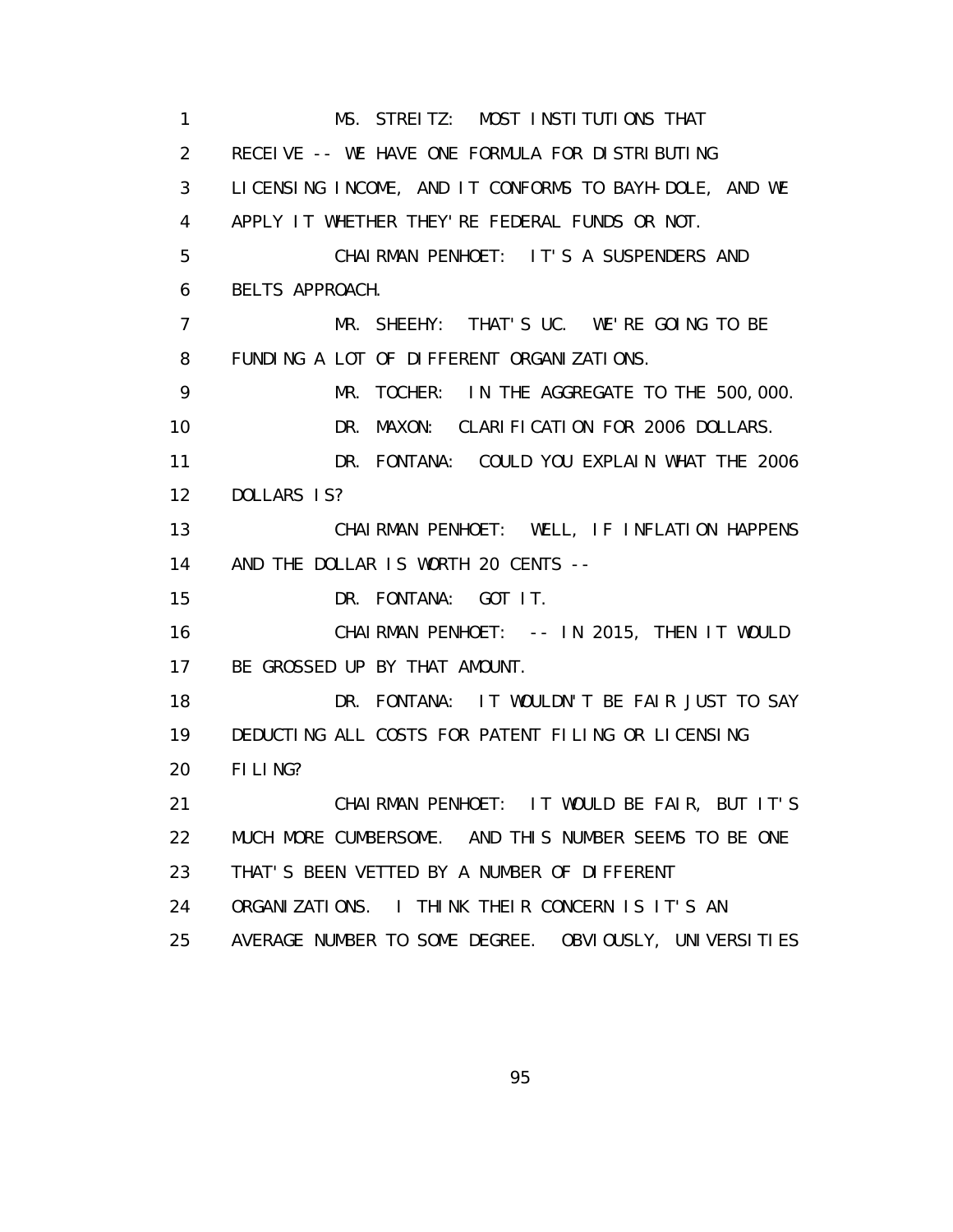MS. STREITZ: MOST INSTITUTIONS THAT RECEIVE -- WE HAVE ONE FORMULA FOR DISTRIBUTING LICENSING INCOME, AND IT CONFORMS TO BAYH-DOLE, AND WE APPLY IT WHETHER THEY'RE FEDERAL FUNDS OR NOT.

CHAIRMAN PENHOET: IT'S A SUSPENDERS AND BELTS APPROACH.

MR. SHEEHY: THAT'S UC. WE'RE GOING TO BE FUNDING A LOT OF DIFFERENT ORGANIZATIONS.

MR. TOCHER: IN THE AGGREGATE TO THE 500,000.

DR. MAXON: CLARIFICATION FOR 2006 DOLLARS.

DR. FONTANA: COULD YOU EXPLAIN WHAT THE 2006 DOLLARS IS?

CHAIRMAN PENHOET: WELL, IF INFLATION HAPPENS AND THE DOLLAR IS WORTH 20 CENTS --

DR. FONTANA: GOT IT.

CHAIRMAN PENHOET: -- IN 2015, THEN IT WOULD BE GROSSED UP BY THAT AMOUNT.

DR. FONTANA: IT WOULDN'T BE FAIR JUST TO SAY DEDUCTING ALL COSTS FOR PATENT FILING OR LICENSING FILING?

CHAIRMAN PENHOET: IT WOULD BE FAIR, BUT IT'S MUCH MORE CUMBERSOME. AND THIS NUMBER SEEMS TO BE ONE THAT'S BEEN VETTED BY A NUMBER OF DIFFERENT ORGANIZATIONS. I THINK THEIR CONCERN IS IT'S AN AVERAGE NUMBER TO SOME DEGREE. OBVIOUSLY, UNIVERSITIES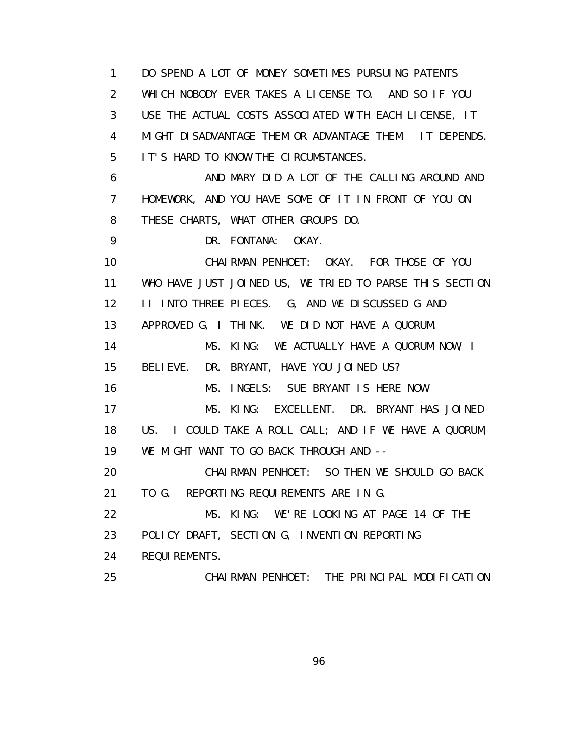1 DO SPEND A LOT OF MONEY SOMETIMES PURSUING PATENTS
2 WHICH NOBODY EVER TAKES A LICENSE TO. AND SO IF YOU
3 USE THE ACTUAL COSTS ASSOCIATED WITH EACH LICENSE, IT
4 MIGHT DISADVANTAGE THEM OR ADVANTAGE THEM. IT DEPENDS.
5 IT'S HARD TO KNOW THE CIRCUMSTANCES.
6 AND MARY DID A LOT OF THE CALLING AROUND AND
7 HOMEWORK, AND YOU HAVE SOME OF IT IN FRONT OF YOU ON
8 THESE CHARTS, WHAT OTHER GROUPS DO.
9 DR. FONTANA: OKAY.
10 CHAIRMAN PENHOET: OKAY. FOR THOSE OF YOU
11 WHO HAVE JUST JOINED US, WE TRIED TO PARSE THIS SECTION
12 II INTO THREE PIECES. G, AND WE DISCUSSED G AND
13 APPROVED G, I THINK. WE DID NOT HAVE A QUORUM.
14 MS. KING: WE ACTUALLY HAVE A QUORUM NOW, I
15 BELIEVE. DR. BRYANT, HAVE YOU JOINED US?
16 MS. INGELS: SUE BRYANT IS HERE NOW.
17 MS. KING: EXCELLENT. DR. BRYANT HAS JOINED
18 US. I COULD TAKE A ROLL CALL; AND IF WE HAVE A QUORUM,
19 WE MIGHT WANT TO GO BACK THROUGH AND --
20 CHAIRMAN PENHOET: SO THEN WE SHOULD GO BACK
21 TO G. REPORTING REQUIREMENTS ARE IN G.
22 MS. KING: WE'RE LOOKING AT PAGE 14 OF THE
23 POLICY DRAFT, SECTION G, INVENTION REPORTING
24 REQUIREMENTS.
25 CHAIRMAN PENHOET: THE PRINCIPAL MODIFICATION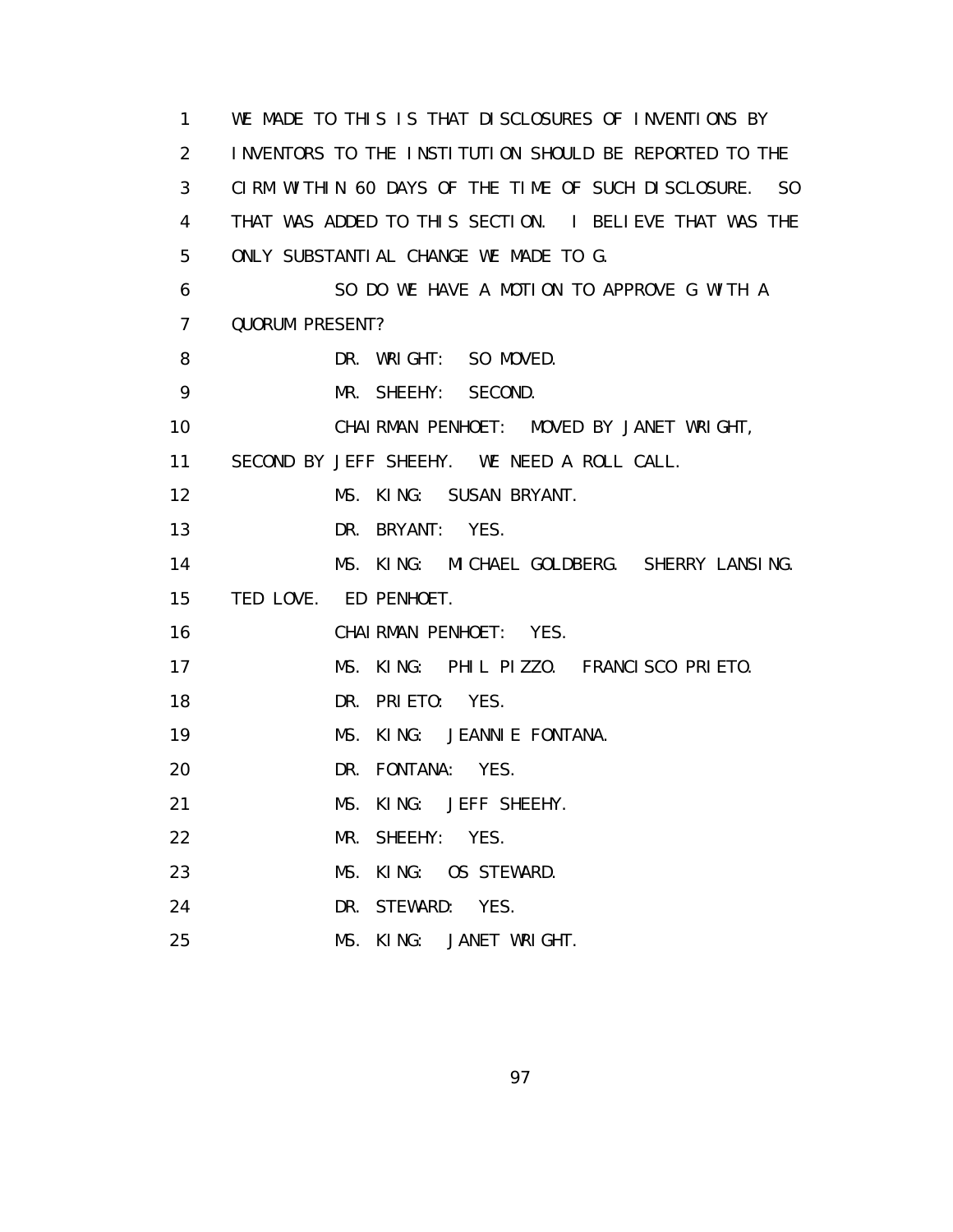WE MADE TO THIS IS THAT DISCLOSURES OF INVENTIONS BY INVENTORS TO THE INSTITUTION SHOULD BE REPORTED TO THE CIRM WITHIN 60 DAYS OF THE TIME OF SUCH DISCLOSURE. SO THAT WAS ADDED TO THIS SECTION. I BELIEVE THAT WAS THE ONLY SUBSTANTIAL CHANGE WE MADE TO G.

SO DO WE HAVE A MOTION TO APPROVE G WITH A QUORUM PRESENT?

DR. WRIGHT: SO MOVED.

MR. SHEEHY: SECOND.

CHAIRMAN PENHOET: MOVED BY JANET WRIGHT, SECOND BY JEFF SHEEHY. WE NEED A ROLL CALL.

MS. KING: SUSAN BRYANT.

DR. BRYANT: YES.

MS. KING: MICHAEL GOLDBERG. SHERRY LANSING. TED LOVE. ED PENHOET.

CHAIRMAN PENHOET: YES.

MS. KING: PHIL PIZZO. FRANCISCO PRIETO.

DR. PRIETO: YES.

MS. KING: JEANNIE FONTANA.

DR. FONTANA: YES.

MS. KING: JEFF SHEEHY.

MR. SHEEHY: YES.

MS. KING: OS STEWARD.

DR. STEWARD: YES.

MS. KING: JANET WRIGHT.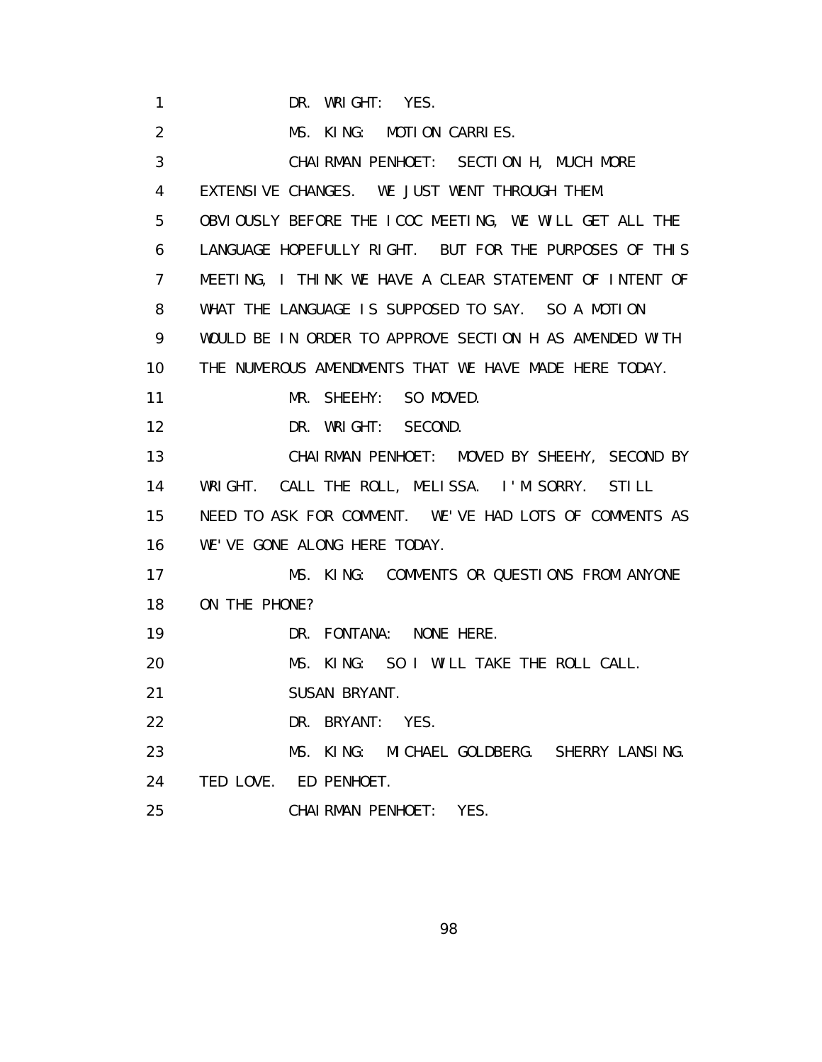1 DR. WRIGHT: YES.

2 MS. KING: MOTION CARRIES.

3 CHAIRMAN PENHOET: SECTION H, MUCH MORE

4 EXTENSIVE CHANGES. WE JUST WENT THROUGH THEM.

5 OBVIOUSLY BEFORE THE ICOC MEETING, WE WILL GET ALL THE

6 LANGUAGE HOPEFULLY RIGHT. BUT FOR THE PURPOSES OF THIS

7 MEETING, I THINK WE HAVE A CLEAR STATEMENT OF INTENT OF

8 WHAT THE LANGUAGE IS SUPPOSED TO SAY. SO A MOTION

9 WOULD BE IN ORDER TO APPROVE SECTION H AS AMENDED WITH

10 THE NUMEROUS AMENDMENTS THAT WE HAVE MADE HERE TODAY.

11 MR. SHEEHY: SO MOVED.

12 DR. WRIGHT: SECOND.

13 CHAIRMAN PENHOET: MOVED BY SHEEHY, SECOND BY

14 WRIGHT. CALL THE ROLL, MELISSA. I'M SORRY. STILL

15 NEED TO ASK FOR COMMENT. WE'VE HAD LOTS OF COMMENTS AS

16 WE'VE GONE ALONG HERE TODAY.

17 MS. KING: COMMENTS OR QUESTIONS FROM ANYONE

18 ON THE PHONE?

19 DR. FONTANA: NONE HERE.

20 MS. KING: SO I WILL TAKE THE ROLL CALL.

21 SUSAN BRYANT.

22 DR. BRYANT: YES.

23 MS. KING: MICHAEL GOLDBERG. SHERRY LANSING.

24 TED LOVE. ED PENHOET.

25 CHAIRMAN PENHOET: YES.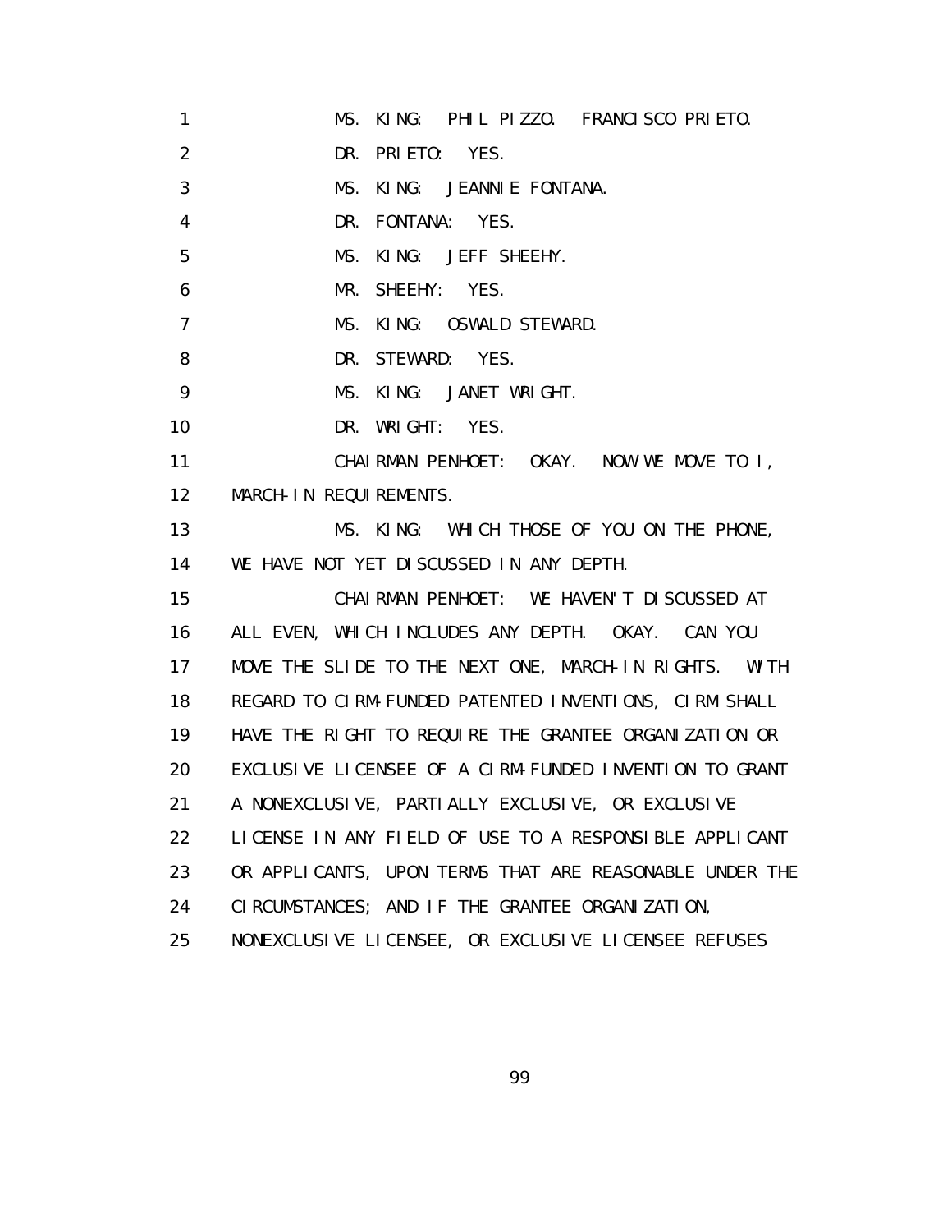1 MS. KING: PHIL PIZZO. FRANCISCO PRIETO.
2 DR. PRIETO: YES.
3 MS. KING: JEANNIE FONTANA.
4 DR. FONTANA: YES.
5 MS. KING: JEFF SHEEHY.
6 MR. SHEEHY: YES.
7 MS. KING: OSWALD STEWARD.
8 DR. STEWARD: YES.
9 MS. KING: JANET WRIGHT.
10 DR. WRIGHT: YES.
11 CHAIRMAN PENHOET: OKAY. NOW WE MOVE TO I,
12 MARCH-IN REQUIREMENTS.
13 MS. KING: WHICH THOSE OF YOU ON THE PHONE,
14 WE HAVE NOT YET DISCUSSED IN ANY DEPTH.
15 CHAIRMAN PENHOET: WE HAVEN'T DISCUSSED AT
16 ALL EVEN, WHICH INCLUDES ANY DEPTH. OKAY. CAN YOU
17 MOVE THE SLIDE TO THE NEXT ONE, MARCH-IN RIGHTS. WITH
18 REGARD TO CIRM-FUNDED PATENTED INVENTIONS, CIRM SHALL
19 HAVE THE RIGHT TO REQUIRE THE GRANTEE ORGANIZATION OR
20 EXCLUSIVE LICENSEE OF A CIRM-FUNDED INVENTION TO GRANT
21 A NONEXCLUSIVE, PARTIALLY EXCLUSIVE, OR EXCLUSIVE
22 LICENSE IN ANY FIELD OF USE TO A RESPONSIBLE APPLICANT
23 OR APPLICANTS, UPON TERMS THAT ARE REASONABLE UNDER THE
24 CIRCUMSTANCES; AND IF THE GRANTEE ORGANIZATION,
25 NONEXCLUSIVE LICENSEE, OR EXCLUSIVE LICENSEE REFUSES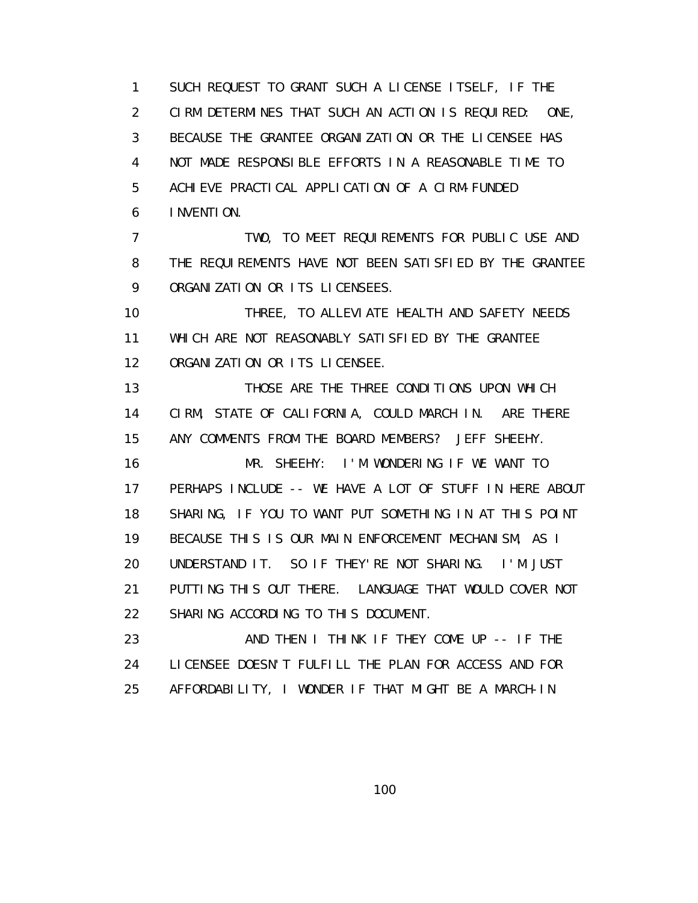SUCH REQUEST TO GRANT SUCH A LICENSE ITSELF, IF THE CIRM DETERMINES THAT SUCH AN ACTION IS REQUIRED: ONE, BECAUSE THE GRANTEE ORGANIZATION OR THE LICENSEE HAS NOT MADE RESPONSIBLE EFFORTS IN A REASONABLE TIME TO ACHIEVE PRACTICAL APPLICATION OF A CIRM-FUNDED INVENTION.

TWO, TO MEET REQUIREMENTS FOR PUBLIC USE AND THE REQUIREMENTS HAVE NOT BEEN SATISFIED BY THE GRANTEE ORGANIZATION OR ITS LICENSEES.

THREE, TO ALLEVIATE HEALTH AND SAFETY NEEDS WHICH ARE NOT REASONABLY SATISFIED BY THE GRANTEE ORGANIZATION OR ITS LICENSEE.

THOSE ARE THE THREE CONDITIONS UPON WHICH CIRM, STATE OF CALIFORNIA, COULD MARCH IN. ARE THERE ANY COMMENTS FROM THE BOARD MEMBERS? JEFF SHEEHY.

MR. SHEEHY: I'M WONDERING IF WE WANT TO PERHAPS INCLUDE -- WE HAVE A LOT OF STUFF IN HERE ABOUT SHARING, IF YOU TO WANT PUT SOMETHING IN AT THIS POINT BECAUSE THIS IS OUR MAIN ENFORCEMENT MECHANISM, AS I UNDERSTAND IT. SO IF THEY'RE NOT SHARING. I'M JUST PUTTING THIS OUT THERE. LANGUAGE THAT WOULD COVER NOT SHARING ACCORDING TO THIS DOCUMENT.

AND THEN I THINK IF THEY COME UP -- IF THE LICENSEE DOESN'T FULFILL THE PLAN FOR ACCESS AND FOR AFFORDABILITY, I WONDER IF THAT MIGHT BE A MARCH-IN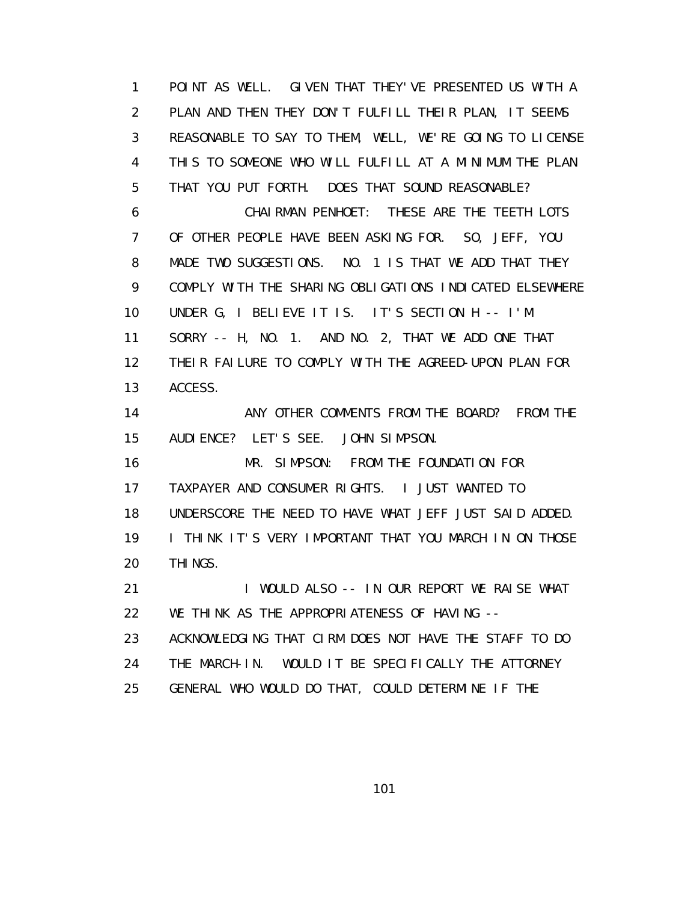1 POINT AS WELL. GIVEN THAT THEY'VE PRESENTED US WITH A
2 PLAN AND THEN THEY DON'T FULFILL THEIR PLAN, IT SEEMS
3 REASONABLE TO SAY TO THEM, WELL, WE'RE GOING TO LICENSE
4 THIS TO SOMEONE WHO WILL FULFILL AT A MINIMUM THE PLAN
5 THAT YOU PUT FORTH. DOES THAT SOUND REASONABLE?
6 CHAIRMAN PENHOET: THESE ARE THE TEETH LOTS
7 OF OTHER PEOPLE HAVE BEEN ASKING FOR. SO, JEFF, YOU
8 MADE TWO SUGGESTIONS. NO. 1 IS THAT WE ADD THAT THEY
9 COMPLY WITH THE SHARING OBLIGATIONS INDICATED ELSEWHERE
10 UNDER G, I BELIEVE IT IS. IT'S SECTION H -- I'M
11 SORRY -- H, NO. 1. AND NO. 2, THAT WE ADD ONE THAT
12 THEIR FAILURE TO COMPLY WITH THE AGREED-UPON PLAN FOR
13 ACCESS.
14 ANY OTHER COMMENTS FROM THE BOARD? FROM THE
15 AUDIENCE? LET'S SEE. JOHN SIMPSON.
16 MR. SIMPSON: FROM THE FOUNDATION FOR
17 TAXPAYER AND CONSUMER RIGHTS. I JUST WANTED TO
18 UNDERSCORE THE NEED TO HAVE WHAT JEFF JUST SAID ADDED.
19 I THINK IT'S VERY IMPORTANT THAT YOU MARCH IN ON THOSE
20 THINGS.
21 I WOULD ALSO -- IN OUR REPORT WE RAISE WHAT
22 WE THINK AS THE APPROPRIATENESS OF HAVING --
23 ACKNOWLEDGING THAT CIRM DOES NOT HAVE THE STAFF TO DO
24 THE MARCH-IN. WOULD IT BE SPECIFICALLY THE ATTORNEY
25 GENERAL WHO WOULD DO THAT, COULD DETERMINE IF THE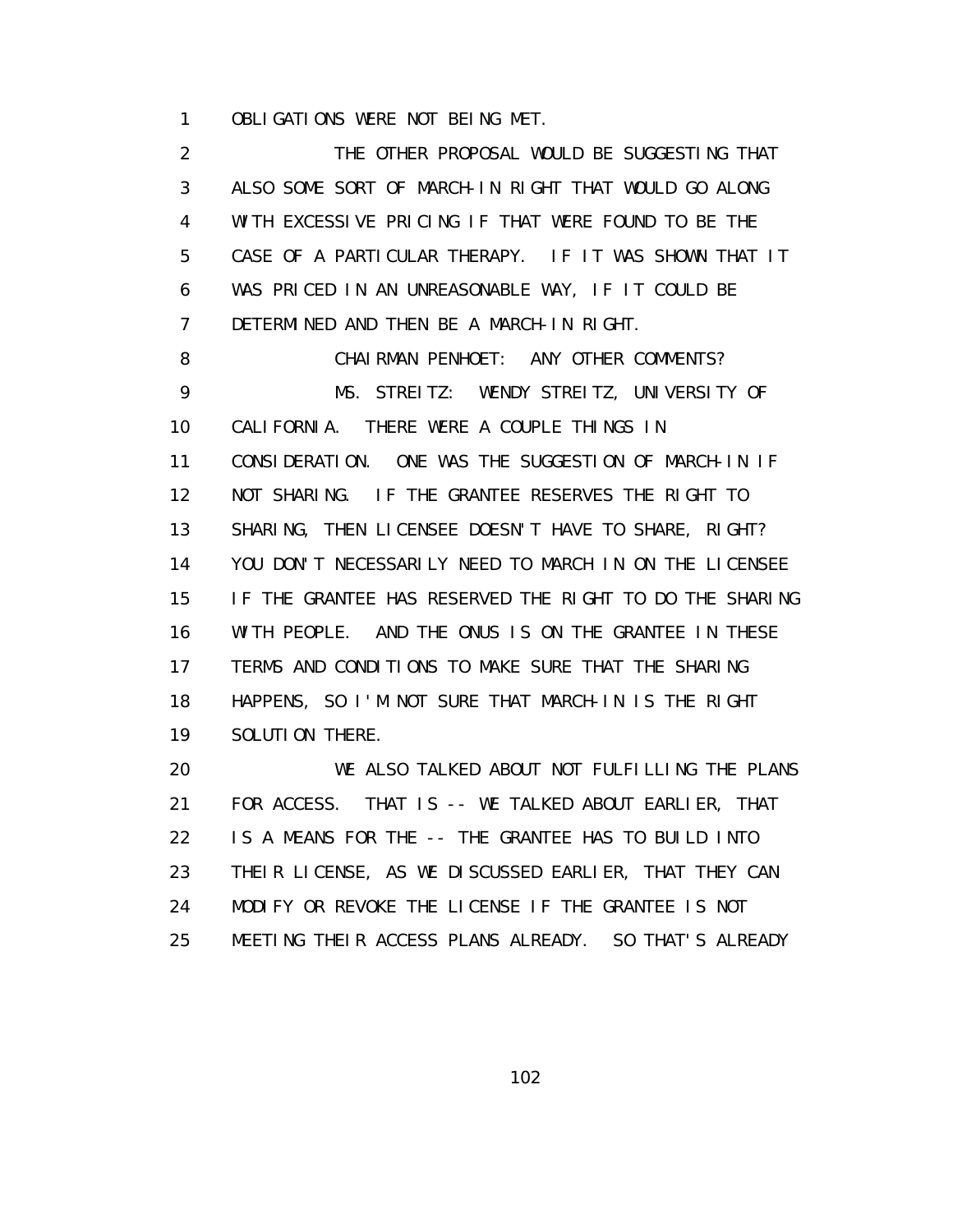OBLIGATIONS WERE NOT BEING MET.

THE OTHER PROPOSAL WOULD BE SUGGESTING THAT ALSO SOME SORT OF MARCH-IN RIGHT THAT WOULD GO ALONG WITH EXCESSIVE PRICING IF THAT WERE FOUND TO BE THE CASE OF A PARTICULAR THERAPY. IF IT WAS SHOWN THAT IT WAS PRICED IN AN UNREASONABLE WAY, IF IT COULD BE DETERMINED AND THEN BE A MARCH-IN RIGHT.

CHAIRMAN PENHOET: ANY OTHER COMMENTS?

MS. STREITZ: WENDY STREITZ, UNIVERSITY OF CALIFORNIA. THERE WERE A COUPLE THINGS IN CONSIDERATION. ONE WAS THE SUGGESTION OF MARCH-IN IF NOT SHARING. IF THE GRANTEE RESERVES THE RIGHT TO SHARING, THEN LICENSEE DOESN'T HAVE TO SHARE, RIGHT? YOU DON'T NECESSARILY NEED TO MARCH IN ON THE LICENSEE IF THE GRANTEE HAS RESERVED THE RIGHT TO DO THE SHARING WITH PEOPLE. AND THE ONUS IS ON THE GRANTEE IN THESE TERMS AND CONDITIONS TO MAKE SURE THAT THE SHARING HAPPENS, SO I'M NOT SURE THAT MARCH-IN IS THE RIGHT SOLUTION THERE.

WE ALSO TALKED ABOUT NOT FULFILLING THE PLANS FOR ACCESS. THAT IS -- WE TALKED ABOUT EARLIER, THAT IS A MEANS FOR THE -- THE GRANTEE HAS TO BUILD INTO THEIR LICENSE, AS WE DISCUSSED EARLIER, THAT THEY CAN MODIFY OR REVOKE THE LICENSE IF THE GRANTEE IS NOT MEETING THEIR ACCESS PLANS ALREADY. SO THAT'S ALREADY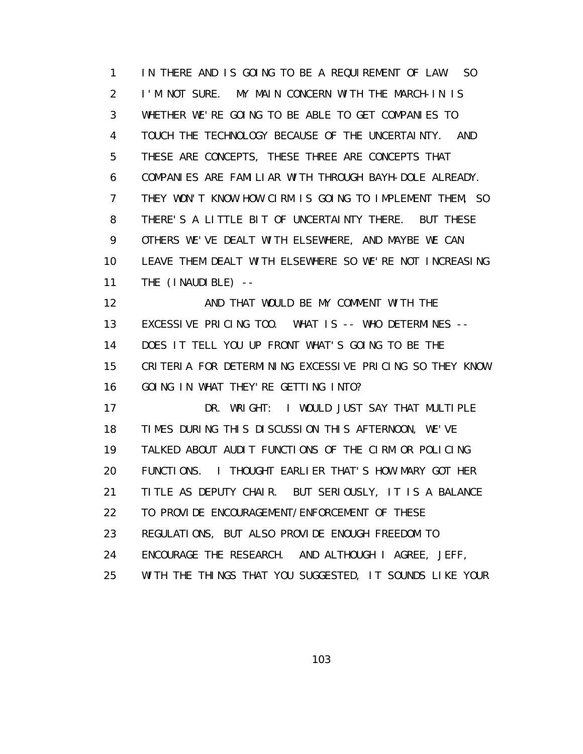1 IN THERE AND IS GOING TO BE A REQUIREMENT OF LAW. SO
2 I'M NOT SURE. MY MAIN CONCERN WITH THE MARCH-IN IS
3 WHETHER WE'RE GOING TO BE ABLE TO GET COMPANIES TO
4 TOUCH THE TECHNOLOGY BECAUSE OF THE UNCERTAINTY. AND
5 THESE ARE CONCEPTS, THESE THREE ARE CONCEPTS THAT
6 COMPANIES ARE FAMILIAR WITH THROUGH BAYH-DOLE ALREADY.
7 THEY WON'T KNOW HOW CIRM IS GOING TO IMPLEMENT THEM, SO
8 THERE'S A LITTLE BIT OF UNCERTAINTY THERE. BUT THESE
9 OTHERS WE'VE DEALT WITH ELSEWHERE, AND MAYBE WE CAN
10 LEAVE THEM DEALT WITH ELSEWHERE SO WE'RE NOT INCREASING
11 THE (INAUDIBLE) --
12 AND THAT WOULD BE MY COMMENT WITH THE
13 EXCESSIVE PRICING TOO. WHAT IS -- WHO DETERMINES --
14 DOES IT TELL YOU UP FRONT WHAT'S GOING TO BE THE
15 CRITERIA FOR DETERMINING EXCESSIVE PRICING SO THEY KNOW
16 GOING IN WHAT THEY'RE GETTING INTO?
17 DR. WRIGHT: I WOULD JUST SAY THAT MULTIPLE
18 TIMES DURING THIS DISCUSSION THIS AFTERNOON, WE'VE
19 TALKED ABOUT AUDIT FUNCTIONS OF THE CIRM OR POLICING
20 FUNCTIONS. I THOUGHT EARLIER THAT'S HOW MARY GOT HER
21 TITLE AS DEPUTY CHAIR. BUT SERIOUSLY, IT IS A BALANCE
22 TO PROVIDE ENCOURAGEMENT/ENFORCEMENT OF THESE
23 REGULATIONS, BUT ALSO PROVIDE ENOUGH FREEDOM TO
24 ENCOURAGE THE RESEARCH. AND ALTHOUGH I AGREE, JEFF,
25 WITH THE THINGS THAT YOU SUGGESTED, IT SOUNDS LIKE YOUR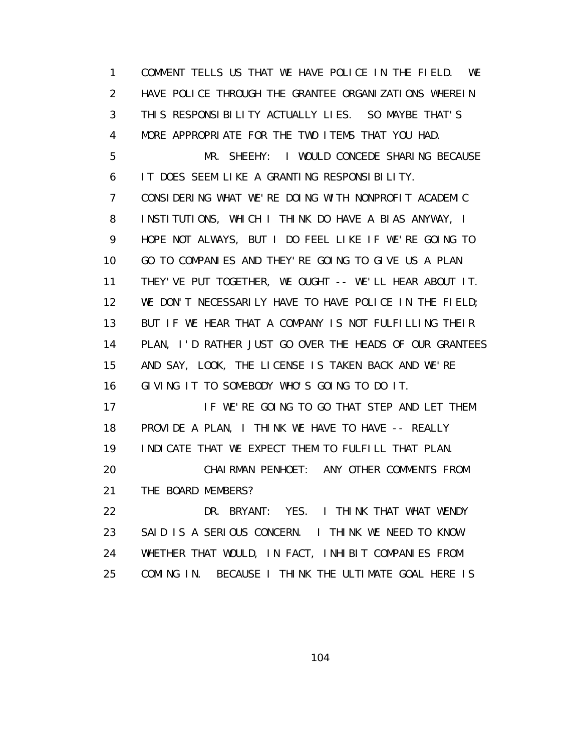COMMENT TELLS US THAT WE HAVE POLICE IN THE FIELD. WE HAVE POLICE THROUGH THE GRANTEE ORGANIZATIONS WHEREIN THIS RESPONSIBILITY ACTUALLY LIES. SO MAYBE THAT'S MORE APPROPRIATE FOR THE TWO ITEMS THAT YOU HAD.

MR. SHEEHY: I WOULD CONCEDE SHARING BECAUSE IT DOES SEEM LIKE A GRANTING RESPONSIBILITY. CONSIDERING WHAT WE'RE DOING WITH NONPROFIT ACADEMIC INSTITUTIONS, WHICH I THINK DO HAVE A BIAS ANYWAY, I HOPE NOT ALWAYS, BUT I DO FEEL LIKE IF WE'RE GOING TO GO TO COMPANIES AND THEY'RE GOING TO GIVE US A PLAN THEY'VE PUT TOGETHER, WE OUGHT -- WE'LL HEAR ABOUT IT. WE DON'T NECESSARILY HAVE TO HAVE POLICE IN THE FIELD; BUT IF WE HEAR THAT A COMPANY IS NOT FULFILLING THEIR PLAN, I'D RATHER JUST GO OVER THE HEADS OF OUR GRANTEES AND SAY, LOOK, THE LICENSE IS TAKEN BACK AND WE'RE GIVING IT TO SOMEBODY WHO'S GOING TO DO IT.

IF WE'RE GOING TO GO THAT STEP AND LET THEM PROVIDE A PLAN, I THINK WE HAVE TO HAVE -- REALLY INDICATE THAT WE EXPECT THEM TO FULFILL THAT PLAN.

CHAIRMAN PENHOET: ANY OTHER COMMENTS FROM THE BOARD MEMBERS?

DR. BRYANT: YES. I THINK THAT WHAT WENDY SAID IS A SERIOUS CONCERN. I THINK WE NEED TO KNOW WHETHER THAT WOULD, IN FACT, INHIBIT COMPANIES FROM COMING IN. BECAUSE I THINK THE ULTIMATE GOAL HERE IS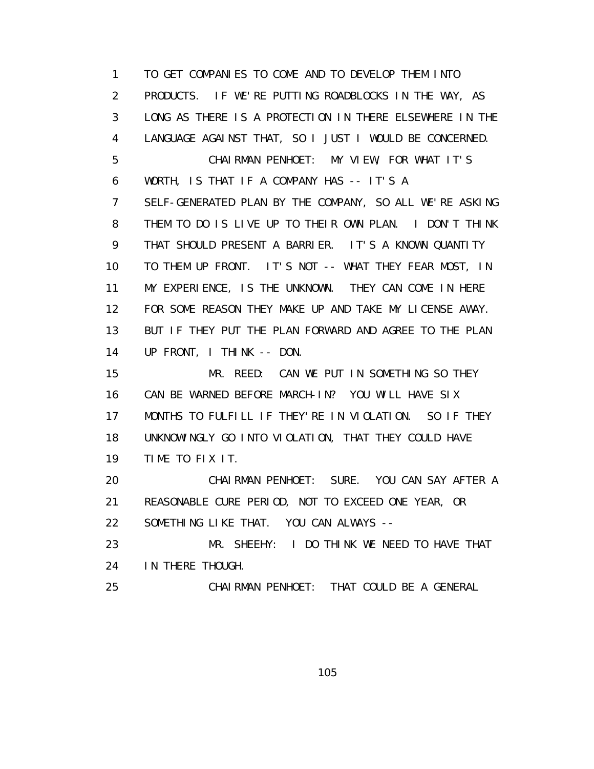TO GET COMPANIES TO COME AND TO DEVELOP THEM INTO PRODUCTS. IF WE'RE PUTTING ROADBLOCKS IN THE WAY, AS LONG AS THERE IS A PROTECTION IN THERE ELSEWHERE IN THE LANGUAGE AGAINST THAT, SO I JUST I WOULD BE CONCERNED.

CHAIRMAN PENHOET: MY VIEW, FOR WHAT IT'S WORTH, IS THAT IF A COMPANY HAS -- IT'S A SELF-GENERATED PLAN BY THE COMPANY, SO ALL WE'RE ASKING THEM TO DO IS LIVE UP TO THEIR OWN PLAN. I DON'T THINK THAT SHOULD PRESENT A BARRIER. IT'S A KNOWN QUANTITY TO THEM UP FRONT. IT'S NOT -- WHAT THEY FEAR MOST, IN MY EXPERIENCE, IS THE UNKNOWN. THEY CAN COME IN HERE FOR SOME REASON THEY MAKE UP AND TAKE MY LICENSE AWAY. BUT IF THEY PUT THE PLAN FORWARD AND AGREE TO THE PLAN UP FRONT, I THINK -- DON.

MR. REED: CAN WE PUT IN SOMETHING SO THEY CAN BE WARNED BEFORE MARCH-IN? YOU WILL HAVE SIX MONTHS TO FULFILL IF THEY'RE IN VIOLATION. SO IF THEY UNKNOWINGLY GO INTO VIOLATION, THAT THEY COULD HAVE TIME TO FIX IT.

CHAIRMAN PENHOET: SURE. YOU CAN SAY AFTER A REASONABLE CURE PERIOD, NOT TO EXCEED ONE YEAR, OR SOMETHING LIKE THAT. YOU CAN ALWAYS --

MR. SHEEHY: I DO THINK WE NEED TO HAVE THAT IN THERE THOUGH.

CHAIRMAN PENHOET: THAT COULD BE A GENERAL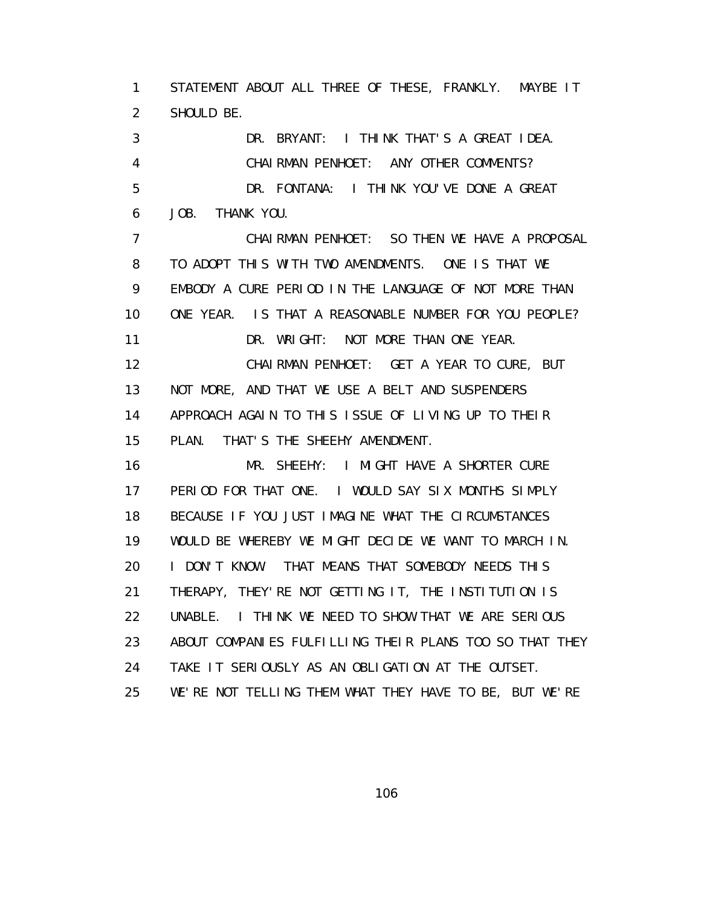1 STATEMENT ABOUT ALL THREE OF THESE, FRANKLY. MAYBE IT
2 SHOULD BE.

3 DR. BRYANT: I THINK THAT'S A GREAT IDEA.

4 CHAIRMAN PENHOET: ANY OTHER COMMENTS?

5 DR. FONTANA: I THINK YOU'VE DONE A GREAT
6 JOB. THANK YOU.

7 CHAIRMAN PENHOET: SO THEN WE HAVE A PROPOSAL
8 TO ADOPT THIS WITH TWO AMENDMENTS. ONE IS THAT WE
9 EMBODY A CURE PERIOD IN THE LANGUAGE OF NOT MORE THAN
10 ONE YEAR. IS THAT A REASONABLE NUMBER FOR YOU PEOPLE?

11 DR. WRIGHT: NOT MORE THAN ONE YEAR.

12 CHAIRMAN PENHOET: GET A YEAR TO CURE, BUT
13 NOT MORE, AND THAT WE USE A BELT AND SUSPENDERS
14 APPROACH AGAIN TO THIS ISSUE OF LIVING UP TO THEIR
15 PLAN. THAT'S THE SHEEHY AMENDMENT.

16 MR. SHEEHY: I MIGHT HAVE A SHORTER CURE
17 PERIOD FOR THAT ONE. I WOULD SAY SIX MONTHS SIMPLY
18 BECAUSE IF YOU JUST IMAGINE WHAT THE CIRCUMSTANCES
19 WOULD BE WHEREBY WE MIGHT DECIDE WE WANT TO MARCH IN.
20 I DON'T KNOW. THAT MEANS THAT SOMEBODY NEEDS THIS
21 THERAPY, THEY'RE NOT GETTING IT, THE INSTITUTION IS
22 UNABLE. I THINK WE NEED TO SHOW THAT WE ARE SERIOUS
23 ABOUT COMPANIES FULFILLING THEIR PLANS TOO SO THAT THEY
24 TAKE IT SERIOUSLY AS AN OBLIGATION AT THE OUTSET.
25 WE'RE NOT TELLING THEM WHAT THEY HAVE TO BE, BUT WE'RE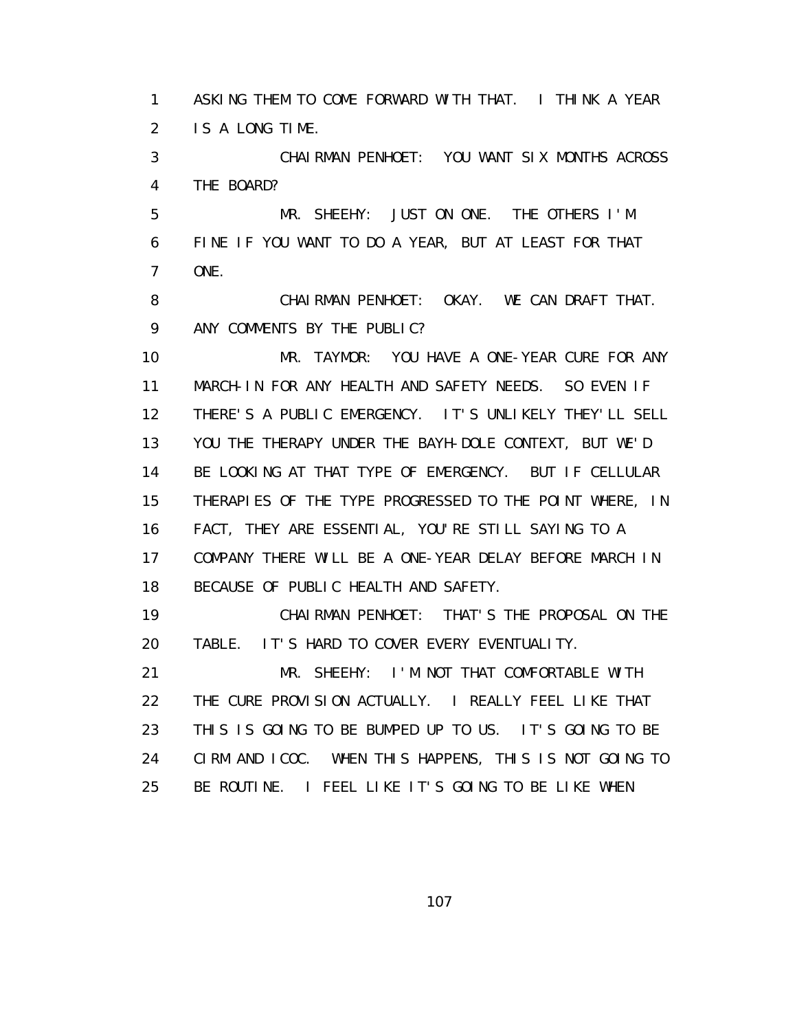1 ASKING THEM TO COME FORWARD WITH THAT. I THINK A YEAR
2 IS A LONG TIME.
3 CHAIRMAN PENHOET: YOU WANT SIX MONTHS ACROSS
4 THE BOARD?
5 MR. SHEEHY: JUST ON ONE. THE OTHERS I'M
6 FINE IF YOU WANT TO DO A YEAR, BUT AT LEAST FOR THAT
7 ONE.
8 CHAIRMAN PENHOET: OKAY. WE CAN DRAFT THAT.
9 ANY COMMENTS BY THE PUBLIC?
10 MR. TAYMOR: YOU HAVE A ONE-YEAR CURE FOR ANY
11 MARCH-IN FOR ANY HEALTH AND SAFETY NEEDS. SO EVEN IF
12 THERE'S A PUBLIC EMERGENCY. IT'S UNLIKELY THEY'LL SELL
13 YOU THE THERAPY UNDER THE BAYH-DOLE CONTEXT, BUT WE'D
14 BE LOOKING AT THAT TYPE OF EMERGENCY. BUT IF CELLULAR
15 THERAPIES OF THE TYPE PROGRESSED TO THE POINT WHERE, IN
16 FACT, THEY ARE ESSENTIAL, YOU'RE STILL SAYING TO A
17 COMPANY THERE WILL BE A ONE-YEAR DELAY BEFORE MARCH IN
18 BECAUSE OF PUBLIC HEALTH AND SAFETY.
19 CHAIRMAN PENHOET: THAT'S THE PROPOSAL ON THE
20 TABLE. IT'S HARD TO COVER EVERY EVENTUALITY.
21 MR. SHEEHY: I'M NOT THAT COMFORTABLE WITH
22 THE CURE PROVISION ACTUALLY. I REALLY FEEL LIKE THAT
23 THIS IS GOING TO BE BUMPED UP TO US. IT'S GOING TO BE
24 CIRM AND ICOC. WHEN THIS HAPPENS, THIS IS NOT GOING TO
25 BE ROUTINE. I FEEL LIKE IT'S GOING TO BE LIKE WHEN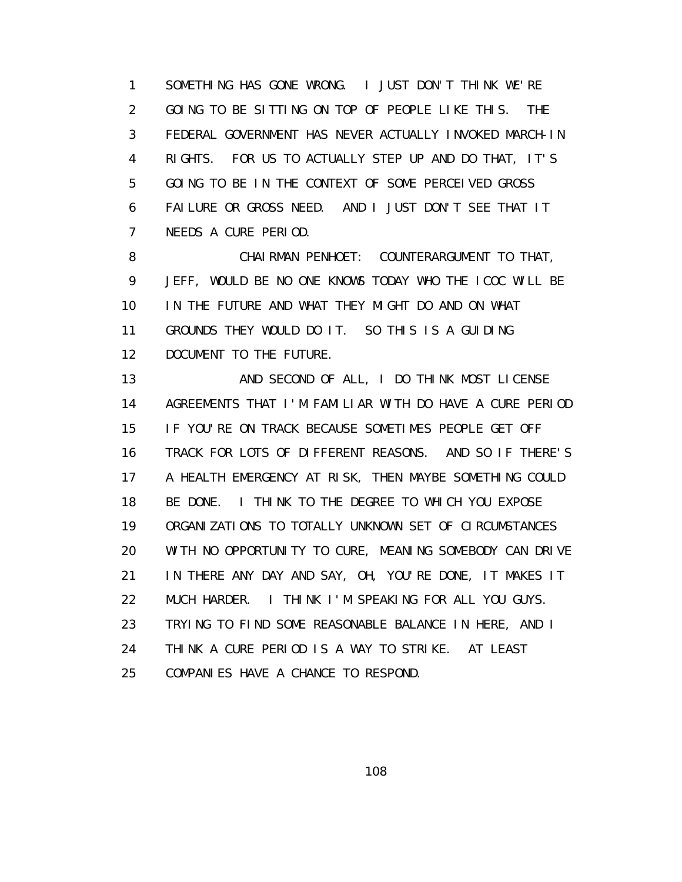SOMETHING HAS GONE WRONG. I JUST DON'T THINK WE'RE GOING TO BE SITTING ON TOP OF PEOPLE LIKE THIS. THE FEDERAL GOVERNMENT HAS NEVER ACTUALLY INVOKED MARCH-IN RIGHTS. FOR US TO ACTUALLY STEP UP AND DO THAT, IT'S GOING TO BE IN THE CONTEXT OF SOME PERCEIVED GROSS FAILURE OR GROSS NEED. AND I JUST DON'T SEE THAT IT NEEDS A CURE PERIOD.

CHAIRMAN PENHOET: COUNTERARGUMENT TO THAT, JEFF, WOULD BE NO ONE KNOWS TODAY WHO THE ICOC WILL BE IN THE FUTURE AND WHAT THEY MIGHT DO AND ON WHAT GROUNDS THEY WOULD DO IT. SO THIS IS A GUIDING DOCUMENT TO THE FUTURE.

AND SECOND OF ALL, I DO THINK MOST LICENSE AGREEMENTS THAT I'M FAMILIAR WITH DO HAVE A CURE PERIOD IF YOU'RE ON TRACK BECAUSE SOMETIMES PEOPLE GET OFF TRACK FOR LOTS OF DIFFERENT REASONS. AND SO IF THERE'S A HEALTH EMERGENCY AT RISK, THEN MAYBE SOMETHING COULD BE DONE. I THINK TO THE DEGREE TO WHICH YOU EXPOSE ORGANIZATIONS TO TOTALLY UNKNOWN SET OF CIRCUMSTANCES WITH NO OPPORTUNITY TO CURE, MEANING SOMEBODY CAN DRIVE IN THERE ANY DAY AND SAY, OH, YOU'RE DONE, IT MAKES IT MUCH HARDER. I THINK I'M SPEAKING FOR ALL YOU GUYS. TRYING TO FIND SOME REASONABLE BALANCE IN HERE, AND I THINK A CURE PERIOD IS A WAY TO STRIKE. AT LEAST COMPANIES HAVE A CHANCE TO RESPOND.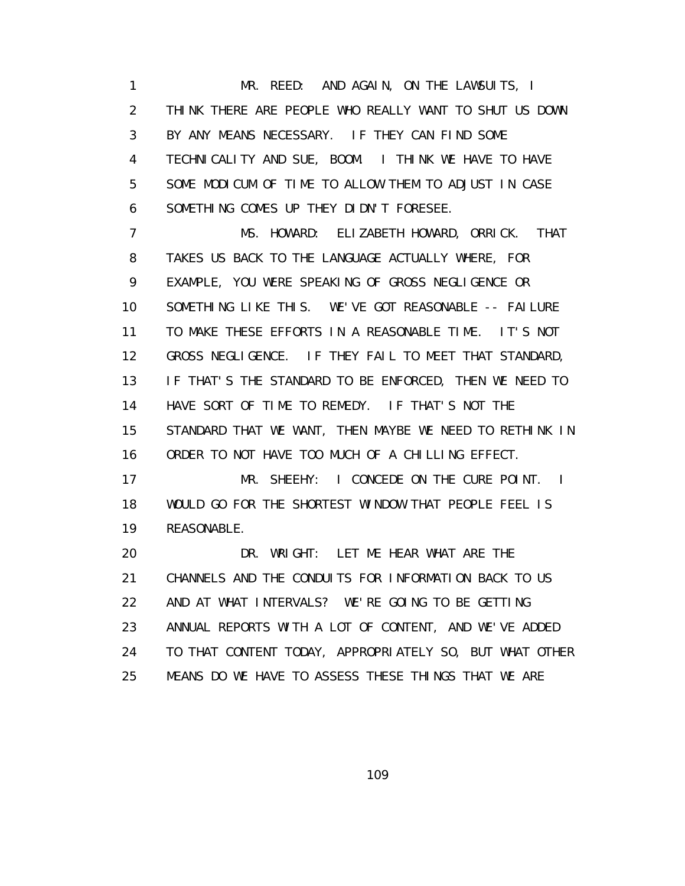MR. REED: AND AGAIN, ON THE LAWSUITS, I THINK THERE ARE PEOPLE WHO REALLY WANT TO SHUT US DOWN BY ANY MEANS NECESSARY. IF THEY CAN FIND SOME TECHNICALITY AND SUE, BOOM. I THINK WE HAVE TO HAVE SOME MODICUM OF TIME TO ALLOW THEM TO ADJUST IN CASE SOMETHING COMES UP THEY DIDN'T FORESEE.

MS. HOWARD: ELIZABETH HOWARD, ORRICK. THAT TAKES US BACK TO THE LANGUAGE ACTUALLY WHERE, FOR EXAMPLE, YOU WERE SPEAKING OF GROSS NEGLIGENCE OR SOMETHING LIKE THIS. WE'VE GOT REASONABLE -- FAILURE TO MAKE THESE EFFORTS IN A REASONABLE TIME. IT'S NOT GROSS NEGLIGENCE. IF THEY FAIL TO MEET THAT STANDARD, IF THAT'S THE STANDARD TO BE ENFORCED, THEN WE NEED TO HAVE SORT OF TIME TO REMEDY. IF THAT'S NOT THE STANDARD THAT WE WANT, THEN MAYBE WE NEED TO RETHINK IN ORDER TO NOT HAVE TOO MUCH OF A CHILLING EFFECT.

MR. SHEEHY: I CONCEDE ON THE CURE POINT. I WOULD GO FOR THE SHORTEST WINDOW THAT PEOPLE FEEL IS REASONABLE.

DR. WRIGHT: LET ME HEAR WHAT ARE THE CHANNELS AND THE CONDUITS FOR INFORMATION BACK TO US AND AT WHAT INTERVALS? WE'RE GOING TO BE GETTING ANNUAL REPORTS WITH A LOT OF CONTENT, AND WE'VE ADDED TO THAT CONTENT TODAY, APPROPRIATELY SO, BUT WHAT OTHER MEANS DO WE HAVE TO ASSESS THESE THINGS THAT WE ARE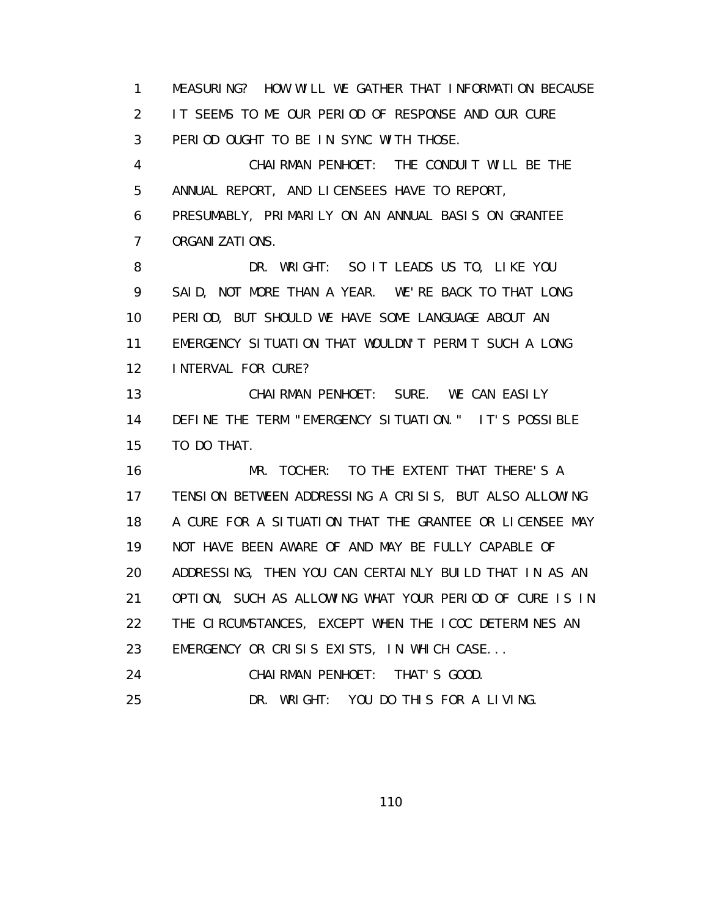1 MEASURING? HOW WILL WE GATHER THAT INFORMATION BECAUSE
2 IT SEEMS TO ME OUR PERIOD OF RESPONSE AND OUR CURE
3 PERIOD OUGHT TO BE IN SYNC WITH THOSE.
4 CHAIRMAN PENHOET: THE CONDUIT WILL BE THE
5 ANNUAL REPORT, AND LICENSEES HAVE TO REPORT,
6 PRESUMABLY, PRIMARILY ON AN ANNUAL BASIS ON GRANTEE
7 ORGANIZATIONS.
8 DR. WRIGHT: SO IT LEADS US TO, LIKE YOU
9 SAID, NOT MORE THAN A YEAR. WE'RE BACK TO THAT LONG
10 PERIOD, BUT SHOULD WE HAVE SOME LANGUAGE ABOUT AN
11 EMERGENCY SITUATION THAT WOULDN'T PERMIT SUCH A LONG
12 INTERVAL FOR CURE?
13 CHAIRMAN PENHOET: SURE. WE CAN EASILY
14 DEFINE THE TERM "EMERGENCY SITUATION." IT'S POSSIBLE
15 TO DO THAT.
16 MR. TOCHER: TO THE EXTENT THAT THERE'S A
17 TENSION BETWEEN ADDRESSING A CRISIS, BUT ALSO ALLOWING
18 A CURE FOR A SITUATION THAT THE GRANTEE OR LICENSEE MAY
19 NOT HAVE BEEN AWARE OF AND MAY BE FULLY CAPABLE OF
20 ADDRESSING, THEN YOU CAN CERTAINLY BUILD THAT IN AS AN
21 OPTION, SUCH AS ALLOWING WHAT YOUR PERIOD OF CURE IS IN
22 THE CIRCUMSTANCES, EXCEPT WHEN THE ICOC DETERMINES AN
23 EMERGENCY OR CRISIS EXISTS, IN WHICH CASE...
24 CHAIRMAN PENHOET: THAT'S GOOD.
25 DR. WRIGHT: YOU DO THIS FOR A LIVING.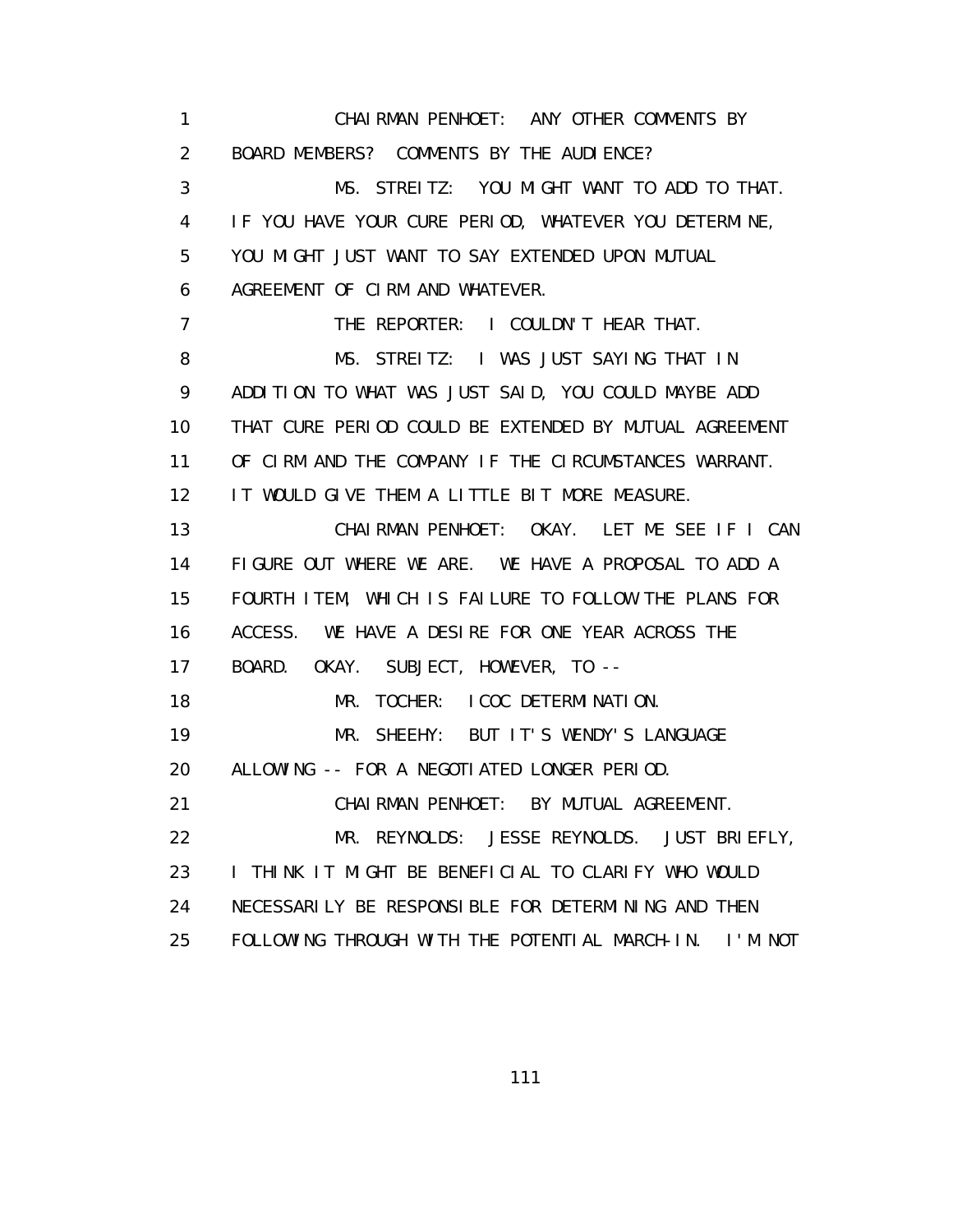1 CHAIRMAN PENHOET: ANY OTHER COMMENTS BY
2 BOARD MEMBERS? COMMENTS BY THE AUDIENCE?
3 MS. STREITZ: YOU MIGHT WANT TO ADD TO THAT.
4 IF YOU HAVE YOUR CURE PERIOD, WHATEVER YOU DETERMINE,
5 YOU MIGHT JUST WANT TO SAY EXTENDED UPON MUTUAL
6 AGREEMENT OF CIRM AND WHATEVER.
7 THE REPORTER: I COULDN'T HEAR THAT.
8 MS. STREITZ: I WAS JUST SAYING THAT IN
9 ADDITION TO WHAT WAS JUST SAID, YOU COULD MAYBE ADD
10 THAT CURE PERIOD COULD BE EXTENDED BY MUTUAL AGREEMENT
11 OF CIRM AND THE COMPANY IF THE CIRCUMSTANCES WARRANT.
12 IT WOULD GIVE THEM A LITTLE BIT MORE MEASURE.
13 CHAIRMAN PENHOET: OKAY. LET ME SEE IF I CAN
14 FIGURE OUT WHERE WE ARE. WE HAVE A PROPOSAL TO ADD A
15 FOURTH ITEM, WHICH IS FAILURE TO FOLLOW THE PLANS FOR
16 ACCESS. WE HAVE A DESIRE FOR ONE YEAR ACROSS THE
17 BOARD. OKAY. SUBJECT, HOWEVER, TO --
18 MR. TOCHER: ICOC DETERMINATION.
19 MR. SHEEHY: BUT IT'S WENDY'S LANGUAGE
20 ALLOWING -- FOR A NEGOTIATED LONGER PERIOD.
21 CHAIRMAN PENHOET: BY MUTUAL AGREEMENT.
22 MR. REYNOLDS: JESSE REYNOLDS. JUST BRIEFLY,
23 I THINK IT MIGHT BE BENEFICIAL TO CLARIFY WHO WOULD
24 NECESSARILY BE RESPONSIBLE FOR DETERMINING AND THEN
25 FOLLOWING THROUGH WITH THE POTENTIAL MARCH-IN. I'M NOT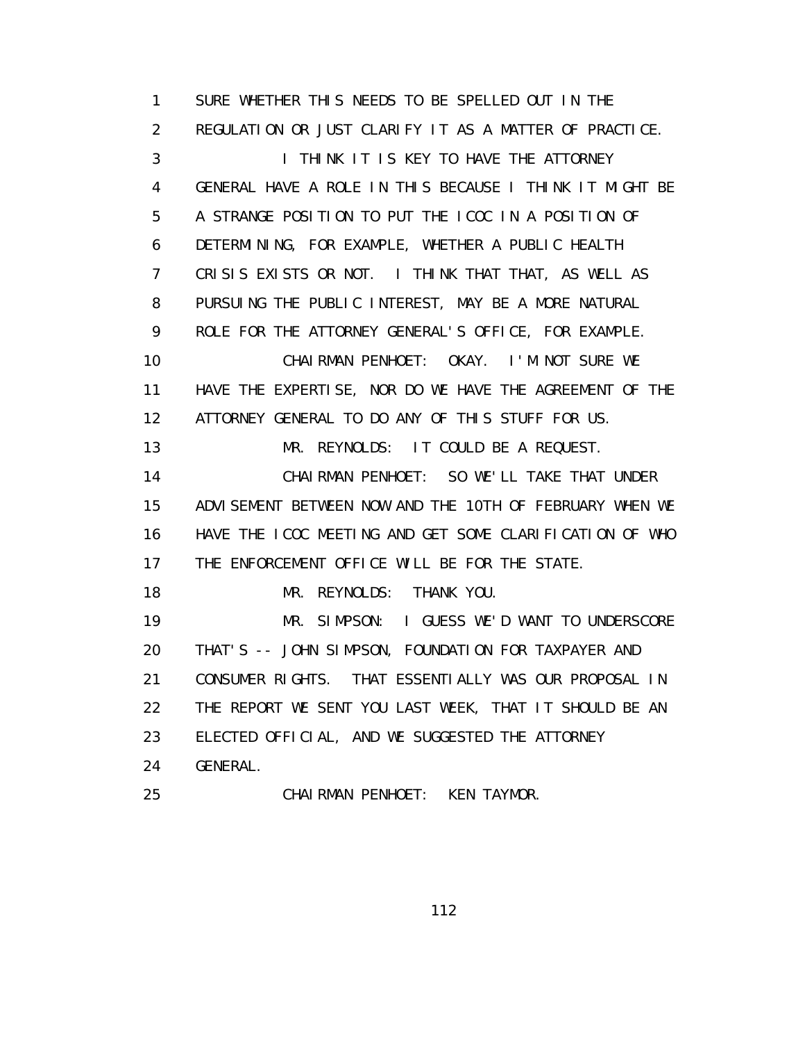1 SURE WHETHER THIS NEEDS TO BE SPELLED OUT IN THE
2 REGULATION OR JUST CLARIFY IT AS A MATTER OF PRACTICE.
3 I THINK IT IS KEY TO HAVE THE ATTORNEY
4 GENERAL HAVE A ROLE IN THIS BECAUSE I THINK IT MIGHT BE
5 A STRANGE POSITION TO PUT THE ICOC IN A POSITION OF
6 DETERMINING, FOR EXAMPLE, WHETHER A PUBLIC HEALTH
7 CRISIS EXISTS OR NOT. I THINK THAT THAT, AS WELL AS
8 PURSUING THE PUBLIC INTEREST, MAY BE A MORE NATURAL
9 ROLE FOR THE ATTORNEY GENERAL'S OFFICE, FOR EXAMPLE.
10 CHAIRMAN PENHOET: OKAY. I'M NOT SURE WE
11 HAVE THE EXPERTISE, NOR DO WE HAVE THE AGREEMENT OF THE
12 ATTORNEY GENERAL TO DO ANY OF THIS STUFF FOR US.
13 MR. REYNOLDS: IT COULD BE A REQUEST.
14 CHAIRMAN PENHOET: SO WE'LL TAKE THAT UNDER
15 ADVISEMENT BETWEEN NOW AND THE 10TH OF FEBRUARY WHEN WE
16 HAVE THE ICOC MEETING AND GET SOME CLARIFICATION OF WHO
17 THE ENFORCEMENT OFFICE WILL BE FOR THE STATE.
18 MR. REYNOLDS: THANK YOU.
19 MR. SIMPSON: I GUESS WE'D WANT TO UNDERSCORE
20 THAT'S -- JOHN SIMPSON, FOUNDATION FOR TAXPAYER AND
21 CONSUMER RIGHTS. THAT ESSENTIALLY WAS OUR PROPOSAL IN
22 THE REPORT WE SENT YOU LAST WEEK, THAT IT SHOULD BE AN
23 ELECTED OFFICIAL, AND WE SUGGESTED THE ATTORNEY
24 GENERAL.
25 CHAIRMAN PENHOET: KEN TAYMOR.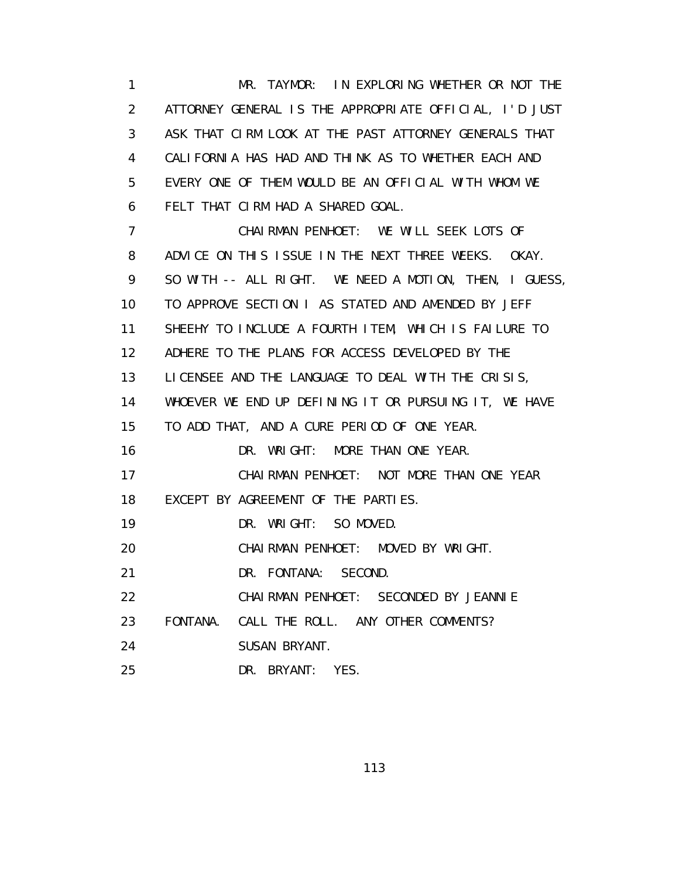1 MR. TAYMOR: IN EXPLORING WHETHER OR NOT THE
2 ATTORNEY GENERAL IS THE APPROPRIATE OFFICIAL, I'D JUST
3 ASK THAT CIRM LOOK AT THE PAST ATTORNEY GENERALS THAT
4 CALIFORNIA HAS HAD AND THINK AS TO WHETHER EACH AND
5 EVERY ONE OF THEM WOULD BE AN OFFICIAL WITH WHOM WE
6 FELT THAT CIRM HAD A SHARED GOAL.
7 CHAIRMAN PENHOET: WE WILL SEEK LOTS OF
8 ADVICE ON THIS ISSUE IN THE NEXT THREE WEEKS. OKAY.
9 SO WITH -- ALL RIGHT. WE NEED A MOTION, THEN, I GUESS,
10 TO APPROVE SECTION I AS STATED AND AMENDED BY JEFF
11 SHEEHY TO INCLUDE A FOURTH ITEM, WHICH IS FAILURE TO
12 ADHERE TO THE PLANS FOR ACCESS DEVELOPED BY THE
13 LICENSEE AND THE LANGUAGE TO DEAL WITH THE CRISIS,
14 WHOEVER WE END UP DEFINING IT OR PURSUING IT, WE HAVE
15 TO ADD THAT, AND A CURE PERIOD OF ONE YEAR.
16 DR. WRIGHT: MORE THAN ONE YEAR.
17 CHAIRMAN PENHOET: NOT MORE THAN ONE YEAR
18 EXCEPT BY AGREEMENT OF THE PARTIES.
19 DR. WRIGHT: SO MOVED.
20 CHAIRMAN PENHOET: MOVED BY WRIGHT.
21 DR. FONTANA: SECOND.
22 CHAIRMAN PENHOET: SECONDED BY JEANNIE
23 FONTANA. CALL THE ROLL. ANY OTHER COMMENTS?
24 SUSAN BRYANT.
25 DR. BRYANT: YES.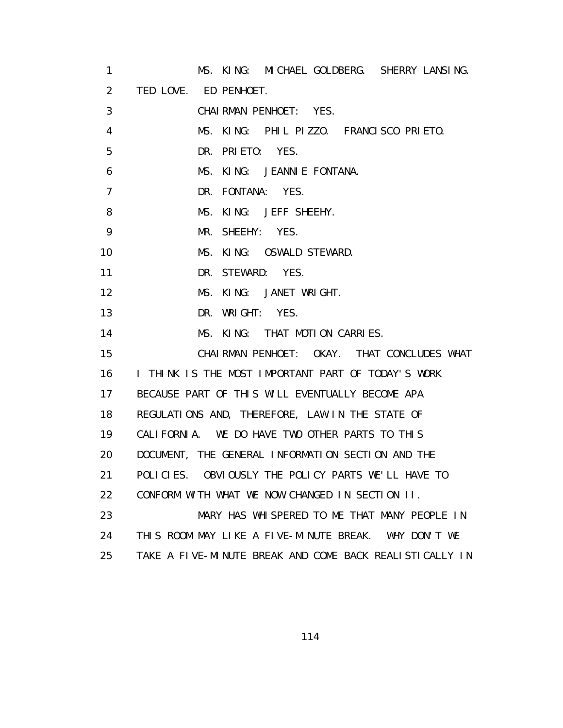MS. KING: MICHAEL GOLDBERG. SHERRY LANSING. TED LOVE. ED PENHOET.

CHAIRMAN PENHOET: YES.

MS. KING: PHIL PIZZO. FRANCISCO PRIETO.

DR. PRIETO: YES.

MS. KING: JEANNIE FONTANA.

DR. FONTANA: YES.

MS. KING: JEFF SHEEHY.

MR. SHEEHY: YES.

MS. KING: OSWALD STEWARD.

DR. STEWARD: YES.

MS. KING: JANET WRIGHT.

DR. WRIGHT: YES.

MS. KING: THAT MOTION CARRIES.

CHAIRMAN PENHOET: OKAY. THAT CONCLUDES WHAT I THINK IS THE MOST IMPORTANT PART OF TODAY'S WORK BECAUSE PART OF THIS WILL EVENTUALLY BECOME APA REGULATIONS AND, THEREFORE, LAW IN THE STATE OF CALIFORNIA. WE DO HAVE TWO OTHER PARTS TO THIS DOCUMENT, THE GENERAL INFORMATION SECTION AND THE POLICIES. OBVIOUSLY THE POLICY PARTS WE'LL HAVE TO CONFORM WITH WHAT WE NOW CHANGED IN SECTION II.

MARY HAS WHISPERED TO ME THAT MANY PEOPLE IN THIS ROOM MAY LIKE A FIVE-MINUTE BREAK. WHY DON'T WE TAKE A FIVE-MINUTE BREAK AND COME BACK REALISTICALLY IN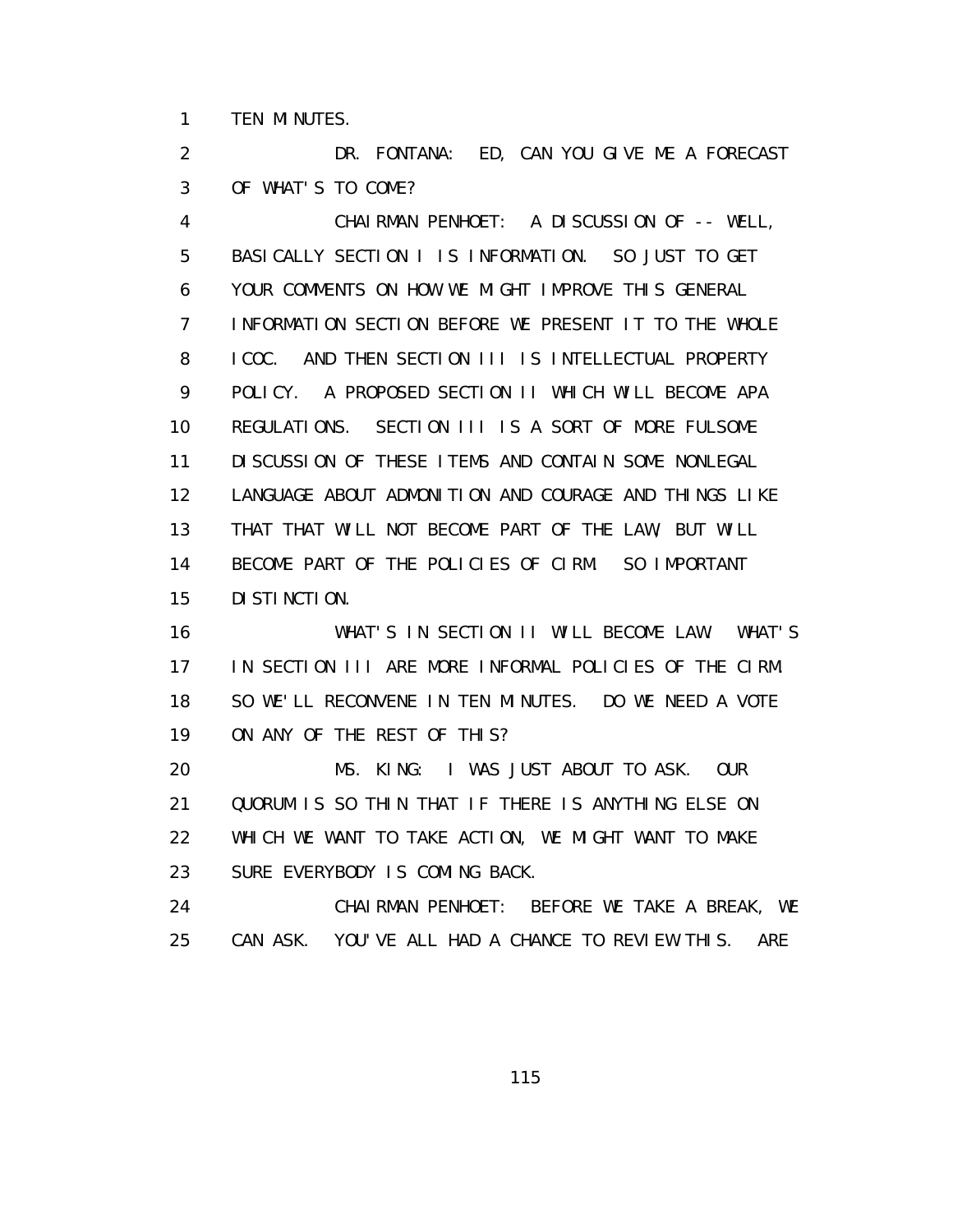1 TEN MINUTES.

2 DR. FONTANA: ED, CAN YOU GIVE ME A FORECAST
3 OF WHAT'S TO COME?

4 CHAIRMAN PENHOET: A DISCUSSION OF -- WELL,
5 BASICALLY SECTION I IS INFORMATION. SO JUST TO GET
6 YOUR COMMENTS ON HOW WE MIGHT IMPROVE THIS GENERAL
7 INFORMATION SECTION BEFORE WE PRESENT IT TO THE WHOLE
8 ICOC. AND THEN SECTION III IS INTELLECTUAL PROPERTY
9 POLICY. A PROPOSED SECTION II WHICH WILL BECOME APA
10 REGULATIONS. SECTION III IS A SORT OF MORE FULSOME
11 DISCUSSION OF THESE ITEMS AND CONTAIN SOME NONLEGAL
12 LANGUAGE ABOUT ADMONITION AND COURAGE AND THINGS LIKE
13 THAT THAT WILL NOT BECOME PART OF THE LAW, BUT WILL
14 BECOME PART OF THE POLICIES OF CIRM. SO IMPORTANT
15 DISTINCTION.

16 WHAT'S IN SECTION II WILL BECOME LAW. WHAT'S
17 IN SECTION III ARE MORE INFORMAL POLICIES OF THE CIRM.
18 SO WE'LL RECONVENE IN TEN MINUTES. DO WE NEED A VOTE
19 ON ANY OF THE REST OF THIS?

20 MS. KING: I WAS JUST ABOUT TO ASK. OUR
21 QUORUM IS SO THIN THAT IF THERE IS ANYTHING ELSE ON
22 WHICH WE WANT TO TAKE ACTION, WE MIGHT WANT TO MAKE
23 SURE EVERYBODY IS COMING BACK.

24 CHAIRMAN PENHOET: BEFORE WE TAKE A BREAK, WE
25 CAN ASK. YOU'VE ALL HAD A CHANCE TO REVIEW THIS. ARE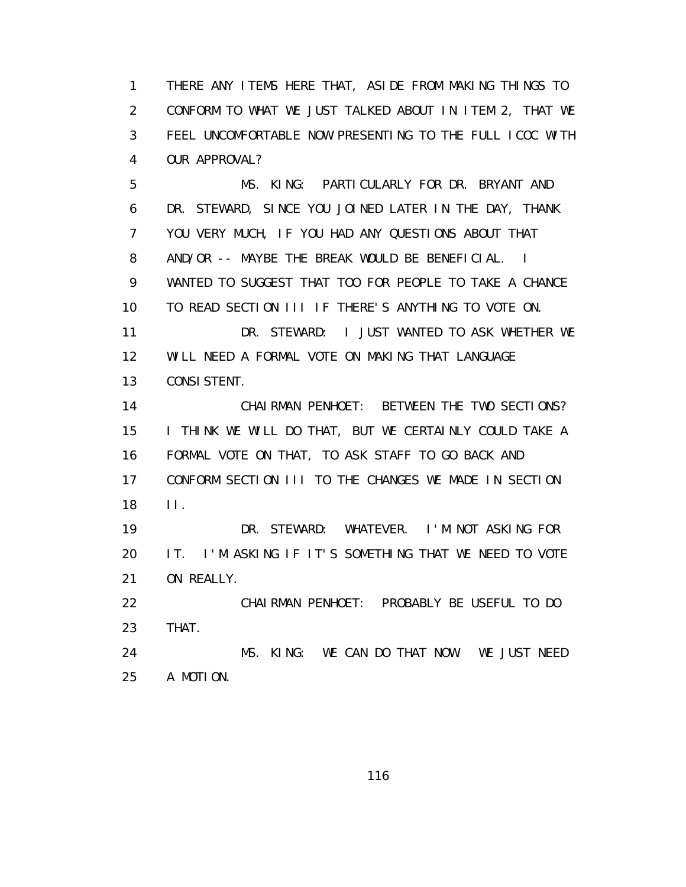1 THERE ANY ITEMS HERE THAT, ASIDE FROM MAKING THINGS TO
2 CONFORM TO WHAT WE JUST TALKED ABOUT IN ITEM 2, THAT WE
3 FEEL UNCOMFORTABLE NOW PRESENTING TO THE FULL ICOC WITH
4 OUR APPROVAL?

5 MS. KING: PARTICULARLY FOR DR. BRYANT AND
6 DR. STEWARD, SINCE YOU JOINED LATER IN THE DAY, THANK
7 YOU VERY MUCH, IF YOU HAD ANY QUESTIONS ABOUT THAT
8 AND/OR -- MAYBE THE BREAK WOULD BE BENEFICIAL. I
9 WANTED TO SUGGEST THAT TOO FOR PEOPLE TO TAKE A CHANCE
10 TO READ SECTION III IF THERE'S ANYTHING TO VOTE ON.

11 DR. STEWARD: I JUST WANTED TO ASK WHETHER WE
12 WILL NEED A FORMAL VOTE ON MAKING THAT LANGUAGE
13 CONSISTENT.

14 CHAIRMAN PENHOET: BETWEEN THE TWO SECTIONS?
15 I THINK WE WILL DO THAT, BUT WE CERTAINLY COULD TAKE A
16 FORMAL VOTE ON THAT, TO ASK STAFF TO GO BACK AND
17 CONFORM SECTION III TO THE CHANGES WE MADE IN SECTION
18 II.

19 DR. STEWARD: WHATEVER. I'M NOT ASKING FOR
20 IT. I'M ASKING IF IT'S SOMETHING THAT WE NEED TO VOTE
21 ON REALLY.

22 CHAIRMAN PENHOET: PROBABLY BE USEFUL TO DO
23 THAT.

24 MS. KING: WE CAN DO THAT NOW. WE JUST NEED
25 A MOTION.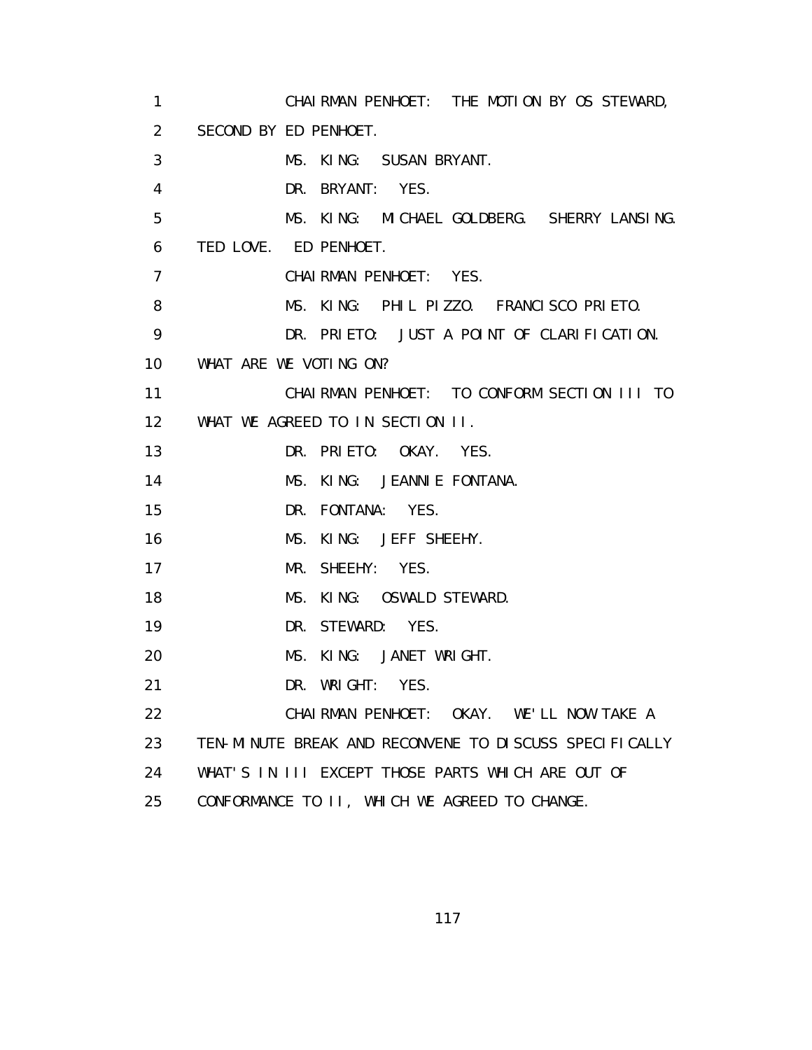1 CHAIRMAN PENHOET: THE MOTION BY OS STEWARD,
2 SECOND BY ED PENHOET.
3 MS. KING: SUSAN BRYANT.
4 DR. BRYANT: YES.
5 MS. KING: MICHAEL GOLDBERG. SHERRY LANSING.
6 TED LOVE. ED PENHOET.
7 CHAIRMAN PENHOET: YES.
8 MS. KING: PHIL PIZZO. FRANCISCO PRIETO.
9 DR. PRIETO: JUST A POINT OF CLARIFICATION.
10 WHAT ARE WE VOTING ON?
11 CHAIRMAN PENHOET: TO CONFORM SECTION III TO
12 WHAT WE AGREED TO IN SECTION II.
13 DR. PRIETO: OKAY. YES.
14 MS. KING: JEANNIE FONTANA.
15 DR. FONTANA: YES.
16 MS. KING: JEFF SHEEHY.
17 MR. SHEEHY: YES.
18 MS. KING: OSWALD STEWARD.
19 DR. STEWARD: YES.
20 MS. KING: JANET WRIGHT.
21 DR. WRIGHT: YES.
22 CHAIRMAN PENHOET: OKAY. WE'LL NOW TAKE A
23 TEN-MINUTE BREAK AND RECONVENE TO DISCUSS SPECIFICALLY
24 WHAT'S IN III EXCEPT THOSE PARTS WHICH ARE OUT OF
25 CONFORMANCE TO II, WHICH WE AGREED TO CHANGE.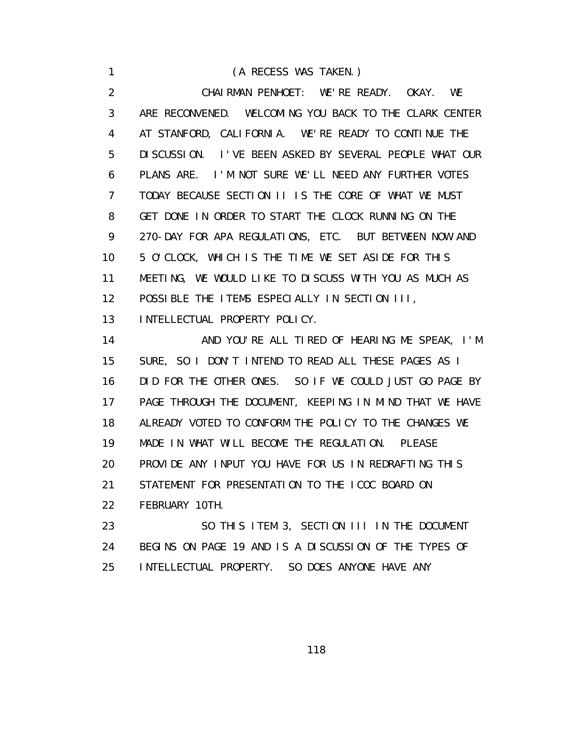(A RECESS WAS TAKEN.)

CHAIRMAN PENHOET: WE'RE READY. OKAY. WE ARE RECONVENED. WELCOMING YOU BACK TO THE CLARK CENTER AT STANFORD, CALIFORNIA. WE'RE READY TO CONTINUE THE DISCUSSION. I'VE BEEN ASKED BY SEVERAL PEOPLE WHAT OUR PLANS ARE. I'M NOT SURE WE'LL NEED ANY FURTHER VOTES TODAY BECAUSE SECTION II IS THE CORE OF WHAT WE MUST GET DONE IN ORDER TO START THE CLOCK RUNNING ON THE 270-DAY FOR APA REGULATIONS, ETC. BUT BETWEEN NOW AND 5 O'CLOCK, WHICH IS THE TIME WE SET ASIDE FOR THIS MEETING, WE WOULD LIKE TO DISCUSS WITH YOU AS MUCH AS POSSIBLE THE ITEMS ESPECIALLY IN SECTION III, INTELLECTUAL PROPERTY POLICY.

AND YOU'RE ALL TIRED OF HEARING ME SPEAK, I'M SURE, SO I DON'T INTEND TO READ ALL THESE PAGES AS I DID FOR THE OTHER ONES. SO IF WE COULD JUST GO PAGE BY PAGE THROUGH THE DOCUMENT, KEEPING IN MIND THAT WE HAVE ALREADY VOTED TO CONFORM THE POLICY TO THE CHANGES WE MADE IN WHAT WILL BECOME THE REGULATION. PLEASE PROVIDE ANY INPUT YOU HAVE FOR US IN REDRAFTING THIS STATEMENT FOR PRESENTATION TO THE ICOC BOARD ON FEBRUARY 10TH.

SO THIS ITEM 3, SECTION III IN THE DOCUMENT BEGINS ON PAGE 19 AND IS A DISCUSSION OF THE TYPES OF INTELLECTUAL PROPERTY. SO DOES ANYONE HAVE ANY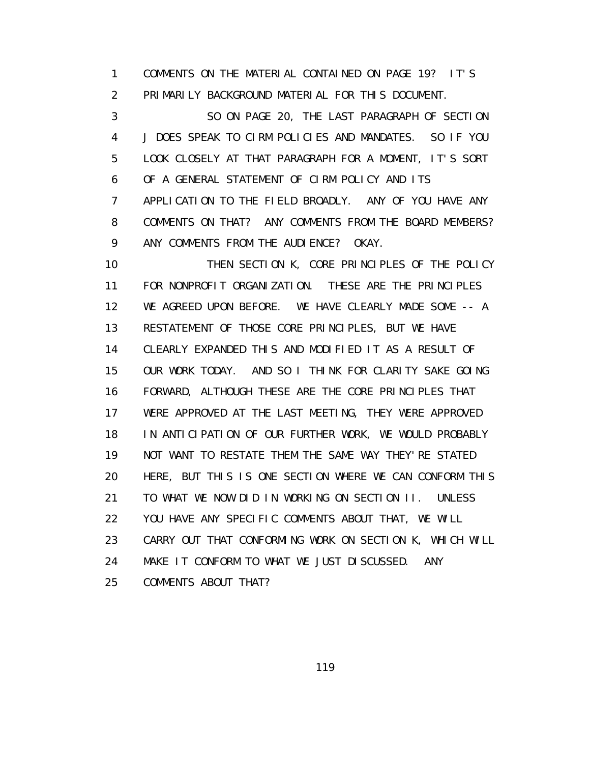COMMENTS ON THE MATERIAL CONTAINED ON PAGE 19? IT'S PRIMARILY BACKGROUND MATERIAL FOR THIS DOCUMENT.

SO ON PAGE 20, THE LAST PARAGRAPH OF SECTION J DOES SPEAK TO CIRM POLICIES AND MANDATES. SO IF YOU LOOK CLOSELY AT THAT PARAGRAPH FOR A MOMENT, IT'S SORT OF A GENERAL STATEMENT OF CIRM POLICY AND ITS APPLICATION TO THE FIELD BROADLY. ANY OF YOU HAVE ANY COMMENTS ON THAT? ANY COMMENTS FROM THE BOARD MEMBERS? ANY COMMENTS FROM THE AUDIENCE? OKAY.

THEN SECTION K, CORE PRINCIPLES OF THE POLICY FOR NONPROFIT ORGANIZATION. THESE ARE THE PRINCIPLES WE AGREED UPON BEFORE. WE HAVE CLEARLY MADE SOME -- A RESTATEMENT OF THOSE CORE PRINCIPLES, BUT WE HAVE CLEARLY EXPANDED THIS AND MODIFIED IT AS A RESULT OF OUR WORK TODAY. AND SO I THINK FOR CLARITY SAKE GOING FORWARD, ALTHOUGH THESE ARE THE CORE PRINCIPLES THAT WERE APPROVED AT THE LAST MEETING, THEY WERE APPROVED IN ANTICIPATION OF OUR FURTHER WORK, WE WOULD PROBABLY NOT WANT TO RESTATE THEM THE SAME WAY THEY'RE STATED HERE, BUT THIS IS ONE SECTION WHERE WE CAN CONFORM THIS TO WHAT WE NOW DID IN WORKING ON SECTION II. UNLESS YOU HAVE ANY SPECIFIC COMMENTS ABOUT THAT, WE WILL CARRY OUT THAT CONFORMING WORK ON SECTION K, WHICH WILL MAKE IT CONFORM TO WHAT WE JUST DISCUSSED. ANY COMMENTS ABOUT THAT?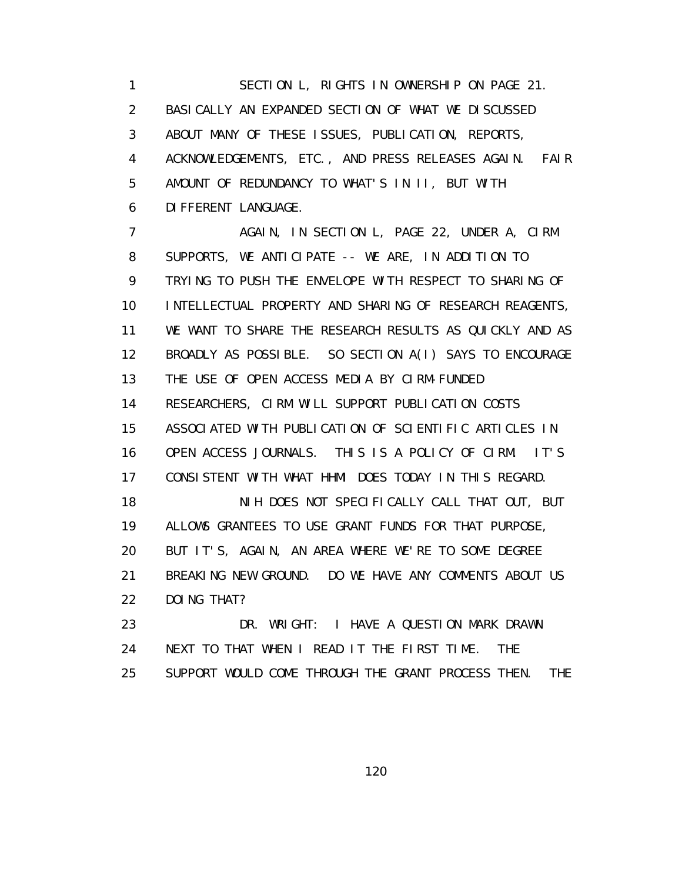SECTION L, RIGHTS IN OWNERSHIP ON PAGE 21. BASICALLY AN EXPANDED SECTION OF WHAT WE DISCUSSED ABOUT MANY OF THESE ISSUES, PUBLICATION, REPORTS, ACKNOWLEDGEMENTS, ETC., AND PRESS RELEASES AGAIN. FAIR AMOUNT OF REDUNDANCY TO WHAT'S IN II, BUT WITH DIFFERENT LANGUAGE.

AGAIN, IN SECTION L, PAGE 22, UNDER A, CIRM SUPPORTS, WE ANTICIPATE -- WE ARE, IN ADDITION TO TRYING TO PUSH THE ENVELOPE WITH RESPECT TO SHARING OF INTELLECTUAL PROPERTY AND SHARING OF RESEARCH REAGENTS, WE WANT TO SHARE THE RESEARCH RESULTS AS QUICKLY AND AS BROADLY AS POSSIBLE. SO SECTION A(I) SAYS TO ENCOURAGE THE USE OF OPEN ACCESS MEDIA BY CIRM-FUNDED RESEARCHERS, CIRM WILL SUPPORT PUBLICATION COSTS ASSOCIATED WITH PUBLICATION OF SCIENTIFIC ARTICLES IN OPEN ACCESS JOURNALS. THIS IS A POLICY OF CIRM. IT'S CONSISTENT WITH WHAT HHMI DOES TODAY IN THIS REGARD.

NIH DOES NOT SPECIFICALLY CALL THAT OUT, BUT ALLOWS GRANTEES TO USE GRANT FUNDS FOR THAT PURPOSE, BUT IT'S, AGAIN, AN AREA WHERE WE'RE TO SOME DEGREE BREAKING NEW GROUND. DO WE HAVE ANY COMMENTS ABOUT US DOING THAT?

DR. WRIGHT: I HAVE A QUESTION MARK DRAWN NEXT TO THAT WHEN I READ IT THE FIRST TIME. THE SUPPORT WOULD COME THROUGH THE GRANT PROCESS THEN. THE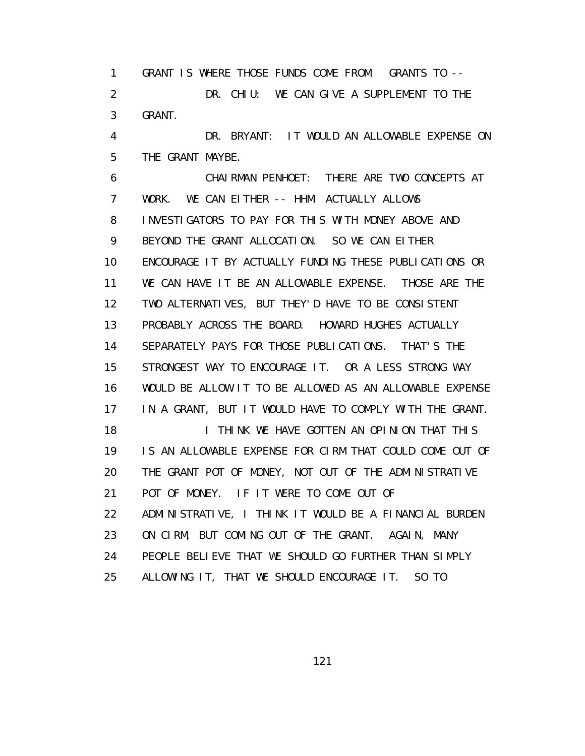GRANT IS WHERE THOSE FUNDS COME FROM. GRANTS TO --

DR. CHIU: WE CAN GIVE A SUPPLEMENT TO THE GRANT.

DR. BRYANT: IT WOULD AN ALLOWABLE EXPENSE ON THE GRANT MAYBE.

CHAIRMAN PENHOET: THERE ARE TWO CONCEPTS AT WORK. WE CAN EITHER -- HHMI ACTUALLY ALLOWS INVESTIGATORS TO PAY FOR THIS WITH MONEY ABOVE AND BEYOND THE GRANT ALLOCATION. SO WE CAN EITHER ENCOURAGE IT BY ACTUALLY FUNDING THESE PUBLICATIONS OR WE CAN HAVE IT BE AN ALLOWABLE EXPENSE. THOSE ARE THE TWO ALTERNATIVES, BUT THEY'D HAVE TO BE CONSISTENT PROBABLY ACROSS THE BOARD. HOWARD HUGHES ACTUALLY SEPARATELY PAYS FOR THOSE PUBLICATIONS. THAT'S THE STRONGEST WAY TO ENCOURAGE IT. OR A LESS STRONG WAY WOULD BE ALLOW IT TO BE ALLOWED AS AN ALLOWABLE EXPENSE IN A GRANT, BUT IT WOULD HAVE TO COMPLY WITH THE GRANT.

I THINK WE HAVE GOTTEN AN OPINION THAT THIS IS AN ALLOWABLE EXPENSE FOR CIRM THAT COULD COME OUT OF THE GRANT POT OF MONEY, NOT OUT OF THE ADMINISTRATIVE POT OF MONEY. IF IT WERE TO COME OUT OF ADMINISTRATIVE, I THINK IT WOULD BE A FINANCIAL BURDEN ON CIRM, BUT COMING OUT OF THE GRANT. AGAIN, MANY PEOPLE BELIEVE THAT WE SHOULD GO FURTHER THAN SIMPLY ALLOWING IT, THAT WE SHOULD ENCOURAGE IT. SO TO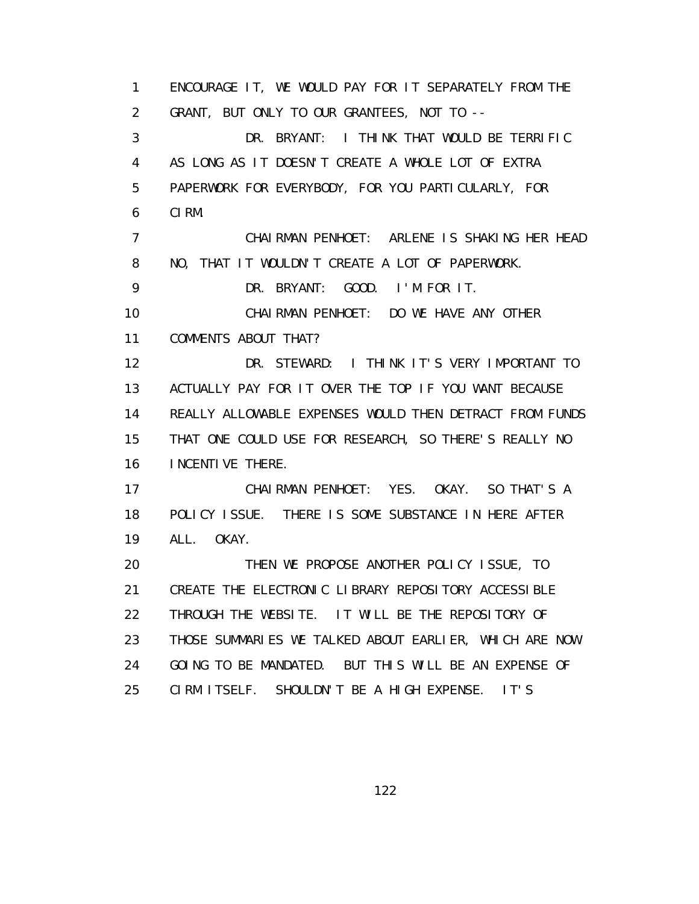1 ENCOURAGE IT, WE WOULD PAY FOR IT SEPARATELY FROM THE
2 GRANT, BUT ONLY TO OUR GRANTEES, NOT TO --
3 DR. BRYANT: I THINK THAT WOULD BE TERRIFIC
4 AS LONG AS IT DOESN'T CREATE A WHOLE LOT OF EXTRA
5 PAPERWORK FOR EVERYBODY, FOR YOU PARTICULARLY, FOR
6 CIRM.
7 CHAIRMAN PENHOET: ARLENE IS SHAKING HER HEAD
8 NO, THAT IT WOULDN'T CREATE A LOT OF PAPERWORK.
9 DR. BRYANT: GOOD. I'M FOR IT.
10 CHAIRMAN PENHOET: DO WE HAVE ANY OTHER
11 COMMENTS ABOUT THAT?
12 DR. STEWARD: I THINK IT'S VERY IMPORTANT TO
13 ACTUALLY PAY FOR IT OVER THE TOP IF YOU WANT BECAUSE
14 REALLY ALLOWABLE EXPENSES WOULD THEN DETRACT FROM FUNDS
15 THAT ONE COULD USE FOR RESEARCH, SO THERE'S REALLY NO
16 INCENTIVE THERE.
17 CHAIRMAN PENHOET: YES. OKAY. SO THAT'S A
18 POLICY ISSUE. THERE IS SOME SUBSTANCE IN HERE AFTER
19 ALL. OKAY.
20 THEN WE PROPOSE ANOTHER POLICY ISSUE, TO
21 CREATE THE ELECTRONIC LIBRARY REPOSITORY ACCESSIBLE
22 THROUGH THE WEBSITE. IT WILL BE THE REPOSITORY OF
23 THOSE SUMMARIES WE TALKED ABOUT EARLIER, WHICH ARE NOW
24 GOING TO BE MANDATED. BUT THIS WILL BE AN EXPENSE OF
25 CIRM ITSELF. SHOULDN'T BE A HIGH EXPENSE. IT'S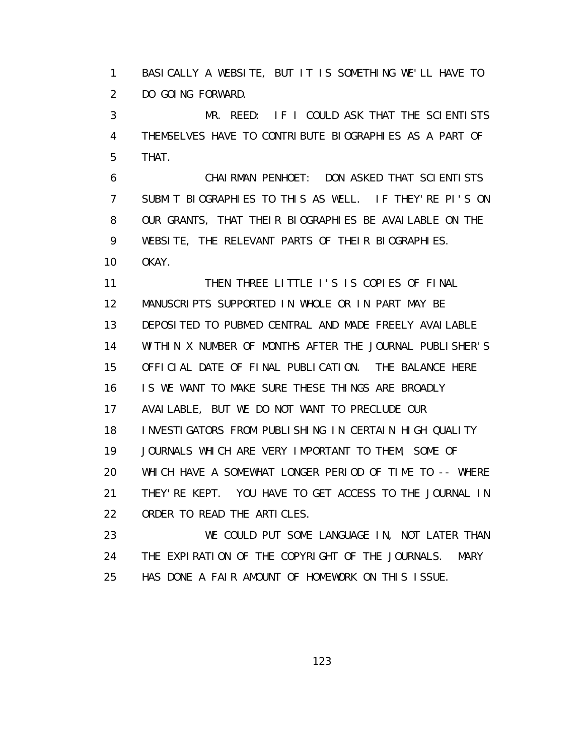BASICALLY A WEBSITE, BUT IT IS SOMETHING WE'LL HAVE TO DO GOING FORWARD.

MR. REED: IF I COULD ASK THAT THE SCIENTISTS THEMSELVES HAVE TO CONTRIBUTE BIOGRAPHIES AS A PART OF THAT.

CHAIRMAN PENHOET: DON ASKED THAT SCIENTISTS SUBMIT BIOGRAPHIES TO THIS AS WELL. IF THEY'RE PI'S ON OUR GRANTS, THAT THEIR BIOGRAPHIES BE AVAILABLE ON THE WEBSITE, THE RELEVANT PARTS OF THEIR BIOGRAPHIES. OKAY.

THEN THREE LITTLE I'S IS COPIES OF FINAL MANUSCRIPTS SUPPORTED IN WHOLE OR IN PART MAY BE DEPOSITED TO PUBMED CENTRAL AND MADE FREELY AVAILABLE WITHIN X NUMBER OF MONTHS AFTER THE JOURNAL PUBLISHER'S OFFICIAL DATE OF FINAL PUBLICATION. THE BALANCE HERE IS WE WANT TO MAKE SURE THESE THINGS ARE BROADLY AVAILABLE, BUT WE DO NOT WANT TO PRECLUDE OUR INVESTIGATORS FROM PUBLISHING IN CERTAIN HIGH QUALITY JOURNALS WHICH ARE VERY IMPORTANT TO THEM, SOME OF WHICH HAVE A SOMEWHAT LONGER PERIOD OF TIME TO -- WHERE THEY'RE KEPT. YOU HAVE TO GET ACCESS TO THE JOURNAL IN ORDER TO READ THE ARTICLES.

WE COULD PUT SOME LANGUAGE IN, NOT LATER THAN THE EXPIRATION OF THE COPYRIGHT OF THE JOURNALS. MARY HAS DONE A FAIR AMOUNT OF HOMEWORK ON THIS ISSUE.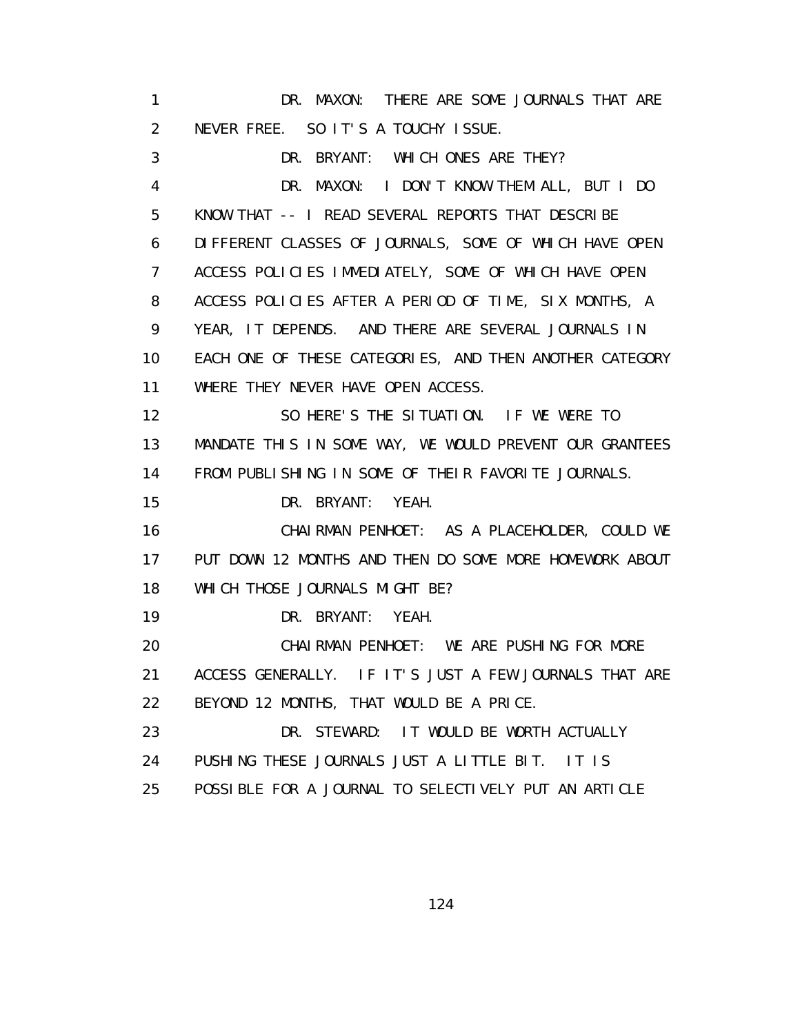1 DR. MAXON: THERE ARE SOME JOURNALS THAT ARE
2 NEVER FREE. SO IT'S A TOUCHY ISSUE.
3 DR. BRYANT: WHICH ONES ARE THEY?
4 DR. MAXON: I DON'T KNOW THEM ALL, BUT I DO
5 KNOW THAT -- I READ SEVERAL REPORTS THAT DESCRIBE
6 DIFFERENT CLASSES OF JOURNALS, SOME OF WHICH HAVE OPEN
7 ACCESS POLICIES IMMEDIATELY, SOME OF WHICH HAVE OPEN
8 ACCESS POLICIES AFTER A PERIOD OF TIME, SIX MONTHS, A
9 YEAR, IT DEPENDS. AND THERE ARE SEVERAL JOURNALS IN
10 EACH ONE OF THESE CATEGORIES, AND THEN ANOTHER CATEGORY
11 WHERE THEY NEVER HAVE OPEN ACCESS.
12 SO HERE'S THE SITUATION. IF WE WERE TO
13 MANDATE THIS IN SOME WAY, WE WOULD PREVENT OUR GRANTEES
14 FROM PUBLISHING IN SOME OF THEIR FAVORITE JOURNALS.
15 DR. BRYANT: YEAH.
16 CHAIRMAN PENHOET: AS A PLACEHOLDER, COULD WE
17 PUT DOWN 12 MONTHS AND THEN DO SOME MORE HOMEWORK ABOUT
18 WHICH THOSE JOURNALS MIGHT BE?
19 DR. BRYANT: YEAH.
20 CHAIRMAN PENHOET: WE ARE PUSHING FOR MORE
21 ACCESS GENERALLY. IF IT'S JUST A FEW JOURNALS THAT ARE
22 BEYOND 12 MONTHS, THAT WOULD BE A PRICE.
23 DR. STEWARD: IT WOULD BE WORTH ACTUALLY
24 PUSHING THESE JOURNALS JUST A LITTLE BIT. IT IS
25 POSSIBLE FOR A JOURNAL TO SELECTIVELY PUT AN ARTICLE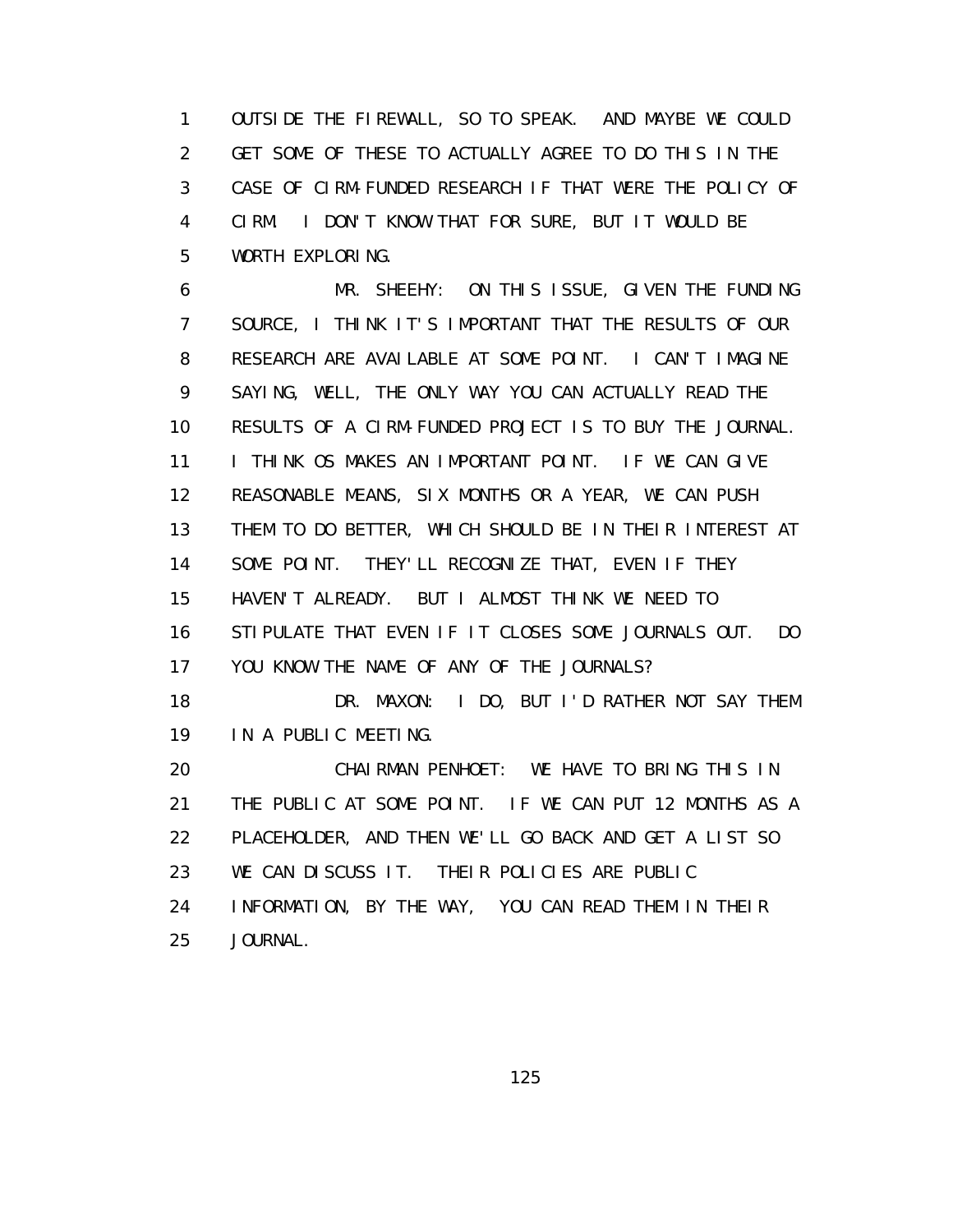1 OUTSIDE THE FIREWALL, SO TO SPEAK. AND MAYBE WE COULD
2 GET SOME OF THESE TO ACTUALLY AGREE TO DO THIS IN THE
3 CASE OF CIRM-FUNDED RESEARCH IF THAT WERE THE POLICY OF
4 CIRM. I DON'T KNOW THAT FOR SURE, BUT IT WOULD BE
5 WORTH EXPLORING.

6 MR. SHEEHY: ON THIS ISSUE, GIVEN THE FUNDING
7 SOURCE, I THINK IT'S IMPORTANT THAT THE RESULTS OF OUR
8 RESEARCH ARE AVAILABLE AT SOME POINT. I CAN'T IMAGINE
9 SAYING, WELL, THE ONLY WAY YOU CAN ACTUALLY READ THE
10 RESULTS OF A CIRM-FUNDED PROJECT IS TO BUY THE JOURNAL.
11 I THINK OS MAKES AN IMPORTANT POINT. IF WE CAN GIVE
12 REASONABLE MEANS, SIX MONTHS OR A YEAR, WE CAN PUSH
13 THEM TO DO BETTER, WHICH SHOULD BE IN THEIR INTEREST AT
14 SOME POINT. THEY'LL RECOGNIZE THAT, EVEN IF THEY
15 HAVEN'T ALREADY. BUT I ALMOST THINK WE NEED TO
16 STIPULATE THAT EVEN IF IT CLOSES SOME JOURNALS OUT. DO
17 YOU KNOW THE NAME OF ANY OF THE JOURNALS?

18 DR. MAXON: I DO, BUT I'D RATHER NOT SAY THEM
19 IN A PUBLIC MEETING.

20 CHAIRMAN PENHOET: WE HAVE TO BRING THIS IN
21 THE PUBLIC AT SOME POINT. IF WE CAN PUT 12 MONTHS AS A
22 PLACEHOLDER, AND THEN WE'LL GO BACK AND GET A LIST SO
23 WE CAN DISCUSS IT. THEIR POLICIES ARE PUBLIC
24 INFORMATION, BY THE WAY, YOU CAN READ THEM IN THEIR
25 JOURNAL.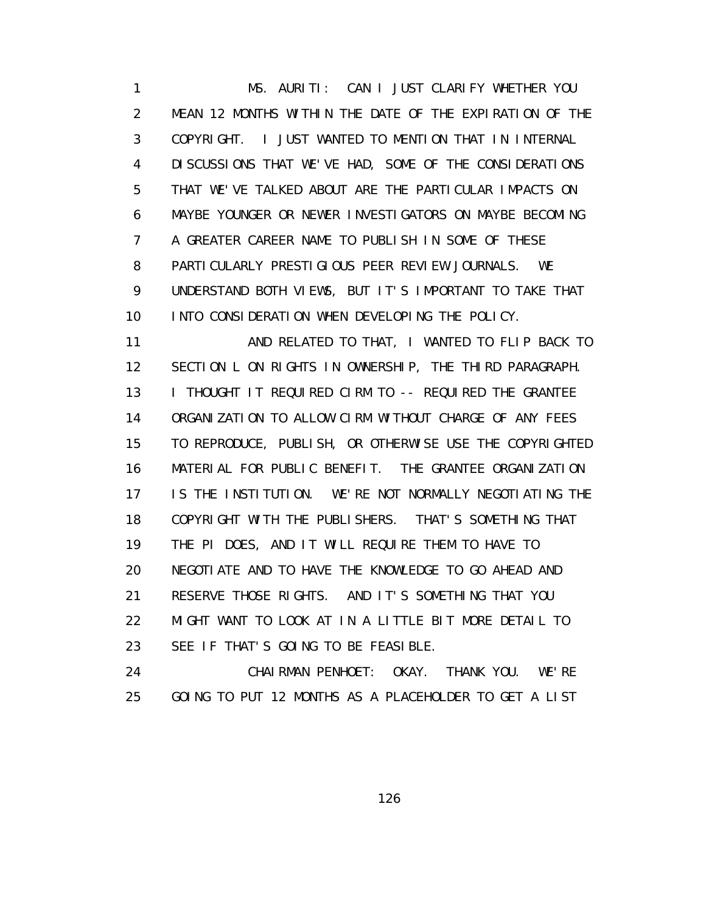MS. AURITI: CAN I JUST CLARIFY WHETHER YOU MEAN 12 MONTHS WITHIN THE DATE OF THE EXPIRATION OF THE COPYRIGHT. I JUST WANTED TO MENTION THAT IN INTERNAL DISCUSSIONS THAT WE'VE HAD, SOME OF THE CONSIDERATIONS THAT WE'VE TALKED ABOUT ARE THE PARTICULAR IMPACTS ON MAYBE YOUNGER OR NEWER INVESTIGATORS ON MAYBE BECOMING A GREATER CAREER NAME TO PUBLISH IN SOME OF THESE PARTICULARLY PRESTIGIOUS PEER REVIEW JOURNALS. WE UNDERSTAND BOTH VIEWS, BUT IT'S IMPORTANT TO TAKE THAT INTO CONSIDERATION WHEN DEVELOPING THE POLICY.

AND RELATED TO THAT, I WANTED TO FLIP BACK TO SECTION L ON RIGHTS IN OWNERSHIP, THE THIRD PARAGRAPH. I THOUGHT IT REQUIRED CIRM TO -- REQUIRED THE GRANTEE ORGANIZATION TO ALLOW CIRM WITHOUT CHARGE OF ANY FEES TO REPRODUCE, PUBLISH, OR OTHERWISE USE THE COPYRIGHTED MATERIAL FOR PUBLIC BENEFIT. THE GRANTEE ORGANIZATION IS THE INSTITUTION. WE'RE NOT NORMALLY NEGOTIATING THE COPYRIGHT WITH THE PUBLISHERS. THAT'S SOMETHING THAT THE PI DOES, AND IT WILL REQUIRE THEM TO HAVE TO NEGOTIATE AND TO HAVE THE KNOWLEDGE TO GO AHEAD AND RESERVE THOSE RIGHTS. AND IT'S SOMETHING THAT YOU MIGHT WANT TO LOOK AT IN A LITTLE BIT MORE DETAIL TO SEE IF THAT'S GOING TO BE FEASIBLE.

CHAIRMAN PENHOET: OKAY. THANK YOU. WE'RE GOING TO PUT 12 MONTHS AS A PLACEHOLDER TO GET A LIST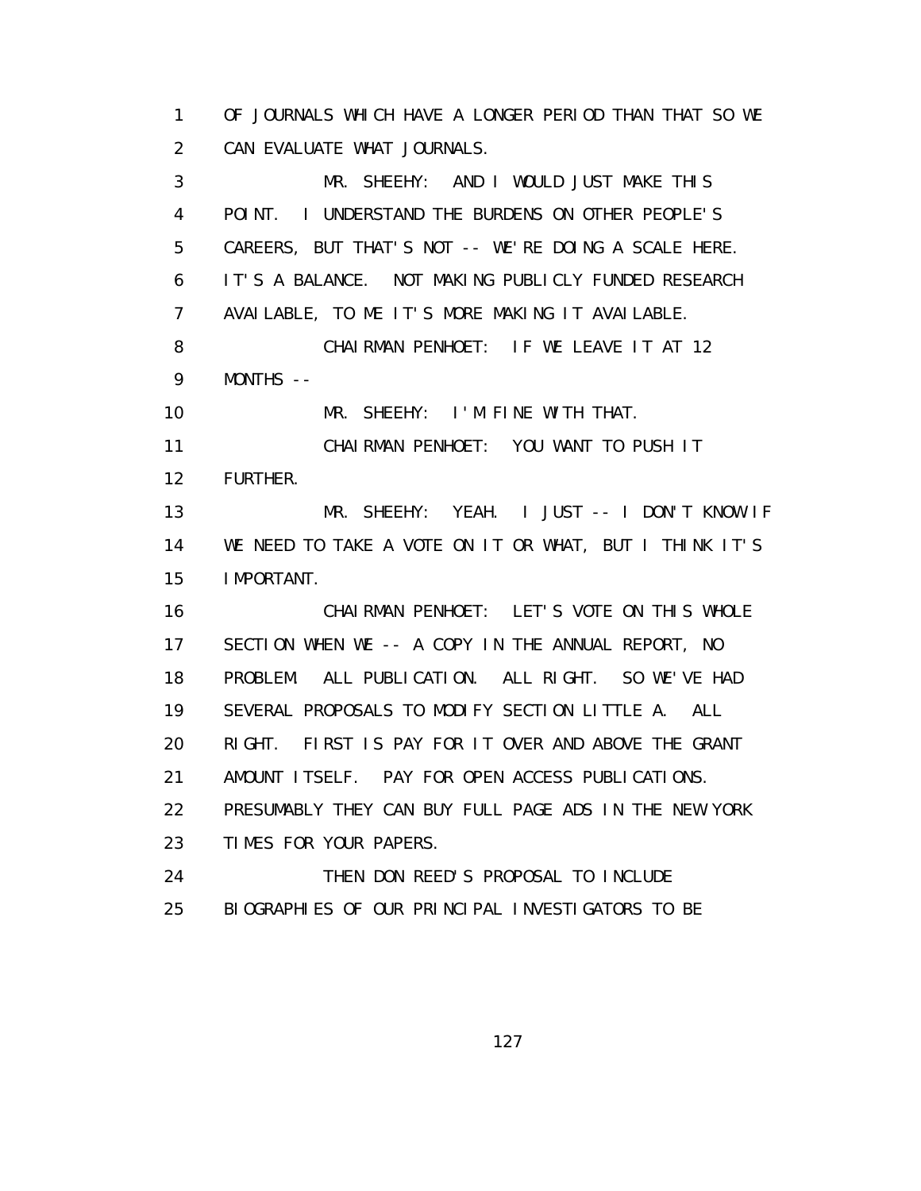OF JOURNALS WHICH HAVE A LONGER PERIOD THAN THAT SO WE CAN EVALUATE WHAT JOURNALS.

MR. SHEEHY: AND I WOULD JUST MAKE THIS POINT. I UNDERSTAND THE BURDENS ON OTHER PEOPLE'S CAREERS, BUT THAT'S NOT -- WE'RE DOING A SCALE HERE. IT'S A BALANCE. NOT MAKING PUBLICLY FUNDED RESEARCH AVAILABLE, TO ME IT'S MORE MAKING IT AVAILABLE.

CHAIRMAN PENHOET: IF WE LEAVE IT AT 12 MONTHS --

MR. SHEEHY: I'M FINE WITH THAT.

CHAIRMAN PENHOET: YOU WANT TO PUSH IT FURTHER.

MR. SHEEHY: YEAH. I JUST -- I DON'T KNOW IF WE NEED TO TAKE A VOTE ON IT OR WHAT, BUT I THINK IT'S IMPORTANT.

CHAIRMAN PENHOET: LET'S VOTE ON THIS WHOLE SECTION WHEN WE -- A COPY IN THE ANNUAL REPORT, NO PROBLEM. ALL PUBLICATION. ALL RIGHT. SO WE'VE HAD SEVERAL PROPOSALS TO MODIFY SECTION LITTLE A. ALL RIGHT. FIRST IS PAY FOR IT OVER AND ABOVE THE GRANT AMOUNT ITSELF. PAY FOR OPEN ACCESS PUBLICATIONS. PRESUMABLY THEY CAN BUY FULL PAGE ADS IN THE NEW YORK TIMES FOR YOUR PAPERS.

THEN DON REED'S PROPOSAL TO INCLUDE BIOGRAPHIES OF OUR PRINCIPAL INVESTIGATORS TO BE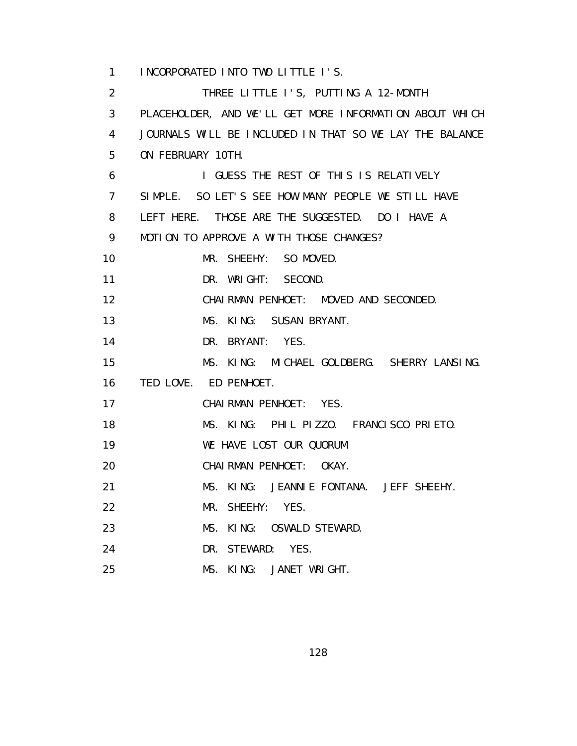1 INCORPORATED INTO TWO LITTLE I'S.

2 THREE LITTLE I'S, PUTTING A 12-MONTH

3 PLACEHOLDER, AND WE'LL GET MORE INFORMATION ABOUT WHICH

4 JOURNALS WILL BE INCLUDED IN THAT SO WE LAY THE BALANCE

5 ON FEBRUARY 10TH.

6 I GUESS THE REST OF THIS IS RELATIVELY

7 SIMPLE. SO LET'S SEE HOW MANY PEOPLE WE STILL HAVE

8 LEFT HERE. THOSE ARE THE SUGGESTED. DO I HAVE A

9 MOTION TO APPROVE A WITH THOSE CHANGES?

10 MR. SHEEHY: SO MOVED.

11 DR. WRIGHT: SECOND.

12 CHAIRMAN PENHOET: MOVED AND SECONDED.

13 MS. KING: SUSAN BRYANT.

14 DR. BRYANT: YES.

15 MS. KING: MICHAEL GOLDBERG. SHERRY LANSING.

16 TED LOVE. ED PENHOET.

17 CHAIRMAN PENHOET: YES.

18 MS. KING: PHIL PIZZO. FRANCISCO PRIETO.

19 WE HAVE LOST OUR QUORUM.

20 CHAIRMAN PENHOET: OKAY.

21 MS. KING: JEANNIE FONTANA. JEFF SHEEHY.

22 MR. SHEEHY: YES.

23 MS. KING: OSWALD STEWARD.

24 DR. STEWARD: YES.

25 MS. KING: JANET WRIGHT.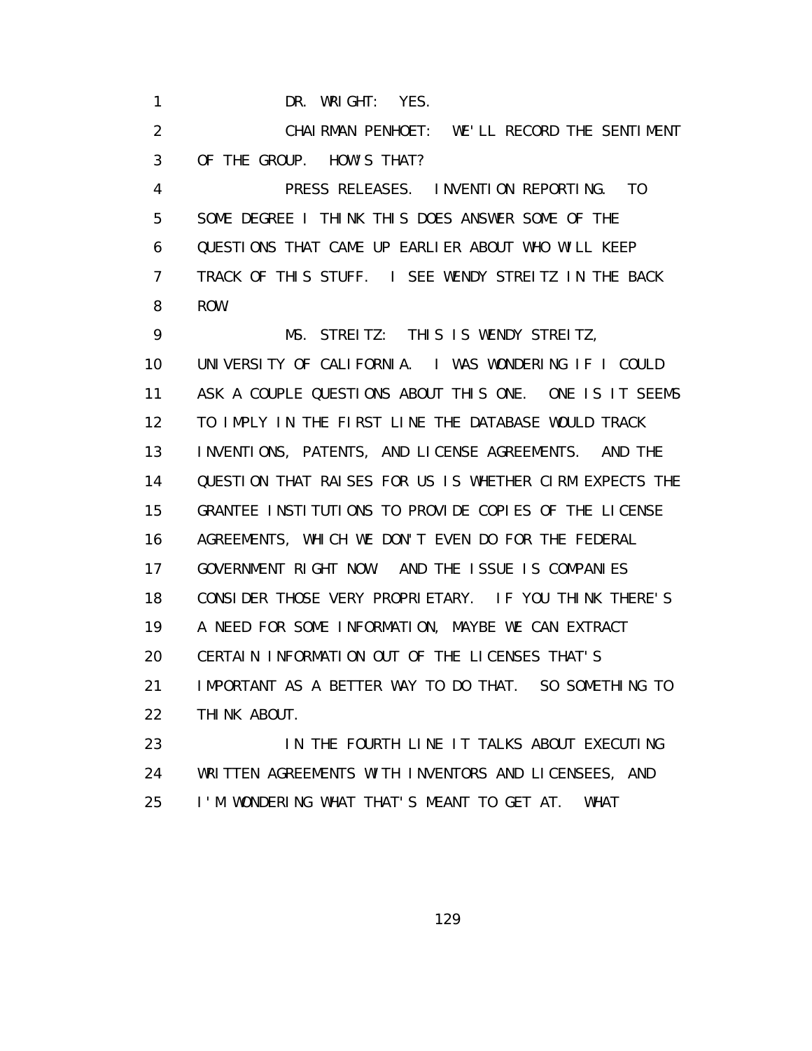DR. WRIGHT: YES.

CHAIRMAN PENHOET: WE'LL RECORD THE SENTIMENT OF THE GROUP. HOW'S THAT?

PRESS RELEASES. INVENTION REPORTING. TO SOME DEGREE I THINK THIS DOES ANSWER SOME OF THE QUESTIONS THAT CAME UP EARLIER ABOUT WHO WILL KEEP TRACK OF THIS STUFF. I SEE WENDY STREITZ IN THE BACK ROW.

MS. STREITZ: THIS IS WENDY STREITZ, UNIVERSITY OF CALIFORNIA. I WAS WONDERING IF I COULD ASK A COUPLE QUESTIONS ABOUT THIS ONE. ONE IS IT SEEMS TO IMPLY IN THE FIRST LINE THE DATABASE WOULD TRACK INVENTIONS, PATENTS, AND LICENSE AGREEMENTS. AND THE QUESTION THAT RAISES FOR US IS WHETHER CIRM EXPECTS THE GRANTEE INSTITUTIONS TO PROVIDE COPIES OF THE LICENSE AGREEMENTS, WHICH WE DON'T EVEN DO FOR THE FEDERAL GOVERNMENT RIGHT NOW. AND THE ISSUE IS COMPANIES CONSIDER THOSE VERY PROPRIETARY. IF YOU THINK THERE'S A NEED FOR SOME INFORMATION, MAYBE WE CAN EXTRACT CERTAIN INFORMATION OUT OF THE LICENSES THAT'S IMPORTANT AS A BETTER WAY TO DO THAT. SO SOMETHING TO THINK ABOUT.

IN THE FOURTH LINE IT TALKS ABOUT EXECUTING WRITTEN AGREEMENTS WITH INVENTORS AND LICENSEES, AND I'M WONDERING WHAT THAT'S MEANT TO GET AT. WHAT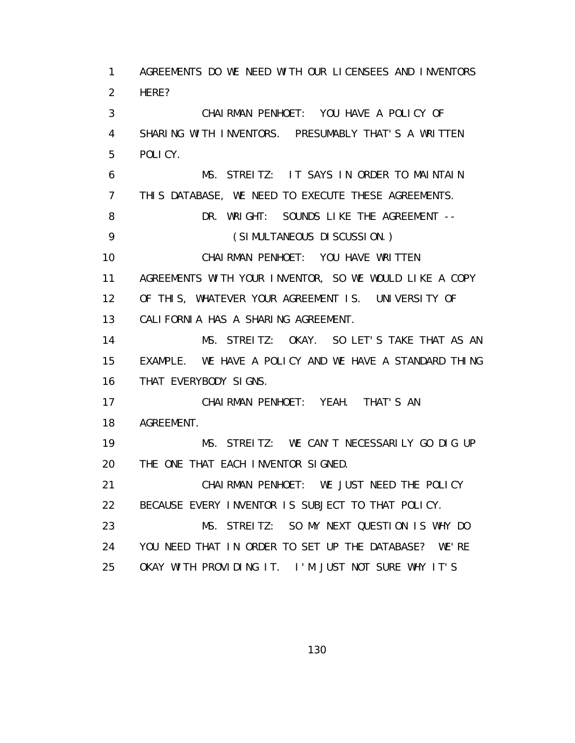1 AGREEMENTS DO WE NEED WITH OUR LICENSEES AND INVENTORS
2 HERE?
3 CHAIRMAN PENHOET: YOU HAVE A POLICY OF
4 SHARING WITH INVENTORS. PRESUMABLY THAT'S A WRITTEN
5 POLICY.
6 MS. STREITZ: IT SAYS IN ORDER TO MAINTAIN
7 THIS DATABASE, WE NEED TO EXECUTE THESE AGREEMENTS.
8 DR. WRIGHT: SOUNDS LIKE THE AGREEMENT --
9 (SIMULTANEOUS DISCUSSION.)
10 CHAIRMAN PENHOET: YOU HAVE WRITTEN
11 AGREEMENTS WITH YOUR INVENTOR, SO WE WOULD LIKE A COPY
12 OF THIS, WHATEVER YOUR AGREEMENT IS. UNIVERSITY OF
13 CALIFORNIA HAS A SHARING AGREEMENT.
14 MS. STREITZ: OKAY. SO LET'S TAKE THAT AS AN
15 EXAMPLE. WE HAVE A POLICY AND WE HAVE A STANDARD THING
16 THAT EVERYBODY SIGNS.
17 CHAIRMAN PENHOET: YEAH. THAT'S AN
18 AGREEMENT.
19 MS. STREITZ: WE CAN'T NECESSARILY GO DIG UP
20 THE ONE THAT EACH INVENTOR SIGNED.
21 CHAIRMAN PENHOET: WE JUST NEED THE POLICY
22 BECAUSE EVERY INVENTOR IS SUBJECT TO THAT POLICY.
23 MS. STREITZ: SO MY NEXT QUESTION IS WHY DO
24 YOU NEED THAT IN ORDER TO SET UP THE DATABASE? WE'RE
25 OKAY WITH PROVIDING IT. I'M JUST NOT SURE WHY IT'S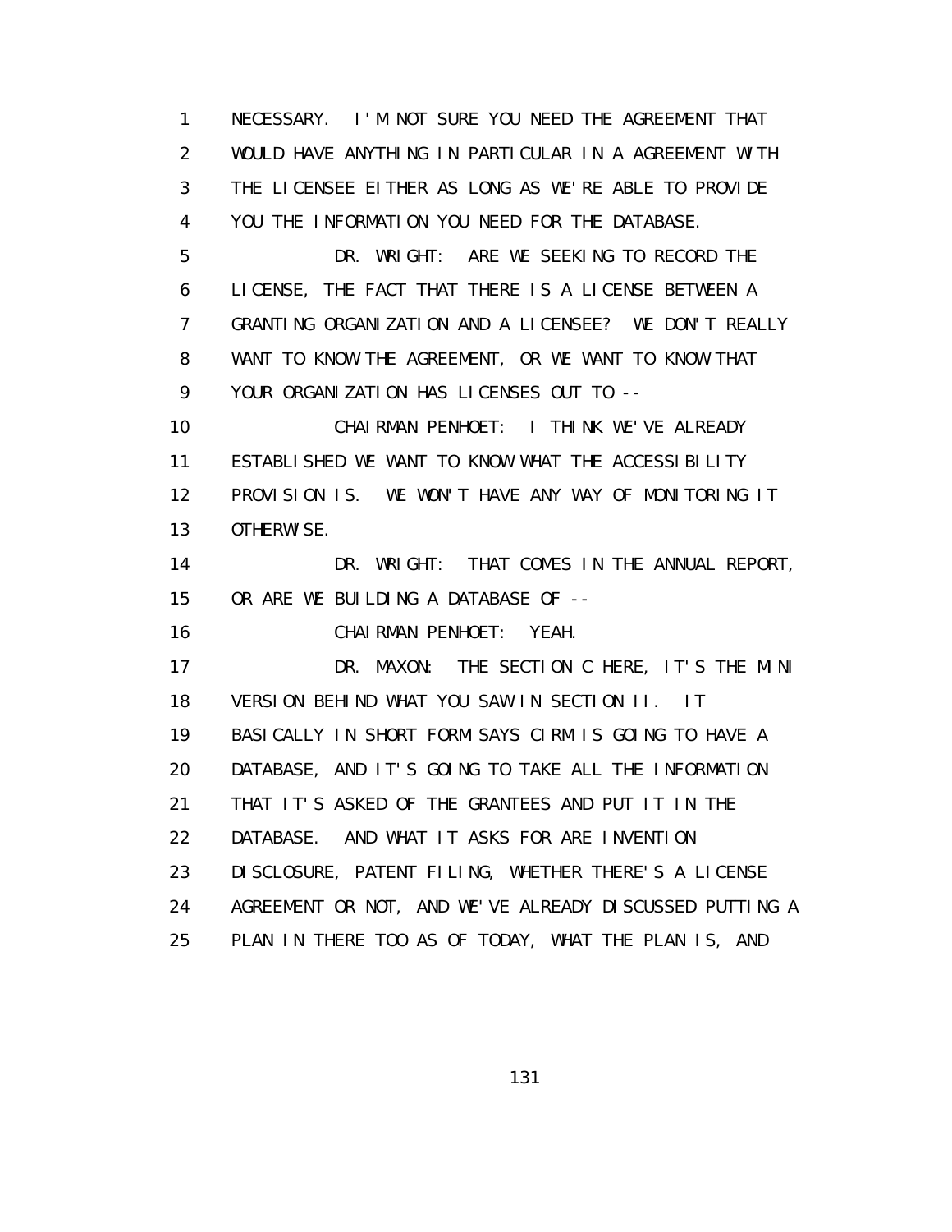1 NECESSARY. I'M NOT SURE YOU NEED THE AGREEMENT THAT
2 WOULD HAVE ANYTHING IN PARTICULAR IN A AGREEMENT WITH
3 THE LICENSEE EITHER AS LONG AS WE'RE ABLE TO PROVIDE
4 YOU THE INFORMATION YOU NEED FOR THE DATABASE.
5 DR. WRIGHT: ARE WE SEEKING TO RECORD THE
6 LICENSE, THE FACT THAT THERE IS A LICENSE BETWEEN A
7 GRANTING ORGANIZATION AND A LICENSEE? WE DON'T REALLY
8 WANT TO KNOW THE AGREEMENT, OR WE WANT TO KNOW THAT
9 YOUR ORGANIZATION HAS LICENSES OUT TO --
10 CHAIRMAN PENHOET: I THINK WE'VE ALREADY
11 ESTABLISHED WE WANT TO KNOW WHAT THE ACCESSIBILITY
12 PROVISION IS. WE WON'T HAVE ANY WAY OF MONITORING IT
13 OTHERWISE.
14 DR. WRIGHT: THAT COMES IN THE ANNUAL REPORT,
15 OR ARE WE BUILDING A DATABASE OF --
16 CHAIRMAN PENHOET: YEAH.
17 DR. MAXON: THE SECTION C HERE, IT'S THE MINI
18 VERSION BEHIND WHAT YOU SAW IN SECTION II. IT
19 BASICALLY IN SHORT FORM SAYS CIRM IS GOING TO HAVE A
20 DATABASE, AND IT'S GOING TO TAKE ALL THE INFORMATION
21 THAT IT'S ASKED OF THE GRANTEES AND PUT IT IN THE
22 DATABASE. AND WHAT IT ASKS FOR ARE INVENTION
23 DISCLOSURE, PATENT FILING, WHETHER THERE'S A LICENSE
24 AGREEMENT OR NOT, AND WE'VE ALREADY DISCUSSED PUTTING A
25 PLAN IN THERE TOO AS OF TODAY, WHAT THE PLAN IS, AND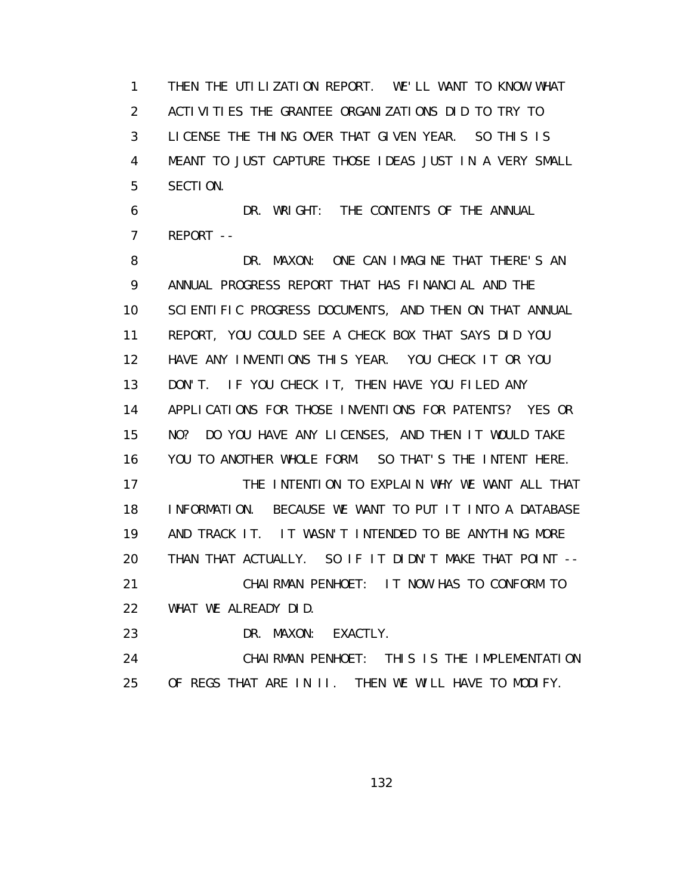1 THEN THE UTILIZATION REPORT. WE'LL WANT TO KNOW WHAT
2 ACTIVITIES THE GRANTEE ORGANIZATIONS DID TO TRY TO
3 LICENSE THE THING OVER THAT GIVEN YEAR. SO THIS IS
4 MEANT TO JUST CAPTURE THOSE IDEAS JUST IN A VERY SMALL
5 SECTION.

6 DR. WRIGHT: THE CONTENTS OF THE ANNUAL
7 REPORT --

8 DR. MAXON: ONE CAN IMAGINE THAT THERE'S AN
9 ANNUAL PROGRESS REPORT THAT HAS FINANCIAL AND THE
10 SCIENTIFIC PROGRESS DOCUMENTS, AND THEN ON THAT ANNUAL
11 REPORT, YOU COULD SEE A CHECK BOX THAT SAYS DID YOU
12 HAVE ANY INVENTIONS THIS YEAR. YOU CHECK IT OR YOU
13 DON'T. IF YOU CHECK IT, THEN HAVE YOU FILED ANY
14 APPLICATIONS FOR THOSE INVENTIONS FOR PATENTS? YES OR
15 NO? DO YOU HAVE ANY LICENSES, AND THEN IT WOULD TAKE
16 YOU TO ANOTHER WHOLE FORM. SO THAT'S THE INTENT HERE.

17 THE INTENTION TO EXPLAIN WHY WE WANT ALL THAT
18 INFORMATION. BECAUSE WE WANT TO PUT IT INTO A DATABASE
19 AND TRACK IT. IT WASN'T INTENDED TO BE ANYTHING MORE
20 THAN THAT ACTUALLY. SO IF IT DIDN'T MAKE THAT POINT --

21 CHAIRMAN PENHOET: IT NOW HAS TO CONFORM TO
22 WHAT WE ALREADY DID.

23 DR. MAXON: EXACTLY.

24 CHAIRMAN PENHOET: THIS IS THE IMPLEMENTATION
25 OF REGS THAT ARE IN II. THEN WE WILL HAVE TO MODIFY.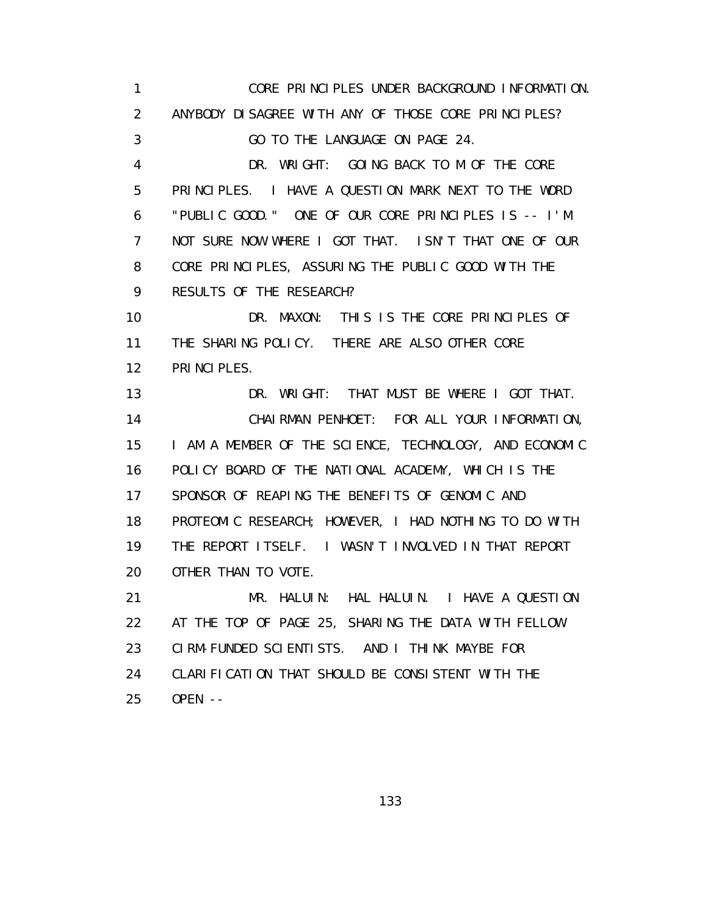CORE PRINCIPLES UNDER BACKGROUND INFORMATION. ANYBODY DISAGREE WITH ANY OF THOSE CORE PRINCIPLES?

GO TO THE LANGUAGE ON PAGE 24.

DR. WRIGHT: GOING BACK TO M OF THE CORE PRINCIPLES. I HAVE A QUESTION MARK NEXT TO THE WORD "PUBLIC GOOD." ONE OF OUR CORE PRINCIPLES IS -- I'M NOT SURE NOW WHERE I GOT THAT. ISN'T THAT ONE OF OUR CORE PRINCIPLES, ASSURING THE PUBLIC GOOD WITH THE RESULTS OF THE RESEARCH?

DR. MAXON: THIS IS THE CORE PRINCIPLES OF THE SHARING POLICY. THERE ARE ALSO OTHER CORE PRINCIPLES.

DR. WRIGHT: THAT MUST BE WHERE I GOT THAT.

CHAIRMAN PENHOET: FOR ALL YOUR INFORMATION, I AM A MEMBER OF THE SCIENCE, TECHNOLOGY, AND ECONOMIC POLICY BOARD OF THE NATIONAL ACADEMY, WHICH IS THE SPONSOR OF REAPING THE BENEFITS OF GENOMIC AND PROTEOMIC RESEARCH; HOWEVER, I HAD NOTHING TO DO WITH THE REPORT ITSELF. I WASN'T INVOLVED IN THAT REPORT OTHER THAN TO VOTE.

MR. HALUIN: HAL HALUIN. I HAVE A QUESTION AT THE TOP OF PAGE 25, SHARING THE DATA WITH FELLOW CIRM-FUNDED SCIENTISTS. AND I THINK MAYBE FOR CLARIFICATION THAT SHOULD BE CONSISTENT WITH THE OPEN --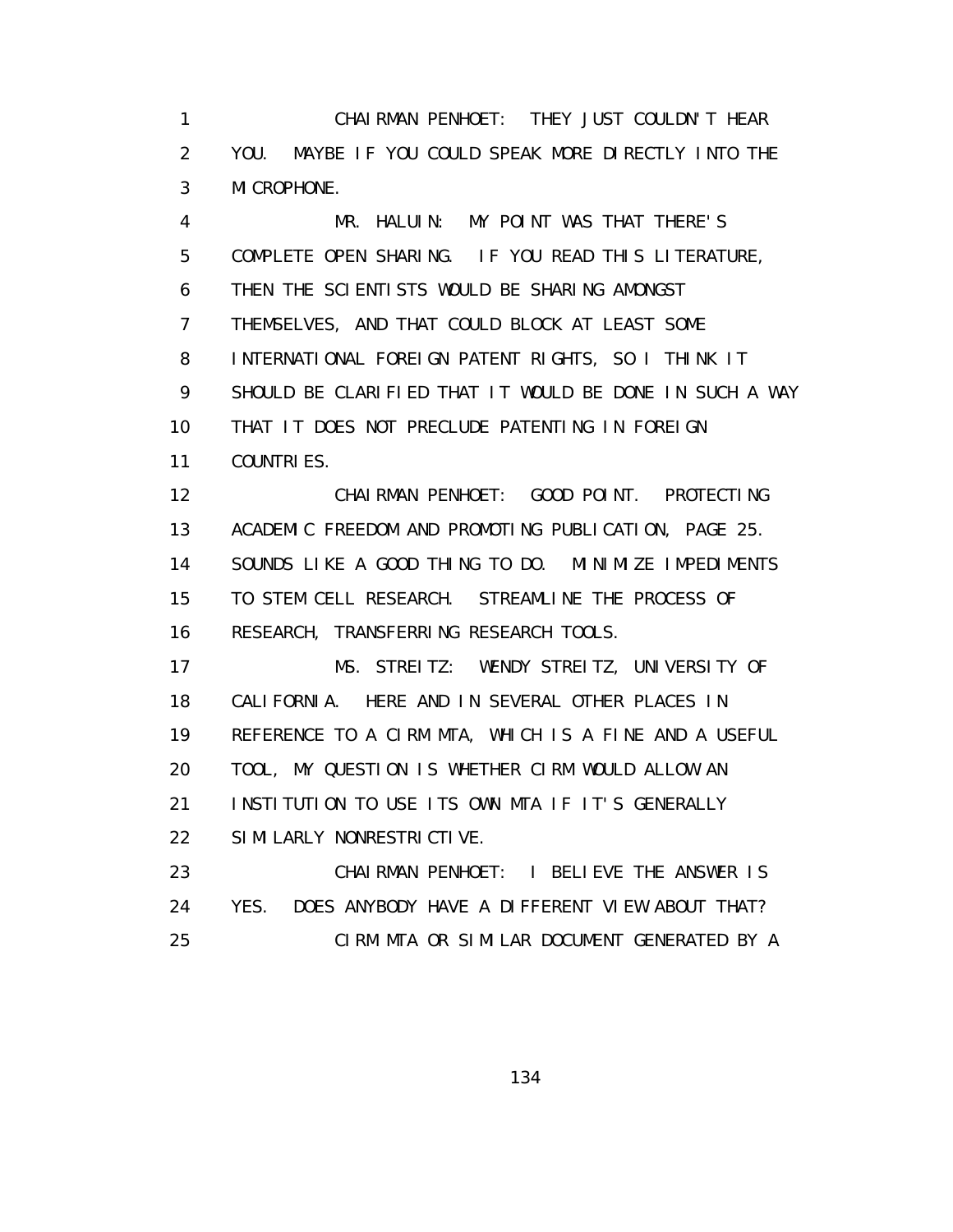1 CHAIRMAN PENHOET: THEY JUST COULDN'T HEAR
2 YOU. MAYBE IF YOU COULD SPEAK MORE DIRECTLY INTO THE
3 MICROPHONE.
4 MR. HALUIN: MY POINT WAS THAT THERE'S
5 COMPLETE OPEN SHARING. IF YOU READ THIS LITERATURE,
6 THEN THE SCIENTISTS WOULD BE SHARING AMONGST
7 THEMSELVES, AND THAT COULD BLOCK AT LEAST SOME
8 INTERNATIONAL FOREIGN PATENT RIGHTS, SO I THINK IT
9 SHOULD BE CLARIFIED THAT IT WOULD BE DONE IN SUCH A WAY
10 THAT IT DOES NOT PRECLUDE PATENTING IN FOREIGN
11 COUNTRIES.
12 CHAIRMAN PENHOET: GOOD POINT. PROTECTING
13 ACADEMIC FREEDOM AND PROMOTING PUBLICATION, PAGE 25.
14 SOUNDS LIKE A GOOD THING TO DO. MINIMIZE IMPEDIMENTS
15 TO STEM CELL RESEARCH. STREAMLINE THE PROCESS OF
16 RESEARCH, TRANSFERRING RESEARCH TOOLS.
17 MS. STREITZ: WENDY STREITZ, UNIVERSITY OF
18 CALIFORNIA. HERE AND IN SEVERAL OTHER PLACES IN
19 REFERENCE TO A CIRM MTA, WHICH IS A FINE AND A USEFUL
20 TOOL, MY QUESTION IS WHETHER CIRM WOULD ALLOW AN
21 INSTITUTION TO USE ITS OWN MTA IF IT'S GENERALLY
22 SIMILARLY NONRESTRICTIVE.
23 CHAIRMAN PENHOET: I BELIEVE THE ANSWER IS
24 YES. DOES ANYBODY HAVE A DIFFERENT VIEW ABOUT THAT?
25 CIRM MTA OR SIMILAR DOCUMENT GENERATED BY A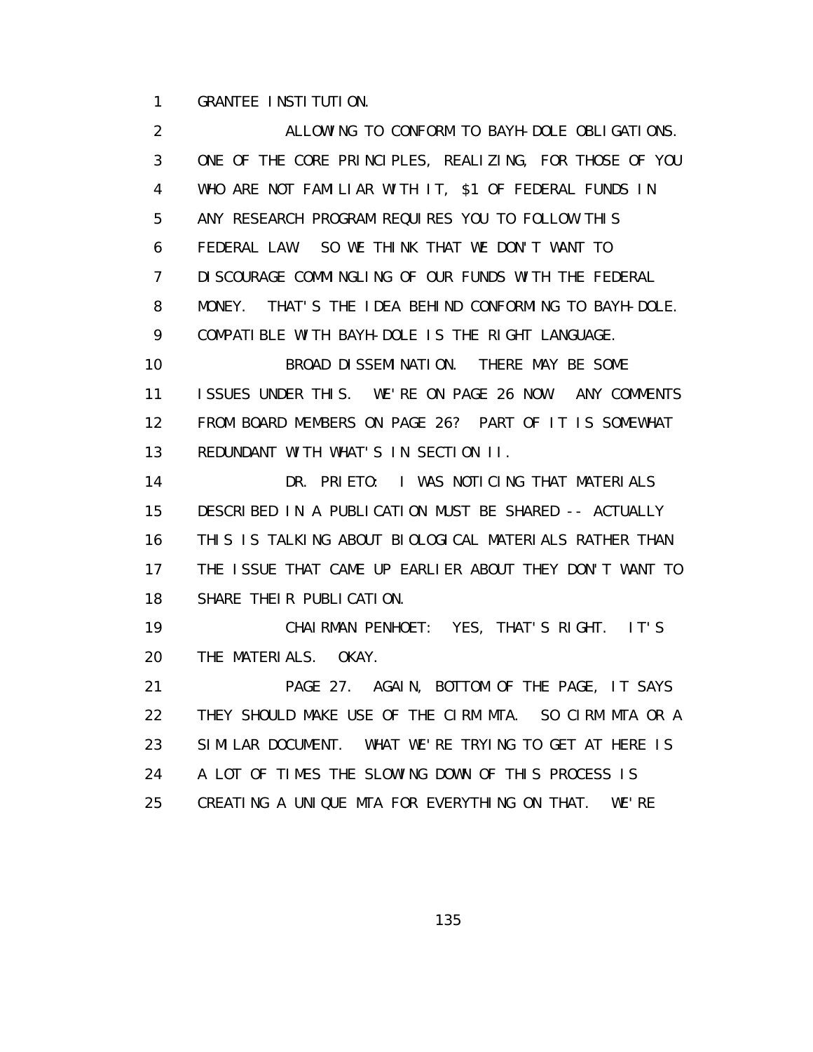1 GRANTEE INSTITUTION.

2 ALLOWING TO CONFORM TO BAYH-DOLE OBLIGATIONS.
3 ONE OF THE CORE PRINCIPLES, REALIZING, FOR THOSE OF YOU
4 WHO ARE NOT FAMILIAR WITH IT, $1 OF FEDERAL FUNDS IN
5 ANY RESEARCH PROGRAM REQUIRES YOU TO FOLLOW THIS
6 FEDERAL LAW. SO WE THINK THAT WE DON'T WANT TO
7 DISCOURAGE COMMINGLING OF OUR FUNDS WITH THE FEDERAL
8 MONEY. THAT'S THE IDEA BEHIND CONFORMING TO BAYH-DOLE.
9 COMPATIBLE WITH BAYH-DOLE IS THE RIGHT LANGUAGE.

10 BROAD DISSEMINATION. THERE MAY BE SOME
11 ISSUES UNDER THIS. WE'RE ON PAGE 26 NOW. ANY COMMENTS
12 FROM BOARD MEMBERS ON PAGE 26? PART OF IT IS SOMEWHAT
13 REDUNDANT WITH WHAT'S IN SECTION II.

14 DR. PRIETO: I WAS NOTICING THAT MATERIALS
15 DESCRIBED IN A PUBLICATION MUST BE SHARED -- ACTUALLY
16 THIS IS TALKING ABOUT BIOLOGICAL MATERIALS RATHER THAN
17 THE ISSUE THAT CAME UP EARLIER ABOUT THEY DON'T WANT TO
18 SHARE THEIR PUBLICATION.

19 CHAIRMAN PENHOET: YES, THAT'S RIGHT. IT'S
20 THE MATERIALS. OKAY.

21 PAGE 27. AGAIN, BOTTOM OF THE PAGE, IT SAYS
22 THEY SHOULD MAKE USE OF THE CIRM MTA. SO CIRM MTA OR A
23 SIMILAR DOCUMENT. WHAT WE'RE TRYING TO GET AT HERE IS
24 A LOT OF TIMES THE SLOWING DOWN OF THIS PROCESS IS
25 CREATING A UNIQUE MTA FOR EVERYTHING ON THAT. WE'RE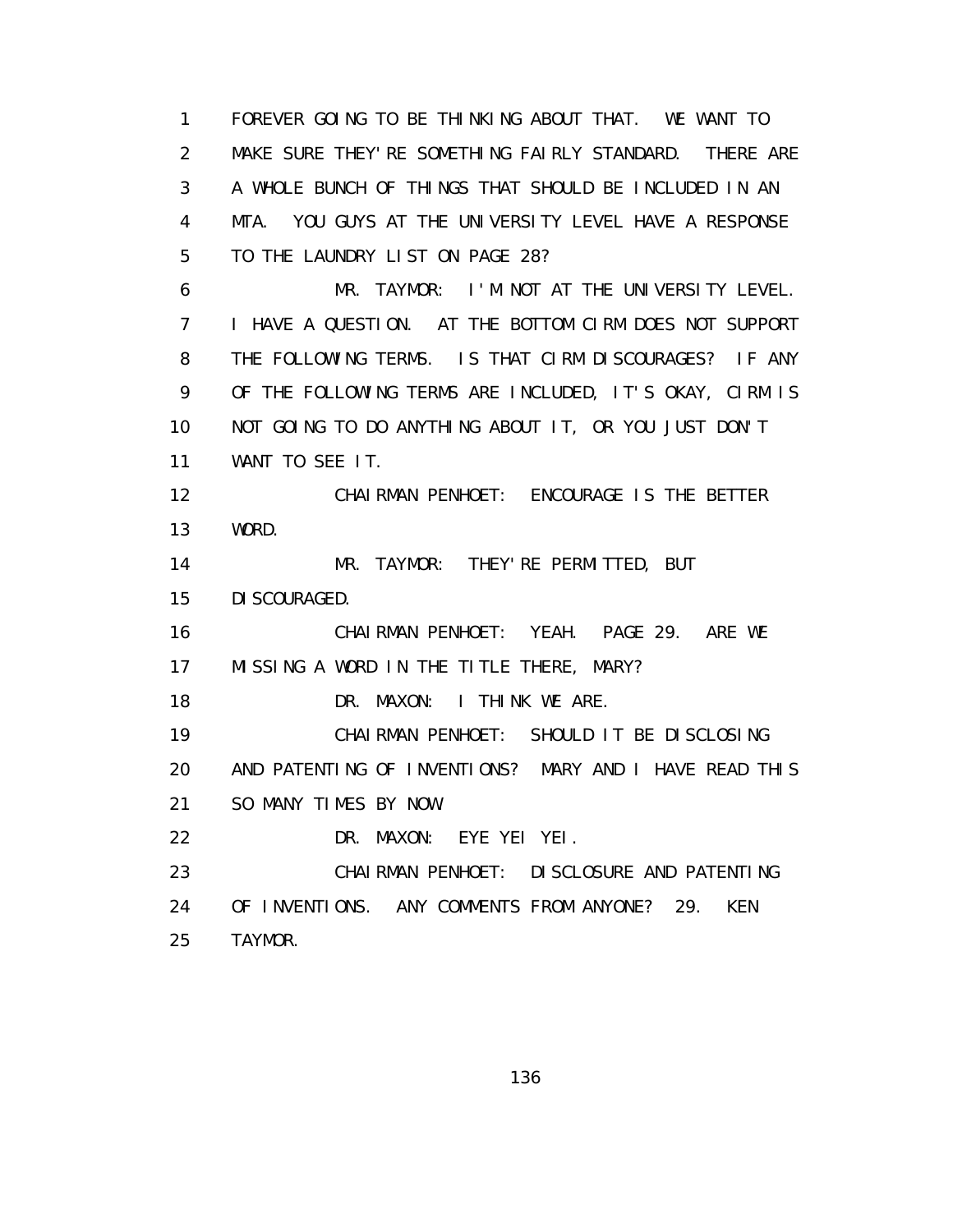1 FOREVER GOING TO BE THINKING ABOUT THAT. WE WANT TO
2 MAKE SURE THEY'RE SOMETHING FAIRLY STANDARD. THERE ARE
3 A WHOLE BUNCH OF THINGS THAT SHOULD BE INCLUDED IN AN
4 MTA. YOU GUYS AT THE UNIVERSITY LEVEL HAVE A RESPONSE
5 TO THE LAUNDRY LIST ON PAGE 28?
6 MR. TAYMOR: I'M NOT AT THE UNIVERSITY LEVEL.
7 I HAVE A QUESTION. AT THE BOTTOM CIRM DOES NOT SUPPORT
8 THE FOLLOWING TERMS. IS THAT CIRM DISCOURAGES? IF ANY
9 OF THE FOLLOWING TERMS ARE INCLUDED, IT'S OKAY, CIRM IS
10 NOT GOING TO DO ANYTHING ABOUT IT, OR YOU JUST DON'T
11 WANT TO SEE IT.
12 CHAIRMAN PENHOET: ENCOURAGE IS THE BETTER
13 WORD.
14 MR. TAYMOR: THEY'RE PERMITTED, BUT
15 DISCOURAGED.
16 CHAIRMAN PENHOET: YEAH. PAGE 29. ARE WE
17 MISSING A WORD IN THE TITLE THERE, MARY?
18 DR. MAXON: I THINK WE ARE.
19 CHAIRMAN PENHOET: SHOULD IT BE DISCLOSING
20 AND PATENTING OF INVENTIONS? MARY AND I HAVE READ THIS
21 SO MANY TIMES BY NOW.
22 DR. MAXON: EYE YEI YEI.
23 CHAIRMAN PENHOET: DISCLOSURE AND PATENTING
24 OF INVENTIONS. ANY COMMENTS FROM ANYONE? 29. KEN
25 TAYMOR.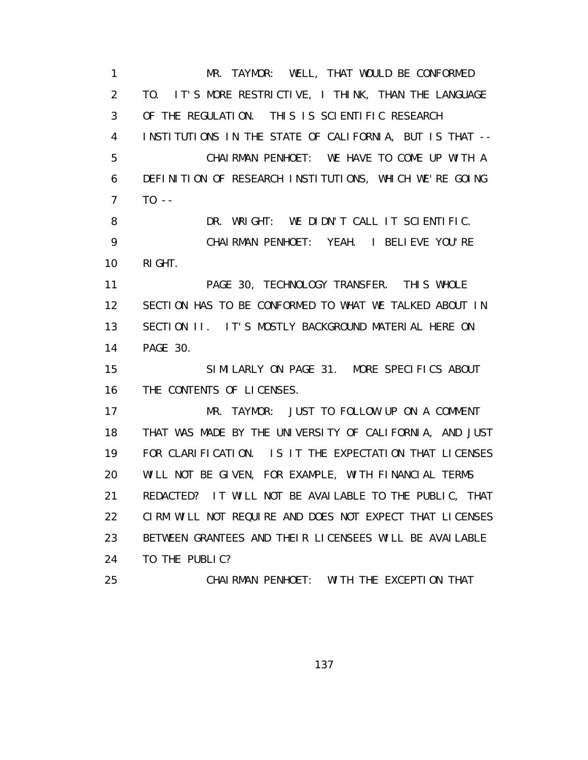1 MR. TAYMOR: WELL, THAT WOULD BE CONFORMED
2 TO. IT'S MORE RESTRICTIVE, I THINK, THAN THE LANGUAGE
3 OF THE REGULATION. THIS IS SCIENTIFIC RESEARCH
4 INSTITUTIONS IN THE STATE OF CALIFORNIA, BUT IS THAT --
5 CHAIRMAN PENHOET: WE HAVE TO COME UP WITH A
6 DEFINITION OF RESEARCH INSTITUTIONS, WHICH WE'RE GOING
7 TO --
8 DR. WRIGHT: WE DIDN'T CALL IT SCIENTIFIC.
9 CHAIRMAN PENHOET: YEAH. I BELIEVE YOU'RE
10 RIGHT.
11 PAGE 30, TECHNOLOGY TRANSFER. THIS WHOLE
12 SECTION HAS TO BE CONFORMED TO WHAT WE TALKED ABOUT IN
13 SECTION II. IT'S MOSTLY BACKGROUND MATERIAL HERE ON
14 PAGE 30.
15 SIMILARLY ON PAGE 31. MORE SPECIFICS ABOUT
16 THE CONTENTS OF LICENSES.
17 MR. TAYMOR: JUST TO FOLLOW UP ON A COMMENT
18 THAT WAS MADE BY THE UNIVERSITY OF CALIFORNIA, AND JUST
19 FOR CLARIFICATION. IS IT THE EXPECTATION THAT LICENSES
20 WILL NOT BE GIVEN, FOR EXAMPLE, WITH FINANCIAL TERMS
21 REDACTED? IT WILL NOT BE AVAILABLE TO THE PUBLIC, THAT
22 CIRM WILL NOT REQUIRE AND DOES NOT EXPECT THAT LICENSES
23 BETWEEN GRANTEES AND THEIR LICENSEES WILL BE AVAILABLE
24 TO THE PUBLIC?
25 CHAIRMAN PENHOET: WITH THE EXCEPTION THAT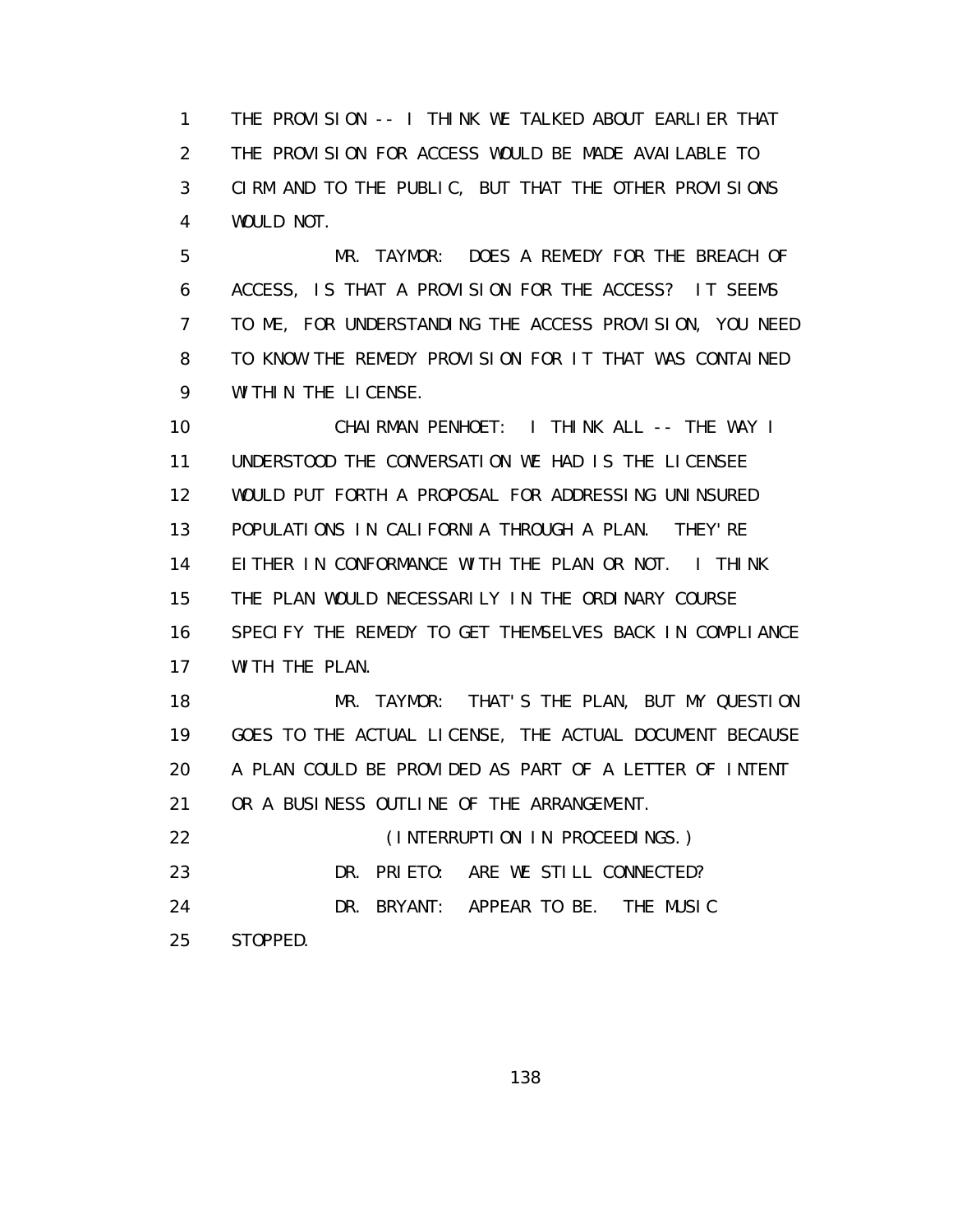THE PROVISION -- I THINK WE TALKED ABOUT EARLIER THAT THE PROVISION FOR ACCESS WOULD BE MADE AVAILABLE TO CIRM AND TO THE PUBLIC, BUT THAT THE OTHER PROVISIONS WOULD NOT.

MR. TAYMOR: DOES A REMEDY FOR THE BREACH OF ACCESS, IS THAT A PROVISION FOR THE ACCESS? IT SEEMS TO ME, FOR UNDERSTANDING THE ACCESS PROVISION, YOU NEED TO KNOW THE REMEDY PROVISION FOR IT THAT WAS CONTAINED WITHIN THE LICENSE.

CHAIRMAN PENHOET: I THINK ALL -- THE WAY I UNDERSTOOD THE CONVERSATION WE HAD IS THE LICENSEE WOULD PUT FORTH A PROPOSAL FOR ADDRESSING UNINSURED POPULATIONS IN CALIFORNIA THROUGH A PLAN. THEY'RE EITHER IN CONFORMANCE WITH THE PLAN OR NOT. I THINK THE PLAN WOULD NECESSARILY IN THE ORDINARY COURSE SPECIFY THE REMEDY TO GET THEMSELVES BACK IN COMPLIANCE WITH THE PLAN.

MR. TAYMOR: THAT'S THE PLAN, BUT MY QUESTION GOES TO THE ACTUAL LICENSE, THE ACTUAL DOCUMENT BECAUSE A PLAN COULD BE PROVIDED AS PART OF A LETTER OF INTENT OR A BUSINESS OUTLINE OF THE ARRANGEMENT.

(INTERRUPTION IN PROCEEDINGS.)

DR. PRIETO: ARE WE STILL CONNECTED?

DR. BRYANT: APPEAR TO BE. THE MUSIC STOPPED.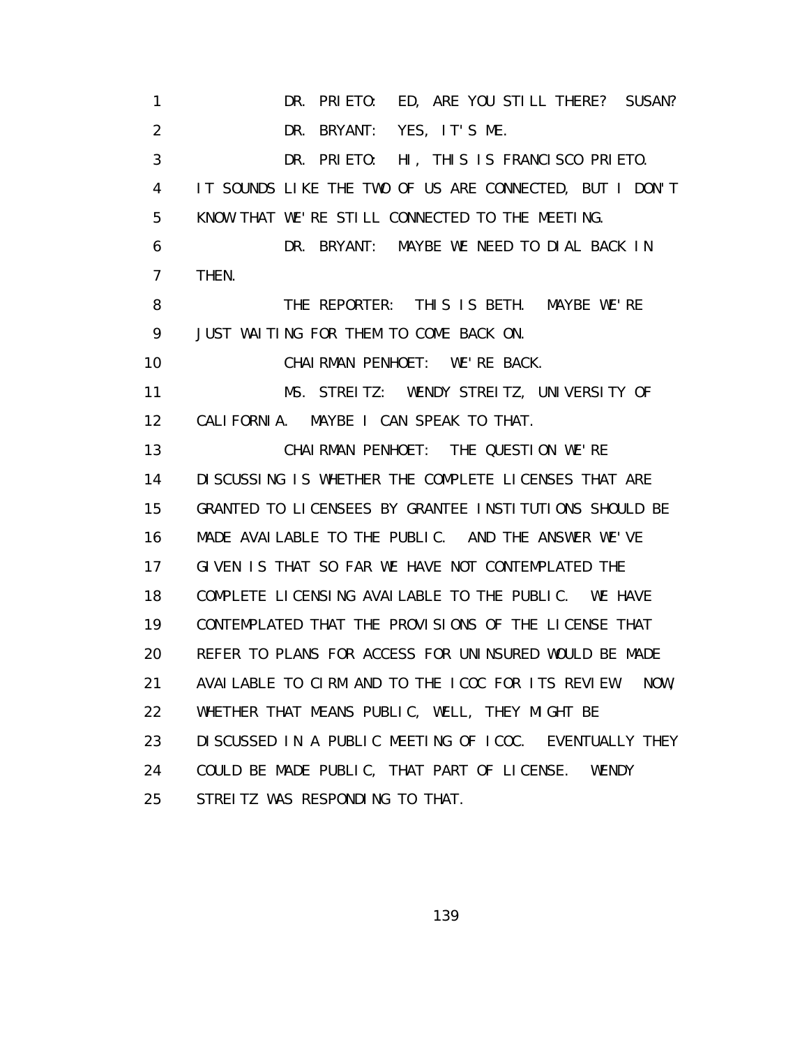1 DR. PRIETO: ED, ARE YOU STILL THERE? SUSAN?
2 DR. BRYANT: YES, IT'S ME.
3 DR. PRIETO: HI, THIS IS FRANCISCO PRIETO.
4 IT SOUNDS LIKE THE TWO OF US ARE CONNECTED, BUT I DON'T
5 KNOW THAT WE'RE STILL CONNECTED TO THE MEETING.
6 DR. BRYANT: MAYBE WE NEED TO DIAL BACK IN
7 THEN.
8 THE REPORTER: THIS IS BETH. MAYBE WE'RE
9 JUST WAITING FOR THEM TO COME BACK ON.
10 CHAIRMAN PENHOET: WE'RE BACK.
11 MS. STREITZ: WENDY STREITZ, UNIVERSITY OF
12 CALIFORNIA. MAYBE I CAN SPEAK TO THAT.
13 CHAIRMAN PENHOET: THE QUESTION WE'RE
14 DISCUSSING IS WHETHER THE COMPLETE LICENSES THAT ARE
15 GRANTED TO LICENSEES BY GRANTEE INSTITUTIONS SHOULD BE
16 MADE AVAILABLE TO THE PUBLIC. AND THE ANSWER WE'VE
17 GIVEN IS THAT SO FAR WE HAVE NOT CONTEMPLATED THE
18 COMPLETE LICENSING AVAILABLE TO THE PUBLIC. WE HAVE
19 CONTEMPLATED THAT THE PROVISIONS OF THE LICENSE THAT
20 REFER TO PLANS FOR ACCESS FOR UNINSURED WOULD BE MADE
21 AVAILABLE TO CIRM AND TO THE ICOC FOR ITS REVIEW. NOW,
22 WHETHER THAT MEANS PUBLIC, WELL, THEY MIGHT BE
23 DISCUSSED IN A PUBLIC MEETING OF ICOC. EVENTUALLY THEY
24 COULD BE MADE PUBLIC, THAT PART OF LICENSE. WENDY
25 STREITZ WAS RESPONDING TO THAT.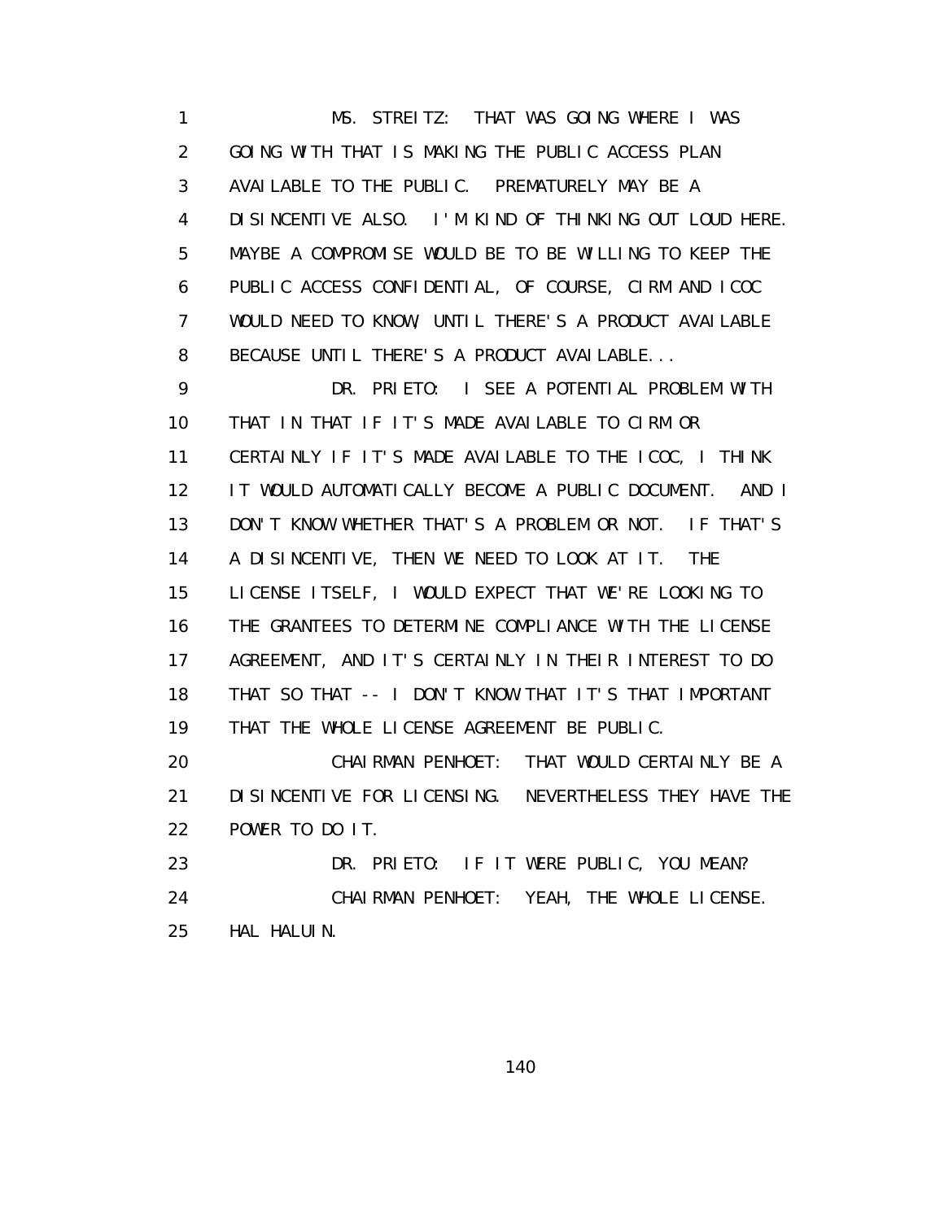MS. STREITZ: THAT WAS GOING WHERE I WAS GOING WITH THAT IS MAKING THE PUBLIC ACCESS PLAN AVAILABLE TO THE PUBLIC. PREMATURELY MAY BE A DISINCENTIVE ALSO. I'M KIND OF THINKING OUT LOUD HERE. MAYBE A COMPROMISE WOULD BE TO BE WILLING TO KEEP THE PUBLIC ACCESS CONFIDENTIAL, OF COURSE, CIRM AND ICOC WOULD NEED TO KNOW, UNTIL THERE'S A PRODUCT AVAILABLE BECAUSE UNTIL THERE'S A PRODUCT AVAILABLE...

DR. PRIETO: I SEE A POTENTIAL PROBLEM WITH THAT IN THAT IF IT'S MADE AVAILABLE TO CIRM OR CERTAINLY IF IT'S MADE AVAILABLE TO THE ICOC, I THINK IT WOULD AUTOMATICALLY BECOME A PUBLIC DOCUMENT. AND I DON'T KNOW WHETHER THAT'S A PROBLEM OR NOT. IF THAT'S A DISINCENTIVE, THEN WE NEED TO LOOK AT IT. THE LICENSE ITSELF, I WOULD EXPECT THAT WE'RE LOOKING TO THE GRANTEES TO DETERMINE COMPLIANCE WITH THE LICENSE AGREEMENT, AND IT'S CERTAINLY IN THEIR INTEREST TO DO THAT SO THAT -- I DON'T KNOW THAT IT'S THAT IMPORTANT THAT THE WHOLE LICENSE AGREEMENT BE PUBLIC.

CHAIRMAN PENHOET: THAT WOULD CERTAINLY BE A DISINCENTIVE FOR LICENSING. NEVERTHELESS THEY HAVE THE POWER TO DO IT.

DR. PRIETO: IF IT WERE PUBLIC, YOU MEAN?

CHAIRMAN PENHOET: YEAH, THE WHOLE LICENSE. HAL HALUIN.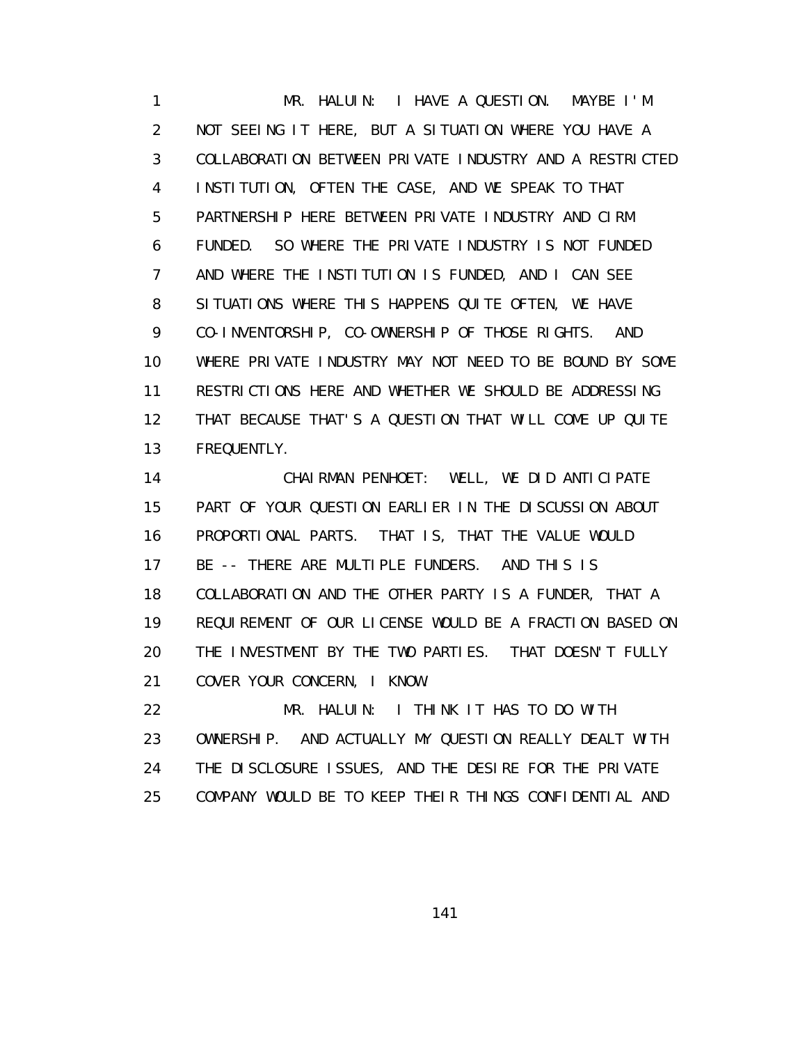1 MR. HALUIN: I HAVE A QUESTION. MAYBE I'M
2 NOT SEEING IT HERE, BUT A SITUATION WHERE YOU HAVE A
3 COLLABORATION BETWEEN PRIVATE INDUSTRY AND A RESTRICTED
4 INSTITUTION, OFTEN THE CASE, AND WE SPEAK TO THAT
5 PARTNERSHIP HERE BETWEEN PRIVATE INDUSTRY AND CIRM
6 FUNDED. SO WHERE THE PRIVATE INDUSTRY IS NOT FUNDED
7 AND WHERE THE INSTITUTION IS FUNDED, AND I CAN SEE
8 SITUATIONS WHERE THIS HAPPENS QUITE OFTEN, WE HAVE
9 CO-INVENTORSHIP, CO-OWNERSHIP OF THOSE RIGHTS. AND
10 WHERE PRIVATE INDUSTRY MAY NOT NEED TO BE BOUND BY SOME
11 RESTRICTIONS HERE AND WHETHER WE SHOULD BE ADDRESSING
12 THAT BECAUSE THAT'S A QUESTION THAT WILL COME UP QUITE
13 FREQUENTLY.
14 CHAIRMAN PENHOET: WELL, WE DID ANTICIPATE
15 PART OF YOUR QUESTION EARLIER IN THE DISCUSSION ABOUT
16 PROPORTIONAL PARTS. THAT IS, THAT THE VALUE WOULD
17 BE -- THERE ARE MULTIPLE FUNDERS. AND THIS IS
18 COLLABORATION AND THE OTHER PARTY IS A FUNDER, THAT A
19 REQUIREMENT OF OUR LICENSE WOULD BE A FRACTION BASED ON
20 THE INVESTMENT BY THE TWO PARTIES. THAT DOESN'T FULLY
21 COVER YOUR CONCERN, I KNOW.
22 MR. HALUIN: I THINK IT HAS TO DO WITH
23 OWNERSHIP. AND ACTUALLY MY QUESTION REALLY DEALT WITH
24 THE DISCLOSURE ISSUES, AND THE DESIRE FOR THE PRIVATE
25 COMPANY WOULD BE TO KEEP THEIR THINGS CONFIDENTIAL AND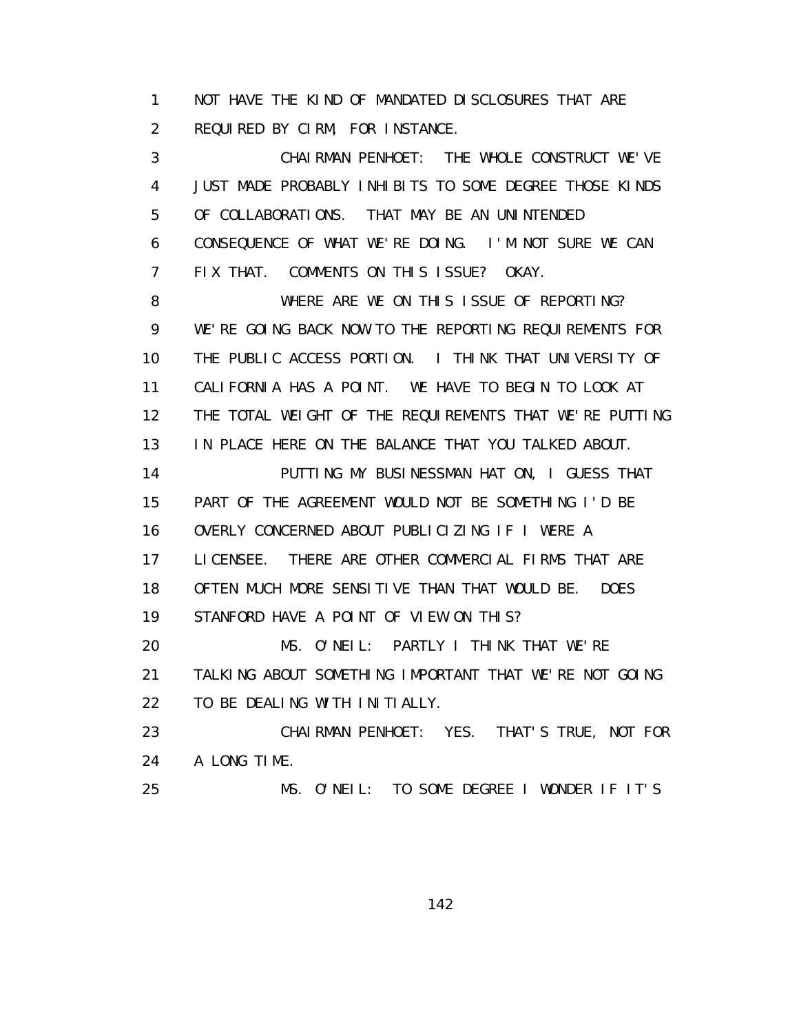1 NOT HAVE THE KIND OF MANDATED DISCLOSURES THAT ARE
2 REQUIRED BY CIRM, FOR INSTANCE.

3 CHAIRMAN PENHOET: THE WHOLE CONSTRUCT WE'VE
4 JUST MADE PROBABLY INHIBITS TO SOME DEGREE THOSE KINDS
5 OF COLLABORATIONS. THAT MAY BE AN UNINTENDED
6 CONSEQUENCE OF WHAT WE'RE DOING. I'M NOT SURE WE CAN
7 FIX THAT. COMMENTS ON THIS ISSUE? OKAY.

8 WHERE ARE WE ON THIS ISSUE OF REPORTING?
9 WE'RE GOING BACK NOW TO THE REPORTING REQUIREMENTS FOR
10 THE PUBLIC ACCESS PORTION. I THINK THAT UNIVERSITY OF
11 CALIFORNIA HAS A POINT. WE HAVE TO BEGIN TO LOOK AT
12 THE TOTAL WEIGHT OF THE REQUIREMENTS THAT WE'RE PUTTING
13 IN PLACE HERE ON THE BALANCE THAT YOU TALKED ABOUT.

14 PUTTING MY BUSINESSMAN HAT ON, I GUESS THAT
15 PART OF THE AGREEMENT WOULD NOT BE SOMETHING I'D BE
16 OVERLY CONCERNED ABOUT PUBLICIZING IF I WERE A
17 LICENSEE. THERE ARE OTHER COMMERCIAL FIRMS THAT ARE
18 OFTEN MUCH MORE SENSITIVE THAN THAT WOULD BE. DOES
19 STANFORD HAVE A POINT OF VIEW ON THIS?

20 MS. O'NEIL: PARTLY I THINK THAT WE'RE
21 TALKING ABOUT SOMETHING IMPORTANT THAT WE'RE NOT GOING
22 TO BE DEALING WITH INITIALLY.

23 CHAIRMAN PENHOET: YES. THAT'S TRUE, NOT FOR
24 A LONG TIME.

25 MS. O'NEIL: TO SOME DEGREE I WONDER IF IT'S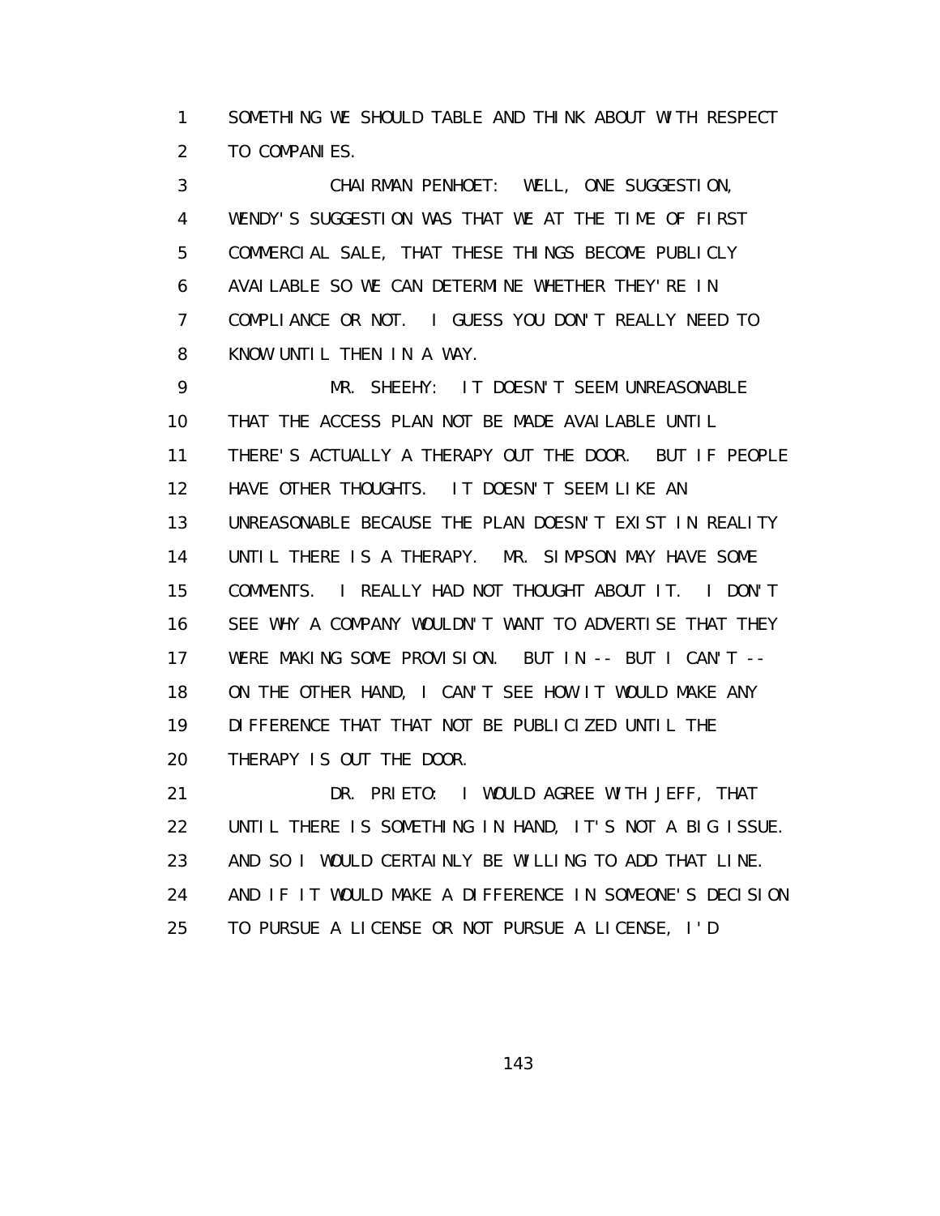1 SOMETHING WE SHOULD TABLE AND THINK ABOUT WITH RESPECT
2 TO COMPANIES.

3 CHAIRMAN PENHOET: WELL, ONE SUGGESTION,
4 WENDY'S SUGGESTION WAS THAT WE AT THE TIME OF FIRST
5 COMMERCIAL SALE, THAT THESE THINGS BECOME PUBLICLY
6 AVAILABLE SO WE CAN DETERMINE WHETHER THEY'RE IN
7 COMPLIANCE OR NOT. I GUESS YOU DON'T REALLY NEED TO
8 KNOW UNTIL THEN IN A WAY.

9 MR. SHEEHY: IT DOESN'T SEEM UNREASONABLE
10 THAT THE ACCESS PLAN NOT BE MADE AVAILABLE UNTIL
11 THERE'S ACTUALLY A THERAPY OUT THE DOOR. BUT IF PEOPLE
12 HAVE OTHER THOUGHTS. IT DOESN'T SEEM LIKE AN
13 UNREASONABLE BECAUSE THE PLAN DOESN'T EXIST IN REALITY
14 UNTIL THERE IS A THERAPY. MR. SIMPSON MAY HAVE SOME
15 COMMENTS. I REALLY HAD NOT THOUGHT ABOUT IT. I DON'T
16 SEE WHY A COMPANY WOULDN'T WANT TO ADVERTISE THAT THEY
17 WERE MAKING SOME PROVISION. BUT IN -- BUT I CAN'T --
18 ON THE OTHER HAND, I CAN'T SEE HOW IT WOULD MAKE ANY
19 DIFFERENCE THAT THAT NOT BE PUBLICIZED UNTIL THE
20 THERAPY IS OUT THE DOOR.

21 DR. PRIETO: I WOULD AGREE WITH JEFF, THAT
22 UNTIL THERE IS SOMETHING IN HAND, IT'S NOT A BIG ISSUE.
23 AND SO I WOULD CERTAINLY BE WILLING TO ADD THAT LINE.
24 AND IF IT WOULD MAKE A DIFFERENCE IN SOMEONE'S DECISION
25 TO PURSUE A LICENSE OR NOT PURSUE A LICENSE, I'D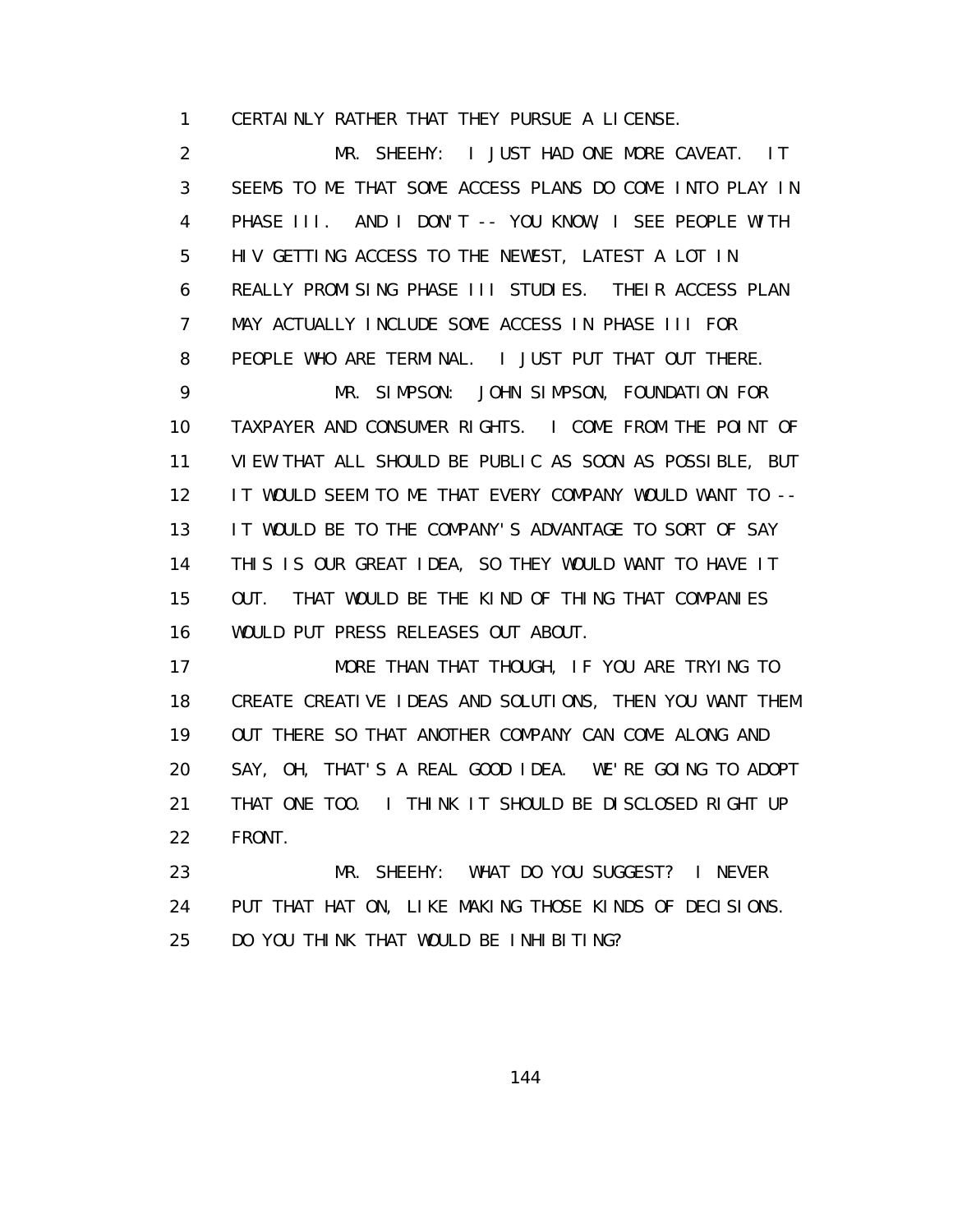CERTAINLY RATHER THAT THEY PURSUE A LICENSE.

MR. SHEEHY: I JUST HAD ONE MORE CAVEAT. IT SEEMS TO ME THAT SOME ACCESS PLANS DO COME INTO PLAY IN PHASE III. AND I DON'T -- YOU KNOW, I SEE PEOPLE WITH HIV GETTING ACCESS TO THE NEWEST, LATEST A LOT IN REALLY PROMISING PHASE III STUDIES. THEIR ACCESS PLAN MAY ACTUALLY INCLUDE SOME ACCESS IN PHASE III FOR PEOPLE WHO ARE TERMINAL. I JUST PUT THAT OUT THERE.

MR. SIMPSON: JOHN SIMPSON, FOUNDATION FOR TAXPAYER AND CONSUMER RIGHTS. I COME FROM THE POINT OF VIEW THAT ALL SHOULD BE PUBLIC AS SOON AS POSSIBLE, BUT IT WOULD SEEM TO ME THAT EVERY COMPANY WOULD WANT TO -- IT WOULD BE TO THE COMPANY'S ADVANTAGE TO SORT OF SAY THIS IS OUR GREAT IDEA, SO THEY WOULD WANT TO HAVE IT OUT. THAT WOULD BE THE KIND OF THING THAT COMPANIES WOULD PUT PRESS RELEASES OUT ABOUT.

MORE THAN THAT THOUGH, IF YOU ARE TRYING TO CREATE CREATIVE IDEAS AND SOLUTIONS, THEN YOU WANT THEM OUT THERE SO THAT ANOTHER COMPANY CAN COME ALONG AND SAY, OH, THAT'S A REAL GOOD IDEA. WE'RE GOING TO ADOPT THAT ONE TOO. I THINK IT SHOULD BE DISCLOSED RIGHT UP FRONT.

MR. SHEEHY: WHAT DO YOU SUGGEST? I NEVER PUT THAT HAT ON, LIKE MAKING THOSE KINDS OF DECISIONS. DO YOU THINK THAT WOULD BE INHIBITING?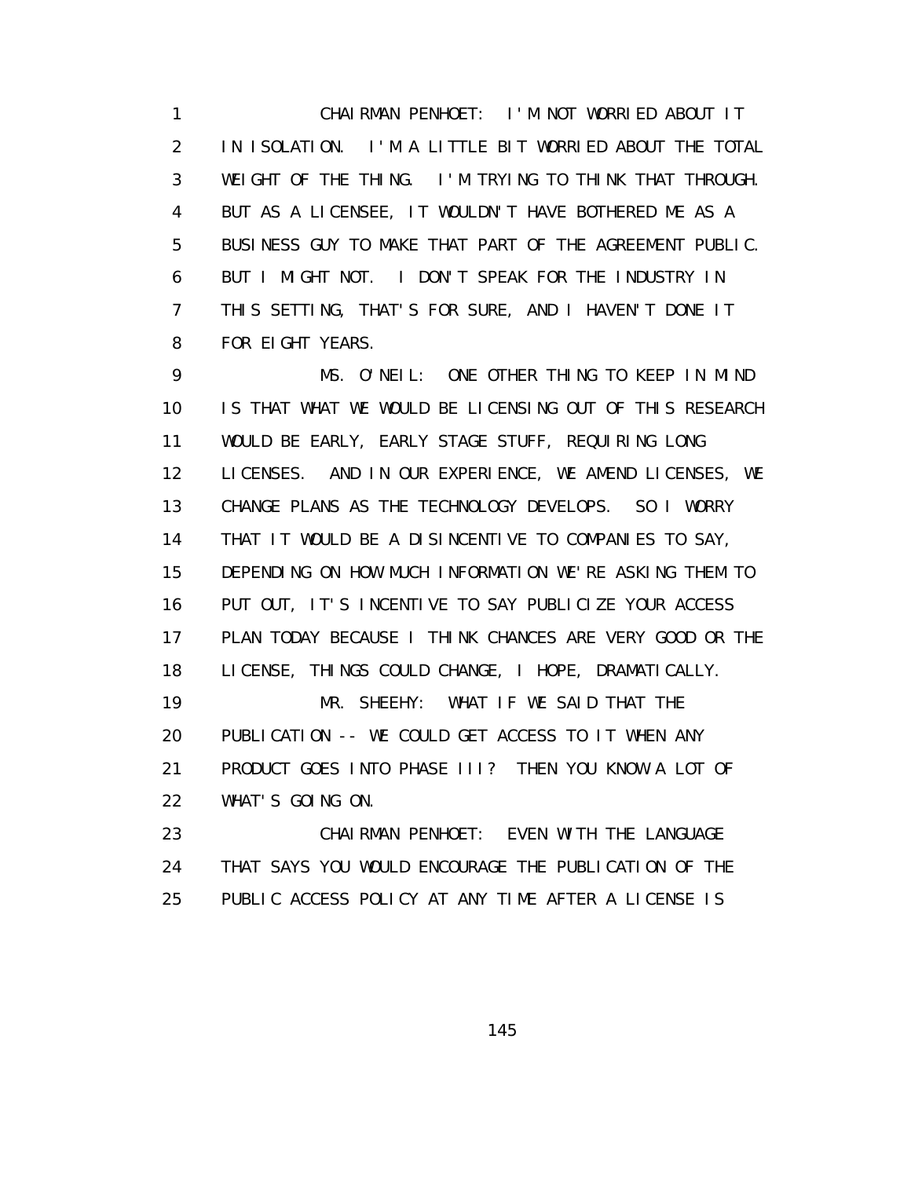1 CHAIRMAN PENHOET: I'M NOT WORRIED ABOUT IT
2 IN ISOLATION. I'M A LITTLE BIT WORRIED ABOUT THE TOTAL
3 WEIGHT OF THE THING. I'M TRYING TO THINK THAT THROUGH.
4 BUT AS A LICENSEE, IT WOULDN'T HAVE BOTHERED ME AS A
5 BUSINESS GUY TO MAKE THAT PART OF THE AGREEMENT PUBLIC.
6 BUT I MIGHT NOT. I DON'T SPEAK FOR THE INDUSTRY IN
7 THIS SETTING, THAT'S FOR SURE, AND I HAVEN'T DONE IT
8 FOR EIGHT YEARS.
9 MS. O'NEIL: ONE OTHER THING TO KEEP IN MIND
10 IS THAT WHAT WE WOULD BE LICENSING OUT OF THIS RESEARCH
11 WOULD BE EARLY, EARLY STAGE STUFF, REQUIRING LONG
12 LICENSES. AND IN OUR EXPERIENCE, WE AMEND LICENSES, WE
13 CHANGE PLANS AS THE TECHNOLOGY DEVELOPS. SO I WORRY
14 THAT IT WOULD BE A DISINCENTIVE TO COMPANIES TO SAY,
15 DEPENDING ON HOW MUCH INFORMATION WE'RE ASKING THEM TO
16 PUT OUT, IT'S INCENTIVE TO SAY PUBLICIZE YOUR ACCESS
17 PLAN TODAY BECAUSE I THINK CHANCES ARE VERY GOOD OR THE
18 LICENSE, THINGS COULD CHANGE, I HOPE, DRAMATICALLY.
19 MR. SHEEHY: WHAT IF WE SAID THAT THE
20 PUBLICATION -- WE COULD GET ACCESS TO IT WHEN ANY
21 PRODUCT GOES INTO PHASE III? THEN YOU KNOW A LOT OF
22 WHAT'S GOING ON.
23 CHAIRMAN PENHOET: EVEN WITH THE LANGUAGE
24 THAT SAYS YOU WOULD ENCOURAGE THE PUBLICATION OF THE
25 PUBLIC ACCESS POLICY AT ANY TIME AFTER A LICENSE IS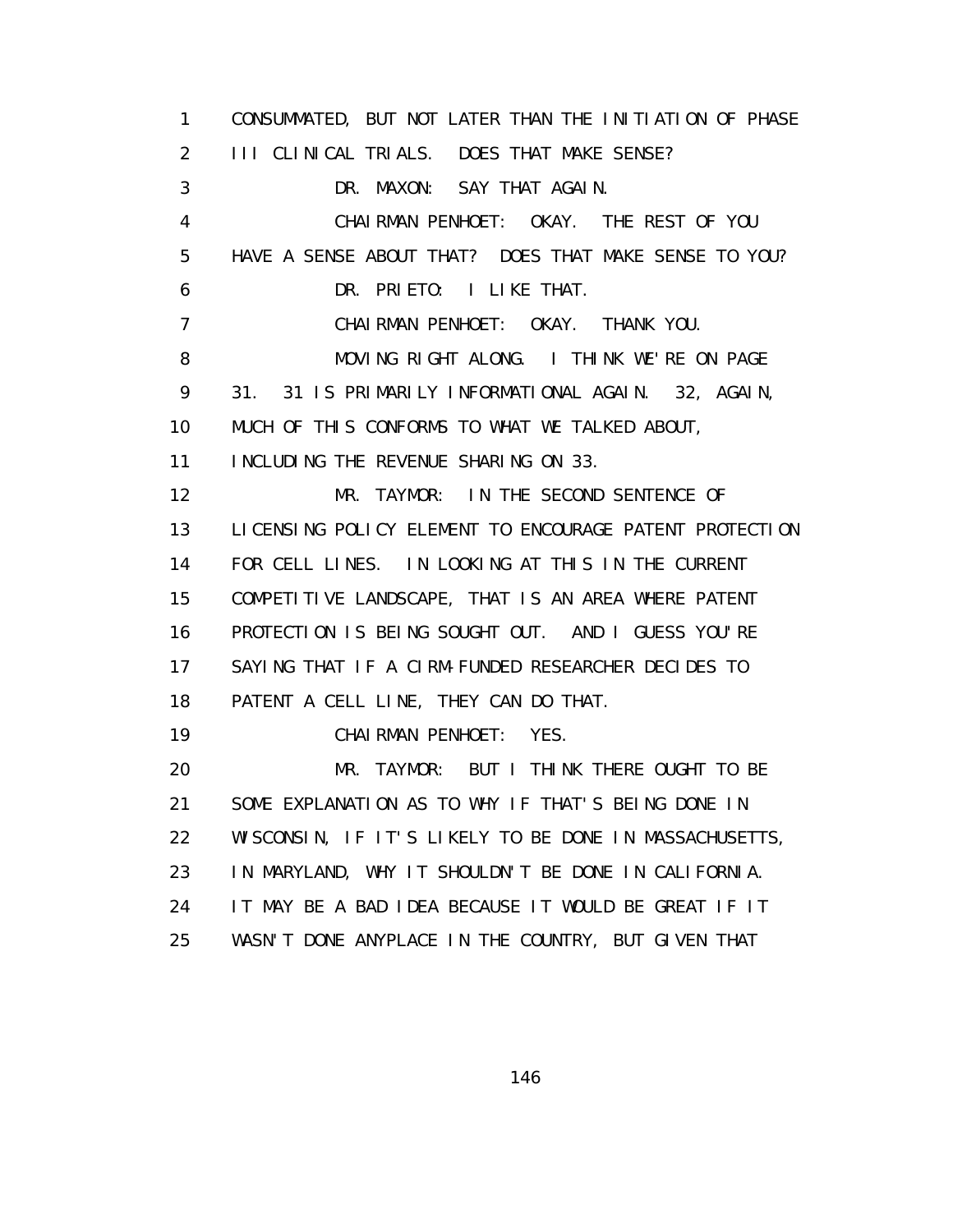1 CONSUMMATED, BUT NOT LATER THAN THE INITIATION OF PHASE
2 III CLINICAL TRIALS. DOES THAT MAKE SENSE?
3 DR. MAXON: SAY THAT AGAIN.
4 CHAIRMAN PENHOET: OKAY. THE REST OF YOU
5 HAVE A SENSE ABOUT THAT? DOES THAT MAKE SENSE TO YOU?
6 DR. PRIETO: I LIKE THAT.
7 CHAIRMAN PENHOET: OKAY. THANK YOU.
8 MOVING RIGHT ALONG. I THINK WE'RE ON PAGE
9 31. 31 IS PRIMARILY INFORMATIONAL AGAIN. 32, AGAIN,
10 MUCH OF THIS CONFORMS TO WHAT WE TALKED ABOUT,
11 INCLUDING THE REVENUE SHARING ON 33.
12 MR. TAYMOR: IN THE SECOND SENTENCE OF
13 LICENSING POLICY ELEMENT TO ENCOURAGE PATENT PROTECTION
14 FOR CELL LINES. IN LOOKING AT THIS IN THE CURRENT
15 COMPETITIVE LANDSCAPE, THAT IS AN AREA WHERE PATENT
16 PROTECTION IS BEING SOUGHT OUT. AND I GUESS YOU'RE
17 SAYING THAT IF A CIRM-FUNDED RESEARCHER DECIDES TO
18 PATENT A CELL LINE, THEY CAN DO THAT.
19 CHAIRMAN PENHOET: YES.
20 MR. TAYMOR: BUT I THINK THERE OUGHT TO BE
21 SOME EXPLANATION AS TO WHY IF THAT'S BEING DONE IN
22 WISCONSIN, IF IT'S LIKELY TO BE DONE IN MASSACHUSETTS,
23 IN MARYLAND, WHY IT SHOULDN'T BE DONE IN CALIFORNIA.
24 IT MAY BE A BAD IDEA BECAUSE IT WOULD BE GREAT IF IT
25 WASN'T DONE ANYPLACE IN THE COUNTRY, BUT GIVEN THAT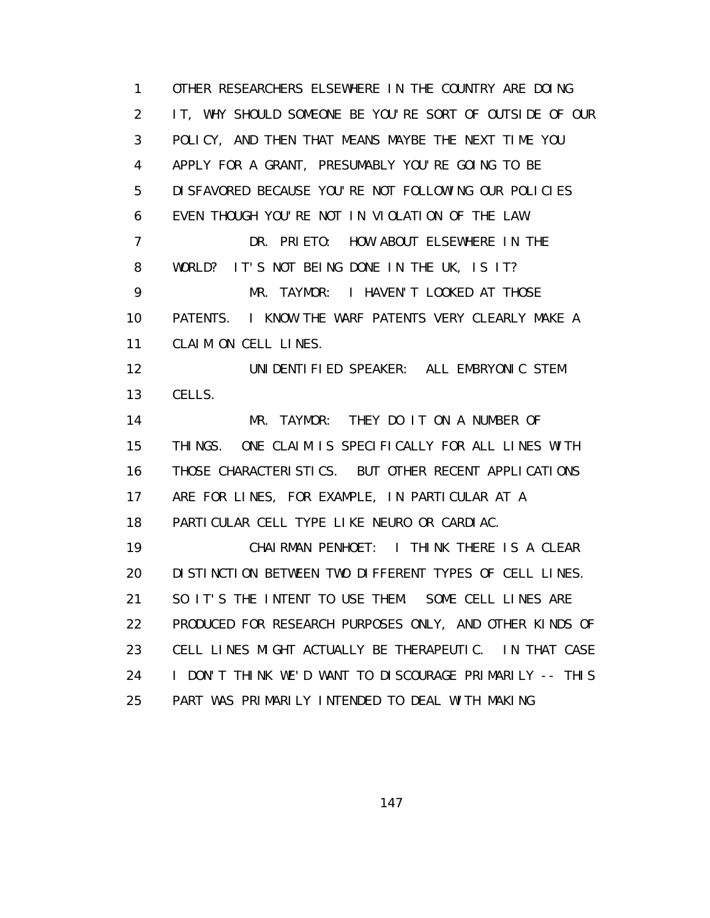1 OTHER RESEARCHERS ELSEWHERE IN THE COUNTRY ARE DOING
2 IT, WHY SHOULD SOMEONE BE YOU'RE SORT OF OUTSIDE OF OUR
3 POLICY, AND THEN THAT MEANS MAYBE THE NEXT TIME YOU
4 APPLY FOR A GRANT, PRESUMABLY YOU'RE GOING TO BE
5 DISFAVORED BECAUSE YOU'RE NOT FOLLOWING OUR POLICIES
6 EVEN THOUGH YOU'RE NOT IN VIOLATION OF THE LAW.
7 DR. PRIETO: HOW ABOUT ELSEWHERE IN THE
8 WORLD? IT'S NOT BEING DONE IN THE UK, IS IT?
9 MR. TAYMOR: I HAVEN'T LOOKED AT THOSE
10 PATENTS. I KNOW THE WARF PATENTS VERY CLEARLY MAKE A
11 CLAIM ON CELL LINES.
12 UNIDENTIFIED SPEAKER: ALL EMBRYONIC STEM
13 CELLS.
14 MR. TAYMOR: THEY DO IT ON A NUMBER OF
15 THINGS. ONE CLAIM IS SPECIFICALLY FOR ALL LINES WITH
16 THOSE CHARACTERISTICS. BUT OTHER RECENT APPLICATIONS
17 ARE FOR LINES, FOR EXAMPLE, IN PARTICULAR AT A
18 PARTICULAR CELL TYPE LIKE NEURO OR CARDIAC.
19 CHAIRMAN PENHOET: I THINK THERE IS A CLEAR
20 DISTINCTION BETWEEN TWO DIFFERENT TYPES OF CELL LINES.
21 SO IT'S THE INTENT TO USE THEM. SOME CELL LINES ARE
22 PRODUCED FOR RESEARCH PURPOSES ONLY, AND OTHER KINDS OF
23 CELL LINES MIGHT ACTUALLY BE THERAPEUTIC. IN THAT CASE
24 I DON'T THINK WE'D WANT TO DISCOURAGE PRIMARILY -- THIS
25 PART WAS PRIMARILY INTENDED TO DEAL WITH MAKING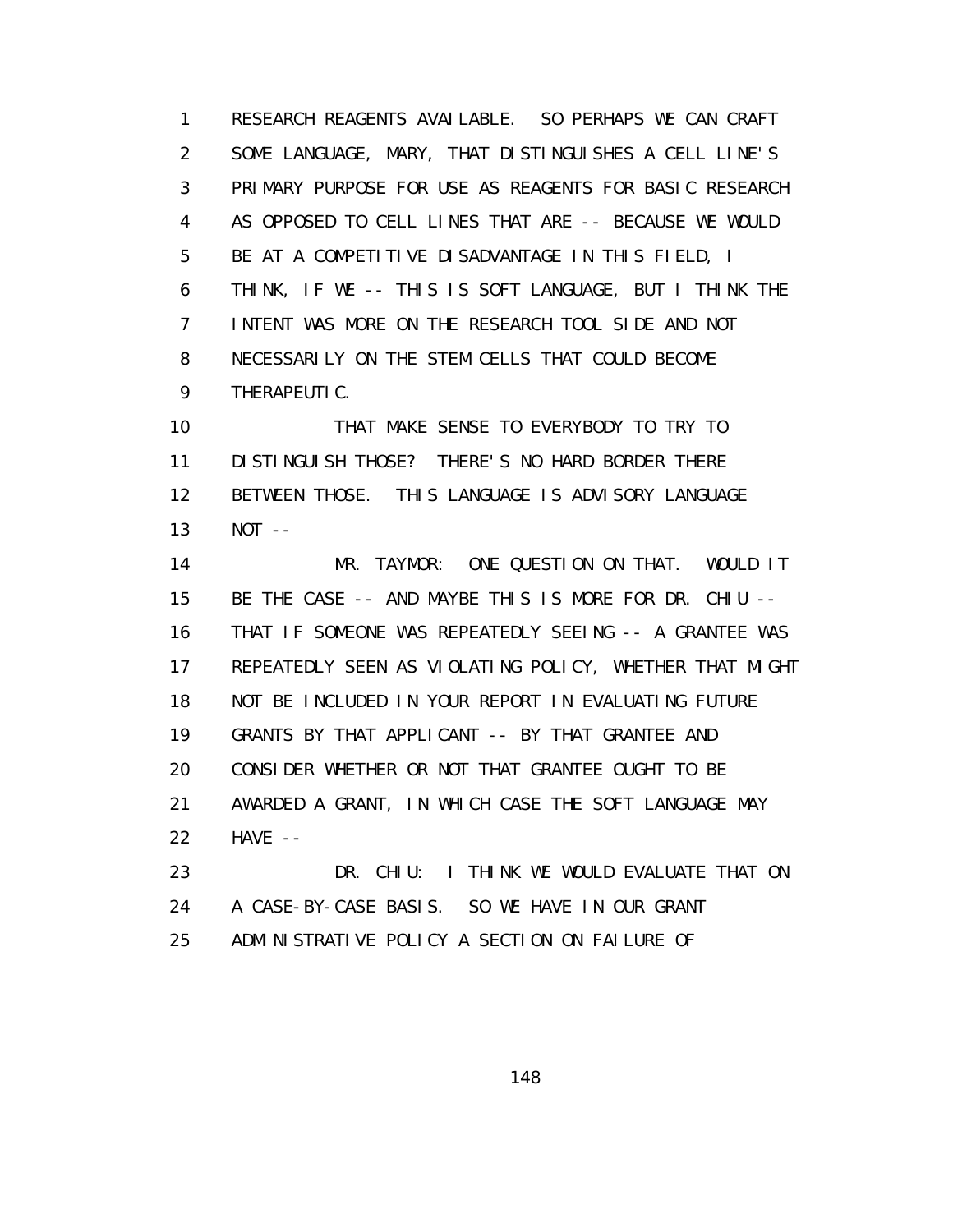1 RESEARCH REAGENTS AVAILABLE. SO PERHAPS WE CAN CRAFT
2 SOME LANGUAGE, MARY, THAT DISTINGUISHES A CELL LINE'S
3 PRIMARY PURPOSE FOR USE AS REAGENTS FOR BASIC RESEARCH
4 AS OPPOSED TO CELL LINES THAT ARE -- BECAUSE WE WOULD
5 BE AT A COMPETITIVE DISADVANTAGE IN THIS FIELD, I
6 THINK, IF WE -- THIS IS SOFT LANGUAGE, BUT I THINK THE
7 INTENT WAS MORE ON THE RESEARCH TOOL SIDE AND NOT
8 NECESSARILY ON THE STEM CELLS THAT COULD BECOME
9 THERAPEUTIC.

10 THAT MAKE SENSE TO EVERYBODY TO TRY TO
11 DISTINGUISH THOSE? THERE'S NO HARD BORDER THERE
12 BETWEEN THOSE. THIS LANGUAGE IS ADVISORY LANGUAGE
13 NOT --

14 MR. TAYMOR: ONE QUESTION ON THAT. WOULD IT
15 BE THE CASE -- AND MAYBE THIS IS MORE FOR DR. CHIU --
16 THAT IF SOMEONE WAS REPEATEDLY SEEING -- A GRANTEE WAS
17 REPEATEDLY SEEN AS VIOLATING POLICY, WHETHER THAT MIGHT
18 NOT BE INCLUDED IN YOUR REPORT IN EVALUATING FUTURE
19 GRANTS BY THAT APPLICANT -- BY THAT GRANTEE AND
20 CONSIDER WHETHER OR NOT THAT GRANTEE OUGHT TO BE
21 AWARDED A GRANT, IN WHICH CASE THE SOFT LANGUAGE MAY
22 HAVE --

23 DR. CHIU: I THINK WE WOULD EVALUATE THAT ON
24 A CASE-BY-CASE BASIS. SO WE HAVE IN OUR GRANT
25 ADMINISTRATIVE POLICY A SECTION ON FAILURE OF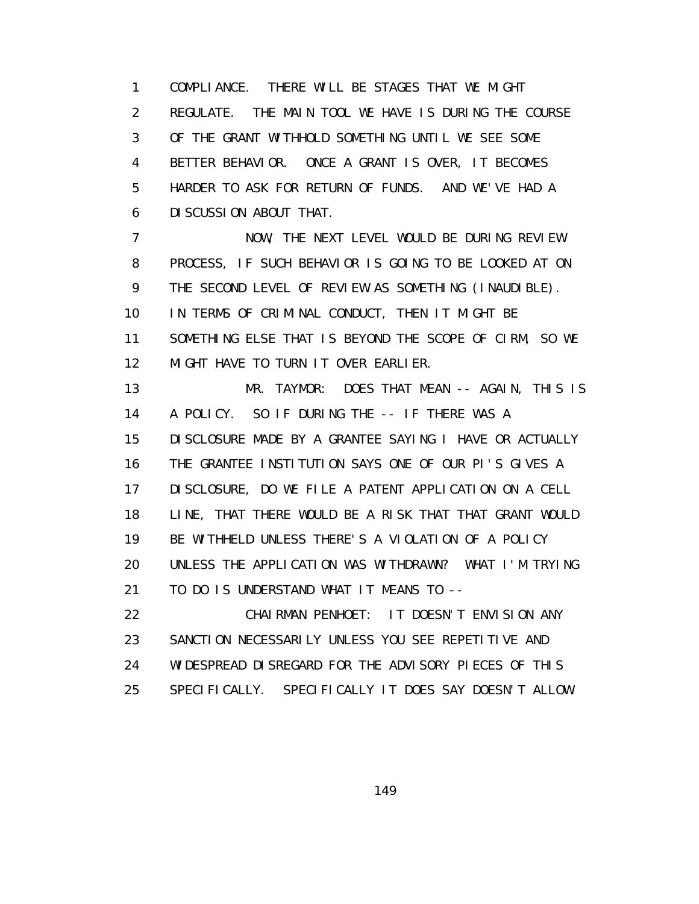1 COMPLIANCE. THERE WILL BE STAGES THAT WE MIGHT
2 REGULATE. THE MAIN TOOL WE HAVE IS DURING THE COURSE
3 OF THE GRANT WITHHOLD SOMETHING UNTIL WE SEE SOME
4 BETTER BEHAVIOR. ONCE A GRANT IS OVER, IT BECOMES
5 HARDER TO ASK FOR RETURN OF FUNDS. AND WE'VE HAD A
6 DISCUSSION ABOUT THAT.

7 NOW, THE NEXT LEVEL WOULD BE DURING REVIEW
8 PROCESS, IF SUCH BEHAVIOR IS GOING TO BE LOOKED AT ON
9 THE SECOND LEVEL OF REVIEW AS SOMETHING (INAUDIBLE).
10 IN TERMS OF CRIMINAL CONDUCT, THEN IT MIGHT BE
11 SOMETHING ELSE THAT IS BEYOND THE SCOPE OF CIRM, SO WE
12 MIGHT HAVE TO TURN IT OVER EARLIER.

13 MR. TAYMOR: DOES THAT MEAN -- AGAIN, THIS IS
14 A POLICY. SO IF DURING THE -- IF THERE WAS A
15 DISCLOSURE MADE BY A GRANTEE SAYING I HAVE OR ACTUALLY
16 THE GRANTEE INSTITUTION SAYS ONE OF OUR PI'S GIVES A
17 DISCLOSURE, DO WE FILE A PATENT APPLICATION ON A CELL
18 LINE, THAT THERE WOULD BE A RISK THAT THAT GRANT WOULD
19 BE WITHHELD UNLESS THERE'S A VIOLATION OF A POLICY
20 UNLESS THE APPLICATION WAS WITHDRAWN? WHAT I'M TRYING
21 TO DO IS UNDERSTAND WHAT IT MEANS TO --

22 CHAIRMAN PENHOET: IT DOESN'T ENVISION ANY
23 SANCTION NECESSARILY UNLESS YOU SEE REPETITIVE AND
24 WIDESPREAD DISREGARD FOR THE ADVISORY PIECES OF THIS
25 SPECIFICALLY. SPECIFICALLY IT DOES SAY DOESN'T ALLOW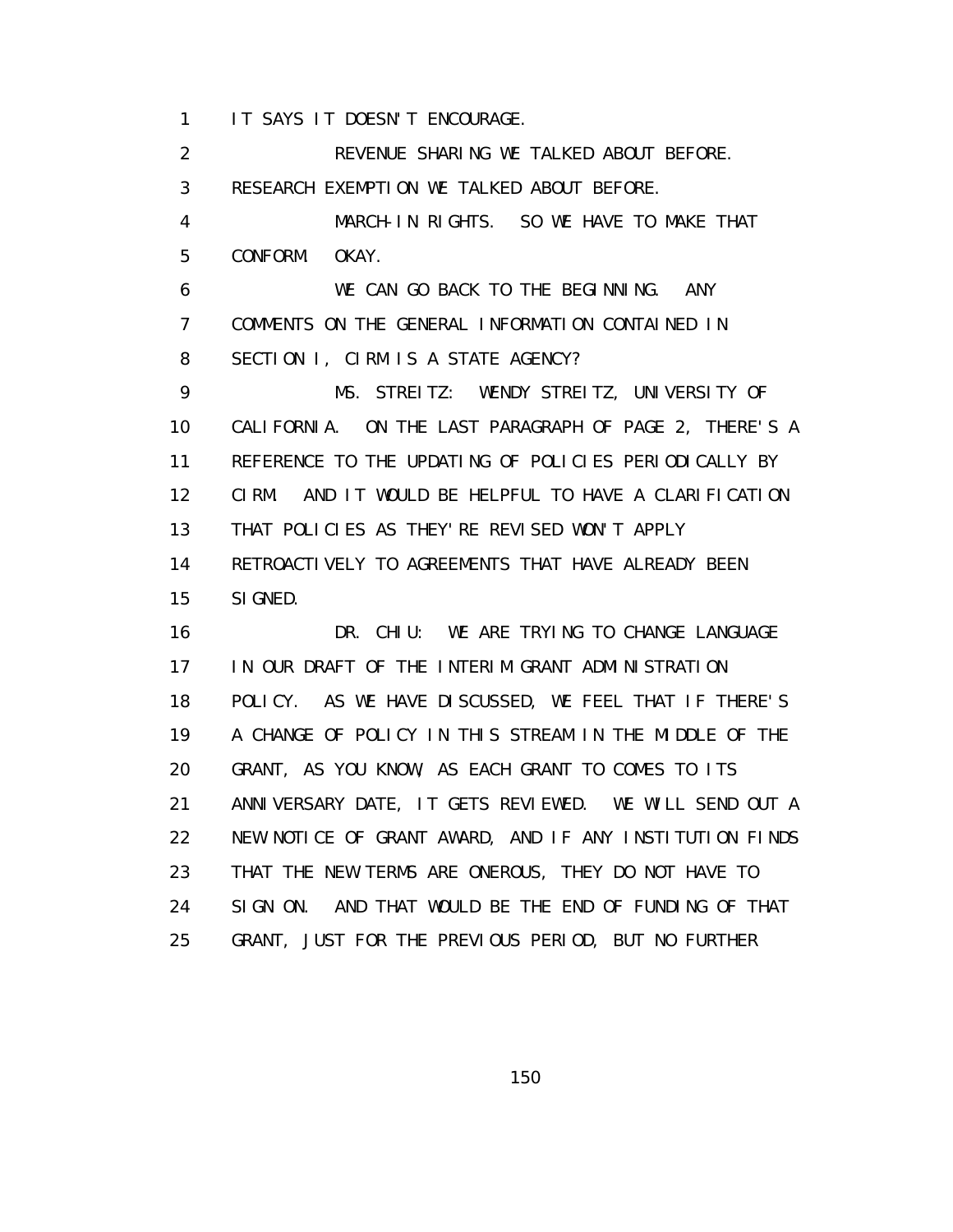1 IT SAYS IT DOESN'T ENCOURAGE.

2 REVENUE SHARING WE TALKED ABOUT BEFORE.

3 RESEARCH EXEMPTION WE TALKED ABOUT BEFORE.

4 MARCH-IN RIGHTS. SO WE HAVE TO MAKE THAT

5 CONFORM. OKAY.

6 WE CAN GO BACK TO THE BEGINNING. ANY

7 COMMENTS ON THE GENERAL INFORMATION CONTAINED IN

8 SECTION I, CIRM IS A STATE AGENCY?

9 MS. STREITZ: WENDY STREITZ, UNIVERSITY OF

10 CALIFORNIA. ON THE LAST PARAGRAPH OF PAGE 2, THERE'S A

11 REFERENCE TO THE UPDATING OF POLICIES PERIODICALLY BY

12 CIRM. AND IT WOULD BE HELPFUL TO HAVE A CLARIFICATION

13 THAT POLICIES AS THEY'RE REVISED WON'T APPLY

14 RETROACTIVELY TO AGREEMENTS THAT HAVE ALREADY BEEN

15 SIGNED.

16 DR. CHIU: WE ARE TRYING TO CHANGE LANGUAGE

17 IN OUR DRAFT OF THE INTERIM GRANT ADMINISTRATION

18 POLICY. AS WE HAVE DISCUSSED, WE FEEL THAT IF THERE'S

19 A CHANGE OF POLICY IN THIS STREAM IN THE MIDDLE OF THE

20 GRANT, AS YOU KNOW, AS EACH GRANT TO COMES TO ITS

21 ANNIVERSARY DATE, IT GETS REVIEWED. WE WILL SEND OUT A

22 NEW NOTICE OF GRANT AWARD, AND IF ANY INSTITUTION FINDS

23 THAT THE NEW TERMS ARE ONEROUS, THEY DO NOT HAVE TO

24 SIGN ON. AND THAT WOULD BE THE END OF FUNDING OF THAT

25 GRANT, JUST FOR THE PREVIOUS PERIOD, BUT NO FURTHER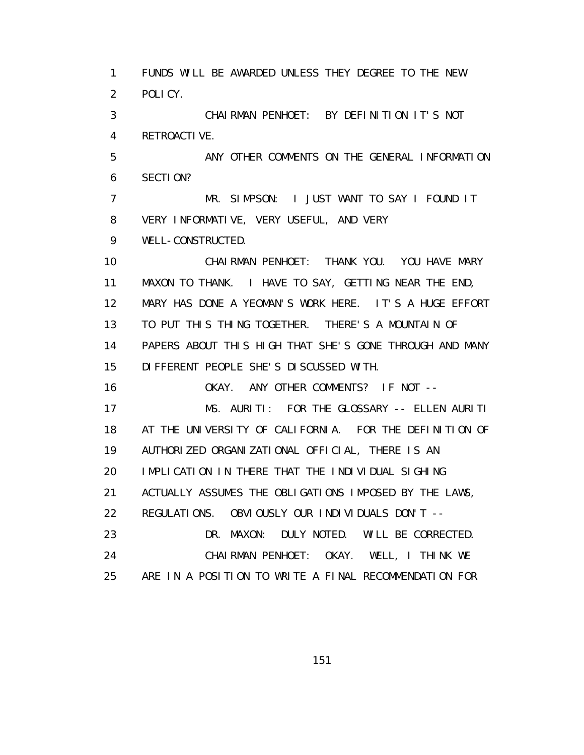1 FUNDS WILL BE AWARDED UNLESS THEY DEGREE TO THE NEW
2 POLICY.
3 CHAIRMAN PENHOET: BY DEFINITION IT'S NOT
4 RETROACTIVE.
5 ANY OTHER COMMENTS ON THE GENERAL INFORMATION
6 SECTION?
7 MR. SIMPSON: I JUST WANT TO SAY I FOUND IT
8 VERY INFORMATIVE, VERY USEFUL, AND VERY
9 WELL-CONSTRUCTED.
10 CHAIRMAN PENHOET: THANK YOU. YOU HAVE MARY
11 MAXON TO THANK. I HAVE TO SAY, GETTING NEAR THE END,
12 MARY HAS DONE A YEOMAN'S WORK HERE. IT'S A HUGE EFFORT
13 TO PUT THIS THING TOGETHER. THERE'S A MOUNTAIN OF
14 PAPERS ABOUT THIS HIGH THAT SHE'S GONE THROUGH AND MANY
15 DIFFERENT PEOPLE SHE'S DISCUSSED WITH.
16 OKAY. ANY OTHER COMMENTS? IF NOT --
17 MS. AURITI: FOR THE GLOSSARY -- ELLEN AURITI
18 AT THE UNIVERSITY OF CALIFORNIA. FOR THE DEFINITION OF
19 AUTHORIZED ORGANIZATIONAL OFFICIAL, THERE IS AN
20 IMPLICATION IN THERE THAT THE INDIVIDUAL SIGHING
21 ACTUALLY ASSUMES THE OBLIGATIONS IMPOSED BY THE LAWS,
22 REGULATIONS. OBVIOUSLY OUR INDIVIDUALS DON'T --
23 DR. MAXON: DULY NOTED. WILL BE CORRECTED.
24 CHAIRMAN PENHOET: OKAY. WELL, I THINK WE
25 ARE IN A POSITION TO WRITE A FINAL RECOMMENDATION FOR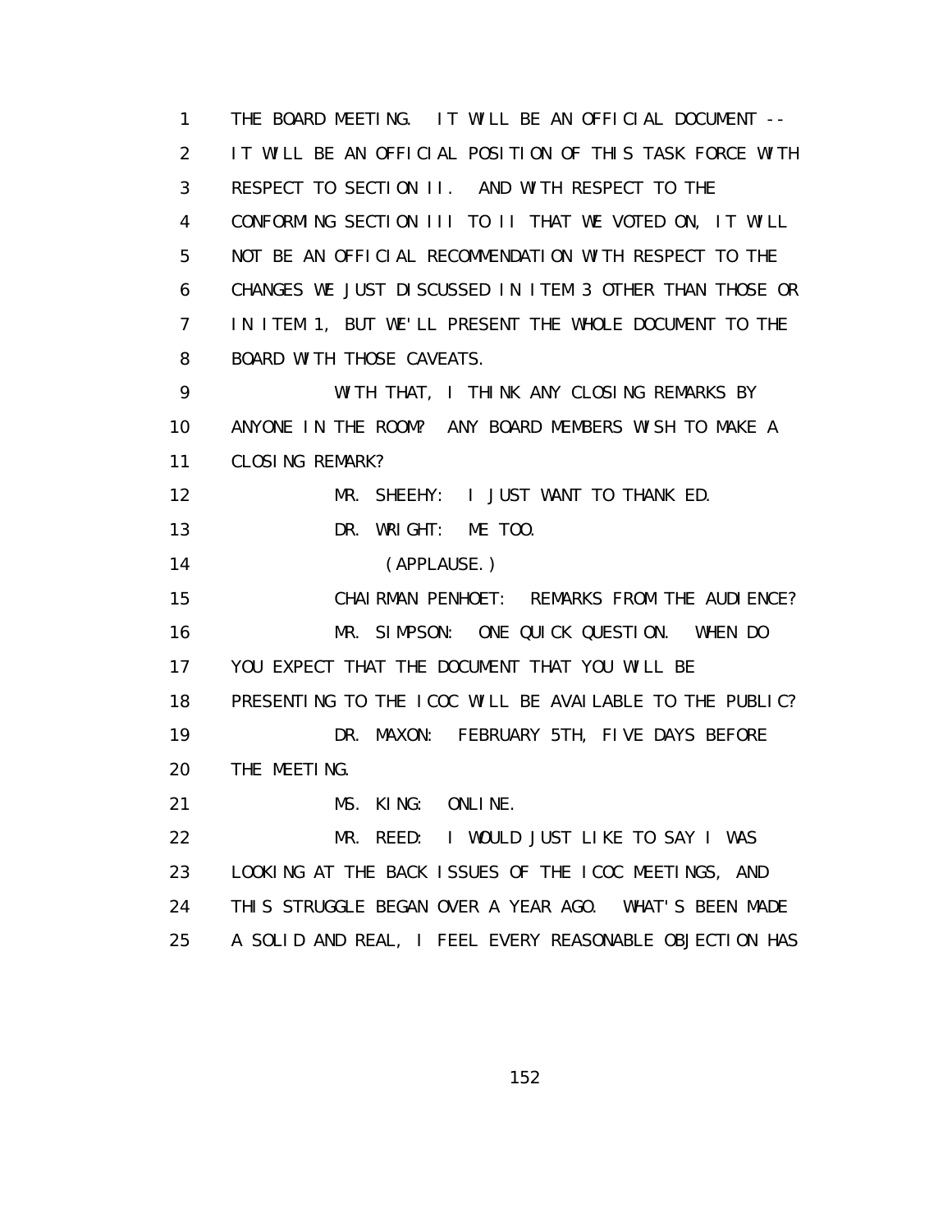1 THE BOARD MEETING. IT WILL BE AN OFFICIAL DOCUMENT --
2 IT WILL BE AN OFFICIAL POSITION OF THIS TASK FORCE WITH
3 RESPECT TO SECTION II. AND WITH RESPECT TO THE
4 CONFORMING SECTION III TO II THAT WE VOTED ON, IT WILL
5 NOT BE AN OFFICIAL RECOMMENDATION WITH RESPECT TO THE
6 CHANGES WE JUST DISCUSSED IN ITEM 3 OTHER THAN THOSE OR
7 IN ITEM 1, BUT WE'LL PRESENT THE WHOLE DOCUMENT TO THE
8 BOARD WITH THOSE CAVEATS.
9 WITH THAT, I THINK ANY CLOSING REMARKS BY
10 ANYONE IN THE ROOM? ANY BOARD MEMBERS WISH TO MAKE A
11 CLOSING REMARK?
12 MR. SHEEHY: I JUST WANT TO THANK ED.
13 DR. WRIGHT: ME TOO.
14 (APPLAUSE.)
15 CHAIRMAN PENHOET: REMARKS FROM THE AUDIENCE?
16 MR. SIMPSON: ONE QUICK QUESTION. WHEN DO
17 YOU EXPECT THAT THE DOCUMENT THAT YOU WILL BE
18 PRESENTING TO THE ICOC WILL BE AVAILABLE TO THE PUBLIC?
19 DR. MAXON: FEBRUARY 5TH, FIVE DAYS BEFORE
20 THE MEETING.
21 MS. KING: ONLINE.
22 MR. REED: I WOULD JUST LIKE TO SAY I WAS
23 LOOKING AT THE BACK ISSUES OF THE ICOC MEETINGS, AND
24 THIS STRUGGLE BEGAN OVER A YEAR AGO. WHAT'S BEEN MADE
25 A SOLID AND REAL, I FEEL EVERY REASONABLE OBJECTION HAS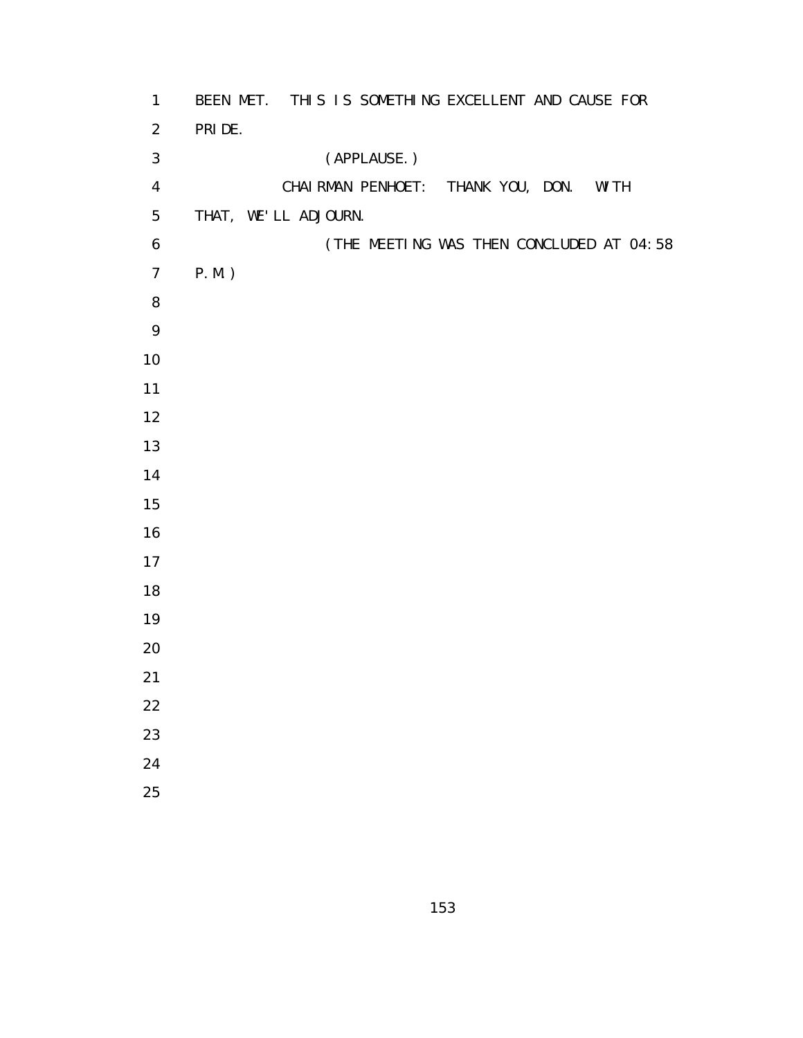BEEN MET. THIS IS SOMETHING EXCELLENT AND CAUSE FOR PRIDE.

(APPLAUSE.)

CHAIRMAN PENHOET: THANK YOU, DON. WITH THAT, WE'LL ADJOURN.

(THE MEETING WAS THEN CONCLUDED AT 04:58 P.M.)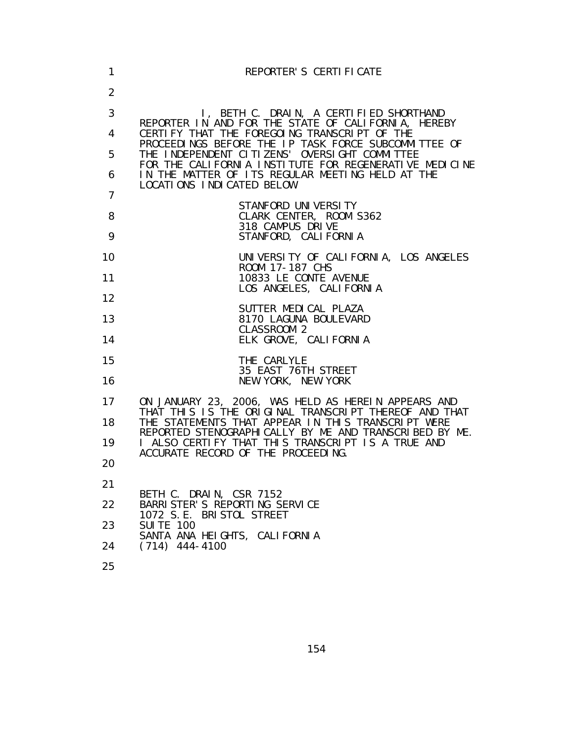# REPORTER'S CERTIFICATE

I, BETH C. DRAIN, A CERTIFIED SHORTHAND REPORTER IN AND FOR THE STATE OF CALIFORNIA, HEREBY CERTIFY THAT THE FOREGOING TRANSCRIPT OF THE PROCEEDINGS BEFORE THE IP TASK FORCE SUBCOMMITTEE OF THE INDEPENDENT CITIZENS' OVERSIGHT COMMITTEE FOR THE CALIFORNIA INSTITUTE FOR REGENERATIVE MEDICINE IN THE MATTER OF ITS REGULAR MEETING HELD AT THE LOCATIONS INDICATED BELOW

STANFORD UNIVERSITY
CLARK CENTER, ROOM S362
318 CAMPUS DRIVE
STANFORD, CALIFORNIA

UNIVERSITY OF CALIFORNIA, LOS ANGELES
ROOM 17-187 CHS
10833 LE CONTE AVENUE
LOS ANGELES, CALIFORNIA

SUTTER MEDICAL PLAZA
8170 LAGUNA BOULEVARD
CLASSROOM 2
ELK GROVE, CALIFORNIA

THE CARLYLE
35 EAST 76TH STREET
NEW YORK, NEW YORK

ON JANUARY 23, 2006, WAS HELD AS HEREIN APPEARS AND THAT THIS IS THE ORIGINAL TRANSCRIPT THEREOF AND THAT THE STATEMENTS THAT APPEAR IN THIS TRANSCRIPT WERE REPORTED STENOGRAPHICALLY BY ME AND TRANSCRIBED BY ME. I ALSO CERTIFY THAT THIS TRANSCRIPT IS A TRUE AND ACCURATE RECORD OF THE PROCEEDING.

BETH C. DRAIN, CSR 7152
BARRISTER'S REPORTING SERVICE
1072 S.E. BRISTOL STREET
SUITE 100
SANTA ANA HEIGHTS, CALIFORNIA
(714) 444-4100